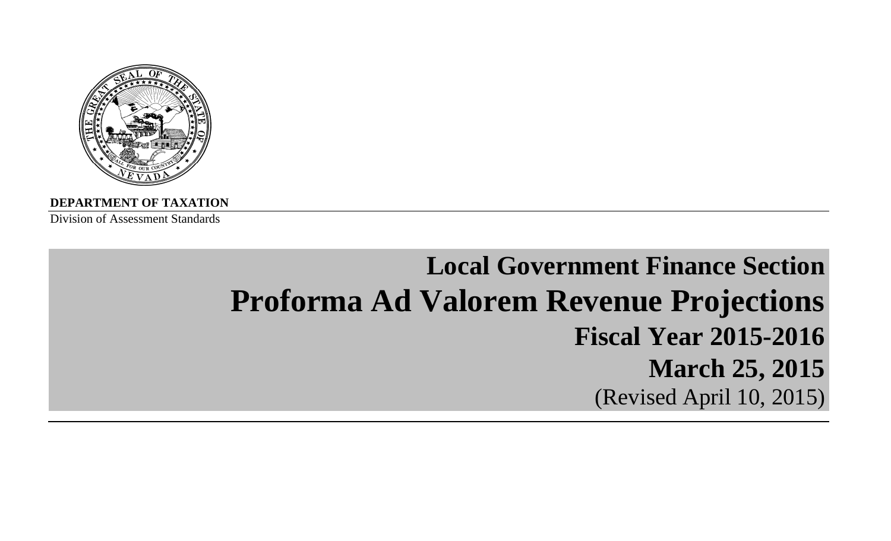**DEPARTMENT OF TAXATION**

Division of Assessment Standards

# Local Government Finance Section

# Proforma Ad Valorem Revenue Projections

## Fiscal Year 2015-2016

## March 25, 2015

(Revised April 10, 2015)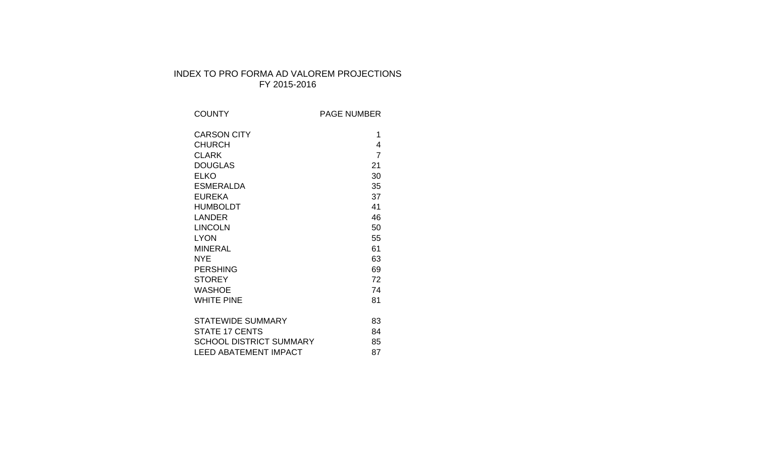# INDEX TO PRO FORMA AD VALOREM PROJECTIONS
## FY 2015-2016

| COUNTY | PAGE NUMBER |
|---|---|
| CARSON CITY | 1 |
| CHURCH | 4 |
| CLARK | 7 |
| DOUGLAS | 21 |
| ELKO | 30 |
| ESMERALDA | 35 |
| EUREKA | 37 |
| HUMBOLDT | 41 |
| LANDER | 46 |
| LINCOLN | 50 |
| LYON | 55 |
| MINERAL | 61 |
| NYE | 63 |
| PERSHING | 69 |
| STOREY | 72 |
| WASHOE | 74 |
| WHITE PINE | 81 |
| | |
| STATEWIDE SUMMARY | 83 |
| STATE 17 CENTS | 84 |
| SCHOOL DISTRICT SUMMARY | 85 |
| LEED ABATEMENT IMPACT | 87 |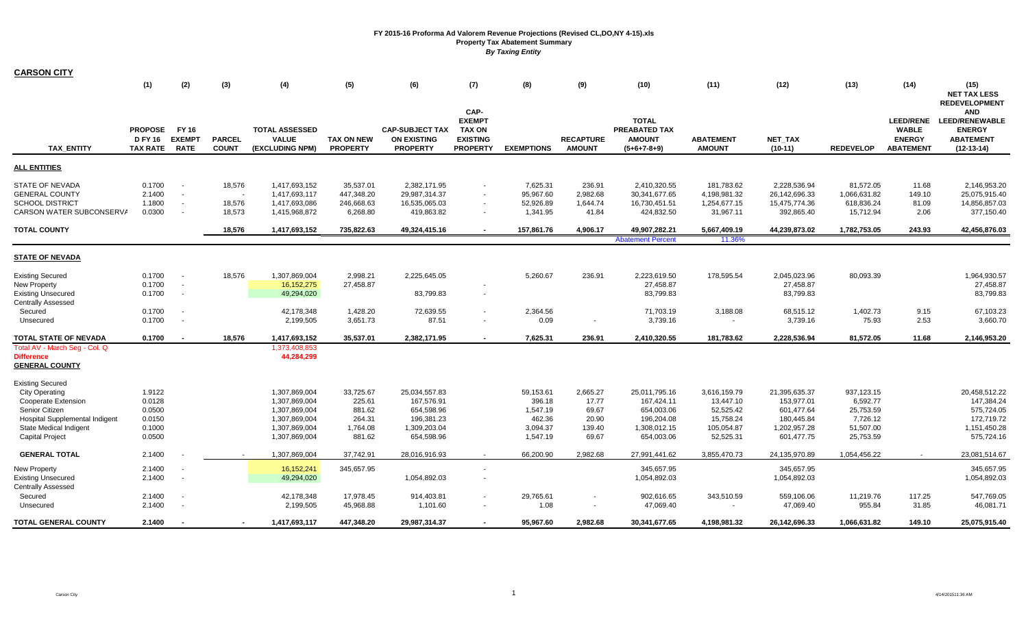# FY 2015-16 Proforma Ad Valorem Revenue Projections (Revised CL,DO,NY 4-15).xls

## Property Tax Abatement Summary

### *By Taxing Entity*

## CARSON CITY

| TAX_ENTITY | (1) PROPOSED FY 16 TAX RATE | (2) FY 16 EXEMPT RATE | (3) PARCEL COUNT | (4) TOTAL ASSESSED VALUE (EXCLUDING NPM) | (5) TAX ON NEW PROPERTY | (6) CAP-SUBJECT TAX ON EXISTING PROPERTY | (7) CAP-EXEMPT TAX ON EXISTING PROPERTY | (8) EXEMPTIONS | (9) RECAPTURE AMOUNT | (10) TOTAL PREABATED TAX AMOUNT (5+6+7-8+9) | (11) ABATEMENT AMOUNT | (12) NET_TAX (10-11) | (13) REDEVELOP | (14) LEED/RENEWABLE ENERGY ABATEMENT | (15) NET TAX LESS REDEVELOPMENT AND LEED/RENEWABLE ENERGY ABATEMENT (12-13-14) |
|---|---|---|---|---|---|---|---|---|---|---|---|---|---|---|---|
| **ALL ENTITIES** | | | | | | | | | | | | | | | |
| STATE OF NEVADA | 0.1700 | - | 18,576 | 1,417,693,152 | 35,537.01 | 2,382,171.95 | - | 7,625.31 | 236.91 | 2,410,320.55 | 181,783.62 | 2,228,536.94 | 81,572.05 | 11.68 | 2,146,953.20 |
| GENERAL COUNTY | 2.1400 | - | - | 1,417,693,117 | 447,348.20 | 29,987,314.37 | - | 95,967.60 | 2,982.68 | 30,341,677.65 | 4,198,981.32 | 26,142,696.33 | 1,066,631.82 | 149.10 | 25,075,915.40 |
| SCHOOL DISTRICT | 1.1800 | - | 18,576 | 1,417,693,086 | 246,668.63 | 16,535,065.03 | - | 52,926.89 | 1,644.74 | 16,730,451.51 | 1,254,677.15 | 15,475,774.36 | 618,836.24 | 81.09 | 14,856,857.03 |
| CARSON WATER SUBCONSERVA | 0.0300 | - | 18,573 | 1,415,968,872 | 6,268.80 | 419,863.82 | - | 1,341.95 | 41.84 | 424,832.50 | 31,967.11 | 392,865.40 | 15,712.94 | 2.06 | 377,150.40 |
| **TOTAL COUNTY** | | | **18,576** | **1,417,693,152** | **735,822.63** | **49,324,415.16** | **-** | **157,861.76** | **4,906.17** | **49,907,282.21** | **5,667,409.19** | **44,239,873.02** | **1,782,753.05** | **243.93** | **42,456,876.03** |
| | | | | | | | | | | Abatement Percent | 11.36% | | | | |
| **STATE OF NEVADA** | | | | | | | | | | | | | | | |
| Existing Secured | 0.1700 | - | 18,576 | 1,307,869,004 | 2,998.21 | 2,225,645.05 | | 5,260.67 | 236.91 | 2,223,619.50 | 178,595.54 | 2,045,023.96 | 80,093.39 | | 1,964,930.57 |
| New Property | 0.1700 | - | | 16,152,275 | 27,458.87 | | - | | | 27,458.87 | | 27,458.87 | | | 27,458.87 |
| Existing Unsecured | 0.1700 | - | | 49,294,020 | | 83,799.83 | - | | | 83,799.83 | | 83,799.83 | | | 83,799.83 |
| Centrally Assessed | | | | | | | | | | | | | | | |
| Secured | 0.1700 | - | | 42,178,348 | 1,428.20 | 72,639.55 | - | 2,364.56 | | 71,703.19 | 3,188.08 | 68,515.12 | 1,402.73 | 9.15 | 67,103.23 |
| Unsecured | 0.1700 | - | | 2,199,505 | 3,651.73 | 87.51 | - | 0.09 | - | 3,739.16 | - | 3,739.16 | 75.93 | 2.53 | 3,660.70 |
| **TOTAL STATE OF NEVADA** | **0.1700** | **-** | **18,576** | **1,417,693,152** | **35,537.01** | **2,382,171.95** | **-** | **7,625.31** | **236.91** | **2,410,320.55** | **181,783.62** | **2,228,536.94** | **81,572.05** | **11.68** | **2,146,953.20** |
| Total AV - March Seg - Col. Q | | | | 1,373,408,853 | | | | | | | | | | | |
| **Difference** | | | | 44,284,299 | | | | | | | | | | | |
| **GENERAL COUNTY** | | | | | | | | | | | | | | | |
| Existing Secured | | | | | | | | | | | | | | | |
| City Operating | 1.9122 | | | 1,307,869,004 | 33,725.67 | 25,034,557.83 | | 59,153.61 | 2,665.27 | 25,011,795.16 | 3,616,159.79 | 21,395,635.37 | 937,123.15 | | 20,458,512.22 |
| Cooperate Extension | 0.0128 | | | 1,307,869,004 | 225.61 | 167,576.91 | | 396.18 | 17.77 | 167,424.11 | 13,447.10 | 153,977.01 | 6,592.77 | | 147,384.24 |
| Senior Citizen | 0.0500 | | | 1,307,869,004 | 881.62 | 654,598.96 | | 1,547.19 | 69.67 | 654,003.06 | 52,525.42 | 601,477.64 | 25,753.59 | | 575,724.05 |
| Hospital Supplemental Indigent | 0.0150 | | | 1,307,869,004 | 264.31 | 196,381.23 | | 462.36 | 20.90 | 196,204.08 | 15,758.24 | 180,445.84 | 7,726.12 | | 172,719.72 |
| State Medical Indigent | 0.1000 | | | 1,307,869,004 | 1,764.08 | 1,309,203.04 | | 3,094.37 | 139.40 | 1,308,012.15 | 105,054.87 | 1,202,957.28 | 51,507.00 | | 1,151,450.28 |
| Capital Project | 0.0500 | | | 1,307,869,004 | 881.62 | 654,598.96 | | 1,547.19 | 69.67 | 654,003.06 | 52,525.31 | 601,477.75 | 25,753.59 | | 575,724.16 |
| **GENERAL TOTAL** | 2.1400 | - | - | 1,307,869,004 | 37,742.91 | 28,016,916.93 | - | 66,200.90 | 2,982.68 | 27,991,441.62 | 3,855,470.73 | 24,135,970.89 | 1,054,456.22 | - | 23,081,514.67 |
| New Property | 2.1400 | - | | 16,152,241 | 345,657.95 | | - | | | 345,657.95 | | 345,657.95 | | | 345,657.95 |
| Existing Unsecured | 2.1400 | - | | 49,294,020 | | 1,054,892.03 | - | | | 1,054,892.03 | | 1,054,892.03 | | | 1,054,892.03 |
| Centrally Assessed | | | | | | | | | | | | | | | |
| Secured | 2.1400 | - | | 42,178,348 | 17,978.45 | 914,403.81 | - | 29,765.61 | - | 902,616.65 | 343,510.59 | 559,106.06 | 11,219.76 | 117.25 | 547,769.05 |
| Unsecured | 2.1400 | - | | 2,199,505 | 45,968.88 | 1,101.60 | - | 1.08 | - | 47,069.40 | - | 47,069.40 | 955.84 | 31.85 | 46,081.71 |
| **TOTAL GENERAL COUNTY** | **2.1400** | **-** | **-** | **1,417,693,117** | **447,348.20** | **29,987,314.37** | **-** | **95,967.60** | **2,982.68** | **30,341,677.65** | **4,198,981.32** | **26,142,696.33** | **1,066,631.82** | **149.10** | **25,075,915.40** |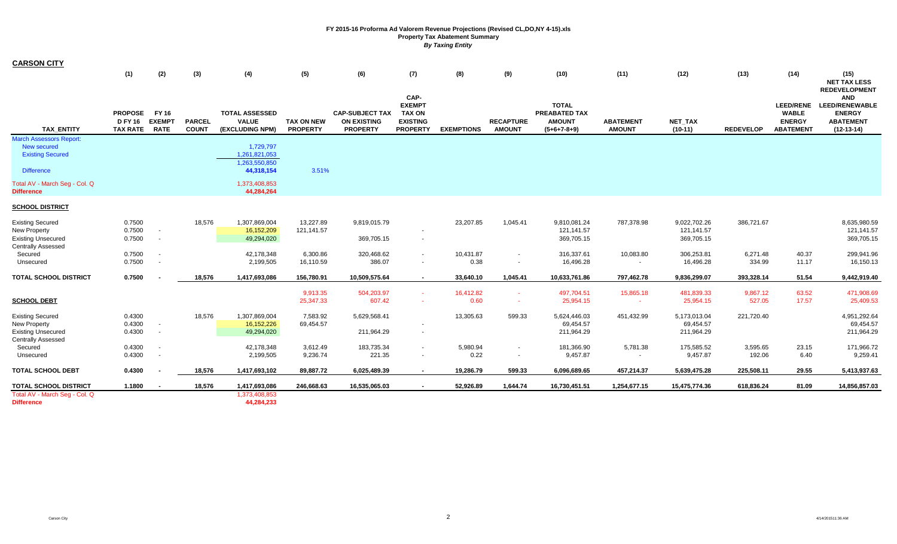**FY 2015-16 Proforma Ad Valorem Revenue Projections (Revised CL,DO,NY 4-15).xls**
**Property Tax Abatement Summary**
***By Taxing Entity***

## CARSON CITY

| | (1) | (2) | (3) | (4) | (5) | (6) | (7) | (8) | (9) | (10) | (11) | (12) | (13) | (14) | (15) |
|---|---|---|---|---|---|---|---|---|---|---|---|---|---|---|---|
| **TAX_ENTITY** | **PROPOSED FY 16 TAX RATE** | **FY 16 EXEMPT RATE** | **PARCEL COUNT** | **TOTAL ASSESSED VALUE (EXCLUDING NPM)** | **TAX ON NEW PROPERTY** | **CAP-SUBJECT TAX ON EXISTING PROPERTY** | **CAP-EXEMPT TAX ON EXISTING PROPERTY** | **EXEMPTIONS** | **RECAPTURE AMOUNT** | **TOTAL PREABATED TAX AMOUNT (5+6+7-8+9)** | **ABATEMENT AMOUNT** | **NET_TAX (10-11)** | **REDEVELOP** | **LEED/RENEWABLE ENERGY ABATEMENT** | **NET TAX LESS REDEVELOPMENT AND LEED/RENEWABLE ENERGY ABATEMENT (12-13-14)** |
| March Assessors Report: | | | | | | | | | | | | | | | |
| New secured | | | | 1,729,797 | | | | | | | | | | | |
| Existing Secured | | | | 1,261,821,053 | | | | | | | | | | | |
| | | | | 1,263,550,850 | | | | | | | | | | | |
| Difference | | | | **44,318,154** | 3.51% | | | | | | | | | | |
| Total AV - March Seg - Col. Q | | | | 1,373,408,853 | | | | | | | | | | | |
| **Difference** | | | | **44,284,264** | | | | | | | | | | | |
| **SCHOOL DISTRICT** | | | | | | | | | | | | | | | |
| Existing Secured | 0.7500 | | 18,576 | 1,307,869,004 | 13,227.89 | 9,819,015.79 | | 23,207.85 | 1,045.41 | 9,810,081.24 | 787,378.98 | 9,022,702.26 | 386,721.67 | | 8,635,980.59 |
| New Property | 0.7500 | - | | 16,152,209 | 121,141.57 | | - | | | 121,141.57 | | 121,141.57 | | | 121,141.57 |
| Existing Unsecured | 0.7500 | - | | 49,294,020 | | 369,705.15 | - | | | 369,705.15 | | 369,705.15 | | | 369,705.15 |
| Centrally Assessed | | | | | | | | | | | | | | | |
| Secured | 0.7500 | - | | 42,178,348 | 6,300.86 | 320,468.62 | - | 10,431.87 | - | 316,337.61 | 10,083.80 | 306,253.81 | 6,271.48 | 40.37 | 299,941.96 |
| Unsecured | 0.7500 | - | | 2,199,505 | 16,110.59 | 386.07 | - | 0.38 | - | 16,496.28 | - | 16,496.28 | 334.99 | 11.17 | 16,150.13 |
| **TOTAL SCHOOL DISTRICT** | **0.7500** | **-** | **18,576** | **1,417,693,086** | **156,780.91** | **10,509,575.64** | **-** | **33,640.10** | **1,045.41** | **10,633,761.86** | **797,462.78** | **9,836,299.07** | **393,328.14** | **51.54** | **9,442,919.40** |
| | | | | | 9,913.35 | 504,203.97 | - | 16,412.82 | - | 497,704.51 | 15,865.18 | 481,839.33 | 9,867.12 | 63.52 | 471,908.69 |
| **SCHOOL DEBT** | | | | | 25,347.33 | 607.42 | - | 0.60 | - | 25,954.15 | - | 25,954.15 | 527.05 | 17.57 | 25,409.53 |
| Existing Secured | 0.4300 | | 18,576 | 1,307,869,004 | 7,583.92 | 5,629,568.41 | | 13,305.63 | 599.33 | 5,624,446.03 | 451,432.99 | 5,173,013.04 | 221,720.40 | | 4,951,292.64 |
| New Property | 0.4300 | - | | 16,152,226 | 69,454.57 | | - | | | 69,454.57 | | 69,454.57 | | | 69,454.57 |
| Existing Unsecured | 0.4300 | - | | 49,294,020 | | 211,964.29 | - | | | 211,964.29 | | 211,964.29 | | | 211,964.29 |
| Centrally Assessed | | | | | | | | | | | | | | | |
| Secured | 0.4300 | - | | 42,178,348 | 3,612.49 | 183,735.34 | - | 5,980.94 | - | 181,366.90 | 5,781.38 | 175,585.52 | 3,595.65 | 23.15 | 171,966.72 |
| Unsecured | 0.4300 | - | | 2,199,505 | 9,236.74 | 221.35 | - | 0.22 | - | 9,457.87 | - | 9,457.87 | 192.06 | 6.40 | 9,259.41 |
| **TOTAL SCHOOL DEBT** | **0.4300** | **-** | **18,576** | **1,417,693,102** | **89,887.72** | **6,025,489.39** | **-** | **19,286.79** | **599.33** | **6,096,689.65** | **457,214.37** | **5,639,475.28** | **225,508.11** | **29.55** | **5,413,937.63** |
| **TOTAL SCHOOL DISTRICT** | **1.1800** | **-** | **18,576** | **1,417,693,086** | **246,668.63** | **16,535,065.03** | **-** | **52,926.89** | **1,644.74** | **16,730,451.51** | **1,254,677.15** | **15,475,774.36** | **618,836.24** | **81.09** | **14,856,857.03** |
| Total AV - March Seg - Col. Q | | | | 1,373,408,853 | | | | | | | | | | | |
| **Difference** | | | | **44,284,233** | | | | | | | | | | | |

Carson City

4/14/2015 11:36 AM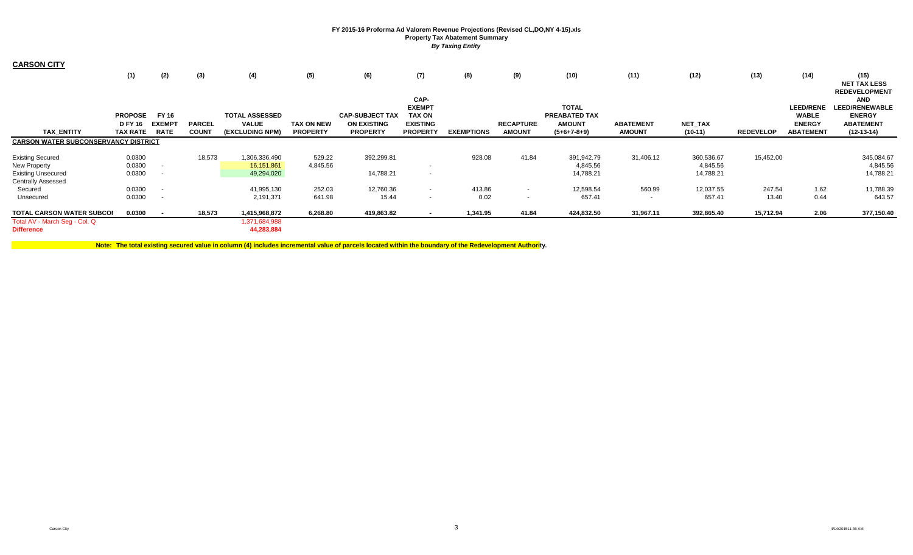**FY 2015-16 Proforma Ad Valorem Revenue Projections (Revised CL,DO,NY 4-15).xls**
**Property Tax Abatement Summary**
***By Taxing Entity***

## CARSON CITY

| TAX_ENTITY | (1) PROPOSE D FY 16 TAX RATE | (2) FY 16 EXEMPT RATE | (3) PARCEL COUNT | (4) TOTAL ASSESSED VALUE (EXCLUDING NPM) | (5) TAX ON NEW PROPERTY | (6) CAP-SUBJECT TAX ON EXISTING PROPERTY | (7) CAP-EXEMPT TAX ON EXISTING PROPERTY | (8) EXEMPTIONS | (9) RECAPTURE AMOUNT | (10) TOTAL PREABATED TAX AMOUNT (5+6+7-8+9) | (11) ABATEMENT AMOUNT | (12) NET_TAX (10-11) | (13) REDEVELOP | (14) LEED/RENEWABLE ENERGY ABATEMENT | (15) NET TAX LESS REDEVELOPMENT AND LEED/RENEWABLE ENERGY ABATEMENT (12-13-14) |
|---|---|---|---|---|---|---|---|---|---|---|---|---|---|---|---|
| **CARSON WATER SUBCONSERVANCY DISTRICT** | | | | | | | | | | | | | | | |
| Existing Secured | 0.0300 | | 18,573 | 1,306,336,490 | 529.22 | 392,299.81 | | 928.08 | 41.84 | 391,942.79 | 31,406.12 | 360,536.67 | 15,452.00 | | 345,084.67 |
| New Property | 0.0300 | - | | 16,151,861 | 4,845.56 | | - | | | 4,845.56 | | 4,845.56 | | | 4,845.56 |
| Existing Unsecured | 0.0300 | - | | 49,294,020 | | 14,788.21 | - | | | 14,788.21 | | 14,788.21 | | | 14,788.21 |
| Centrally Assessed | | | | | | | | | | | | | | | |
| Secured | 0.0300 | - | | 41,995,130 | 252.03 | 12,760.36 | - | 413.86 | - | 12,598.54 | 560.99 | 12,037.55 | 247.54 | 1.62 | 11,788.39 |
| Unsecured | 0.0300 | - | | 2,191,371 | 641.98 | 15.44 | - | 0.02 | - | 657.41 | - | 657.41 | 13.40 | 0.44 | 643.57 |
| **TOTAL CARSON WATER SUBCOI** | **0.0300** | **-** | **18,573** | **1,415,968,872** | **6,268.80** | **419,863.82** | **-** | **1,341.95** | **41.84** | **424,832.50** | **31,967.11** | **392,865.40** | **15,712.94** | **2.06** | **377,150.40** |
| Total AV - March Seg - Col. Q | | | | 1,371,684,988 | | | | | | | | | | | |
| **Difference** | | | | **44,283,884** | | | | | | | | | | | |

**Note: The total existing secured value in column (4) includes incremental value of parcels located within the boundary of the Redevelopment Authority.**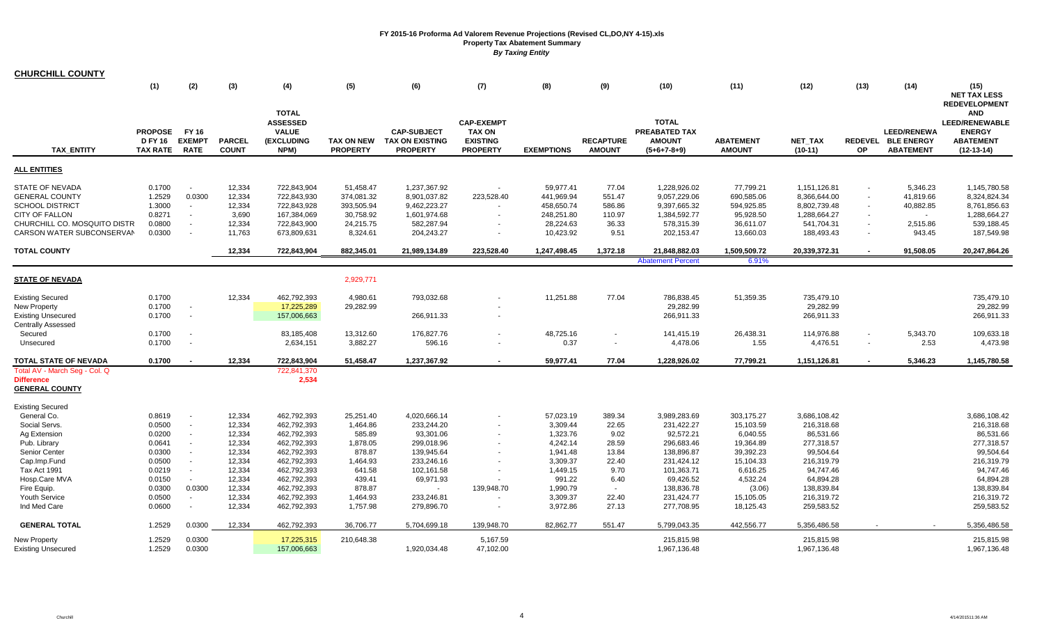# FY 2015-16 Proforma Ad Valorem Revenue Projections (Revised CL,DO,NY 4-15).xls

**Property Tax Abatement Summary**

*By Taxing Entity*

## CHURCHILL COUNTY

| TAX_ENTITY | (1) PROPOSE D FY 16 TAX RATE | (2) FY 16 EXEMPT RATE | (3) PARCEL COUNT | (4) TOTAL ASSESSED VALUE (EXCLUDING NPM) | (5) TAX ON NEW PROPERTY | (6) CAP-SUBJECT TAX ON EXISTING PROPERTY | (7) CAP-EXEMPT TAX ON EXISTING PROPERTY | (8) EXEMPTIONS | (9) RECAPTURE AMOUNT | (10) TOTAL PREABATED TAX AMOUNT (5+6+7-8+9) | (11) ABATEMENT AMOUNT | (12) NET_TAX (10-11) | (13) REDEVEL OP | (14) LEED/RENEWABLE ENERGY ABATEMENT | (15) NET TAX LESS REDEVELOPMENT AND LEED/RENEWABLE ENERGY ABATEMENT (12-13-14) |
|---|---|---|---|---|---|---|---|---|---|---|---|---|---|---|---|
| **ALL ENTITIES** | | | | | | | | | | | | | | | |
| STATE OF NEVADA | 0.1700 | - | 12,334 | 722,843,904 | 51,458.47 | 1,237,367.92 | - | 59,977.41 | 77.04 | 1,228,926.02 | 77,799.21 | 1,151,126.81 | - | 5,346.23 | 1,145,780.58 |
| GENERAL COUNTY | 1.2529 | 0.0300 | 12,334 | 722,843,930 | 374,081.32 | 8,901,037.82 | 223,528.40 | 441,969.94 | 551.47 | 9,057,229.06 | 690,585.06 | 8,366,644.00 | - | 41,819.66 | 8,324,824.34 |
| SCHOOL DISTRICT | 1.3000 | - | 12,334 | 722,843,928 | 393,505.94 | 9,462,223.27 | - | 458,650.74 | 586.86 | 9,397,665.32 | 594,925.85 | 8,802,739.48 | - | 40,882.85 | 8,761,856.63 |
| CITY OF FALLON | 0.8271 | - | 3,690 | 167,384,069 | 30,758.92 | 1,601,974.68 | - | 248,251.80 | 110.97 | 1,384,592.77 | 95,928.50 | 1,288,664.27 | - | - | 1,288,664.27 |
| CHURCHILL CO. MOSQUITO DISTR | 0.0800 | - | 12,334 | 722,843,900 | 24,215.75 | 582,287.94 | - | 28,224.63 | 36.33 | 578,315.39 | 36,611.07 | 541,704.31 | - | 2,515.86 | 539,188.45 |
| CARSON WATER SUBCONSERVAN | 0.0300 | - | 11,763 | 673,809,631 | 8,324.61 | 204,243.27 | - | 10,423.92 | 9.51 | 202,153.47 | 13,660.03 | 188,493.43 | - | 943.45 | 187,549.98 |
| **TOTAL COUNTY** | | | **12,334** | **722,843,904** | **882,345.01** | **21,989,134.89** | **223,528.40** | **1,247,498.45** | **1,372.18** | **21,848,882.03** | **1,509,509.72** | **20,339,372.31** | **-** | **91,508.05** | **20,247,864.26** |
| | | | | | | | | | | Abatement Percent | 6.91% | | | | |
| **STATE OF NEVADA** | | | | | 2,929,771 | | | | | | | | | | |
| Existing Secured | 0.1700 | | 12,334 | 462,792,393 | 4,980.61 | 793,032.68 | - | 11,251.88 | 77.04 | 786,838.45 | 51,359.35 | 735,479.10 | | | 735,479.10 |
| New Property | 0.1700 | - | | 17,225,289 | 29,282.99 | | - | | | 29,282.99 | | 29,282.99 | | | 29,282.99 |
| Existing Unsecured | 0.1700 | - | | 157,006,663 | | 266,911.33 | - | | | 266,911.33 | | 266,911.33 | | | 266,911.33 |
| Centrally Assessed | | | | | | | | | | | | | | | |
| Secured | 0.1700 | - | | 83,185,408 | 13,312.60 | 176,827.76 | - | 48,725.16 | - | 141,415.19 | 26,438.31 | 114,976.88 | - | 5,343.70 | 109,633.18 |
| Unsecured | 0.1700 | - | | 2,634,151 | 3,882.27 | 596.16 | - | 0.37 | - | 4,478.06 | 1.55 | 4,476.51 | - | 2.53 | 4,473.98 |
| **TOTAL STATE OF NEVADA** | **0.1700** | **-** | **12,334** | **722,843,904** | **51,458.47** | **1,237,367.92** | **-** | **59,977.41** | **77.04** | **1,228,926.02** | **77,799.21** | **1,151,126.81** | **-** | **5,346.23** | **1,145,780.58** |
| Total AV - March Seg - Col. Q | | | | 722,841,370 | | | | | | | | | | | |
| **Difference** | | | | **2,534** | | | | | | | | | | | |
| **GENERAL COUNTY** | | | | | | | | | | | | | | | |
| Existing Secured | | | | | | | | | | | | | | | |
| General Co. | 0.8619 | - | 12,334 | 462,792,393 | 25,251.40 | 4,020,666.14 | - | 57,023.19 | 389.34 | 3,989,283.69 | 303,175.27 | 3,686,108.42 | | | 3,686,108.42 |
| Social Servs. | 0.0500 | - | 12,334 | 462,792,393 | 1,464.86 | 233,244.20 | - | 3,309.44 | 22.65 | 231,422.27 | 15,103.59 | 216,318.68 | | | 216,318.68 |
| Ag Extension | 0.0200 | - | 12,334 | 462,792,393 | 585.89 | 93,301.06 | - | 1,323.76 | 9.02 | 92,572.21 | 6,040.55 | 86,531.66 | | | 86,531.66 |
| Pub. Library | 0.0641 | - | 12,334 | 462,792,393 | 1,878.05 | 299,018.96 | - | 4,242.14 | 28.59 | 296,683.46 | 19,364.89 | 277,318.57 | | | 277,318.57 |
| Senior Center | 0.0300 | - | 12,334 | 462,792,393 | 878.87 | 139,945.64 | - | 1,941.48 | 13.84 | 138,896.87 | 39,392.23 | 99,504.64 | | | 99,504.64 |
| Cap.Imp.Fund | 0.0500 | - | 12,334 | 462,792,393 | 1,464.93 | 233,246.16 | - | 3,309.37 | 22.40 | 231,424.12 | 15,104.33 | 216,319.79 | | | 216,319.79 |
| Tax Act 1991 | 0.0219 | - | 12,334 | 462,792,393 | 641.58 | 102,161.58 | - | 1,449.15 | 9.70 | 101,363.71 | 6,616.25 | 94,747.46 | | | 94,747.46 |
| Hosp.Care MVA | 0.0150 | - | 12,334 | 462,792,393 | 439.41 | 69,971.93 | - | 991.22 | 6.40 | 69,426.52 | 4,532.24 | 64,894.28 | | | 64,894.28 |
| Fire Equip. | 0.0300 | 0.0300 | 12,334 | 462,792,393 | 878.87 | - | 139,948.70 | 1,990.79 | - | 138,836.78 | (3.06) | 138,839.84 | | | 138,839.84 |
| Youth Service | 0.0500 | - | 12,334 | 462,792,393 | 1,464.93 | 233,246.81 | - | 3,309.37 | 22.40 | 231,424.77 | 15,105.05 | 216,319.72 | | | 216,319.72 |
| Ind Med Care | 0.0600 | - | 12,334 | 462,792,393 | 1,757.98 | 279,896.70 | - | 3,972.86 | 27.13 | 277,708.95 | 18,125.43 | 259,583.52 | | | 259,583.52 |
| **GENERAL TOTAL** | **1.2529** | **0.0300** | **12,334** | **462,792,393** | **36,706.77** | **5,704,699.18** | **139,948.70** | **82,862.77** | **551.47** | **5,799,043.35** | **442,556.77** | **5,356,486.58** | **-** | **-** | **5,356,486.58** |
| New Property | 1.2529 | 0.0300 | | 17,225,315 | 210,648.38 | | 5,167.59 | | | 215,815.98 | | 215,815.98 | | | 215,815.98 |
| Existing Unsecured | 1.2529 | 0.0300 | | 157,006,663 | | 1,920,034.48 | 47,102.00 | | | 1,967,136.48 | | 1,967,136.48 | | | 1,967,136.48 |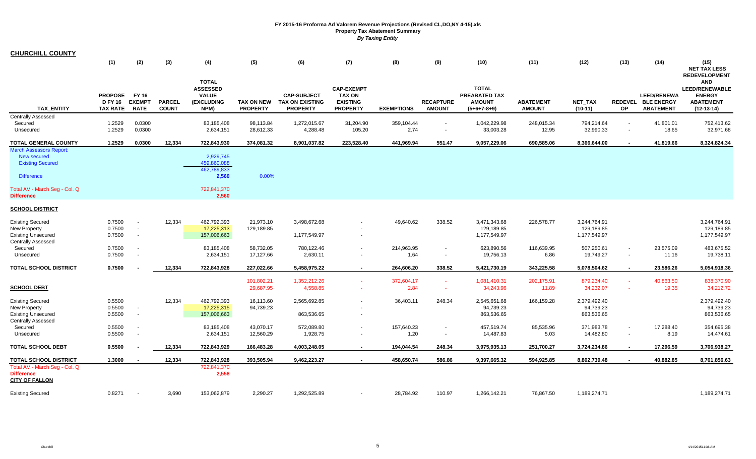# FY 2015-16 Proforma Ad Valorem Revenue Projections (Revised CL,DO,NY 4-15).xls

## Property Tax Abatement Summary

### *By Taxing Entity*

**CHURCHILL COUNTY**

| TAX_ENTITY | (1) PROPOSE D FY 16 TAX RATE | (2) FY 16 EXEMPT RATE | (3) PARCEL COUNT | (4) TOTAL ASSESSED VALUE (EXCLUDING NPM) | (5) TAX ON NEW PROPERTY | (6) CAP-SUBJECT TAX ON EXISTING PROPERTY | (7) CAP-EXEMPT TAX ON EXISTING PROPERTY | (8) EXEMPTIONS | (9) RECAPTURE AMOUNT | (10) TOTAL PREABATED TAX AMOUNT (5+6+7-8+9) | (11) ABATEMENT AMOUNT | (12) NET_TAX (10-11) | (13) REDEVEL OP | (14) LEED/RENEWA BLE ENERGY ABATEMENT | (15) NET TAX LESS REDEVELOPMENT AND LEED/RENEWABLE ENERGY ABATEMENT (12-13-14) |
|---|---|---|---|---|---|---|---|---|---|---|---|---|---|---|---|
| Centrally Assessed | | | | | | | | | | | | | | | |
| Secured | 1.2529 | 0.0300 | | 83,185,408 | 98,113.84 | 1,272,015.67 | 31,204.90 | 359,104.44 | - | 1,042,229.98 | 248,015.34 | 794,214.64 | - | 41,801.01 | 752,413.62 |
| Unsecured | 1.2529 | 0.0300 | | 2,634,151 | 28,612.33 | 4,288.48 | 105.20 | 2.74 | - | 33,003.28 | 12.95 | 32,990.33 | - | 18.65 | 32,971.68 |
| **TOTAL GENERAL COUNTY** | **1.2529** | **0.0300** | **12,334** | **722,843,930** | **374,081.32** | **8,901,037.82** | **223,528.40** | **441,969.94** | **551.47** | **9,057,229.06** | **690,585.06** | **8,366,644.00** | **-** | **41,819.66** | **8,324,824.34** |
| March Assessors Report: | | | | | | | | | | | | | | | |
| New secured | | | | 2,929,745 | | | | | | | | | | | |
| Existing Secured | | | | 459,860,088 | | | | | | | | | | | |
| | | | | 462,789,833 | | | | | | | | | | | |
| Difference | | | | 2,560 | 0.00% | | | | | | | | | | |
| Total AV - March Seg - Col. Q | | | | 722,841,370 | | | | | | | | | | | |
| **Difference** | | | | **2,560** | | | | | | | | | | | |
| **SCHOOL DISTRICT** | | | | | | | | | | | | | | | |
| Existing Secured | 0.7500 | - | 12,334 | 462,792,393 | 21,973.10 | 3,498,672.68 | - | 49,640.62 | 338.52 | 3,471,343.68 | 226,578.77 | 3,244,764.91 | | | 3,244,764.91 |
| New Property | 0.7500 | - | | 17,225,313 | 129,189.85 | | - | | | 129,189.85 | | 129,189.85 | | | 129,189.85 |
| Existing Unsecured | 0.7500 | - | | 157,006,663 | | 1,177,549.97 | - | | | 1,177,549.97 | | 1,177,549.97 | | | 1,177,549.97 |
| Centrally Assessed | | | | | | | | | | | | | | | |
| Secured | 0.7500 | - | | 83,185,408 | 58,732.05 | 780,122.46 | - | 214,963.95 | - | 623,890.56 | 116,639.95 | 507,250.61 | - | 23,575.09 | 483,675.52 |
| Unsecured | 0.7500 | - | | 2,634,151 | 17,127.66 | 2,630.11 | - | 1.64 | - | 19,756.13 | 6.86 | 19,749.27 | - | 11.16 | 19,738.11 |
| **TOTAL SCHOOL DISTRICT** | **0.7500** | **-** | **12,334** | **722,843,928** | **227,022.66** | **5,458,975.22** | **-** | **264,606.20** | **338.52** | **5,421,730.19** | **343,225.58** | **5,078,504.62** | **-** | **23,586.26** | **5,054,918.36** |
| | | | | | 101,802.21 | 1,352,212.26 | - | 372,604.17 | - | 1,081,410.31 | 202,175.91 | 879,234.40 | - | 40,863.50 | 838,370.90 |
| **SCHOOL DEBT** | | | | | 29,687.95 | 4,558.85 | - | 2.84 | - | 34,243.96 | 11.89 | 34,232.07 | - | 19.35 | 34,212.72 |
| Existing Secured | 0.5500 | | 12,334 | 462,792,393 | 16,113.60 | 2,565,692.85 | - | 36,403.11 | 248.34 | 2,545,651.68 | 166,159.28 | 2,379,492.40 | | | 2,379,492.40 |
| New Property | 0.5500 | - | | 17,225,315 | 94,739.23 | | - | | | 94,739.23 | | 94,739.23 | | | 94,739.23 |
| Existing Unsecured | 0.5500 | - | | 157,006,663 | | 863,536.65 | - | | | 863,536.65 | | 863,536.65 | | | 863,536.65 |
| Centrally Assessed | | | | | | | | | | | | | | | |
| Secured | 0.5500 | - | | 83,185,408 | 43,070.17 | 572,089.80 | - | 157,640.23 | - | 457,519.74 | 85,535.96 | 371,983.78 | - | 17,288.40 | 354,695.38 |
| Unsecured | 0.5500 | - | | 2,634,151 | 12,560.29 | 1,928.75 | - | 1.20 | - | 14,487.83 | 5.03 | 14,482.80 | - | 8.19 | 14,474.61 |
| **TOTAL SCHOOL DEBT** | **0.5500** | **-** | **12,334** | **722,843,929** | **166,483.28** | **4,003,248.05** | **-** | **194,044.54** | **248.34** | **3,975,935.13** | **251,700.27** | **3,724,234.86** | **-** | **17,296.59** | **3,706,938.27** |
| **TOTAL SCHOOL DISTRICT** | **1.3000** | **-** | **12,334** | **722,843,928** | **393,505.94** | **9,462,223.27** | **-** | **458,650.74** | **586.86** | **9,397,665.32** | **594,925.85** | **8,802,739.48** | **-** | **40,882.85** | **8,761,856.63** |
| Total AV - March Seg - Col. Q | | | | 722,841,370 | | | | | | | | | | | |
| **Difference** | | | | **2,558** | | | | | | | | | | | |
| **CITY OF FALLON** | | | | | | | | | | | | | | | |
| Existing Secured | 0.8271 | - | 3,690 | 153,062,879 | 2,290.27 | 1,292,525.89 | - | 28,784.92 | 110.97 | 1,266,142.21 | 76,867.50 | 1,189,274.71 | | | 1,189,274.71 |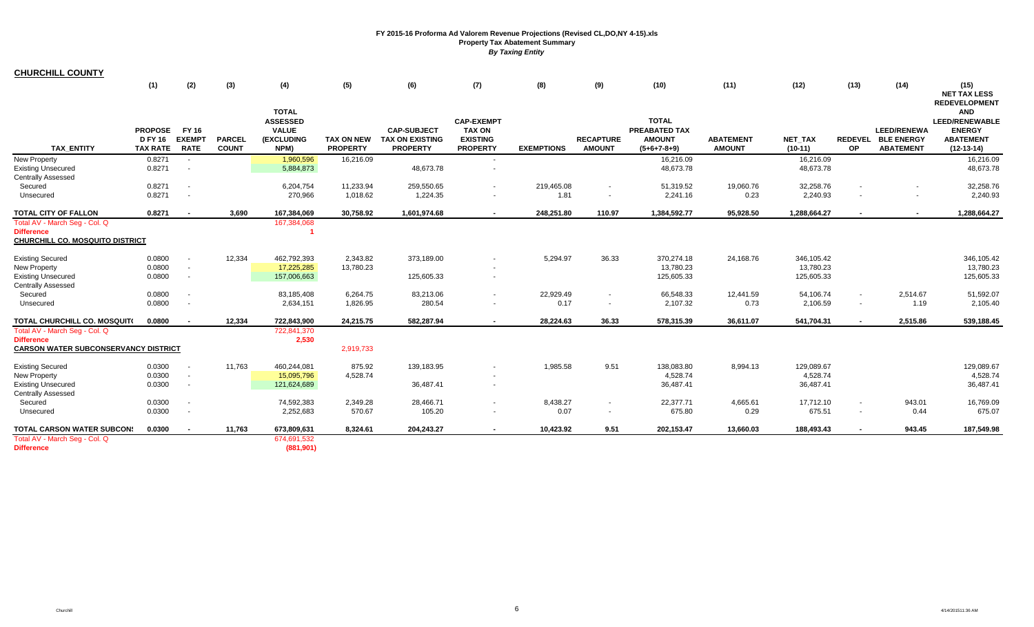**FY 2015-16 Proforma Ad Valorem Revenue Projections (Revised CL,DO,NY 4-15).xls**
**Property Tax Abatement Summary**
***By Taxing Entity***

## CHURCHILL COUNTY

| TAX_ENTITY | (1) PROPOSED FY 16 TAX RATE | (2) FY 16 EXEMPT RATE | (3) PARCEL COUNT | (4) TOTAL ASSESSED VALUE (EXCLUDING NPM) | (5) TAX ON NEW PROPERTY | (6) CAP-SUBJECT TAX ON EXISTING PROPERTY | (7) CAP-EXEMPT TAX ON EXISTING PROPERTY | (8) EXEMPTIONS | (9) RECAPTURE AMOUNT | (10) TOTAL PREABATED TAX AMOUNT (5+6+7-8+9) | (11) ABATEMENT AMOUNT | (12) NET_TAX (10-11) | (13) REDEVELOP | (14) LEED/RENEWABLE ENERGY ABATEMENT | (15) NET TAX LESS REDEVELOPMENT AND LEED/RENEWABLE ENERGY ABATEMENT (12-13-14) |
|---|---|---|---|---|---|---|---|---|---|---|---|---|---|---|---|
| New Property | 0.8271 | - | | 1,960,596 | 16,216.09 | | - | | | 16,216.09 | | 16,216.09 | | | 16,216.09 |
| Existing Unsecured | 0.8271 | - | | 5,884,873 | | 48,673.78 | - | | | 48,673.78 | | 48,673.78 | | | 48,673.78 |
| Centrally Assessed | | | | | | | | | | | | | | | |
| Secured | 0.8271 | - | | 6,204,754 | 11,233.94 | 259,550.65 | - | 219,465.08 | - | 51,319.52 | 19,060.76 | 32,258.76 | - | - | 32,258.76 |
| Unsecured | 0.8271 | - | | 270,966 | 1,018.62 | 1,224.35 | - | 1.81 | - | 2,241.16 | 0.23 | 2,240.93 | - | - | 2,240.93 |
| **TOTAL CITY OF FALLON** | **0.8271** | **-** | **3,690** | **167,384,069** | **30,758.92** | **1,601,974.68** | **-** | **248,251.80** | **110.97** | **1,384,592.77** | **95,928.50** | **1,288,664.27** | **-** | **-** | **1,288,664.27** |
| Total AV - March Seg - Col. Q | | | | 167,384,068 | | | | | | | | | | | |
| Difference | | | | 1 | | | | | | | | | | | |
| **CHURCHILL CO. MOSQUITO DISTRICT** | | | | | | | | | | | | | | | |
| Existing Secured | 0.0800 | - | 12,334 | 462,792,393 | 2,343.82 | 373,189.00 | - | 5,294.97 | 36.33 | 370,274.18 | 24,168.76 | 346,105.42 | | | 346,105.42 |
| New Property | 0.0800 | - | | 17,225,285 | 13,780.23 | | - | | | 13,780.23 | | 13,780.23 | | | 13,780.23 |
| Existing Unsecured | 0.0800 | - | | 157,006,663 | | 125,605.33 | - | | | 125,605.33 | | 125,605.33 | | | 125,605.33 |
| Centrally Assessed | | | | | | | | | | | | | | | |
| Secured | 0.0800 | - | | 83,185,408 | 6,264.75 | 83,213.06 | - | 22,929.49 | - | 66,548.33 | 12,441.59 | 54,106.74 | - | 2,514.67 | 51,592.07 |
| Unsecured | 0.0800 | - | | 2,634,151 | 1,826.95 | 280.54 | - | 0.17 | - | 2,107.32 | 0.73 | 2,106.59 | - | 1.19 | 2,105.40 |
| **TOTAL CHURCHILL CO. MOSQUITO** | **0.0800** | **-** | **12,334** | **722,843,900** | **24,215.75** | **582,287.94** | **-** | **28,224.63** | **36.33** | **578,315.39** | **36,611.07** | **541,704.31** | **-** | **2,515.86** | **539,188.45** |
| Total AV - March Seg - Col. Q | | | | 722,841,370 | | | | | | | | | | | |
| Difference | | | | 2,530 | | | | | | | | | | | |
| **CARSON WATER SUBCONSERVANCY DISTRICT** | | | | | 2,919,733 | | | | | | | | | | |
| Existing Secured | 0.0300 | - | 11,763 | 460,244,081 | 875.92 | 139,183.95 | - | 1,985.58 | 9.51 | 138,083.80 | 8,994.13 | 129,089.67 | | | 129,089.67 |
| New Property | 0.0300 | - | | 15,095,796 | 4,528.74 | | - | | | 4,528.74 | | 4,528.74 | | | 4,528.74 |
| Existing Unsecured | 0.0300 | - | | 121,624,689 | | 36,487.41 | - | | | 36,487.41 | | 36,487.41 | | | 36,487.41 |
| Centrally Assessed | | | | | | | | | | | | | | | |
| Secured | 0.0300 | - | | 74,592,383 | 2,349.28 | 28,466.71 | - | 8,438.27 | - | 22,377.71 | 4,665.61 | 17,712.10 | - | 943.01 | 16,769.09 |
| Unsecured | 0.0300 | - | | 2,252,683 | 570.67 | 105.20 | - | 0.07 | - | 675.80 | 0.29 | 675.51 | - | 0.44 | 675.07 |
| **TOTAL CARSON WATER SUBCONS** | **0.0300** | **-** | **11,763** | **673,809,631** | **8,324.61** | **204,243.27** | **-** | **10,423.92** | **9.51** | **202,153.47** | **13,660.03** | **188,493.43** | **-** | **943.45** | **187,549.98** |
| Total AV - March Seg - Col. Q | | | | 674,691,532 | | | | | | | | | | | |
| Difference | | | | (881,901) | | | | | | | | | | | |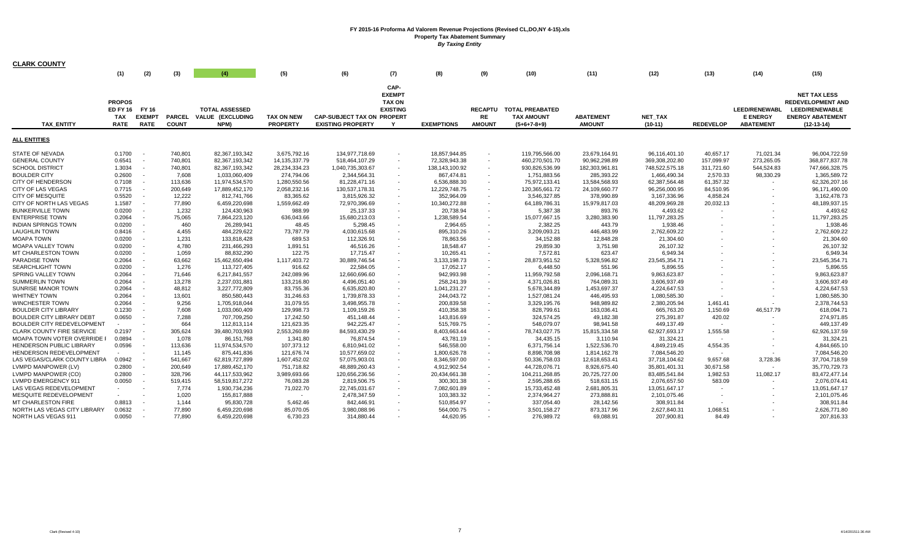# FY 2015-16 Proforma Ad Valorem Revenue Projections (Revised CL,DO,NY 4-15).xls

## Property Tax Abatement Summary

### *By Taxing Entity*

**CLARK COUNTY**

| | (1) | (2) | (3) | (4) | (5) | (6) | (7) | (8) | (9) | (10) | (11) | (12) | (13) | (14) | (15) |
|---|---|---|---|---|---|---|---|---|---|---|---|---|---|---|---|
| TAX_ENTITY | PROPOS ED FY 16 TAX RATE | FY 16 EXEMPT RATE | PARCEL COUNT | TOTAL ASSESSED VALUE (EXCLUDING NPM) | TAX ON NEW PROPERTY | CAP-SUBJECT TAX ON EXISTING PROPERTY | CAP-EXEMPT TAX ON EXISTING PROPERT Y | EXEMPTIONS | RECAPTU RE AMOUNT | TOTAL PREABATED TAX AMOUNT (5+6+7-8+9) | ABATEMENT AMOUNT | NET_TAX (10-11) | REDEVELOP | LEED/RENEWABL E ENERGY ABATEMENT | NET TAX LESS REDEVELOPMENT AND LEED/RENEWABLE ENERGY ABATEMENT (12-13-14) |
| **ALL ENTITIES** | | | | | | | | | | | | | | | |
| STATE OF NEVADA | 0.1700 | - | 740,801 | 82,367,193,342 | 3,675,792.16 | 134,977,718.69 | - | 18,857,944.85 | - | 119,795,566.00 | 23,679,164.91 | 96,116,401.10 | 40,657.17 | 71,021.34 | 96,004,722.59 |
| GENERAL COUNTY | 0.6541 | - | 740,801 | 82,367,193,342 | 14,135,337.79 | 518,464,107.29 | - | 72,328,943.38 | - | 460,270,501.70 | 90,962,298.89 | 369,308,202.80 | 157,099.97 | 273,265.05 | 368,877,837.78 |
| SCHOOL DISTRICT | 1.3034 | - | 740,801 | 82,367,193,342 | 28,234,334.23 | 1,040,735,303.67 | - | 138,143,100.92 | - | 930,826,536.99 | 182,303,961.81 | 748,522,575.18 | 311,721.60 | 544,524.83 | 747,666,328.75 |
| BOULDER CITY | 0.2600 | - | 7,608 | 1,033,060,409 | 274,794.06 | 2,344,564.31 | - | 867,474.81 | - | 1,751,883.56 | 285,393.22 | 1,466,490.34 | 2,570.33 | 98,330.29 | 1,365,589.72 |
| CITY OF HENDERSON | 0.7108 | - | 113,636 | 11,974,534,570 | 1,280,550.56 | 81,228,471.16 | - | 6,536,888.30 | - | 75,972,133.41 | 13,584,568.93 | 62,387,564.48 | 61,357.32 | - | 62,326,207.16 |
| CITY OF LAS VEGAS | 0.7715 | - | 200,649 | 17,889,452,170 | 2,058,232.16 | 130,537,178.31 | - | 12,229,748.75 | - | 120,365,661.72 | 24,109,660.77 | 96,256,000.95 | 84,510.95 | - | 96,171,490.00 |
| CITY OF MESQUITE | 0.5520 | - | 12,222 | 812,741,766 | 83,365.62 | 3,815,926.32 | - | 352,964.09 | - | 3,546,327.85 | 378,990.89 | 3,167,336.96 | 4,858.24 | - | 3,162,478.73 |
| CITY OF NORTH LAS VEGAS | 1.1587 | - | 77,890 | 6,459,220,698 | 1,559,662.49 | 72,970,396.69 | - | 10,340,272.88 | - | 64,189,786.31 | 15,979,817.03 | 48,209,969.28 | 20,032.13 | - | 48,189,937.15 |
| BUNKERVILLE TOWN | 0.0200 | - | 1,232 | 124,430,963 | 988.99 | 25,137.33 | - | 20,738.94 | - | 5,387.38 | 893.76 | 4,493.62 | - | - | 4,493.62 |
| ENTERPRISE TOWN | 0.2064 | - | 75,065 | 7,864,223,120 | 636,043.66 | 15,680,213.03 | - | 1,238,589.54 | - | 15,077,667.15 | 3,280,383.90 | 11,797,283.25 | - | - | 11,797,283.25 |
| INDIAN SPRINGS TOWN | 0.0200 | - | 460 | 26,289,941 | 48.45 | 5,298.45 | - | 2,964.65 | - | 2,382.25 | 443.79 | 1,938.46 | - | - | 1,938.46 |
| LAUGHLIN TOWN | 0.8416 | - | 4,455 | 484,229,622 | 73,787.79 | 4,030,615.68 | - | 895,310.26 | - | 3,209,093.21 | 446,483.99 | 2,762,609.22 | - | - | 2,762,609.22 |
| MOAPA TOWN | 0.0200 | - | 1,231 | 133,818,428 | 689.53 | 112,326.91 | - | 78,863.56 | - | 34,152.88 | 12,848.28 | 21,304.60 | - | - | 21,304.60 |
| MOAPA VALLEY TOWN | 0.0200 | - | 4,780 | 231,466,293 | 1,891.51 | 46,516.26 | - | 18,548.47 | - | 29,859.30 | 3,751.98 | 26,107.32 | - | - | 26,107.32 |
| MT CHARLESTON TOWN | 0.0200 | - | 1,059 | 88,832,290 | 122.75 | 17,715.47 | - | 10,265.41 | - | 7,572.81 | 623.47 | 6,949.34 | - | - | 6,949.34 |
| PARADISE TOWN | 0.2064 | - | 63,662 | 15,462,650,494 | 1,117,403.72 | 30,889,746.54 | - | 3,133,198.73 | - | 28,873,951.52 | 5,328,596.82 | 23,545,354.71 | - | - | 23,545,354.71 |
| SEARCHLIGHT TOWN | 0.0200 | - | 1,276 | 113,727,405 | 916.62 | 22,584.05 | - | 17,052.17 | - | 6,448.50 | 551.96 | 5,896.55 | - | - | 5,896.55 |
| SPRING VALLEY TOWN | 0.2064 | - | 71,646 | 6,217,841,557 | 242,089.96 | 12,660,696.60 | - | 942,993.98 | - | 11,959,792.58 | 2,096,168.71 | 9,863,623.87 | - | - | 9,863,623.87 |
| SUMMERLIN TOWN | 0.2064 | - | 13,278 | 2,237,031,881 | 133,216.80 | 4,496,051.40 | - | 258,241.39 | - | 4,371,026.81 | 764,089.31 | 3,606,937.49 | - | - | 3,606,937.49 |
| SUNRISE MANOR TOWN | 0.2064 | - | 48,812 | 3,227,772,809 | 83,755.36 | 6,635,820.80 | - | 1,041,231.27 | - | 5,678,344.89 | 1,453,697.37 | 4,224,647.53 | - | - | 4,224,647.53 |
| WHITNEY TOWN | 0.2064 | - | 13,601 | 850,580,443 | 31,246.63 | 1,739,878.33 | - | 244,043.72 | - | 1,527,081.24 | 446,495.93 | 1,080,585.30 | - | - | 1,080,585.30 |
| WINCHESTER TOWN | 0.2064 | - | 9,256 | 1,705,918,044 | 31,079.55 | 3,498,955.78 | - | 200,839.58 | - | 3,329,195.76 | 948,989.82 | 2,380,205.94 | 1,461.41 | - | 2,378,744.53 |
| BOULDER CITY LIBRARY | 0.1230 | - | 7,608 | 1,033,060,409 | 129,998.73 | 1,109,159.26 | - | 410,358.38 | - | 828,799.61 | 163,036.41 | 665,763.20 | 1,150.69 | 46,517.79 | 618,094.71 |
| BOULDER CITY LIBRARY DEBT | 0.0650 | - | 7,288 | 707,709,250 | 17,242.50 | 451,148.44 | - | 143,816.69 | - | 324,574.25 | 49,182.38 | 275,391.87 | 420.02 | - | 274,971.85 |
| BOULDER CITY REDEVELOPMENT | - | - | 664 | 112,813,114 | 121,623.35 | 942,225.47 | - | 515,769.75 | - | 548,079.07 | 98,941.58 | 449,137.49 | - | - | 449,137.49 |
| CLARK COUNTY FIRE SERVICE | 0.2197 | - | 305,624 | 39,480,703,993 | 2,553,260.89 | 84,593,430.29 | - | 8,403,663.44 | - | 78,743,027.75 | 15,815,334.58 | 62,927,693.17 | 1,555.58 | - | 62,926,137.59 |
| MOAPA TOWN VOTER OVERRIDE F | 0.0894 | - | 1,078 | 86,151,768 | 1,341.80 | 76,874.54 | - | 43,781.19 | - | 34,435.15 | 3,110.94 | 31,324.21 | - | - | 31,324.21 |
| HENDERSON PUBLIC LIBRARY | 0.0596 | - | 113,636 | 11,974,534,570 | 107,373.12 | 6,810,941.02 | - | 546,558.00 | - | 6,371,756.14 | 1,522,536.70 | 4,849,219.45 | 4,554.35 | - | 4,844,665.10 |
| HENDERSON REDEVELOPMENT | - | - | 11,145 | 875,441,836 | 121,676.74 | 10,577,659.02 | - | 1,800,626.78 | - | 8,898,708.98 | 1,814,162.78 | 7,084,546.20 | - | - | 7,084,546.20 |
| LAS VEGAS/CLARK COUNTY LIBRA | 0.0942 | - | 541,667 | 62,819,727,899 | 1,607,452.02 | 57,075,903.01 | - | 8,346,597.00 | - | 50,336,758.03 | 12,618,653.41 | 37,718,104.62 | 9,657.68 | 3,728.36 | 37,704,718.59 |
| LVMPD MANPOWER (LV) | 0.2800 | - | 200,649 | 17,889,452,170 | 751,718.82 | 48,889,260.43 | - | 4,912,902.54 | - | 44,728,076.71 | 8,926,675.40 | 35,801,401.31 | 30,671.58 | - | 35,770,729.73 |
| LVMPD MANPOWER (CO) | 0.2800 | - | 328,796 | 44,117,533,962 | 3,989,693.66 | 120,656,236.56 | - | 20,434,661.38 | - | 104,211,268.85 | 20,725,727.00 | 83,485,541.84 | 1,982.53 | 11,082.17 | 83,472,477.14 |
| LVMPD EMERGENCY 911 | 0.0050 | - | 519,415 | 58,519,817,272 | 76,083.28 | 2,819,506.75 | - | 300,301.38 | - | 2,595,288.65 | 518,631.15 | 2,076,657.50 | 583.09 | - | 2,076,074.41 |
| LAS VEGAS REDEVELOPMENT | - | - | 7,774 | 1,930,734,236 | 71,022.70 | 22,745,031.67 | - | 7,082,601.89 | - | 15,733,452.48 | 2,681,805.31 | 13,051,647.17 | - | - | 13,051,647.17 |
| MESQUITE REDEVELOPMENT | - | - | 1,020 | 155,817,888 | - | 2,478,347.59 | - | 103,383.32 | - | 2,374,964.27 | 273,888.81 | 2,101,075.46 | - | - | 2,101,075.46 |
| MT CHARLESTON FIRE | 0.8813 | - | 1,144 | 95,830,728 | 5,462.46 | 842,446.91 | - | 510,854.97 | - | 337,054.40 | 28,142.56 | 308,911.84 | - | - | 308,911.84 |
| NORTH LAS VEGAS CITY LIBRARY | 0.0632 | - | 77,890 | 6,459,220,698 | 85,070.05 | 3,980,088.96 | - | 564,000.75 | - | 3,501,158.27 | 873,317.96 | 2,627,840.31 | 1,068.51 | - | 2,626,771.80 |
| NORTH LAS VEGAS 911 | 0.0050 | - | 77,890 | 6,459,220,698 | 6,730.23 | 314,880.44 | - | 44,620.95 | - | 276,989.72 | 69,088.91 | 207,900.81 | 84.49 | - | 207,816.33 |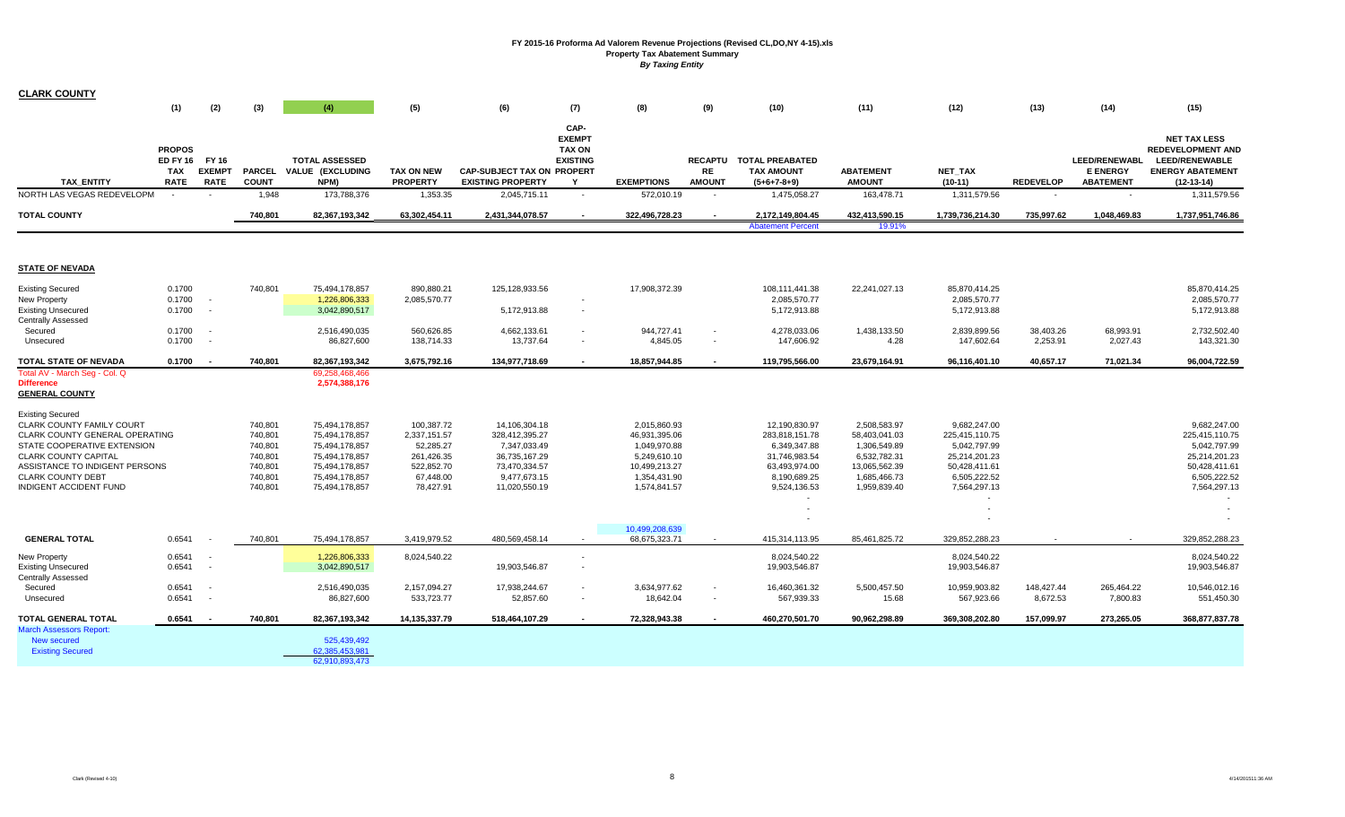# FY 2015-16 Proforma Ad Valorem Revenue Projections (Revised CL,DO,NY 4-15).xls

**Property Tax Abatement Summary**

*By Taxing Entity*

## CLARK COUNTY

| TAX_ENTITY | (1) PROPOS ED FY 16 TAX RATE | (2) FY 16 EXEMPT RATE | (3) PARCEL COUNT | (4) TOTAL ASSESSED VALUE (EXCLUDING NPM) | (5) TAX ON NEW PROPERTY | (6) CAP-SUBJECT TAX ON EXISTING PROPERTY | (7) CAP-EXEMPT TAX ON EXISTING PROPERTY | (8) EXEMPTIONS | (9) RECAPTURE AMOUNT | (10) TOTAL PREABATED TAX AMOUNT (5+6+7-8+9) | (11) ABATEMENT AMOUNT | (12) NET_TAX (10-11) | (13) REDEVELOP | (14) LEED/RENEWABLE ENERGY ABATEMENT | (15) NET TAX LESS REDEVELOPMENT AND LEED/RENEWABLE ENERGY ABATEMENT (12-13-14) |
|---|---|---|---|---|---|---|---|---|---|---|---|---|---|---|---|
| NORTH LAS VEGAS REDEVELOPM | - | - | 1,948 | 173,788,376 | 1,353.35 | 2,045,715.11 | - | 572,010.19 | - | 1,475,058.27 | 163,478.71 | 1,311,579.56 | - | - | 1,311,579.56 |
| **TOTAL COUNTY** | | | **740,801** | **82,367,193,342** | **63,302,454.11** | **2,431,344,078.57** | **-** | **322,496,728.23** | **-** | **2,172,149,804.45** | **432,413,590.15** | **1,739,736,214.30** | **735,997.62** | **1,048,469.83** | **1,737,951,746.86** |
| | | | | | | | | | | Abatement Percent | 19.91% | | | | |

## STATE OF NEVADA

| TAX_ENTITY | (1) | (2) | (3) | (4) | (5) | (6) | (7) | (8) | (9) | (10) | (11) | (12) | (13) | (14) | (15) |
|---|---|---|---|---|---|---|---|---|---|---|---|---|---|---|---|
| Existing Secured | 0.1700 | | 740,801 | 75,494,178,857 | 890,880.21 | 125,128,933.56 | | 17,908,372.39 | | 108,111,441.38 | 22,241,027.13 | 85,870,414.25 | | | 85,870,414.25 |
| New Property | 0.1700 | - | | 1,226,806,333 | 2,085,570.77 | | - | | | 2,085,570.77 | | 2,085,570.77 | | | 2,085,570.77 |
| Existing Unsecured | 0.1700 | - | | 3,042,890,517 | | 5,172,913.88 | - | | | 5,172,913.88 | | 5,172,913.88 | | | 5,172,913.88 |
| Centrally Assessed | | | | | | | | | | | | | | | |
| Secured | 0.1700 | - | | 2,516,490,035 | 560,626.85 | 4,662,133.61 | - | 944,727.41 | - | 4,278,033.06 | 1,438,133.50 | 2,839,899.56 | 38,403.26 | 68,993.91 | 2,732,502.40 |
| Unsecured | 0.1700 | - | | 86,827,600 | 138,714.33 | 13,737.64 | - | 4,845.05 | - | 147,606.92 | 4.28 | 147,602.64 | 2,253.91 | 2,027.43 | 143,321.30 |
| **TOTAL STATE OF NEVADA** | **0.1700** | **-** | **740,801** | **82,367,193,342** | **3,675,792.16** | **134,977,718.69** | **-** | **18,857,944.85** | **-** | **119,795,566.00** | **23,679,164.91** | **96,116,401.10** | **40,657.17** | **71,021.34** | **96,004,722.59** |
| Total AV - March Seg - Col. Q | | | | 69,258,468,466 | | | | | | | | | | | |
| Difference | | | | 2,574,388,176 | | | | | | | | | | | |

## GENERAL COUNTY

| TAX_ENTITY | (1) | (2) | (3) | (4) | (5) | (6) | (7) | (8) | (9) | (10) | (11) | (12) | (13) | (14) | (15) |
|---|---|---|---|---|---|---|---|---|---|---|---|---|---|---|---|
| Existing Secured | | | | | | | | | | | | | | | |
| CLARK COUNTY FAMILY COURT | | | 740,801 | 75,494,178,857 | 100,387.72 | 14,106,304.18 | | 2,015,860.93 | | 12,190,830.97 | 2,508,583.97 | 9,682,247.00 | | | 9,682,247.00 |
| CLARK COUNTY GENERAL OPERATING | | | 740,801 | 75,494,178,857 | 2,337,151.57 | 328,432,395.27 | | 46,931,395.06 | | 283,818,151.78 | 58,403,041.03 | 225,415,110.75 | | | 225,415,110.75 |
| STATE COOPERATIVE EXTENSION | | | 740,801 | 75,494,178,857 | 52,285.27 | 7,347,033.49 | | 1,049,970.88 | | 6,349,347.88 | 1,306,549.89 | 5,042,797.99 | | | 5,042,797.99 |
| CLARK COUNTY CAPITAL | | | 740,801 | 75,494,178,857 | 261,426.35 | 36,735,167.29 | | 5,249,610.10 | | 31,746,983.54 | 6,532,782.31 | 25,214,201.23 | | | 25,214,201.23 |
| ASSISTANCE TO INDIGENT PERSONS | | | 740,801 | 75,494,178,857 | 522,852.70 | 73,470,334.57 | | 10,499,213.27 | | 63,493,974.00 | 13,065,562.39 | 50,428,411.61 | | | 50,428,411.61 |
| CLARK COUNTY DEBT | | | 740,801 | 75,494,178,857 | 67,448.00 | 9,477,673.15 | | 1,354,431.90 | | 8,190,689.25 | 1,685,466.73 | 6,505,222.52 | | | 6,505,222.52 |
| INDIGENT ACCIDENT FUND | | | 740,801 | 75,494,178,857 | 78,427.91 | 11,020,550.19 | | 1,574,841.57 | | 9,524,136.53 | 1,959,839.40 | 7,564,297.13 | | | 7,564,297.13 |
| | | | | | | | | | | - | | - | | | - |
| | | | | | | | | | | - | | - | | | - |
| | | | | | | | | | | - | | - | | | - |
| | | | | | | | | 10,499,208.639 | | | | | | | |
| **GENERAL TOTAL** | 0.6541 | - | 740,801 | 75,494,178,857 | 3,419,979.52 | 480,569,458.14 | - | 68,675,323.71 | - | 415,314,113.95 | 85,461,825.72 | 329,852,288.23 | - | - | 329,852,288.23 |
| New Property | 0.6541 | - | | 1,226,806,333 | 8,024,540.22 | | - | | | 8,024,540.22 | | 8,024,540.22 | | | 8,024,540.22 |
| Existing Unsecured | 0.6541 | - | | 3,042,890,517 | | 19,903,546.87 | - | | | 19,903,546.87 | | 19,903,546.87 | | | 19,903,546.87 |
| Centrally Assessed | | | | | | | | | | | | | | | |
| Secured | 0.6541 | - | | 2,516,490,035 | 2,157,094.27 | 17,938,244.67 | - | 3,634,977.62 | - | 16,460,361.32 | 5,500,457.50 | 10,959,903.82 | 148,427.44 | 265,464.22 | 10,546,012.16 |
| Unsecured | 0.6541 | - | | 86,827,600 | 533,723.77 | 52,857.60 | - | 18,642.04 | - | 567,939.33 | 15.68 | 567,923.66 | 8,672.53 | 7,800.83 | 551,450.30 |
| **TOTAL GENERAL TOTAL** | **0.6541** | **-** | **740,801** | **82,367,193,342** | **14,135,337.79** | **518,464,107.29** | **-** | **72,328,943.38** | **-** | **460,270,501.70** | **90,962,298.89** | **369,308,202.80** | **157,099.97** | **273,265.05** | **368,877,837.78** |
| March Assessors Report: | | | | | | | | | | | | | | | |
| New secured | | | | 525,439,492 | | | | | | | | | | | |
| Existing Secured | | | | 62,385,453,981 | | | | | | | | | | | |
| | | | | 62,910,893,473 | | | | | | | | | | | |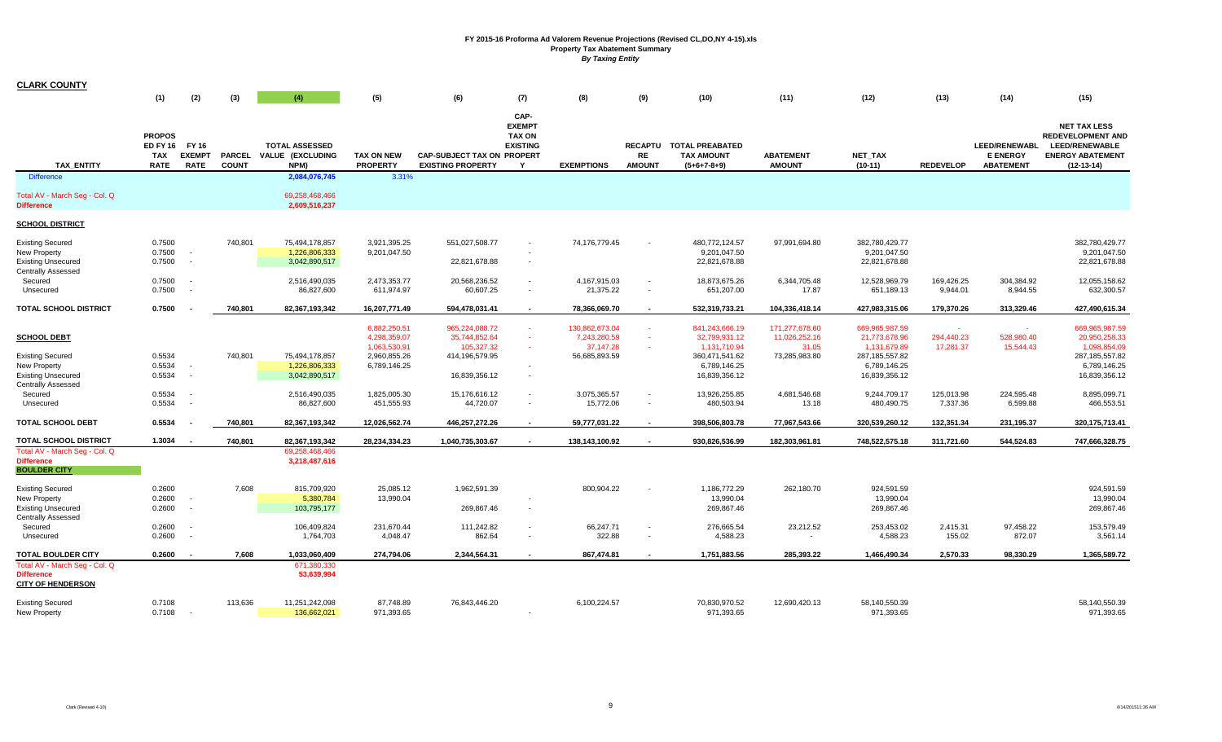**FY 2015-16 Proforma Ad Valorem Revenue Projections (Revised CL,DO,NY 4-15).xls**
**Property Tax Abatement Summary**
***By Taxing Entity***

**CLARK COUNTY**

| TAX_ENTITY | (1) PROPOSED FY 16 TAX RATE | (2) FY 16 EXEMPT RATE | (3) PARCEL COUNT | (4) TOTAL ASSESSED VALUE (EXCLUDING NPM) | (5) TAX ON NEW PROPERTY | (6) CAP-SUBJECT TAX ON EXISTING PROPERTY | (7) CAP-EXEMPT TAX ON EXISTING PROPERTY | (8) EXEMPTIONS | (9) RECAPTURE AMOUNT | (10) TOTAL PREABATED TAX AMOUNT (5+6+7-8+9) | (11) ABATEMENT AMOUNT | (12) NET_TAX (10-11) | (13) REDEVELOP | (14) LEED/RENEWABLE ENERGY ABATEMENT | (15) NET TAX LESS REDEVELOPMENT AND LEED/RENEWABLE ENERGY ABATEMENT (12-13-14) |
|---|---|---|---|---|---|---|---|---|---|---|---|---|---|---|---|
| Difference | | | | 2,084,076,745 | 3.31% | | | | | | | | | | |
| Total AV - March Seg - Col. Q | | | | 69,258,468,466 | | | | | | | | | | | |
| **Difference** | | | | **2,609,516,237** | | | | | | | | | | | |
| **SCHOOL DISTRICT** | | | | | | | | | | | | | | | |
| Existing Secured | 0.7500 | | 740,801 | 75,494,178,857 | 3,921,395.25 | 551,027,508.77 | - | 74,176,779.45 | - | 480,772,124.57 | 97,991,694.80 | 382,780,429.77 | | | 382,780,429.77 |
| New Property | 0.7500 | - | | 1,226,806,333 | 9,201,047.50 | | - | | | 9,201,047.50 | | 9,201,047.50 | | | 9,201,047.50 |
| Existing Unsecured | 0.7500 | - | | 3,042,890,517 | | 22,821,678.88 | - | | | 22,821,678.88 | | 22,821,678.88 | | | 22,821,678.88 |
| Centrally Assessed | | | | | | | | | | | | | | | |
| Secured | 0.7500 | - | | 2,516,490,035 | 2,473,353.77 | 20,568,236.52 | - | 4,167,915.03 | - | 18,873,675.26 | 6,344,705.48 | 12,528,969.79 | 169,426.25 | 304,384.92 | 12,055,158.62 |
| Unsecured | 0.7500 | - | | 86,827,600 | 611,974.97 | 60,607.25 | - | 21,375.22 | - | 651,207.00 | 17.87 | 651,189.13 | 9,944.01 | 8,944.55 | 632,300.57 |
| **TOTAL SCHOOL DISTRICT** | **0.7500** | **-** | **740,801** | **82,367,193,342** | **16,207,771.49** | **594,478,031.41** | **-** | **78,366,069.70** | **-** | **532,319,733.21** | **104,336,418.14** | **427,983,315.06** | **179,370.26** | **313,329.46** | **427,490,615.34** |
| | | | | | 6,882,250.51 | 965,224,088.72 | - | 130,862,673.04 | - | 841,243,666.19 | 171,277,678.60 | 669,965,987.59 | - | - | 669,965,987.59 |
| **SCHOOL DEBT** | | | | | 4,298,359.07 | 35,744,852.64 | - | 7,243,280.59 | - | 32,799,931.12 | 11,026,252.16 | 21,773,678.96 | 294,440.23 | 528,980.40 | 20,950,258.33 |
| | | | | | 1,063,530.91 | 105,327.32 | - | 37,147.28 | - | 1,131,710.94 | 31.05 | 1,131,679.89 | 17,281.37 | 15,544.43 | 1,098,854.09 |
| Existing Secured | 0.5534 | | 740,801 | 75,494,178,857 | 2,960,855.26 | 414,196,579.95 | | 56,685,893.59 | | 360,471,541.62 | 73,285,983.80 | 287,185,557.82 | | | 287,185,557.82 |
| New Property | 0.5534 | - | | 1,226,806,333 | 6,789,146.25 | | - | | | 6,789,146.25 | | 6,789,146.25 | | | 6,789,146.25 |
| Existing Unsecured | 0.5534 | - | | 3,042,890,517 | | 16,839,356.12 | - | | | 16,839,356.12 | | 16,839,356.12 | | | 16,839,356.12 |
| Centrally Assessed | | | | | | | | | | | | | | | |
| Secured | 0.5534 | - | | 2,516,490,035 | 1,825,005.30 | 15,176,616.12 | - | 3,075,365.57 | - | 13,926,255.85 | 4,681,546.68 | 9,244,709.17 | 125,013.98 | 224,595.48 | 8,895,099.71 |
| Unsecured | 0.5534 | - | | 86,827,600 | 451,555.93 | 44,720.07 | - | 15,772.06 | - | 480,503.94 | 13.18 | 480,490.75 | 7,337.36 | 6,599.88 | 466,553.51 |
| **TOTAL SCHOOL DEBT** | **0.5534** | **-** | **740,801** | **82,367,193,342** | **12,026,562.74** | **446,257,272.26** | **-** | **59,777,031.22** | **-** | **398,506,803.78** | **77,967,543.66** | **320,539,260.12** | **132,351.34** | **231,195.37** | **320,175,713.41** |
| **TOTAL SCHOOL DISTRICT** | **1.3034** | **-** | **740,801** | **82,367,193,342** | **28,234,334.23** | **1,040,735,303.67** | **-** | **138,143,100.92** | **-** | **930,826,536.99** | **182,303,961.81** | **748,522,575.18** | **311,721.60** | **544,524.83** | **747,666,328.75** |
| Total AV - March Seg - Col. Q | | | | 69,258,468,466 | | | | | | | | | | | |
| **Difference** | | | | **3,218,487,616** | | | | | | | | | | | |
| **BOULDER CITY** | | | | | | | | | | | | | | | |
| Existing Secured | 0.2600 | | 7,608 | 815,709,920 | 25,085.12 | 1,962,591.39 | | 800,904.22 | - | 1,186,772.29 | 262,180.70 | 924,591.59 | | | 924,591.59 |
| New Property | 0.2600 | - | | 5,380,784 | 13,990.04 | | - | | | 13,990.04 | | 13,990.04 | | | 13,990.04 |
| Existing Unsecured | 0.2600 | - | | 103,795,177 | | 269,867.46 | - | | | 269,867.46 | | 269,867.46 | | | 269,867.46 |
| Centrally Assessed | | | | | | | | | | | | | | | |
| Secured | 0.2600 | - | | 106,409,824 | 231,670.44 | 111,242.82 | - | 66,247.71 | - | 276,665.54 | 23,212.52 | 253,453.02 | 2,415.31 | 97,458.22 | 153,579.49 |
| Unsecured | 0.2600 | - | | 1,764,703 | 4,048.47 | 862.64 | - | 322.88 | - | 4,588.23 | - | 4,588.23 | 155.02 | 872.07 | 3,561.14 |
| **TOTAL BOULDER CITY** | **0.2600** | **-** | **7,608** | **1,033,060,409** | **274,794.06** | **2,344,564.31** | **-** | **867,474.81** | **-** | **1,751,883.56** | **285,393.22** | **1,466,490.34** | **2,570.33** | **98,330.29** | **1,365,589.72** |
| Total AV - March Seg - Col. Q | | | | 671,380,330 | | | | | | | | | | | |
| **Difference** | | | | **53,639,994** | | | | | | | | | | | |
| **CITY OF HENDERSON** | | | | | | | | | | | | | | | |
| Existing Secured | 0.7108 | | 113,636 | 11,251,242,098 | 87,748.89 | 76,843,446.20 | | 6,100,224.57 | | 70,830,970.52 | 12,690,420.13 | 58,140,550.39 | | | 58,140,550.39 |
| New Property | 0.7108 | - | | 136,662,021 | 971,393.65 | | - | | | 971,393.65 | | 971,393.65 | | | 971,393.65 |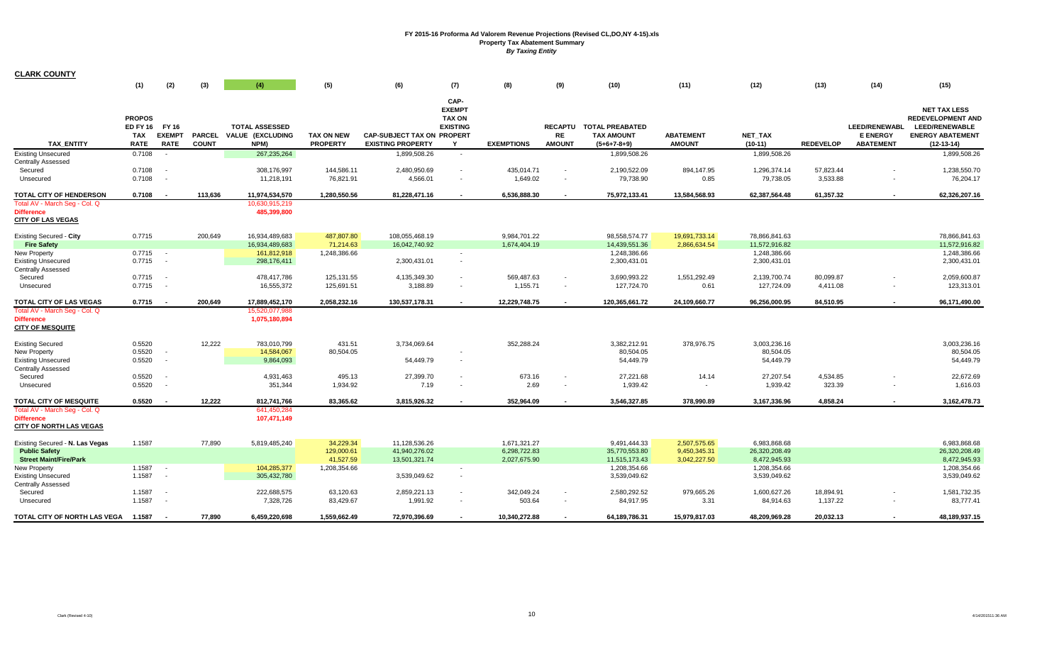# FY 2015-16 Proforma Ad Valorem Revenue Projections (Revised CL,DO,NY 4-15).xls
## Property Tax Abatement Summary
*By Taxing Entity*

**CLARK COUNTY**

| | (1) | (2) | (3) | (4) | (5) | (6) | (7) | (8) | (9) | (10) | (11) | (12) | (13) | (14) | (15) |
|---|---|---|---|---|---|---|---|---|---|---|---|---|---|---|---|
| TAX_ENTITY | PROPOS ED FY 16 TAX RATE | FY 16 EXEMPT RATE | PARCEL COUNT | TOTAL ASSESSED VALUE (EXCLUDING NPM) | TAX ON NEW PROPERTY | CAP-SUBJECT TAX ON EXISTING PROPERTY | CAP-EXEMPT TAX ON EXISTING PROPERTY | EXEMPTIONS | RECAPTURE AMOUNT | TOTAL PREABATED TAX AMOUNT (5+6+7-8+9) | ABATEMENT AMOUNT | NET_TAX (10-11) | REDEVELOP | LEED/RENEWABLE ENERGY ABATEMENT | NET TAX LESS REDEVELOPMENT AND LEED/RENEWABLE ENERGY ABATEMENT (12-13-14) |
| Existing Unsecured | 0.7108 | - | | 267,235,264 | | 1,899,508.26 | - | | | 1,899,508.26 | | 1,899,508.26 | | | 1,899,508.26 |
| Centrally Assessed | | | | | | | | | | | | | | | |
| Secured | 0.7108 | - | | 308,176,997 | 144,586.11 | 2,480,950.69 | - | 435,014.71 | - | 2,190,522.09 | 894,147.95 | 1,296,374.14 | 57,823.44 | - | 1,238,550.70 |
| Unsecured | 0.7108 | - | | 11,218,191 | 76,821.91 | 4,566.01 | - | 1,649.02 | - | 79,738.90 | 0.85 | 79,738.05 | 3,533.88 | - | 76,204.17 |
| **TOTAL CITY OF HENDERSON** | **0.7108** | **-** | **113,636** | **11,974,534,570** | **1,280,550.56** | **81,228,471.16** | **-** | **6,536,888.30** | **-** | **75,972,133.41** | **13,584,568.93** | **62,387,564.48** | **61,357.32** | **-** | **62,326,207.16** |
| Total AV - March Seg - Col. Q | | | | 10,630,915,219 | | | | | | | | | | | |
| **Difference** | | | | **485,399,800** | | | | | | | | | | | |
| **CITY OF LAS VEGAS** | | | | | | | | | | | | | | | |
| Existing Secured - **City** | 0.7715 | | 200,649 | 16,934,489,683 | 487,807.80 | 108,055,468.19 | | 9,984,701.22 | | 98,558,574.77 | 19,691,733.14 | 78,866,841.63 | | | 78,866,841.63 |
| **Fire Safety** | | | | 16,934,489,683 | 71,214.63 | 16,042,740.92 | | 1,674,404.19 | | 14,439,551.36 | 2,866,634.54 | 11,572,916.82 | | | 11,572,916.82 |
| New Property | 0.7715 | - | | 161,812,918 | 1,248,386.66 | | - | | | 1,248,386.66 | | 1,248,386.66 | | | 1,248,386.66 |
| Existing Unsecured | 0.7715 | - | | 298,176,411 | | 2,300,431.01 | - | | | 2,300,431.01 | | 2,300,431.01 | | | 2,300,431.01 |
| Centrally Assessed | | | | | | | | | | | | | | | |
| Secured | 0.7715 | - | | 478,417,786 | 125,131.55 | 4,135,349.30 | - | 569,487.63 | - | 3,690,993.22 | 1,551,292.49 | 2,139,700.74 | 80,099.87 | - | 2,059,600.87 |
| Unsecured | 0.7715 | - | | 16,555,372 | 125,691.51 | 3,188.89 | - | 1,155.71 | - | 127,724.70 | 0.61 | 127,724.09 | 4,411.08 | - | 123,313.01 |
| **TOTAL CITY OF LAS VEGAS** | **0.7715** | **-** | **200,649** | **17,889,452,170** | **2,058,232.16** | **130,537,178.31** | **-** | **12,229,748.75** | **-** | **120,365,661.72** | **24,109,660.77** | **96,256,000.95** | **84,510.95** | **-** | **96,171,490.00** |
| Total AV - March Seg - Col. Q | | | | 15,520,077,988 | | | | | | | | | | | |
| **Difference** | | | | **1,075,180,894** | | | | | | | | | | | |
| **CITY OF MESQUITE** | | | | | | | | | | | | | | | |
| Existing Secured | 0.5520 | | 12,222 | 783,010,799 | 431.51 | 3,734,069.64 | | 352,288.24 | | 3,382,212.91 | 378,976.75 | 3,003,236.16 | | | 3,003,236.16 |
| New Property | 0.5520 | - | | 14,584,067 | 80,504.05 | | - | | | 80,504.05 | | 80,504.05 | | | 80,504.05 |
| Existing Unsecured | 0.5520 | - | | 9,864,093 | | 54,449.79 | - | | | 54,449.79 | | 54,449.79 | | | 54,449.79 |
| Centrally Assessed | | | | | | | | | | | | | | | |
| Secured | 0.5520 | - | | 4,931,463 | 495.13 | 27,399.70 | - | 673.16 | - | 27,221.68 | 14.14 | 27,207.54 | 4,534.85 | - | 22,672.69 |
| Unsecured | 0.5520 | - | | 351,344 | 1,934.92 | 7.19 | - | 2.69 | - | 1,939.42 | - | 1,939.42 | 323.39 | - | 1,616.03 |
| **TOTAL CITY OF MESQUITE** | **0.5520** | **-** | **12,222** | **812,741,766** | **83,365.62** | **3,815,926.32** | **-** | **352,964.09** | **-** | **3,546,327.85** | **378,990.89** | **3,167,336.96** | **4,858.24** | **-** | **3,162,478.73** |
| Total AV - March Seg - Col. Q | | | | 641,450,284 | | | | | | | | | | | |
| **Difference** | | | | **107,471,149** | | | | | | | | | | | |
| **CITY OF NORTH LAS VEGAS** | | | | | | | | | | | | | | | |
| Existing Secured - **N. Las Vegas** | 1.1587 | | 77,890 | 5,819,485,240 | 34,229.34 | 11,128,536.26 | | 1,671,321.27 | | 9,491,444.33 | 2,507,575.65 | 6,983,868.68 | | | 6,983,868.68 |
| **Public Safety** | | | | | 129,000.61 | 41,940,276.02 | | 6,298,722.83 | | 35,770,553.80 | 9,450,345.31 | 26,320,208.49 | | | 26,320,208.49 |
| **Street Maint/Fire/Park** | | | | | 41,527.59 | 13,501,321.74 | | 2,027,675.90 | | 11,515,173.43 | 3,042,227.50 | 8,472,945.93 | | | 8,472,945.93 |
| New Property | 1.1587 | - | | 104,285,377 | 1,208,354.66 | | - | | | 1,208,354.66 | | 1,208,354.66 | | | 1,208,354.66 |
| Existing Unsecured | 1.1587 | - | | 305,432,780 | | 3,539,049.62 | - | | | 3,539,049.62 | | 3,539,049.62 | | | 3,539,049.62 |
| Centrally Assessed | | | | | | | | | | | | | | | |
| Secured | 1.1587 | - | | 222,688,575 | 63,120.63 | 2,859,221.13 | - | 342,049.24 | - | 2,580,292.52 | 979,665.26 | 1,600,627.26 | 18,894.91 | - | 1,581,732.35 |
| Unsecured | 1.1587 | - | | 7,328,726 | 83,429.67 | 1,991.92 | - | 503.64 | - | 84,917.95 | 3.31 | 84,914.63 | 1,137.22 | - | 83,777.41 |
| **TOTAL CITY OF NORTH LAS VEGA** | **1.1587** | **-** | **77,890** | **6,459,220,698** | **1,559,662.49** | **72,970,396.69** | **-** | **10,340,272.88** | **-** | **64,189,786.31** | **15,979,817.03** | **48,209,969.28** | **20,032.13** | **-** | **48,189,937.15** |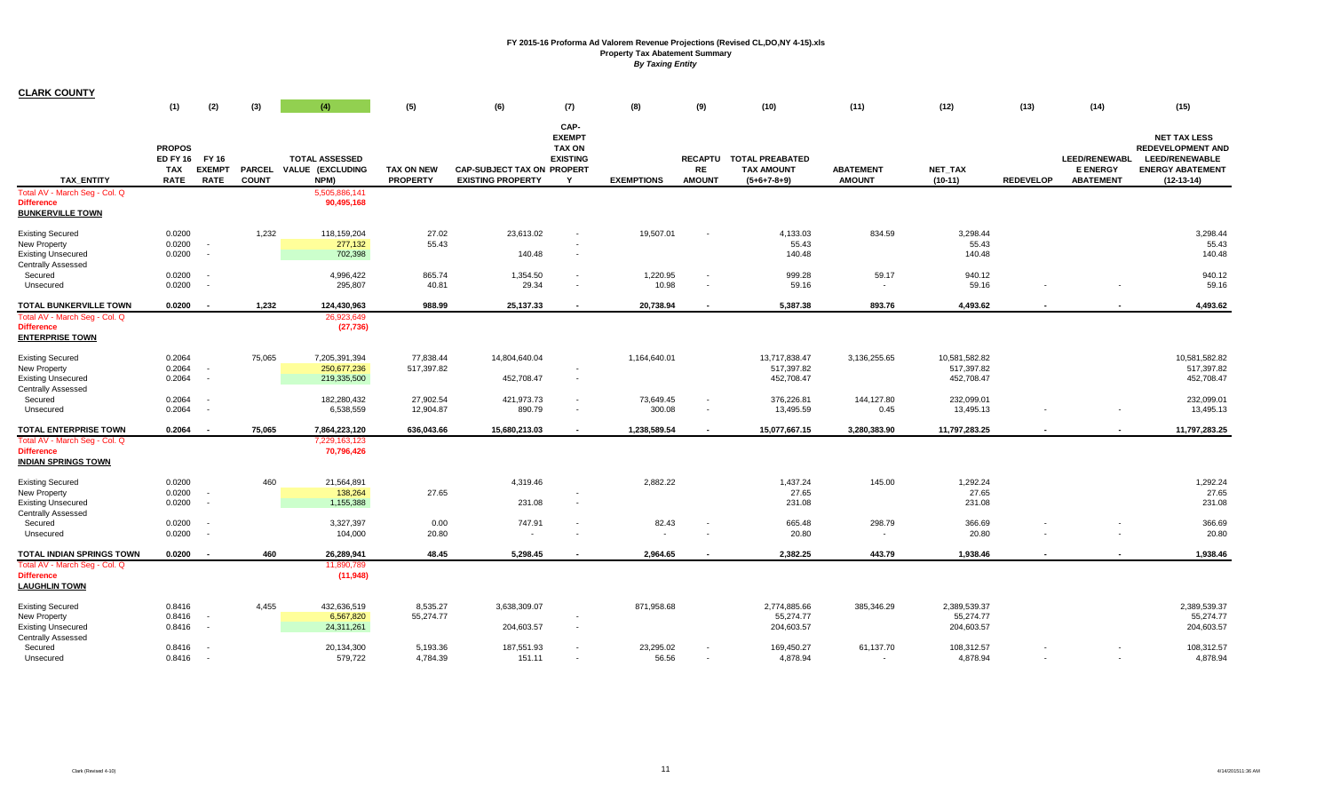# FY 2015-16 Proforma Ad Valorem Revenue Projections (Revised CL,DO,NY 4-15).xls

**Property Tax Abatement Summary**

*By Taxing Entity*

**CLARK COUNTY**

| TAX_ENTITY | (1) PROPOSED FY 16 TAX RATE | (2) FY 16 EXEMPT RATE | (3) PARCEL COUNT | (4) TOTAL ASSESSED VALUE (EXCLUDING NPM) | (5) TAX ON NEW PROPERTY | (6) CAP-SUBJECT TAX ON EXISTING PROPERTY | (7) CAP-EXEMPT TAX ON EXISTING PROPERTY | (8) EXEMPTIONS | (9) RECAPTURE AMOUNT | (10) TOTAL PREABATED TAX AMOUNT (5+6+7-8+9) | (11) ABATEMENT AMOUNT | (12) NET_TAX (10-11) | (13) REDEVELOP | (14) LEED/RENEWABLE ENERGY ABATEMENT | (15) NET TAX LESS REDEVELOPMENT AND LEED/RENEWABLE ENERGY ABATEMENT (12-13-14) |
|---|---|---|---|---|---|---|---|---|---|---|---|---|---|---|---|
| Total AV - March Seg - Col. Q | | | | 5,505,886,141 | | | | | | | | | | | |
| Difference | | | | 90,495,168 | | | | | | | | | | | |
| **BUNKERVILLE TOWN** | | | | | | | | | | | | | | | |
| Existing Secured | 0.0200 | | 1,232 | 118,159,204 | 27.02 | 23,613.02 | - | 19,507.01 | - | 4,133.03 | 834.59 | 3,298.44 | | | 3,298.44 |
| New Property | 0.0200 | - | | 277,132 | 55.43 | | - | | | 55.43 | | 55.43 | | | 55.43 |
| Existing Unsecured | 0.0200 | - | | 702,398 | | 140.48 | - | | | 140.48 | | 140.48 | | | 140.48 |
| Centrally Assessed | | | | | | | | | | | | | | | |
| Secured | 0.0200 | - | | 4,996,422 | 865.74 | 1,354.50 | - | 1,220.95 | - | 999.28 | 59.17 | 940.12 | | | 940.12 |
| Unsecured | 0.0200 | - | | 295,807 | 40.81 | 29.34 | - | 10.98 | - | 59.16 | - | 59.16 | - | - | 59.16 |
| **TOTAL BUNKERVILLE TOWN** | **0.0200** | **-** | **1,232** | **124,430,963** | **988.99** | **25,137.33** | **-** | **20,738.94** | **-** | **5,387.38** | **893.76** | **4,493.62** | **-** | **-** | **4,493.62** |
| Total AV - March Seg - Col. Q | | | | 26,923,649 | | | | | | | | | | | |
| Difference | | | | (27,736) | | | | | | | | | | | |
| **ENTERPRISE TOWN** | | | | | | | | | | | | | | | |
| Existing Secured | 0.2064 | | 75,065 | 7,205,391,394 | 77,838.44 | 14,804,640.04 | | 1,164,640.01 | | 13,717,838.47 | 3,136,255.65 | 10,581,582.82 | | | 10,581,582.82 |
| New Property | 0.2064 | - | | 250,677,236 | 517,397.82 | | - | | | 517,397.82 | | 517,397.82 | | | 517,397.82 |
| Existing Unsecured | 0.2064 | - | | 219,335,500 | | 452,708.47 | - | | | 452,708.47 | | 452,708.47 | | | 452,708.47 |
| Centrally Assessed | | | | | | | | | | | | | | | |
| Secured | 0.2064 | - | | 182,280,432 | 27,902.54 | 421,973.73 | - | 73,649.45 | - | 376,226.81 | 144,127.80 | 232,099.01 | | | 232,099.01 |
| Unsecured | 0.2064 | - | | 6,538,559 | 12,904.87 | 890.79 | - | 300.08 | - | 13,495.59 | 0.45 | 13,495.13 | - | - | 13,495.13 |
| **TOTAL ENTERPRISE TOWN** | **0.2064** | **-** | **75,065** | **7,864,223,120** | **636,043.66** | **15,680,213.03** | **-** | **1,238,589.54** | **-** | **15,077,667.15** | **3,280,383.90** | **11,797,283.25** | **-** | **-** | **11,797,283.25** |
| Total AV - March Seg - Col. Q | | | | 7,229,163,123 | | | | | | | | | | | |
| Difference | | | | 70,796,426 | | | | | | | | | | | |
| **INDIAN SPRINGS TOWN** | | | | | | | | | | | | | | | |
| Existing Secured | 0.0200 | | 460 | 21,564,891 | | 4,319.46 | | 2,882.22 | | 1,437.24 | 145.00 | 1,292.24 | | | 1,292.24 |
| New Property | 0.0200 | - | | 138,264 | 27.65 | | - | | | 27.65 | | 27.65 | | | 27.65 |
| Existing Unsecured | 0.0200 | - | | 1,155,388 | | 231.08 | - | | | 231.08 | | 231.08 | | | 231.08 |
| Centrally Assessed | | | | | | | | | | | | | | | |
| Secured | 0.0200 | - | | 3,327,397 | 0.00 | 747.91 | - | 82.43 | - | 665.48 | 298.79 | 366.69 | - | - | 366.69 |
| Unsecured | 0.0200 | - | | 104,000 | 20.80 | - | - | - | - | 20.80 | - | 20.80 | - | - | 20.80 |
| **TOTAL INDIAN SPRINGS TOWN** | **0.0200** | **-** | **460** | **26,289,941** | **48.45** | **5,298.45** | **-** | **2,964.65** | **-** | **2,382.25** | **443.79** | **1,938.46** | **-** | **-** | **1,938.46** |
| Total AV - March Seg - Col. Q | | | | 11,890,789 | | | | | | | | | | | |
| Difference | | | | (11,948) | | | | | | | | | | | |
| **LAUGHLIN TOWN** | | | | | | | | | | | | | | | |
| Existing Secured | 0.8416 | | 4,455 | 432,636,519 | 8,535.27 | 3,638,309.07 | | 871,958.68 | | 2,774,885.66 | 385,346.29 | 2,389,539.37 | | | 2,389,539.37 |
| New Property | 0.8416 | - | | 6,567,820 | 55,274.77 | | - | | | 55,274.77 | | 55,274.77 | | | 55,274.77 |
| Existing Unsecured | 0.8416 | - | | 24,311,261 | | 204,603.57 | - | | | 204,603.57 | | 204,603.57 | | | 204,603.57 |
| Centrally Assessed | | | | | | | | | | | | | | | |
| Secured | 0.8416 | - | | 20,134,300 | 5,193.36 | 187,551.93 | - | 23,295.02 | - | 169,450.27 | 61,137.70 | 108,312.57 | - | - | 108,312.57 |
| Unsecured | 0.8416 | - | | 579,722 | 4,784.39 | 151.11 | - | 56.56 | - | 4,878.94 | - | 4,878.94 | - | - | 4,878.94 |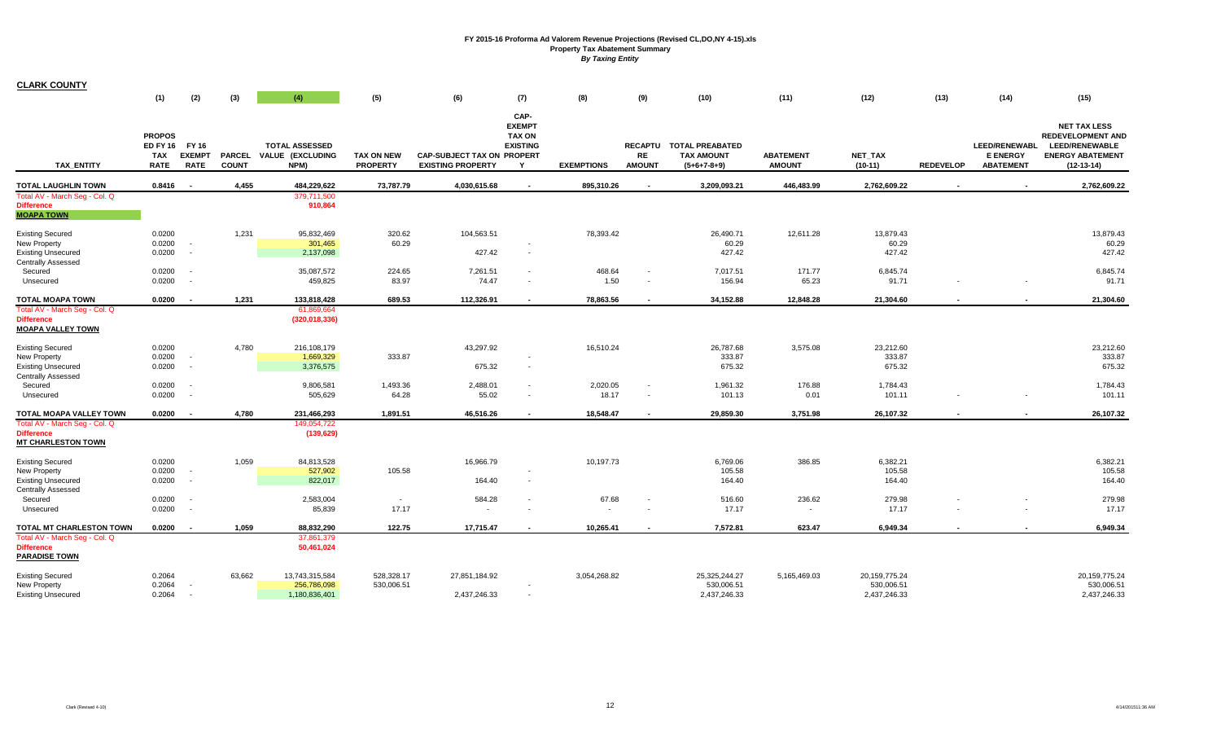# FY 2015-16 Proforma Ad Valorem Revenue Projections (Revised CL,DO,NY 4-15).xls

## Property Tax Abatement Summary

*By Taxing Entity*

**CLARK COUNTY**

| TAX_ENTITY | (1) PROPOS ED FY 16 TAX RATE | (2) FY 16 EXEMPT RATE | (3) PARCEL COUNT | (4) TOTAL ASSESSED VALUE (EXCLUDING NPM) | (5) TAX ON NEW PROPERTY | (6) CAP-SUBJECT TAX ON EXISTING PROPERTY | (7) CAP-EXEMPT TAX ON EXISTING PROPERT Y | (8) EXEMPTIONS | (9) RECAPTU RE AMOUNT | (10) TOTAL PREABATED TAX AMOUNT (5+6+7-8+9) | (11) ABATEMENT AMOUNT | (12) NET_TAX (10-11) | (13) REDEVELOP | (14) LEED/RENEWABL E ENERGY ABATEMENT | (15) NET TAX LESS REDEVELOPMENT AND LEED/RENEWABLE ENERGY ABATEMENT (12-13-14) |
|---|---|---|---|---|---|---|---|---|---|---|---|---|---|---|---|
| **TOTAL LAUGHLIN TOWN** | **0.8416** | **-** | **4,455** | **484,229,622** | **73,787.79** | **4,030,615.68** | **-** | **895,310.26** | **-** | **3,209,093.21** | **446,483.99** | **2,762,609.22** | **-** | **-** | **2,762,609.22** |
| Total AV - March Seg - Col. Q | | | | 379,711,500 | | | | | | | | | | | |
| Difference | | | | 910,864 | | | | | | | | | | | |
| **MOAPA TOWN** | | | | | | | | | | | | | | | |
| Existing Secured | 0.0200 | | 1,231 | 95,832,469 | 320.62 | 104,563.51 | | 78,393.42 | | 26,490.71 | 12,611.28 | 13,879.43 | | | 13,879.43 |
| New Property | 0.0200 | - | | 301,465 | 60.29 | | - | | | 60.29 | | 60.29 | | | 60.29 |
| Existing Unsecured | 0.0200 | - | | 2,137,098 | | 427.42 | - | | | 427.42 | | 427.42 | | | 427.42 |
| Centrally Assessed | | | | | | | | | | | | | | | |
| Secured | 0.0200 | - | | 35,087,572 | 224.65 | 7,261.51 | - | 468.64 | - | 7,017.51 | 171.77 | 6,845.74 | | | 6,845.74 |
| Unsecured | 0.0200 | - | | 459,825 | 83.97 | 74.47 | - | 1.50 | - | 156.94 | 65.23 | 91.71 | - | - | 91.71 |
| **TOTAL MOAPA TOWN** | **0.0200** | **-** | **1,231** | **133,818,428** | **689.53** | **112,326.91** | **-** | **78,863.56** | **-** | **34,152.88** | **12,848.28** | **21,304.60** | **-** | **-** | **21,304.60** |
| Total AV - March Seg - Col. Q | | | | 61,869,664 | | | | | | | | | | | |
| Difference | | | | (320,018,336) | | | | | | | | | | | |
| **MOAPA VALLEY TOWN** | | | | | | | | | | | | | | | |
| Existing Secured | 0.0200 | | 4,780 | 216,108,179 | | 43,297.92 | | 16,510.24 | | 26,787.68 | 3,575.08 | 23,212.60 | | | 23,212.60 |
| New Property | 0.0200 | - | | 1,669,329 | 333.87 | | - | | | 333.87 | | 333.87 | | | 333.87 |
| Existing Unsecured | 0.0200 | - | | 3,376,575 | | 675.32 | - | | | 675.32 | | 675.32 | | | 675.32 |
| Centrally Assessed | | | | | | | | | | | | | | | |
| Secured | 0.0200 | - | | 9,806,581 | 1,493.36 | 2,488.01 | - | 2,020.05 | - | 1,961.32 | 176.88 | 1,784.43 | | | 1,784.43 |
| Unsecured | 0.0200 | - | | 505,629 | 64.28 | 55.02 | - | 18.17 | - | 101.13 | 0.01 | 101.11 | - | - | 101.11 |
| **TOTAL MOAPA VALLEY TOWN** | **0.0200** | **-** | **4,780** | **231,466,293** | **1,891.51** | **46,516.26** | **-** | **18,548.47** | **-** | **29,859.30** | **3,751.98** | **26,107.32** | **-** | **-** | **26,107.32** |
| Total AV - March Seg - Col. Q | | | | 149,054,722 | | | | | | | | | | | |
| Difference | | | | (139,629) | | | | | | | | | | | |
| **MT CHARLESTON TOWN** | | | | | | | | | | | | | | | |
| Existing Secured | 0.0200 | | 1,059 | 84,813,528 | | 16,966.79 | | 10,197.73 | | 6,769.06 | 386.85 | 6,382.21 | | | 6,382.21 |
| New Property | 0.0200 | - | | 527,902 | 105.58 | | - | | | 105.58 | | 105.58 | | | 105.58 |
| Existing Unsecured | 0.0200 | - | | 822,017 | | 164.40 | - | | | 164.40 | | 164.40 | | | 164.40 |
| Centrally Assessed | | | | | | | | | | | | | | | |
| Secured | 0.0200 | - | | 2,583,004 | - | 584.28 | - | 67.68 | - | 516.60 | 236.62 | 279.98 | - | - | 279.98 |
| Unsecured | 0.0200 | - | | 85,839 | 17.17 | - | - | - | - | 17.17 | - | 17.17 | - | - | 17.17 |
| **TOTAL MT CHARLESTON TOWN** | **0.0200** | **-** | **1,059** | **88,832,290** | **122.75** | **17,715.47** | **-** | **10,265.41** | **-** | **7,572.81** | **623.47** | **6,949.34** | **-** | **-** | **6,949.34** |
| Total AV - March Seg - Col. Q | | | | 37,861,379 | | | | | | | | | | | |
| Difference | | | | 50,461,024 | | | | | | | | | | | |
| **PARADISE TOWN** | | | | | | | | | | | | | | | |
| Existing Secured | 0.2064 | | 63,662 | 13,743,315,584 | 528,328.17 | 27,851,184.92 | | 3,054,268.82 | | 25,325,244.27 | 5,165,469.03 | 20,159,775.24 | | | 20,159,775.24 |
| New Property | 0.2064 | - | | 256,786,098 | 530,006.51 | | - | | | 530,006.51 | | 530,006.51 | | | 530,006.51 |
| Existing Unsecured | 0.2064 | - | | 1,180,836,401 | | 2,437,246.33 | - | | | 2,437,246.33 | | 2,437,246.33 | | | 2,437,246.33 |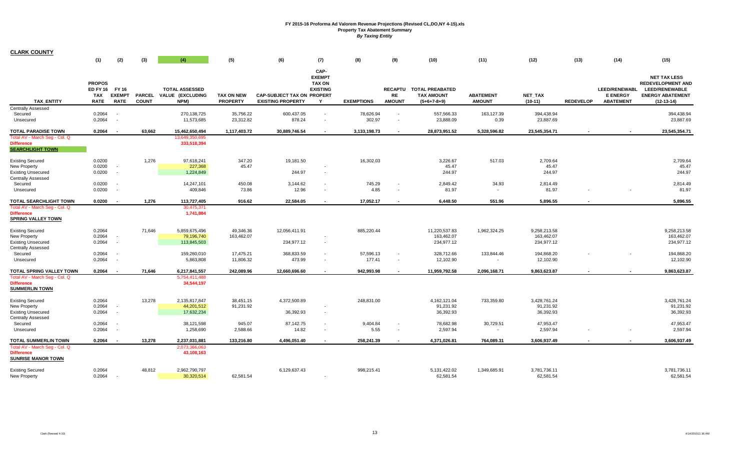# FY 2015-16 Proforma Ad Valorem Revenue Projections (Revised CL,DO,NY 4-15).xls
## Property Tax Abatement Summary
### *By Taxing Entity*

**CLARK COUNTY**

| TAX_ENTITY | (1) PROPOS ED FY 16 TAX RATE | (2) FY 16 EXEMPT RATE | (3) PARCEL COUNT | (4) TOTAL ASSESSED VALUE (EXCLUDING NPM) | (5) TAX ON NEW PROPERTY | (6) CAP-SUBJECT TAX ON EXISTING PROPERTY | (7) CAP-EXEMPT TAX ON EXISTING PROPERTY | (8) EXEMPTIONS | (9) RECAPTURE AMOUNT | (10) TOTAL PREABATED TAX AMOUNT (5+6+7-8+9) | (11) ABATEMENT AMOUNT | (12) NET_TAX (10-11) | (13) REDEVELOP | (14) LEED/RENEWABLE ENERGY ABATEMENT | (15) NET TAX LESS REDEVELOPMENT AND LEED/RENEWABLE ENERGY ABATEMENT (12-13-14) |
|---|---|---|---|---|---|---|---|---|---|---|---|---|---|---|---|
| Centrally Assessed | | | | | | | | | | | | | | | |
| Secured | 0.2064 | - | | 270,138,725 | 35,756.22 | 600,437.05 | - | 78,626.94 | - | 557,566.33 | 163,127.39 | 394,438.94 | | | 394,438.94 |
| Unsecured | 0.2064 | - | | 11,573,685 | 23,312.82 | 878.24 | - | 302.97 | - | 23,888.09 | 0.39 | 23,887.69 | | | 23,887.69 |
| **TOTAL PARADISE TOWN** | **0.2064** | **-** | **63,662** | **15,462,650,494** | **1,117,403.72** | **30,889,746.54** | **-** | **3,133,198.73** | **-** | **28,873,951.52** | **5,328,596.82** | **23,545,354.71** | **-** | **-** | **23,545,354.71** |
| Total AV - March Seg - Col. Q | | | | 13,649,350,695 | | | | | | | | | | | |
| **Difference** | | | | **333,518,394** | | | | | | | | | | | |
| **SEARCHLIGHT TOWN** | | | | | | | | | | | | | | | |
| Existing Secured | 0.0200 | | 1,276 | 97,618,241 | 347.20 | 19,181.50 | | 16,302.03 | | 3,226.67 | 517.03 | 2,709.64 | | | 2,709.64 |
| New Property | 0.0200 | - | | 227,368 | 45.47 | | - | | | 45.47 | | 45.47 | | | 45.47 |
| Existing Unsecured | 0.0200 | - | | 1,224,849 | | 244.97 | - | | | 244.97 | | 244.97 | | | 244.97 |
| Centrally Assessed | | | | | | | | | | | | | | | |
| Secured | 0.0200 | - | | 14,247,101 | 450.08 | 3,144.62 | - | 745.29 | - | 2,849.42 | 34.93 | 2,814.49 | | | 2,814.49 |
| Unsecured | 0.0200 | - | | 409,846 | 73.86 | 12.96 | - | 4.85 | - | 81.97 | - | 81.97 | - | - | 81.97 |
| **TOTAL SEARCHLIGHT TOWN** | **0.0200** | **-** | **1,276** | **113,727,405** | **916.62** | **22,584.05** | **-** | **17,052.17** | **-** | **6,448.50** | **551.96** | **5,896.55** | **-** | | **5,896.55** |
| Total AV - March Seg - Col. Q | | | | 30,475,371 | | | | | | | | | | | |
| **Difference** | | | | **1,741,884** | | | | | | | | | | | |
| **SPRING VALLEY TOWN** | | | | | | | | | | | | | | | |
| Existing Secured | 0.2064 | | 71,646 | 5,859,675,496 | 49,346.36 | 12,056,411.91 | | 885,220.44 | | 11,220,537.83 | 1,962,324.25 | 9,258,213.58 | | | 9,258,213.58 |
| New Property | 0.2064 | - | | 79,196,740 | 163,462.07 | | - | | | 163,462.07 | | 163,462.07 | | | 163,462.07 |
| Existing Unsecured | 0.2064 | - | | 113,845,503 | | 234,977.12 | - | | | 234,977.12 | | 234,977.12 | | | 234,977.12 |
| Centrally Assessed | | | | | | | | | | | | | | | |
| Secured | 0.2064 | - | | 159,260,010 | 17,475.21 | 368,833.59 | - | 57,596.13 | - | 328,712.66 | 133,844.46 | 194,868.20 | - | - | 194,868.20 |
| Unsecured | 0.2064 | - | | 5,863,808 | 11,806.32 | 473.99 | - | 177.41 | - | 12,102.90 | - | 12,102.90 | | | 12,102.90 |
| **TOTAL SPRING VALLEY TOWN** | **0.2064** | **-** | **71,646** | **6,217,841,557** | **242,089.96** | **12,660,696.60** | **-** | **942,993.98** | **-** | **11,959,792.58** | **2,096,168.71** | **9,863,623.87** | **-** | **-** | **9,863,623.87** |
| Total AV - March Seg - Col. Q | | | | 5,754,411,488 | | | | | | | | | | | |
| **Difference** | | | | **34,544,197** | | | | | | | | | | | |
| **SUMMERLIN TOWN** | | | | | | | | | | | | | | | |
| Existing Secured | 0.2064 | | 13,278 | 2,135,817,847 | 38,451.15 | 4,372,500.89 | | 248,831.00 | | 4,162,121.04 | 733,359.80 | 3,428,761.24 | | | 3,428,761.24 |
| New Property | 0.2064 | - | | 44,201,512 | 91,231.92 | | - | | | 91,231.92 | | 91,231.92 | | | 91,231.92 |
| Existing Unsecured | 0.2064 | - | | 17,632,234 | | 36,392.93 | - | | | 36,392.93 | | 36,392.93 | | | 36,392.93 |
| Centrally Assessed | | | | | | | | | | | | | | | |
| Secured | 0.2064 | - | | 38,121,598 | 945.07 | 87,142.75 | - | 9,404.84 | - | 78,682.98 | 30,729.51 | 47,953.47 | | | 47,953.47 |
| Unsecured | 0.2064 | - | | 1,258,690 | 2,588.66 | 14.82 | - | 5.55 | - | 2,597.94 | - | 2,597.94 | - | - | 2,597.94 |
| **TOTAL SUMMERLIN TOWN** | **0.2064** | **-** | **13,278** | **2,237,031,881** | **133,216.80** | **4,496,051.40** | **-** | **258,241.39** | **-** | **4,371,026.81** | **764,089.31** | **3,606,937.49** | **-** | **-** | **3,606,937.49** |
| Total AV - March Seg - Col. Q | | | | 2,073,366,063 | | | | | | | | | | | |
| **Difference** | | | | **43,108,163** | | | | | | | | | | | |
| **SUNRISE MANOR TOWN** | | | | | | | | | | | | | | | |
| Existing Secured | 0.2064 | | 48,812 | 2,962,790,797 | | 6,129,637.43 | | 998,215.41 | | 5,131,422.02 | 1,349,685.91 | 3,781,736.11 | | | 3,781,736.11 |
| New Property | 0.2064 | - | | 30,320,514 | 62,581.54 | | - | | | 62,581.54 | | 62,581.54 | | | 62,581.54 |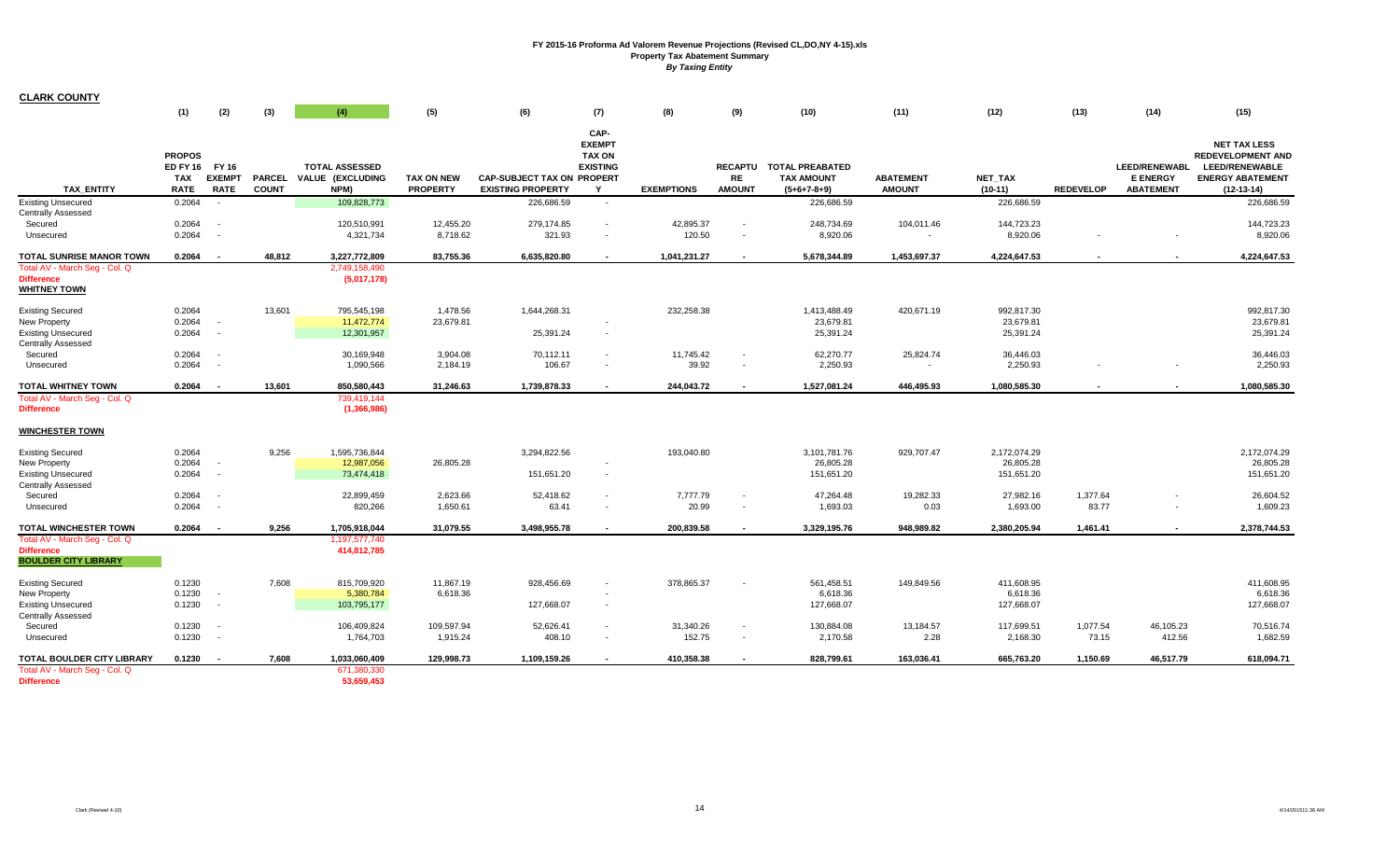**FY 2015-16 Proforma Ad Valorem Revenue Projections (Revised CL,DO,NY 4-15).xls**
**Property Tax Abatement Summary**
***By Taxing Entity***

**CLARK COUNTY**

| TAX_ENTITY | (1) PROPOS ED FY 16 TAX RATE | (2) FY 16 EXEMPT RATE | (3) PARCEL COUNT | (4) TOTAL ASSESSED VALUE (EXCLUDING NPM) | (5) TAX ON NEW PROPERTY | (6) CAP-SUBJECT TAX ON EXISTING PROPERTY | (7) CAP-EXEMPT TAX ON EXISTING PROPERTY | (8) EXEMPTIONS | (9) RECAPTURE AMOUNT | (10) TOTAL PREABATED TAX AMOUNT (5+6+7-8+9) | (11) ABATEMENT AMOUNT | (12) NET_TAX (10-11) | (13) REDEVELOP | (14) LEED/RENEWABLE ENERGY ABATEMENT | (15) NET TAX LESS REDEVELOPMENT AND LEED/RENEWABLE ENERGY ABATEMENT (12-13-14) |
|---|---|---|---|---|---|---|---|---|---|---|---|---|---|---|---|
| Existing Unsecured | 0.2064 | - | | 109,828,773 | | 226,686.59 | - | | | 226,686.59 | | 226,686.59 | | | 226,686.59 |
| Centrally Assessed | | | | | | | | | | | | | | | |
| Secured | 0.2064 | - | | 120,510,991 | 12,455.20 | 279,174.85 | - | 42,895.37 | - | 248,734.69 | 104,011.46 | 144,723.23 | | | 144,723.23 |
| Unsecured | 0.2064 | - | | 4,321,734 | 8,718.62 | 321.93 | - | 120.50 | - | 8,920.06 | - | 8,920.06 | - | - | 8,920.06 |
| **TOTAL SUNRISE MANOR TOWN** | **0.2064** | **-** | **48,812** | **3,227,772,809** | **83,755.36** | **6,635,820.80** | **-** | **1,041,231.27** | **-** | **5,678,344.89** | **1,453,697.37** | **4,224,647.53** | **-** | **-** | **4,224,647.53** |
| Total AV - March Seg - Col. Q | | | | 2,749,158,490 | | | | | | | | | | | |
| **Difference** | | | | **(5,017,178)** | | | | | | | | | | | |
| **WHITNEY TOWN** | | | | | | | | | | | | | | | |
| Existing Secured | 0.2064 | | 13,601 | 795,545,198 | 1,478.56 | 1,644,268.31 | | 232,258.38 | | 1,413,488.49 | 420,671.19 | 992,817.30 | | | 992,817.30 |
| New Property | 0.2064 | - | | 11,472,774 | 23,679.81 | | - | | | 23,679.81 | | 23,679.81 | | | 23,679.81 |
| Existing Unsecured | 0.2064 | - | | 12,301,957 | | 25,391.24 | - | | | 25,391.24 | | 25,391.24 | | | 25,391.24 |
| Centrally Assessed | | | | | | | | | | | | | | | |
| Secured | 0.2064 | - | | 30,169,948 | 3,904.08 | 70,112.11 | - | 11,745.42 | - | 62,270.77 | 25,824.74 | 36,446.03 | | | 36,446.03 |
| Unsecured | 0.2064 | - | | 1,090,566 | 2,184.19 | 106.67 | - | 39.92 | - | 2,250.93 | - | 2,250.93 | - | - | 2,250.93 |
| **TOTAL WHITNEY TOWN** | **0.2064** | **-** | **13,601** | **850,580,443** | **31,246.63** | **1,739,878.33** | **-** | **244,043.72** | **-** | **1,527,081.24** | **446,495.93** | **1,080,585.30** | **-** | **-** | **1,080,585.30** |
| Total AV - March Seg - Col. Q | | | | 739,419,144 | | | | | | | | | | | |
| **Difference** | | | | **(1,366,986)** | | | | | | | | | | | |
| **WINCHESTER TOWN** | | | | | | | | | | | | | | | |
| Existing Secured | 0.2064 | | 9,256 | 1,595,736,844 | | 3,294,822.56 | | 193,040.80 | | 3,101,781.76 | 929,707.47 | 2,172,074.29 | | | 2,172,074.29 |
| New Property | 0.2064 | - | | 12,987,056 | 26,805.28 | | - | | | 26,805.28 | | 26,805.28 | | | 26,805.28 |
| Existing Unsecured | 0.2064 | - | | 73,474,418 | | 151,651.20 | - | | | 151,651.20 | | 151,651.20 | | | 151,651.20 |
| Centrally Assessed | | | | | | | | | | | | | | | |
| Secured | 0.2064 | - | | 22,899,459 | 2,623.66 | 52,418.62 | - | 7,777.79 | - | 47,264.48 | 19,282.33 | 27,982.16 | 1,377.64 | - | 26,604.52 |
| Unsecured | 0.2064 | - | | 820,266 | 1,650.61 | 63.41 | - | 20.99 | - | 1,693.03 | 0.03 | 1,693.00 | 83.77 | - | 1,609.23 |
| **TOTAL WINCHESTER TOWN** | **0.2064** | **-** | **9,256** | **1,705,918,044** | **31,079.55** | **3,498,955.78** | **-** | **200,839.58** | **-** | **3,329,195.76** | **948,989.82** | **2,380,205.94** | **1,461.41** | **-** | **2,378,744.53** |
| Total AV - March Seg - Col. Q | | | | 1,197,577,740 | | | | | | | | | | | |
| **Difference** | | | | **414,812,785** | | | | | | | | | | | |
| **BOULDER CITY LIBRARY** | | | | | | | | | | | | | | | |
| Existing Secured | 0.1230 | | 7,608 | 815,709,920 | 11,867.19 | 928,456.69 | - | 378,865.37 | - | 561,458.51 | 149,849.56 | 411,608.95 | | | 411,608.95 |
| New Property | 0.1230 | - | | 5,380,784 | 6,618.36 | | - | | | 6,618.36 | | 6,618.36 | | | 6,618.36 |
| Existing Unsecured | 0.1230 | - | | 103,795,177 | | 127,668.07 | - | | | 127,668.07 | | 127,668.07 | | | 127,668.07 |
| Centrally Assessed | | | | | | | | | | | | | | | |
| Secured | 0.1230 | - | | 106,409,824 | 109,597.94 | 52,626.41 | - | 31,340.26 | - | 130,884.08 | 13,184.57 | 117,699.51 | 1,077.54 | 46,105.23 | 70,516.74 |
| Unsecured | 0.1230 | - | | 1,764,703 | 1,915.24 | 408.10 | - | 152.75 | - | 2,170.58 | 2.28 | 2,168.30 | 73.15 | 412.56 | 1,682.59 |
| **TOTAL BOULDER CITY LIBRARY** | **0.1230** | **-** | **7,608** | **1,033,060,409** | **129,998.73** | **1,109,159.26** | **-** | **410,358.38** | **-** | **828,799.61** | **163,036.41** | **665,763.20** | **1,150.69** | **46,517.79** | **618,094.71** |
| Total AV - March Seg - Col. Q | | | | 671,380,330 | | | | | | | | | | | |
| **Difference** | | | | **53,659,453** | | | | | | | | | | | |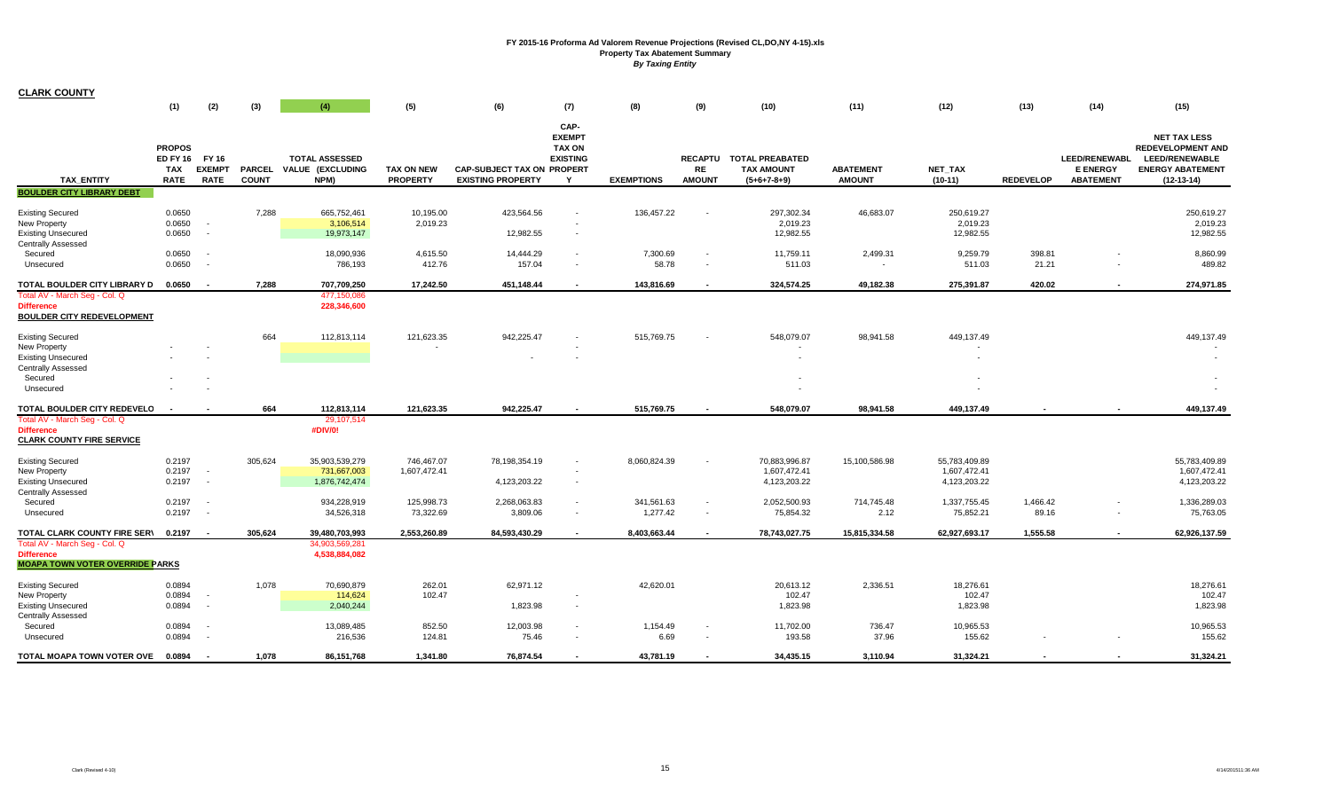# FY 2015-16 Proforma Ad Valorem Revenue Projections (Revised CL,DO,NY 4-15).xls
## Property Tax Abatement Summary
*By Taxing Entity*

**CLARK COUNTY**

| TAX_ENTITY | (1) PROPOS ED FY 16 TAX RATE | (2) FY 16 EXEMPT RATE | (3) PARCEL COUNT | (4) TOTAL ASSESSED VALUE (EXCLUDING NPM) | (5) TAX ON NEW PROPERTY | (6) CAP-SUBJECT TAX ON EXISTING PROPERTY | (7) CAP-EXEMPT TAX ON EXISTING PROPERT Y | (8) EXEMPTIONS | (9) RECAPTU RE AMOUNT | (10) TOTAL PREABATED TAX AMOUNT (5+6+7-8+9) | (11) ABATEMENT AMOUNT | (12) NET_TAX (10-11) | (13) REDEVELOP | (14) LEED/RENEWABL E ENERGY ABATEMENT | (15) NET TAX LESS REDEVELOPMENT AND LEED/RENEWABLE ENERGY ABATEMENT (12-13-14) |
|---|---|---|---|---|---|---|---|---|---|---|---|---|---|---|---|
| **BOULDER CITY LIBRARY DEBT** | | | | | | | | | | | | | | | |
| Existing Secured | 0.0650 | | 7,288 | 665,752,461 | 10,195.00 | 423,564.56 | - | 136,457.22 | - | 297,302.34 | 46,683.07 | 250,619.27 | | | 250,619.27 |
| New Property | 0.0650 | - | | 3,106,514 | 2,019.23 | | - | | | 2,019.23 | | 2,019.23 | | | 2,019.23 |
| Existing Unsecured | 0.0650 | - | | 19,973,147 | | 12,982.55 | - | | | 12,982.55 | | 12,982.55 | | | 12,982.55 |
| Centrally Assessed | | | | | | | | | | | | | | | |
| Secured | 0.0650 | - | | 18,090,936 | 4,615.50 | 14,444.29 | - | 7,300.69 | - | 11,759.11 | 2,499.31 | 9,259.79 | 398.81 | - | 8,860.99 |
| Unsecured | 0.0650 | - | | 786,193 | 412.76 | 157.04 | - | 58.78 | - | 511.03 | - | 511.03 | 21.21 | - | 489.82 |
| **TOTAL BOULDER CITY LIBRARY D** | **0.0650** | **-** | **7,288** | **707,709,250** | **17,242.50** | **451,148.44** | **-** | **143,816.69** | **-** | **324,574.25** | **49,182.38** | **275,391.87** | **420.02** | **-** | **274,971.85** |
| Total AV - March Seg - Col. Q | | | | 477,150,086 | | | | | | | | | | | |
| Difference | | | | 228,346,600 | | | | | | | | | | | |
| **BOULDER CITY REDEVELOPMENT** | | | | | | | | | | | | | | | |
| Existing Secured | | | 664 | 112,813,114 | 121,623.35 | 942,225.47 | - | 515,769.75 | - | 548,079.07 | 98,941.58 | 449,137.49 | | | 449,137.49 |
| New Property | - | - | | | - | | - | | | - | | - | | | - |
| Existing Unsecured | - | - | | | | - | - | | | - | | - | | | - |
| Centrally Assessed | | | | | | | | | | | | | | | |
| Secured | - | - | | | | | | | | - | | - | | | - |
| Unsecured | - | - | | | | | | | | - | | - | | | - |
| **TOTAL BOULDER CITY REDEVELO** | **-** | **-** | **664** | **112,813,114** | **121,623.35** | **942,225.47** | **-** | **515,769.75** | **-** | **548,079.07** | **98,941.58** | **449,137.49** | **-** | **-** | **449,137.49** |
| Total AV - March Seg - Col. Q | | | | 29,107,514 | | | | | | | | | | | |
| Difference | | | | #DIV/0! | | | | | | | | | | | |
| **CLARK COUNTY FIRE SERVICE** | | | | | | | | | | | | | | | |
| Existing Secured | 0.2197 | | 305,624 | 35,903,539,279 | 746,467.07 | 78,198,354.19 | - | 8,060,824.39 | - | 70,883,996.87 | 15,100,586.98 | 55,783,409.89 | | | 55,783,409.89 |
| New Property | 0.2197 | - | | 731,667,003 | 1,607,472.41 | | - | | | 1,607,472.41 | | 1,607,472.41 | | | 1,607,472.41 |
| Existing Unsecured | 0.2197 | - | | 1,876,742,474 | | 4,123,203.22 | - | | | 4,123,203.22 | | 4,123,203.22 | | | 4,123,203.22 |
| Centrally Assessed | | | | | | | | | | | | | | | |
| Secured | 0.2197 | - | | 934,228,919 | 125,998.73 | 2,268,063.83 | - | 341,561.63 | - | 2,052,500.93 | 714,745.48 | 1,337,755.45 | 1,466.42 | - | 1,336,289.03 |
| Unsecured | 0.2197 | - | | 34,526,318 | 73,322.69 | 3,809.06 | - | 1,277.42 | - | 75,854.32 | 2.12 | 75,852.21 | 89.16 | - | 75,763.05 |
| **TOTAL CLARK COUNTY FIRE SERV** | **0.2197** | **-** | **305,624** | **39,480,703,993** | **2,553,260.89** | **84,593,430.29** | **-** | **8,403,663.44** | **-** | **78,743,027.75** | **15,815,334.58** | **62,927,693.17** | **1,555.58** | **-** | **62,926,137.59** |
| Total AV - March Seg - Col. Q | | | | 34,903,569,281 | | | | | | | | | | | |
| Difference | | | | 4,538,884,082 | | | | | | | | | | | |
| **MOAPA TOWN VOTER OVERRIDE PARKS** | | | | | | | | | | | | | | | |
| Existing Secured | 0.0894 | | 1,078 | 70,690,879 | 262.01 | 62,971.12 | | 42,620.01 | | 20,613.12 | 2,336.51 | 18,276.61 | | | 18,276.61 |
| New Property | 0.0894 | - | | 114,624 | 102.47 | | - | | | 102.47 | | 102.47 | | | 102.47 |
| Existing Unsecured | 0.0894 | - | | 2,040,244 | | 1,823.98 | - | | | 1,823.98 | | 1,823.98 | | | 1,823.98 |
| Centrally Assessed | | | | | | | | | | | | | | | |
| Secured | 0.0894 | - | | 13,089,485 | 852.50 | 12,003.98 | - | 1,154.49 | - | 11,702.00 | 736.47 | 10,965.53 | | | 10,965.53 |
| Unsecured | 0.0894 | - | | 216,536 | 124.81 | 75.46 | - | 6.69 | - | 193.58 | 37.96 | 155.62 | - | - | 155.62 |
| **TOTAL MOAPA TOWN VOTER OVE** | **0.0894** | **-** | **1,078** | **86,151,768** | **1,341.80** | **76,874.54** | **-** | **43,781.19** | **-** | **34,435.15** | **3,110.94** | **31,324.21** | **-** | **-** | **31,324.21** |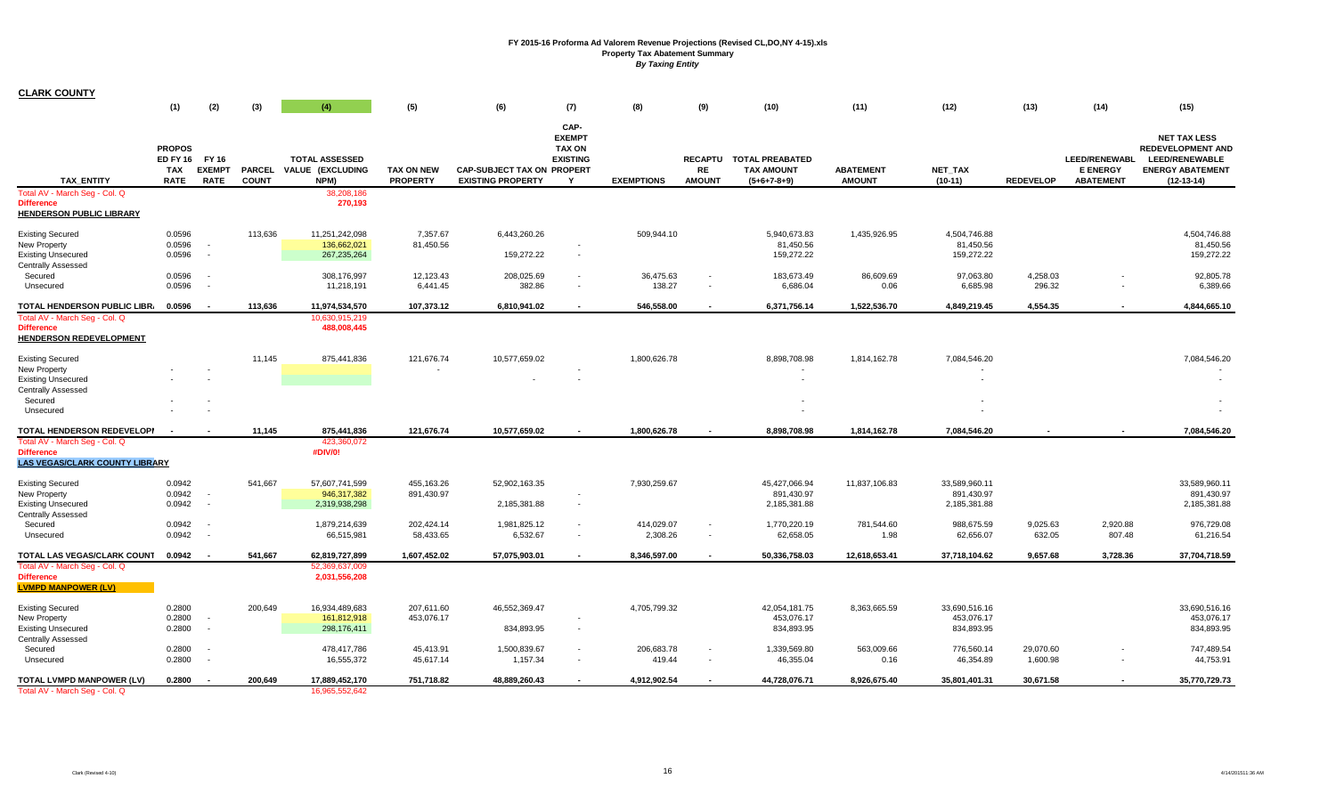# FY 2015-16 Proforma Ad Valorem Revenue Projections (Revised CL,DO,NY 4-15).xls

**Property Tax Abatement Summary**

*By Taxing Entity*

**CLARK COUNTY**

| TAX_ENTITY | (1) PROPOS ED FY 16 TAX RATE | (2) FY 16 EXEMPT RATE | (3) PARCEL COUNT | (4) TOTAL ASSESSED VALUE (EXCLUDING NPM) | (5) TAX ON NEW PROPERTY | (6) CAP-SUBJECT TAX ON EXISTING PROPERTY | (7) CAP-EXEMPT TAX ON EXISTING PROPERT Y | (8) EXEMPTIONS | (9) RECAPTURE AMOUNT | (10) TOTAL PREABATED TAX AMOUNT (5+6+7-8+9) | (11) ABATEMENT AMOUNT | (12) NET_TAX (10-11) | (13) REDEVELOP | (14) LEED/RENEWABLE ENERGY ABATEMENT | (15) NET TAX LESS REDEVELOPMENT AND LEED/RENEWABLE ENERGY ABATEMENT (12-13-14) |
|---|---|---|---|---|---|---|---|---|---|---|---|---|---|---|---|
| Total AV - March Seg - Col. Q | | | | 38,208,186 | | | | | | | | | | | |
| Difference | | | | 270,193 | | | | | | | | | | | |
| **HENDERSON PUBLIC LIBRARY** | | | | | | | | | | | | | | | |
| Existing Secured | 0.0596 | | 113,636 | 11,251,242,098 | 7,357.67 | 6,443,260.26 | | 509,944.10 | | 5,940,673.83 | 1,435,926.95 | 4,504,746.88 | | | 4,504,746.88 |
| New Property | 0.0596 | - | | 136,662,021 | 81,450.56 | | - | | | 81,450.56 | | 81,450.56 | | | 81,450.56 |
| Existing Unsecured | 0.0596 | - | | 267,235,264 | | 159,272.22 | - | | | 159,272.22 | | 159,272.22 | | | 159,272.22 |
| Centrally Assessed | | | | | | | | | | | | | | | |
| Secured | 0.0596 | - | | 308,176,997 | 12,123.43 | 208,025.69 | - | 36,475.63 | - | 183,673.49 | 86,609.69 | 97,063.80 | 4,258.03 | - | 92,805.78 |
| Unsecured | 0.0596 | - | | 11,218,191 | 6,441.45 | 382.86 | - | 138.27 | - | 6,686.04 | 0.06 | 6,685.98 | 296.32 | - | 6,389.66 |
| **TOTAL HENDERSON PUBLIC LIBRA** | **0.0596** | **-** | **113,636** | **11,974,534,570** | **107,373.12** | **6,810,941.02** | **-** | **546,558.00** | **-** | **6,371,756.14** | **1,522,536.70** | **4,849,219.45** | **4,554.35** | **-** | **4,844,665.10** |
| Total AV - March Seg - Col. Q | | | | 10,630,915,219 | | | | | | | | | | | |
| Difference | | | | 488,008,445 | | | | | | | | | | | |
| **HENDERSON REDEVELOPMENT** | | | | | | | | | | | | | | | |
| Existing Secured | | | 11,145 | 875,441,836 | 121,676.74 | 10,577,659.02 | | 1,800,626.78 | | 8,898,708.98 | 1,814,162.78 | 7,084,546.20 | | | 7,084,546.20 |
| New Property | - | - | | | - | | - | | | - | | - | | | - |
| Existing Unsecured | - | - | | | | - | - | | | - | | - | | | - |
| Centrally Assessed | | | | | | | | | | | | | | | |
| Secured | - | - | | | | | | | | - | | - | | | - |
| Unsecured | - | - | | | | | | | | - | | - | | | - |
| **TOTAL HENDERSON REDEVELOPI** | **-** | **-** | **11,145** | **875,441,836** | **121,676.74** | **10,577,659.02** | **-** | **1,800,626.78** | **-** | **8,898,708.98** | **1,814,162.78** | **7,084,546.20** | **-** | **-** | **7,084,546.20** |
| Total AV - March Seg - Col. Q | | | | 423,360,072 | | | | | | | | | | | |
| Difference | | | | #DIV/0! | | | | | | | | | | | |
| **LAS VEGAS/CLARK COUNTY LIBRARY** | | | | | | | | | | | | | | | |
| Existing Secured | 0.0942 | | 541,667 | 57,607,741,599 | 455,163.26 | 52,902,163.35 | | 7,930,259.67 | | 45,427,066.94 | 11,837,106.83 | 33,589,960.11 | | | 33,589,960.11 |
| New Property | 0.0942 | - | | 946,317,382 | 891,430.97 | | - | | | 891,430.97 | | 891,430.97 | | | 891,430.97 |
| Existing Unsecured | 0.0942 | - | | 2,319,938,298 | | 2,185,381.88 | - | | | 2,185,381.88 | | 2,185,381.88 | | | 2,185,381.88 |
| Centrally Assessed | | | | | | | | | | | | | | | |
| Secured | 0.0942 | - | | 1,879,214,639 | 202,424.14 | 1,981,825.12 | - | 414,029.07 | - | 1,770,220.19 | 781,544.60 | 988,675.59 | 9,025.63 | 2,920.88 | 976,729.08 |
| Unsecured | 0.0942 | - | | 66,515,981 | 58,433.65 | 6,532.67 | - | 2,308.26 | - | 62,658.05 | 1.98 | 62,656.07 | 632.05 | 807.48 | 61,216.54 |
| **TOTAL LAS VEGAS/CLARK COUNT** | **0.0942** | **-** | **541,667** | **62,819,727,899** | **1,607,452.02** | **57,075,903.01** | **-** | **8,346,597.00** | **-** | **50,336,758.03** | **12,618,653.41** | **37,718,104.62** | **9,657.68** | **3,728.36** | **37,704,718.59** |
| Total AV - March Seg - Col. Q | | | | 52,369,637,009 | | | | | | | | | | | |
| Difference | | | | 2,031,556,208 | | | | | | | | | | | |
| **LVMPD MANPOWER (LV)** | | | | | | | | | | | | | | | |
| Existing Secured | 0.2800 | | 200,649 | 16,934,489,683 | 207,611.60 | 46,552,369.47 | | 4,705,799.32 | | 42,054,181.75 | 8,363,665.59 | 33,690,516.16 | | | 33,690,516.16 |
| New Property | 0.2800 | - | | 161,812,918 | 453,076.17 | | - | | | 453,076.17 | | 453,076.17 | | | 453,076.17 |
| Existing Unsecured | 0.2800 | - | | 298,176,411 | | 834,893.95 | - | | | 834,893.95 | | 834,893.95 | | | 834,893.95 |
| Centrally Assessed | | | | | | | | | | | | | | | |
| Secured | 0.2800 | - | | 478,417,786 | 45,413.91 | 1,500,839.67 | - | 206,683.78 | - | 1,339,569.80 | 563,009.66 | 776,560.14 | 29,070.60 | - | 747,489.54 |
| Unsecured | 0.2800 | - | | 16,555,372 | 45,617.14 | 1,157.34 | - | 419.44 | - | 46,355.04 | 0.16 | 46,354.89 | 1,600.98 | - | 44,753.91 |
| **TOTAL LVMPD MANPOWER (LV)** | **0.2800** | **-** | **200,649** | **17,889,452,170** | **751,718.82** | **48,889,260.43** | **-** | **4,912,902.54** | **-** | **44,728,076.71** | **8,926,675.40** | **35,801,401.31** | **30,671.58** | **-** | **35,770,729.73** |
| Total AV - March Seg - Col. Q | | | | 16,965,552,642 | | | | | | | | | | | |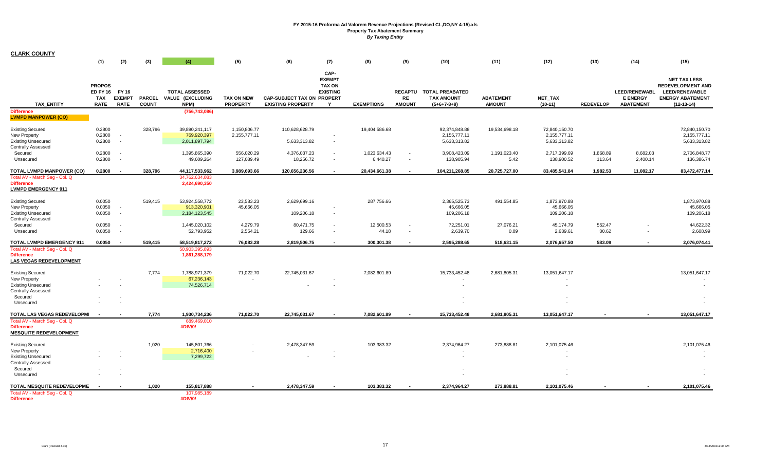# FY 2015-16 Proforma Ad Valorem Revenue Projections (Revised CL,DO,NY 4-15).xls

**Property Tax Abatement Summary**

***By Taxing Entity***

**CLARK COUNTY**

| TAX_ENTITY | (1) PROPOS ED FY 16 TAX RATE | (2) FY 16 EXEMPT RATE | (3) PARCEL COUNT | (4) TOTAL ASSESSED VALUE (EXCLUDING NPM) | (5) TAX ON NEW PROPERTY | (6) CAP-SUBJECT TAX ON EXISTING PROPERTY | (7) CAP-EXEMPT TAX ON EXISTING PROPERT Y | (8) EXEMPTIONS | (9) RECAPTU RE AMOUNT | (10) TOTAL PREABATED TAX AMOUNT (5+6+7-8+9) | (11) ABATEMENT AMOUNT | (12) NET_TAX (10-11) | (13) REDEVELOP | (14) LEED/RENEWABL E ENERGY ABATEMENT | (15) NET TAX LESS REDEVELOPMENT AND LEED/RENEWABLE ENERGY ABATEMENT (12-13-14) |
|---|---|---|---|---|---|---|---|---|---|---|---|---|---|---|---|
| Difference | | | | (756,743,086) | | | | | | | | | | | |
| **LVMPD MANPOWER (CO)** | | | | | | | | | | | | | | | |
| Existing Secured | 0.2800 | | 328,796 | 39,890,241,117 | 1,150,806.77 | 110,628,628.79 | | 19,404,586.68 | | 92,374,848.88 | 19,534,698.18 | 72,840,150.70 | | | 72,840,150.70 |
| New Property | 0.2800 | - | | 769,920,397 | 2,155,777.11 | | - | | | 2,155,777.11 | | 2,155,777.11 | | | 2,155,777.11 |
| Existing Unsecured | 0.2800 | - | | 2,011,897,794 | | 5,633,313.82 | - | | | 5,633,313.82 | | 5,633,313.82 | | | 5,633,313.82 |
| Centrally Assessed | | | | | | | | | | | | | | | |
| Secured | 0.2800 | - | | 1,395,865,390 | 556,020.29 | 4,376,037.23 | - | 1,023,634.43 | - | 3,908,423.09 | 1,191,023.40 | 2,717,399.69 | 1,868.89 | 8,682.03 | 2,706,848.77 |
| Unsecured | 0.2800 | - | | 49,609,264 | 127,089.49 | 18,256.72 | - | 6,440.27 | - | 138,905.94 | 5.42 | 138,900.52 | 113.64 | 2,400.14 | 136,386.74 |
| **TOTAL LVMPD MANPOWER (CO)** | **0.2800** | **-** | **328,796** | **44,117,533,962** | **3,989,693.66** | **120,656,236.56** | **-** | **20,434,661.38** | **-** | **104,211,268.85** | **20,725,727.00** | **83,485,541.84** | **1,982.53** | **11,082.17** | **83,472,477.14** |
| Total AV - March Seg - Col. Q | | | | 34,762,634,083 | | | | | | | | | | | |
| Difference | | | | 2,424,690,350 | | | | | | | | | | | |
| **LVMPD EMERGENCY 911** | | | | | | | | | | | | | | | |
| Existing Secured | 0.0050 | | 519,415 | 53,924,558,772 | 23,583.23 | 2,629,699.16 | | 287,756.66 | | 2,365,525.73 | 491,554.85 | 1,873,970.88 | | | 1,873,970.88 |
| New Property | 0.0050 | - | | 913,320,901 | 45,666.05 | | - | | | 45,666.05 | | 45,666.05 | | | 45,666.05 |
| Existing Unsecured | 0.0050 | - | | 2,184,123,545 | | 109,206.18 | - | | | 109,206.18 | | 109,206.18 | | | 109,206.18 |
| Centrally Assessed | | | | | | | | | | | | | | | |
| Secured | 0.0050 | - | | 1,445,020,102 | 4,279.79 | 80,471.75 | - | 12,500.53 | - | 72,251.01 | 27,076.21 | 45,174.79 | 552.47 | - | 44,622.32 |
| Unsecured | 0.0050 | - | | 52,793,952 | 2,554.21 | 129.66 | - | 44.18 | - | 2,639.70 | 0.09 | 2,639.61 | 30.62 | - | 2,608.99 |
| **TOTAL LVMPD EMERGENCY 911** | **0.0050** | **-** | **519,415** | **58,519,817,272** | **76,083.28** | **2,819,506.75** | **-** | **300,301.38** | **-** | **2,595,288.65** | **518,631.15** | **2,076,657.50** | **583.09** | **-** | **2,076,074.41** |
| Total AV - March Seg - Col. Q | | | | 50,903,395,893 | | | | | | | | | | | |
| Difference | | | | 1,861,288,179 | | | | | | | | | | | |
| **LAS VEGAS REDEVELOPMENT** | | | | | | | | | | | | | | | |
| Existing Secured | | | 7,774 | 1,788,971,379 | 71,022.70 | 22,745,031.67 | | 7,082,601.89 | | 15,733,452.48 | 2,681,805.31 | 13,051,647.17 | | | 13,051,647.17 |
| New Property | - | - | | 67,236,143 | - | | - | | | - | | - | | | - |
| Existing Unsecured | - | - | | 74,526,714 | | - | - | | | - | | - | | | - |
| Centrally Assessed | | | | | | | | | | | | | | | |
| Secured | - | - | | | | | | | | - | | - | | | - |
| Unsecured | - | - | | | | | | | | - | | - | | | - |
| **TOTAL LAS VEGAS REDEVELOPMI** | **-** | **-** | **7,774** | **1,930,734,236** | **71,022.70** | **22,745,031.67** | **-** | **7,082,601.89** | **-** | **15,733,452.48** | **2,681,805.31** | **13,051,647.17** | **-** | **-** | **13,051,647.17** |
| Total AV - March Seg - Col. Q | | | | 689,469,010 | | | | | | | | | | | |
| Difference | | | | #DIV/0! | | | | | | | | | | | |
| **MESQUITE REDEVELOPMENT** | | | | | | | | | | | | | | | |
| Existing Secured | | | 1,020 | 145,801,766 | - | 2,478,347.59 | | 103,383.32 | | 2,374,964.27 | 273,888.81 | 2,101,075.46 | | | 2,101,075.46 |
| New Property | - | - | | 2,716,400 | - | | - | | | - | | - | | | - |
| Existing Unsecured | - | - | | 7,299,722 | | - | - | | | - | | - | | | - |
| Centrally Assessed | | | | | | | | | | | | | | | |
| Secured | - | - | | | | | | | | - | | - | | | - |
| Unsecured | - | - | | | | | | | | - | | - | | | - |
| **TOTAL MESQUITE REDEVELOPME** | **-** | **-** | **1,020** | **155,817,888** | **-** | **2,478,347.59** | **-** | **103,383.32** | **-** | **2,374,964.27** | **273,888.81** | **2,101,075.46** | **-** | **-** | **2,101,075.46** |
| Total AV - March Seg - Col. Q | | | | 107,985,189 | | | | | | | | | | | |
| Difference | | | | #DIV/0! | | | | | | | | | | | |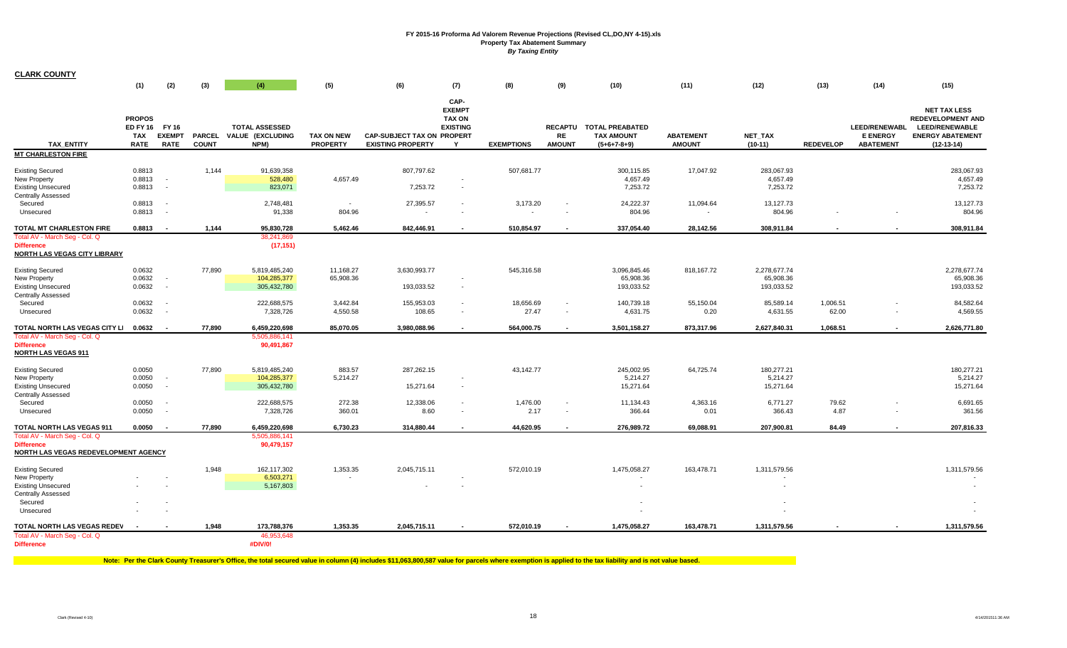# FY 2015-16 Proforma Ad Valorem Revenue Projections (Revised CL,DO,NY 4-15).xls

## Property Tax Abatement Summary

*By Taxing Entity*

**CLARK COUNTY**

| TAX_ENTITY | (1) PROPOS ED FY 16 TAX RATE | (2) FY 16 EXEMPT RATE | (3) PARCEL COUNT | (4) TOTAL ASSESSED VALUE (EXCLUDING NPM) | (5) TAX ON NEW PROPERTY | (6) CAP-SUBJECT TAX ON EXISTING PROPERTY | (7) CAP-EXEMPT TAX ON EXISTING PROPERTY | (8) EXEMPTIONS | (9) RECAPTURE AMOUNT | (10) TOTAL PREABATED TAX AMOUNT (5+6+7-8+9) | (11) ABATEMENT AMOUNT | (12) NET_TAX (10-11) | (13) REDEVELOP | (14) LEED/RENEWABLE ENERGY ABATEMENT | (15) NET TAX LESS REDEVELOPMENT AND LEED/RENEWABLE ENERGY ABATEMENT (12-13-14) |
|---|---|---|---|---|---|---|---|---|---|---|---|---|---|---|---|
| **MT CHARLESTON FIRE** | | | | | | | | | | | | | | | |
| Existing Secured | 0.8813 | | 1,144 | 91,639,358 | | 807,797.62 | | 507,681.77 | | 300,115.85 | 17,047.92 | 283,067.93 | | | 283,067.93 |
| New Property | 0.8813 | - | | 528,480 | 4,657.49 | | - | | | 4,657.49 | | 4,657.49 | | | 4,657.49 |
| Existing Unsecured | 0.8813 | - | | 823,071 | | 7,253.72 | - | | | 7,253.72 | | 7,253.72 | | | 7,253.72 |
| Centrally Assessed | | | | | | | | | | | | | | | |
| Secured | 0.8813 | - | | 2,748,481 | - | 27,395.57 | - | 3,173.20 | - | 24,222.37 | 11,094.64 | 13,127.73 | | | 13,127.73 |
| Unsecured | 0.8813 | - | | 91,338 | 804.96 | - | - | - | - | 804.96 | - | 804.96 | - | - | 804.96 |
| **TOTAL MT CHARLESTON FIRE** | **0.8813** | **-** | **1,144** | **95,830,728** | **5,462.46** | **842,446.91** | **-** | **510,854.97** | **-** | **337,054.40** | **28,142.56** | **308,911.84** | **-** | **-** | **308,911.84** |
| Total AV - March Seg - Col. Q | | | | 38,241,869 | | | | | | | | | | | |
| **Difference** | | | | **(17,151)** | | | | | | | | | | | |
| **NORTH LAS VEGAS CITY LIBRARY** | | | | | | | | | | | | | | | |
| Existing Secured | 0.0632 | | 77,890 | 5,819,485,240 | 11,168.27 | 3,630,993.77 | | 545,316.58 | | 3,096,845.46 | 818,167.72 | 2,278,677.74 | | | 2,278,677.74 |
| New Property | 0.0632 | - | | 104,285,377 | 65,908.36 | | - | | | 65,908.36 | | 65,908.36 | | | 65,908.36 |
| Existing Unsecured | 0.0632 | - | | 305,432,780 | | 193,033.52 | - | | | 193,033.52 | | 193,033.52 | | | 193,033.52 |
| Centrally Assessed | | | | | | | | | | | | | | | |
| Secured | 0.0632 | - | | 222,688,575 | 3,442.84 | 155,953.03 | - | 18,656.69 | - | 140,739.18 | 55,150.04 | 85,589.14 | 1,006.51 | - | 84,582.64 |
| Unsecured | 0.0632 | - | | 7,328,726 | 4,550.58 | 108.65 | - | 27.47 | - | 4,631.75 | 0.20 | 4,631.55 | 62.00 | - | 4,569.55 |
| **TOTAL NORTH LAS VEGAS CITY LI** | **0.0632** | **-** | **77,890** | **6,459,220,698** | **85,070.05** | **3,980,088.96** | **-** | **564,000.75** | **-** | **3,501,158.27** | **873,317.96** | **2,627,840.31** | **1,068.51** | **-** | **2,626,771.80** |
| Total AV - March Seg - Col. Q | | | | 5,505,886,141 | | | | | | | | | | | |
| **Difference** | | | | **90,491,867** | | | | | | | | | | | |
| **NORTH LAS VEGAS 911** | | | | | | | | | | | | | | | |
| Existing Secured | 0.0050 | | 77,890 | 5,819,485,240 | 883.57 | 287,262.15 | | 43,142.77 | | 245,002.95 | 64,725.74 | 180,277.21 | | | 180,277.21 |
| New Property | 0.0050 | - | | 104,285,377 | 5,214.27 | | - | | | 5,214.27 | | 5,214.27 | | | 5,214.27 |
| Existing Unsecured | 0.0050 | - | | 305,432,780 | | 15,271.64 | - | | | 15,271.64 | | 15,271.64 | | | 15,271.64 |
| Centrally Assessed | | | | | | | | | | | | | | | |
| Secured | 0.0050 | - | | 222,688,575 | 272.38 | 12,338.06 | - | 1,476.00 | - | 11,134.43 | 4,363.16 | 6,771.27 | 79.62 | - | 6,691.65 |
| Unsecured | 0.0050 | - | | 7,328,726 | 360.01 | 8.60 | - | 2.17 | - | 366.44 | 0.01 | 366.43 | 4.87 | - | 361.56 |
| **TOTAL NORTH LAS VEGAS 911** | **0.0050** | **-** | **77,890** | **6,459,220,698** | **6,730.23** | **314,880.44** | **-** | **44,620.95** | **-** | **276,989.72** | **69,088.91** | **207,900.81** | **84.49** | **-** | **207,816.33** |
| Total AV - March Seg - Col. Q | | | | 5,505,886,141 | | | | | | | | | | | |
| **Difference** | | | | **90,479,157** | | | | | | | | | | | |
| **NORTH LAS VEGAS REDEVELOPMENT AGENCY** | | | | | | | | | | | | | | | |
| Existing Secured | | | 1,948 | 162,117,302 | 1,353.35 | 2,045,715.11 | | 572,010.19 | | 1,475,058.27 | 163,478.71 | 1,311,579.56 | | | 1,311,579.56 |
| New Property | - | - | | 6,503,271 | - | | - | | | - | | - | | | - |
| Existing Unsecured | - | - | | 5,167,803 | | - | - | | | - | | - | | | - |
| Centrally Assessed | | | | | | | | | | | | | | | |
| Secured | - | - | | | | | | | | - | | - | | | - |
| Unsecured | - | - | | | | | | | | - | | - | | | - |
| **TOTAL NORTH LAS VEGAS REDEV** | **-** | **-** | **1,948** | **173,788,376** | **1,353.35** | **2,045,715.11** | **-** | **572,010.19** | **-** | **1,475,058.27** | **163,478.71** | **1,311,579.56** | **-** | **-** | **1,311,579.56** |
| Total AV - March Seg - Col. Q | | | | 46,953,648 | | | | | | | | | | | |
| **Difference** | | | | **#DIV/0!** | | | | | | | | | | | |

**Note: Per the Clark County Treasurer's Office, the total secured value in column (4) includes $11,063,800,587 value for parcels where exemption is applied to the tax liability and is not value based.**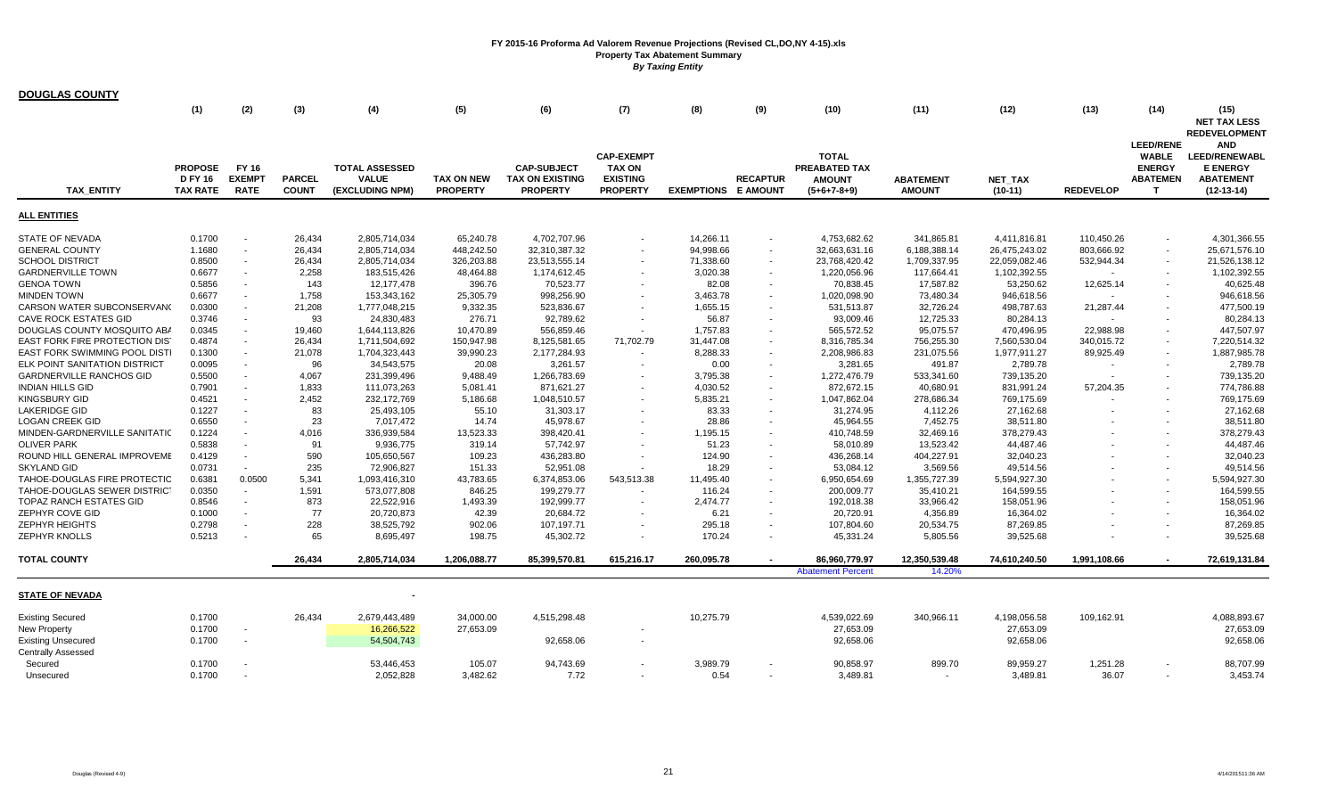**FY 2015-16 Proforma Ad Valorem Revenue Projections (Revised CL,DO,NY 4-15).xls**
**Property Tax Abatement Summary**
***By Taxing Entity***

**DOUGLAS COUNTY**

| | (1) | (2) | (3) | (4) | (5) | (6) | (7) | (8) | (9) | (10) | (11) | (12) | (13) | (14) | (15) |
|---|---|---|---|---|---|---|---|---|---|---|---|---|---|---|---|
| TAX_ENTITY | PROPOSE D FY 16 TAX RATE | FY 16 EXEMPT RATE | PARCEL COUNT | TOTAL ASSESSED VALUE (EXCLUDING NPM) | TAX ON NEW PROPERTY | CAP-SUBJECT TAX ON EXISTING PROPERTY | CAP-EXEMPT TAX ON EXISTING PROPERTY | EXEMPTIONS | RECAPTUR E AMOUNT | TOTAL PREABATED TAX AMOUNT (5+6+7-8+9) | ABATEMENT AMOUNT | NET_TAX (10-11) | REDEVELOP | LEED/RENEWABLE ENERGY ABATEMENT | NET TAX LESS REDEVELOPMENT AND LEED/RENEWABLE ENERGY ABATEMENT (12-13-14) |
| **ALL ENTITIES** | | | | | | | | | | | | | | | |
| STATE OF NEVADA | 0.1700 | - | 26,434 | 2,805,714,034 | 65,240.78 | 4,702,707.96 | - | 14,266.11 | - | 4,753,682.62 | 341,865.81 | 4,411,816.81 | 110,450.26 | - | 4,301,366.55 |
| GENERAL COUNTY | 1.1680 | - | 26,434 | 2,805,714,034 | 448,242.50 | 32,310,387.32 | - | 94,998.66 | - | 32,663,631.16 | 6,188,388.14 | 26,475,243.02 | 803,666.92 | - | 25,671,576.10 |
| SCHOOL DISTRICT | 0.8500 | - | 26,434 | 2,805,714,034 | 326,203.88 | 23,513,555.14 | - | 71,338.60 | - | 23,768,420.42 | 1,709,337.95 | 22,059,082.46 | 532,944.34 | - | 21,526,138.12 |
| GARDNERVILLE TOWN | 0.6677 | - | 2,258 | 183,515,426 | 48,464.88 | 1,174,612.45 | - | 3,020.38 | - | 1,220,056.96 | 117,664.41 | 1,102,392.55 | - | - | 1,102,392.55 |
| GENOA TOWN | 0.5856 | - | 143 | 12,177,478 | 396.76 | 70,523.77 | - | 82.08 | - | 70,838.45 | 17,587.82 | 53,250.62 | 12,625.14 | - | 40,625.48 |
| MINDEN TOWN | 0.6677 | - | 1,758 | 153,343,162 | 25,305.79 | 998,256.90 | - | 3,463.78 | - | 1,020,098.90 | 73,480.34 | 946,618.56 | - | - | 946,618.56 |
| CARSON WATER SUBCONSERVANC | 0.0300 | - | 21,208 | 1,777,048,215 | 9,332.35 | 523,836.67 | - | 1,655.15 | - | 531,513.87 | 32,726.24 | 498,787.63 | 21,287.44 | - | 477,500.19 |
| CAVE ROCK ESTATES GID | 0.3746 | - | 93 | 24,830,483 | 276.71 | 92,789.62 | - | 56.87 | - | 93,009.46 | 12,725.33 | 80,284.13 | - | - | 80,284.13 |
| DOUGLAS COUNTY MOSQUITO ABA | 0.0345 | - | 19,460 | 1,644,113,826 | 10,470.89 | 556,859.46 | - | 1,757.83 | - | 565,572.52 | 95,075.57 | 470,496.95 | 22,988.98 | - | 447,507.97 |
| EAST FORK FIRE PROTECTION DIS | 0.4874 | - | 26,434 | 1,711,504,692 | 150,947.98 | 8,125,581.65 | 71,702.79 | 31,447.08 | - | 8,316,785.34 | 756,255.30 | 7,560,530.04 | 340,015.72 | - | 7,220,514.32 |
| EAST FORK SWIMMING POOL DISTI | 0.1300 | - | 21,078 | 1,704,323,443 | 39,990.23 | 2,177,284.93 | - | 8,288.33 | - | 2,208,986.83 | 231,075.56 | 1,977,911.27 | 89,925.49 | - | 1,887,985.78 |
| ELK POINT SANITATION DISTRICT | 0.0095 | - | 96 | 34,543,575 | 20.08 | 3,261.57 | - | 0.00 | - | 3,281.65 | 491.87 | 2,789.78 | - | - | 2,789.78 |
| GARDNERVILLE RANCHOS GID | 0.5500 | - | 4,067 | 231,399,496 | 9,488.49 | 1,266,783.69 | - | 3,795.38 | - | 1,272,476.79 | 533,341.60 | 739,135.20 | - | - | 739,135.20 |
| INDIAN HILLS GID | 0.7901 | - | 1,833 | 111,073,263 | 5,081.41 | 871,621.27 | - | 4,030.52 | - | 872,672.15 | 40,680.91 | 831,991.24 | 57,204.35 | - | 774,786.88 |
| KINGSBURY GID | 0.4521 | - | 2,452 | 232,172,769 | 5,186.68 | 1,048,510.57 | - | 5,835.21 | - | 1,047,862.04 | 278,686.34 | 769,175.69 | - | - | 769,175.69 |
| LAKERIDGE GID | 0.1227 | - | 83 | 25,493,105 | 55.10 | 31,303.17 | - | 83.33 | - | 31,274.95 | 4,112.26 | 27,162.68 | - | - | 27,162.68 |
| LOGAN CREEK GID | 0.6550 | - | 23 | 7,017,472 | 14.74 | 45,978.67 | - | 28.86 | - | 45,964.55 | 7,452.75 | 38,511.80 | - | - | 38,511.80 |
| MINDEN-GARDNERVILLE SANITATIC | 0.1224 | - | 4,016 | 336,939,584 | 13,523.33 | 398,420.41 | - | 1,195.15 | - | 410,748.59 | 32,469.16 | 378,279.43 | - | - | 378,279.43 |
| OLIVER PARK | 0.5838 | - | 91 | 9,936,775 | 319.14 | 57,742.97 | - | 51.23 | - | 58,010.89 | 13,523.42 | 44,487.46 | - | - | 44,487.46 |
| ROUND HILL GENERAL IMPROVEME | 0.4129 | - | 590 | 105,650,567 | 109.23 | 436,283.80 | - | 124.90 | - | 436,268.14 | 404,227.91 | 32,040.23 | - | - | 32,040.23 |
| SKYLAND GID | 0.0731 | - | 235 | 72,906,827 | 151.33 | 52,951.08 | - | 18.29 | - | 53,084.12 | 3,569.56 | 49,514.56 | - | - | 49,514.56 |
| TAHOE-DOUGLAS FIRE PROTECTIC | 0.6381 | 0.0500 | 5,341 | 1,093,416,310 | 43,783.65 | 6,374,853.06 | 543,513.38 | 11,495.40 | - | 6,950,654.69 | 1,355,727.39 | 5,594,927.30 | - | - | 5,594,927.30 |
| TAHOE-DOUGLAS SEWER DISTRIC | 0.0350 | - | 1,591 | 573,077,808 | 846.25 | 199,279.77 | - | 116.24 | - | 200,009.77 | 35,410.21 | 164,599.55 | - | - | 164,599.55 |
| TOPAZ RANCH ESTATES GID | 0.8546 | - | 873 | 22,522,916 | 1,493.39 | 192,999.77 | - | 2,474.77 | - | 192,018.38 | 33,966.42 | 158,051.96 | - | - | 158,051.96 |
| ZEPHYR COVE GID | 0.1000 | - | 77 | 20,720,873 | 42.39 | 20,684.72 | - | 6.21 | - | 20,720.91 | 4,356.89 | 16,364.02 | - | - | 16,364.02 |
| ZEPHYR HEIGHTS | 0.2798 | - | 228 | 38,525,792 | 902.06 | 107,197.71 | - | 295.18 | - | 107,804.60 | 20,534.75 | 87,269.85 | - | - | 87,269.85 |
| ZEPHYR KNOLLS | 0.5213 | - | 65 | 8,695,497 | 198.75 | 45,302.72 | - | 170.24 | - | 45,331.24 | 5,805.56 | 39,525.68 | - | - | 39,525.68 |
| **TOTAL COUNTY** | | | 26,434 | 2,805,714,034 | 1,206,088.77 | 85,399,570.81 | 615,216.17 | 260,095.78 | - | 86,960,779.97 | 12,350,539.48 | 74,610,240.50 | 1,991,108.66 | - | 72,619,131.84 |
| | | | | | | | | | | Abatement Percent | 14.20% | | | | |
| **STATE OF NEVADA** | | | | - | | | | | | | | | | | |
| Existing Secured | 0.1700 | | 26,434 | 2,679,443,489 | 34,000.00 | 4,515,298.48 | | 10,275.79 | | 4,539,022.69 | 340,966.11 | 4,198,056.58 | 109,162.91 | | 4,088,893.67 |
| New Property | 0.1700 | - | | 16,266,522 | 27,653.09 | | - | | | 27,653.09 | | 27,653.09 | | | 27,653.09 |
| Existing Unsecured | 0.1700 | - | | 54,504,743 | | 92,658.06 | | | | 92,658.06 | | 92,658.06 | | | 92,658.06 |
| Centrally Assessed | | | | | | | | | | | | | | | |
| Secured | 0.1700 | - | | 53,446,453 | 105.07 | 94,743.69 | - | 3,989.79 | - | 90,858.97 | 899.70 | 89,959.27 | 1,251.28 | - | 88,707.99 |
| Unsecured | 0.1700 | - | | 2,052,828 | 3,482.62 | 7.72 | - | 0.54 | - | 3,489.81 | - | 3,489.81 | 36.07 | - | 3,453.74 |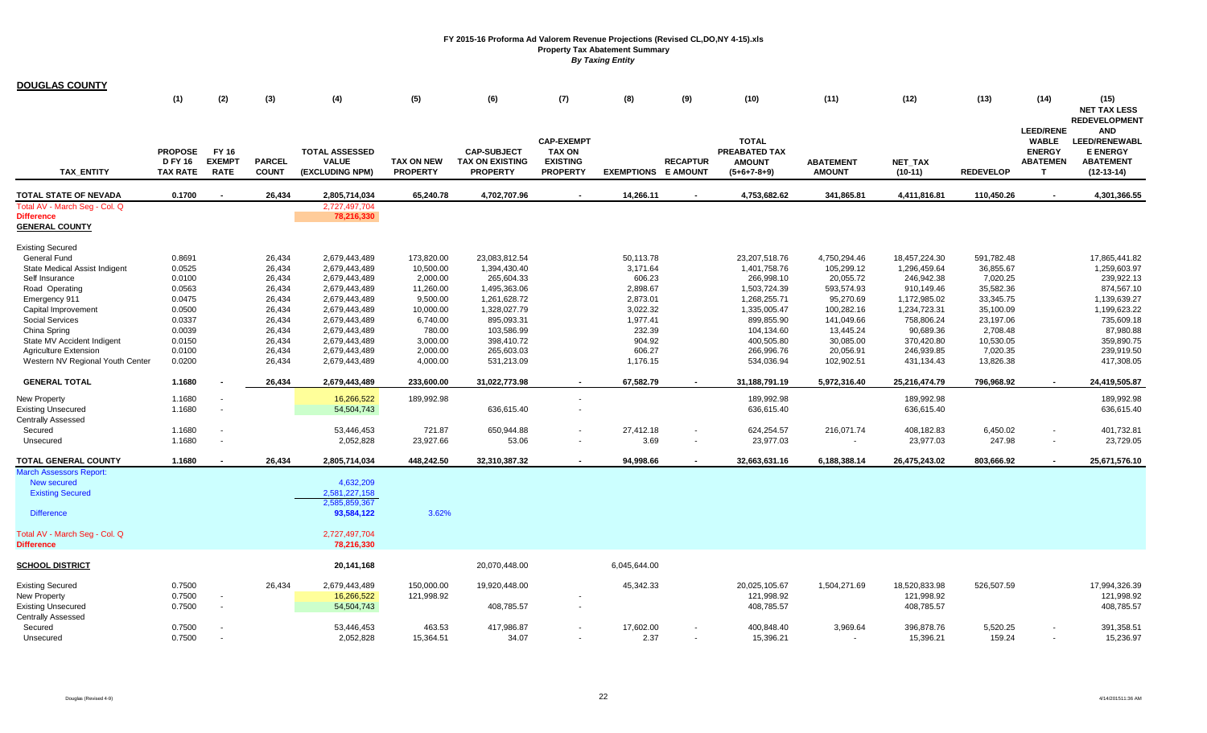# FY 2015-16 Proforma Ad Valorem Revenue Projections (Revised CL,DO,NY 4-15).xls
## Property Tax Abatement Summary
### *By Taxing Entity*

**DOUGLAS COUNTY**

| TAX_ENTITY | (1) PROPOSE D FY 16 TAX RATE | (2) FY 16 EXEMPT RATE | (3) PARCEL COUNT | (4) TOTAL ASSESSED VALUE (EXCLUDING NPM) | (5) TAX ON NEW PROPERTY | (6) CAP-SUBJECT TAX ON EXISTING PROPERTY | (7) CAP-EXEMPT TAX ON EXISTING PROPERTY | (8) EXEMPTIONS | (9) RECAPTUR E AMOUNT | (10) TOTAL PREABATED TAX AMOUNT (5+6+7-8+9) | (11) ABATEMENT AMOUNT | (12) NET_TAX (10-11) | (13) REDEVELOP | (14) LEED/RENEWABLE ENERGY ABATEMENT | (15) NET TAX LESS REDEVELOPMENT AND LEED/RENEWABLE ENERGY ABATEMENT (12-13-14) |
|---|---|---|---|---|---|---|---|---|---|---|---|---|---|---|---|
| **TOTAL STATE OF NEVADA** | **0.1700** | **-** | **26,434** | **2,805,714,034** | **65,240.78** | **4,702,707.96** | **-** | **14,266.11** | **-** | **4,753,682.62** | **341,865.81** | **4,411,816.81** | **110,450.26** | **-** | **4,301,366.55** |
| Total AV - March Seg - Col. Q | | | | 2,727,497,704 | | | | | | | | | | | |
| Difference | | | | 78,216,330 | | | | | | | | | | | |
| **GENERAL COUNTY** | | | | | | | | | | | | | | | |
| Existing Secured | | | | | | | | | | | | | | | |
| General Fund | 0.8691 | | 26,434 | 2,679,443,489 | 173,820.00 | 23,083,812.54 | | 50,113.78 | | 23,207,518.76 | 4,750,294.46 | 18,457,224.30 | 591,782.48 | | 17,865,441.82 |
| State Medical Assist Indigent | 0.0525 | | 26,434 | 2,679,443,489 | 10,500.00 | 1,394,430.40 | | 3,171.64 | | 1,401,758.76 | 105,299.12 | 1,296,459.64 | 36,855.67 | | 1,259,603.97 |
| Self Insurance | 0.0100 | | 26,434 | 2,679,443,489 | 2,000.00 | 265,604.33 | | 606.23 | | 266,998.10 | 20,055.72 | 246,942.38 | 7,020.25 | | 239,922.13 |
| Road Operating | 0.0563 | | 26,434 | 2,679,443,489 | 11,260.00 | 1,495,363.06 | | 2,898.67 | | 1,503,724.39 | 593,574.93 | 910,149.46 | 35,582.36 | | 874,567.10 |
| Emergency 911 | 0.0475 | | 26,434 | 2,679,443,489 | 9,500.00 | 1,261,628.72 | | 2,873.01 | | 1,268,255.71 | 95,270.69 | 1,172,985.02 | 33,345.75 | | 1,139,639.27 |
| Capital Improvement | 0.0500 | | 26,434 | 2,679,443,489 | 10,000.00 | 1,328,027.79 | | 3,022.32 | | 1,335,005.47 | 100,282.16 | 1,234,723.31 | 35,100.09 | | 1,199,623.22 |
| Social Services | 0.0337 | | 26,434 | 2,679,443,489 | 6,740.00 | 895,093.31 | | 1,977.41 | | 899,855.90 | 141,049.66 | 758,806.24 | 23,197.06 | | 735,609.18 |
| China Spring | 0.0039 | | 26,434 | 2,679,443,489 | 780.00 | 103,586.99 | | 232.39 | | 104,134.60 | 13,445.24 | 90,689.36 | 2,708.48 | | 87,980.88 |
| State MV Accident Indigent | 0.0150 | | 26,434 | 2,679,443,489 | 3,000.00 | 398,410.72 | | 904.92 | | 400,505.80 | 30,085.00 | 370,420.80 | 10,530.05 | | 359,890.75 |
| Agriculture Extension | 0.0100 | | 26,434 | 2,679,443,489 | 2,000.00 | 265,603.03 | | 606.27 | | 266,996.76 | 20,056.91 | 246,939.85 | 7,020.35 | | 239,919.50 |
| Western NV Regional Youth Center | 0.0200 | | 26,434 | 2,679,443,489 | 4,000.00 | 531,213.09 | | 1,176.15 | | 534,036.94 | 102,902.51 | 431,134.43 | 13,826.38 | | 417,308.05 |
| **GENERAL TOTAL** | **1.1680** | **-** | **26,434** | **2,679,443,489** | **233,600.00** | **31,022,773.98** | **-** | **67,582.79** | **-** | **31,188,791.19** | **5,972,316.40** | **25,216,474.79** | **796,968.92** | **-** | **24,419,505.87** |
| New Property | 1.1680 | - | | 16,266,522 | 189,992.98 | | - | | | 189,992.98 | | 189,992.98 | | | 189,992.98 |
| Existing Unsecured | 1.1680 | - | | 54,504,743 | | 636,615.40 | - | | | 636,615.40 | | 636,615.40 | | | 636,615.40 |
| Centrally Assessed | | | | | | | | | | | | | | | |
| Secured | 1.1680 | - | | 53,446,453 | 721.87 | 650,944.88 | - | 27,412.18 | - | 624,254.57 | 216,071.74 | 408,182.83 | 6,450.02 | - | 401,732.81 |
| Unsecured | 1.1680 | - | | 2,052,828 | 23,927.66 | 53.06 | - | 3.69 | - | 23,977.03 | - | 23,977.03 | 247.98 | - | 23,729.05 |
| **TOTAL GENERAL COUNTY** | **1.1680** | **-** | **26,434** | **2,805,714,034** | **448,242.50** | **32,310,387.32** | **-** | **94,998.66** | **-** | **32,663,631.16** | **6,188,388.14** | **26,475,243.02** | **803,666.92** | **-** | **25,671,576.10** |
| March Assessors Report: | | | | | | | | | | | | | | | |
| New secured | | | | 4,632,209 | | | | | | | | | | | |
| Existing Secured | | | | 2,581,227,158 | | | | | | | | | | | |
| | | | | 2,585,859,367 | | | | | | | | | | | |
| Difference | | | | 93,584,122 | 3.62% | | | | | | | | | | |
| Total AV - March Seg - Col. Q | | | | 2,727,497,704 | | | | | | | | | | | |
| Difference | | | | 78,216,330 | | | | | | | | | | | |
| **SCHOOL DISTRICT** | | | | 20,141,168 | | 20,070,448.00 | | 6,045,644.00 | | | | | | | |
| Existing Secured | 0.7500 | | 26,434 | 2,679,443,489 | 150,000.00 | 19,920,448.00 | | 45,342.33 | | 20,025,105.67 | 1,504,271.69 | 18,520,833.98 | 526,507.59 | | 17,994,326.39 |
| New Property | 0.7500 | - | | 16,266,522 | 121,998.92 | | - | | | 121,998.92 | | 121,998.92 | | | 121,998.92 |
| Existing Unsecured | 0.7500 | - | | 54,504,743 | | 408,785.57 | - | | | 408,785.57 | | 408,785.57 | | | 408,785.57 |
| Centrally Assessed | | | | | | | | | | | | | | | |
| Secured | 0.7500 | - | | 53,446,453 | 463.53 | 417,986.87 | - | 17,602.00 | - | 400,848.40 | 3,969.64 | 396,878.76 | 5,520.25 | - | 391,358.51 |
| Unsecured | 0.7500 | - | | 2,052,828 | 15,364.51 | 34.07 | - | 2.37 | - | 15,396.21 | - | 15,396.21 | 159.24 | - | 15,236.97 |

Douglas (Revised 4-9)

4/14/2015 11:36 AM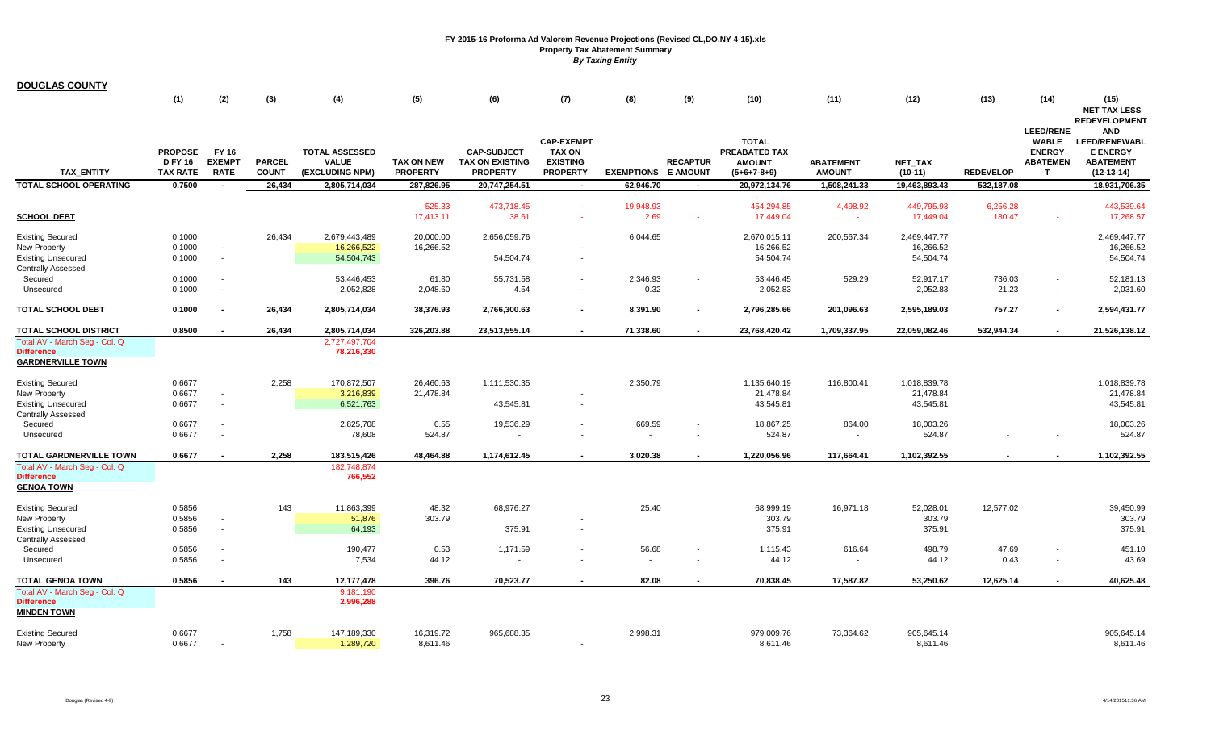**FY 2015-16 Proforma Ad Valorem Revenue Projections (Revised CL,DO,NY 4-15).xls**
**Property Tax Abatement Summary**
***By Taxing Entity***

## DOUGLAS COUNTY

| TAX_ENTITY | (1) PROPOSED FY 16 TAX RATE | (2) FY 16 EXEMPT RATE | (3) PARCEL COUNT | (4) TOTAL ASSESSED VALUE (EXCLUDING NPM) | (5) TAX ON NEW PROPERTY | (6) CAP-SUBJECT TAX ON EXISTING PROPERTY | (7) CAP-EXEMPT TAX ON EXISTING PROPERTY | (8) EXEMPTIONS | (9) RECAPTURE AMOUNT | (10) TOTAL PREABATED TAX AMOUNT (5+6+7-8+9) | (11) ABATEMENT AMOUNT | (12) NET_TAX (10-11) | (13) REDEVELOP | (14) LEED/RENEWABLE ENERGY ABATEMENT | (15) NET TAX LESS REDEVELOPMENT AND LEED/RENEWABLE ENERGY ABATEMENT (12-13-14) |
|---|---|---|---|---|---|---|---|---|---|---|---|---|---|---|---|
| **TOTAL SCHOOL OPERATING** | **0.7500** | **-** | **26,434** | **2,805,714,034** | **287,826.95** | **20,747,254.51** | **-** | **62,946.70** | **-** | **20,972,134.76** | **1,508,241.33** | **19,463,893.43** | **532,187.08** | | **18,931,706.35** |
| | | | | | 525.33 | 473,718.45 | - | 19,948.93 | - | 454,294.85 | 4,498.92 | 449,795.93 | 6,256.28 | - | 443,539.64 |
| **SCHOOL DEBT** | | | | | 17,413.11 | 38.61 | - | 2.69 | - | 17,449.04 | - | 17,449.04 | 180.47 | - | 17,268.57 |
| Existing Secured | 0.1000 | | 26,434 | 2,679,443,489 | 20,000.00 | 2,656,059.76 | | 6,044.65 | | 2,670,015.11 | 200,567.34 | 2,469,447.77 | | | 2,469,447.77 |
| New Property | 0.1000 | - | | 16,266,522 | 16,266.52 | | - | | | 16,266.52 | | 16,266.52 | | | 16,266.52 |
| Existing Unsecured | 0.1000 | - | | 54,504,743 | | 54,504.74 | - | | | 54,504.74 | | 54,504.74 | | | 54,504.74 |
| Centrally Assessed | | | | | | | | | | | | | | | |
| Secured | 0.1000 | - | | 53,446,453 | 61.80 | 55,731.58 | - | 2,346.93 | - | 53,446.45 | 529.29 | 52,917.17 | 736.03 | - | 52,181.13 |
| Unsecured | 0.1000 | - | | 2,052,828 | 2,048.60 | 4.54 | - | 0.32 | - | 2,052.83 | - | 2,052.83 | 21.23 | - | 2,031.60 |
| **TOTAL SCHOOL DEBT** | **0.1000** | **-** | **26,434** | **2,805,714,034** | **38,376.93** | **2,766,300.63** | **-** | **8,391.90** | **-** | **2,796,285.66** | **201,096.63** | **2,595,189.03** | **757.27** | **-** | **2,594,431.77** |
| **TOTAL SCHOOL DISTRICT** | **0.8500** | **-** | **26,434** | **2,805,714,034** | **326,203.88** | **23,513,555.14** | **-** | **71,338.60** | **-** | **23,768,420.42** | **1,709,337.95** | **22,059,082.46** | **532,944.34** | **-** | **21,526,138.12** |
| Total AV - March Seg - Col. Q | | | | 2,727,497,704 | | | | | | | | | | | |
| Difference | | | | 78,216,330 | | | | | | | | | | | |
| **GARDNERVILLE TOWN** | | | | | | | | | | | | | | | |
| Existing Secured | 0.6677 | | 2,258 | 170,872,507 | 26,460.63 | 1,111,530.35 | | 2,350.79 | | 1,135,640.19 | 116,800.41 | 1,018,839.78 | | | 1,018,839.78 |
| New Property | 0.6677 | - | | 3,216,839 | 21,478.84 | | - | | | 21,478.84 | | 21,478.84 | | | 21,478.84 |
| Existing Unsecured | 0.6677 | - | | 6,521,763 | | 43,545.81 | - | | | 43,545.81 | | 43,545.81 | | | 43,545.81 |
| Centrally Assessed | | | | | | | | | | | | | | | |
| Secured | 0.6677 | - | | 2,825,708 | 0.55 | 19,536.29 | - | 669.59 | - | 18,867.25 | 864.00 | 18,003.26 | | | 18,003.26 |
| Unsecured | 0.6677 | - | | 78,608 | 524.87 | - | - | - | - | 524.87 | - | 524.87 | - | - | 524.87 |
| **TOTAL GARDNERVILLE TOWN** | **0.6677** | **-** | **2,258** | **183,515,426** | **48,464.88** | **1,174,612.45** | **-** | **3,020.38** | **-** | **1,220,056.96** | **117,664.41** | **1,102,392.55** | **-** | **-** | **1,102,392.55** |
| Total AV - March Seg - Col. Q | | | | 182,748,874 | | | | | | | | | | | |
| Difference | | | | 766,552 | | | | | | | | | | | |
| **GENOA TOWN** | | | | | | | | | | | | | | | |
| Existing Secured | 0.5856 | | 143 | 11,863,399 | 48.32 | 68,976.27 | | 25.40 | | 68,999.19 | 16,971.18 | 52,028.01 | 12,577.02 | | 39,450.99 |
| New Property | 0.5856 | - | | 51,876 | 303.79 | | - | | | 303.79 | | 303.79 | | | 303.79 |
| Existing Unsecured | 0.5856 | - | | 64,193 | | 375.91 | - | | | 375.91 | | 375.91 | | | 375.91 |
| Centrally Assessed | | | | | | | | | | | | | | | |
| Secured | 0.5856 | - | | 190,477 | 0.53 | 1,171.59 | - | 56.68 | - | 1,115.43 | 616.64 | 498.79 | 47.69 | - | 451.10 |
| Unsecured | 0.5856 | - | | 7,534 | 44.12 | - | - | - | - | 44.12 | - | 44.12 | 0.43 | - | 43.69 |
| **TOTAL GENOA TOWN** | **0.5856** | **-** | **143** | **12,177,478** | **396.76** | **70,523.77** | **-** | **82.08** | **-** | **70,838.45** | **17,587.82** | **53,250.62** | **12,625.14** | **-** | **40,625.48** |
| Total AV - March Seg - Col. Q | | | | 9,181,190 | | | | | | | | | | | |
| Difference | | | | 2,996,288 | | | | | | | | | | | |
| **MINDEN TOWN** | | | | | | | | | | | | | | | |
| Existing Secured | 0.6677 | | 1,758 | 147,189,330 | 16,319.72 | 965,688.35 | | 2,998.31 | | 979,009.76 | 73,364.62 | 905,645.14 | | | 905,645.14 |
| New Property | 0.6677 | - | | 1,289,720 | 8,611.46 | | - | | | 8,611.46 | | 8,611.46 | | | 8,611.46 |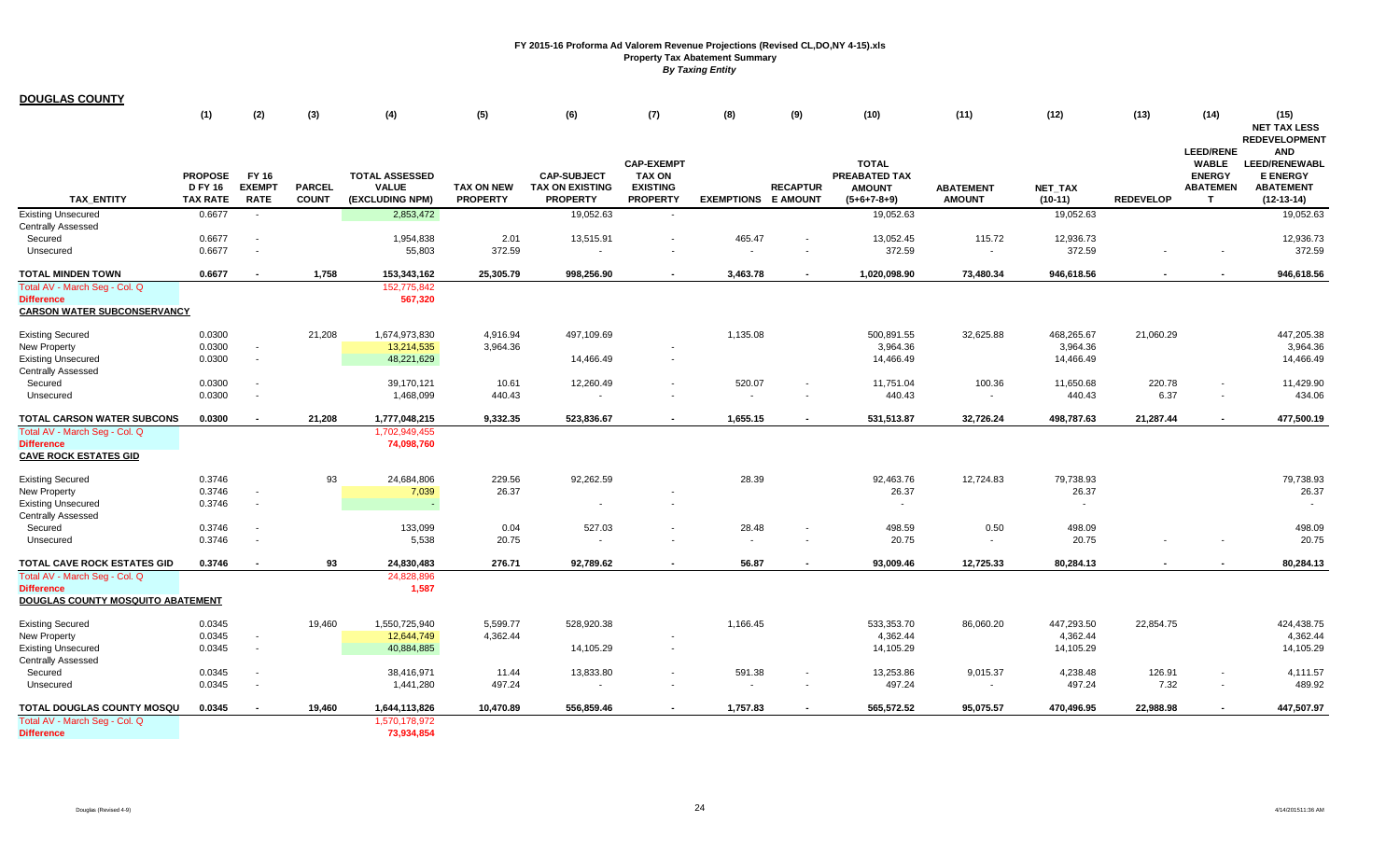# FY 2015-16 Proforma Ad Valorem Revenue Projections (Revised CL,DO,NY 4-15).xls

**Property Tax Abatement Summary**

*By Taxing Entity*

**DOUGLAS COUNTY**

| TAX_ENTITY | (1) PROPOSED FY 16 TAX RATE | (2) FY 16 EXEMPT RATE | (3) PARCEL COUNT | (4) TOTAL ASSESSED VALUE (EXCLUDING NPM) | (5) TAX ON NEW PROPERTY | (6) CAP-SUBJECT TAX ON EXISTING PROPERTY | (7) CAP-EXEMPT TAX ON EXISTING PROPERTY | (8) EXEMPTIONS | (9) RECAPTURE AMOUNT | (10) TOTAL PREABATED TAX AMOUNT (5+6+7-8+9) | (11) ABATEMENT AMOUNT | (12) NET_TAX (10-11) | (13) REDEVELOP | (14) LEED/RENEWABLE ENERGY ABATEMENT | (15) NET TAX LESS REDEVELOPMENT AND LEED/RENEWABLE ENERGY ABATEMENT (12-13-14) |
|---|---|---|---|---|---|---|---|---|---|---|---|---|---|---|---|
| Existing Unsecured | 0.6677 | - | | 2,853,472 | | 19,052.63 | - | | | 19,052.63 | | 19,052.63 | | | 19,052.63 |
| Centrally Assessed | | | | | | | | | | | | | | | |
| Secured | 0.6677 | - | | 1,954,838 | 2.01 | 13,515.91 | - | 465.47 | - | 13,052.45 | 115.72 | 12,936.73 | | | 12,936.73 |
| Unsecured | 0.6677 | - | | 55,803 | 372.59 | - | - | - | - | 372.59 | - | 372.59 | - | - | 372.59 |
| **TOTAL MINDEN TOWN** | **0.6677** | **-** | **1,758** | **153,343,162** | **25,305.79** | **998,256.90** | **-** | **3,463.78** | **-** | **1,020,098.90** | **73,480.34** | **946,618.56** | **-** | **-** | **946,618.56** |
| Total AV - March Seg - Col. Q | | | | 152,775,842 | | | | | | | | | | | |
| **Difference** | | | | **567,320** | | | | | | | | | | | |
| **CARSON WATER SUBCONSERVANCY** | | | | | | | | | | | | | | | |
| Existing Secured | 0.0300 | | 21,208 | 1,674,973,830 | 4,916.94 | 497,109.69 | | 1,135.08 | | 500,891.55 | 32,625.88 | 468,265.67 | 21,060.29 | | 447,205.38 |
| New Property | 0.0300 | - | | 13,214,535 | 3,964.36 | | - | | | 3,964.36 | | 3,964.36 | | | 3,964.36 |
| Existing Unsecured | 0.0300 | - | | 48,221,629 | | 14,466.49 | - | | | 14,466.49 | | 14,466.49 | | | 14,466.49 |
| Centrally Assessed | | | | | | | | | | | | | | | |
| Secured | 0.0300 | - | | 39,170,121 | 10.61 | 12,260.49 | - | 520.07 | - | 11,751.04 | 100.36 | 11,650.68 | 220.78 | - | 11,429.90 |
| Unsecured | 0.0300 | - | | 1,468,099 | 440.43 | - | - | - | - | 440.43 | - | 440.43 | 6.37 | - | 434.06 |
| **TOTAL CARSON WATER SUBCONS** | **0.0300** | **-** | **21,208** | **1,777,048,215** | **9,332.35** | **523,836.67** | **-** | **1,655.15** | **-** | **531,513.87** | **32,726.24** | **498,787.63** | **21,287.44** | **-** | **477,500.19** |
| Total AV - March Seg - Col. Q | | | | 1,702,949,455 | | | | | | | | | | | |
| **Difference** | | | | **74,098,760** | | | | | | | | | | | |
| **CAVE ROCK ESTATES GID** | | | | | | | | | | | | | | | |
| Existing Secured | 0.3746 | | 93 | 24,684,806 | 229.56 | 92,262.59 | | 28.39 | | 92,463.76 | 12,724.83 | 79,738.93 | | | 79,738.93 |
| New Property | 0.3746 | - | | 7,039 | 26.37 | | - | | | 26.37 | | 26.37 | | | 26.37 |
| Existing Unsecured | 0.3746 | - | | - | | - | - | | | - | | - | | | - |
| Centrally Assessed | | | | | | | | | | | | | | | |
| Secured | 0.3746 | - | | 133,099 | 0.04 | 527.03 | - | 28.48 | - | 498.59 | 0.50 | 498.09 | | | 498.09 |
| Unsecured | 0.3746 | - | | 5,538 | 20.75 | - | - | - | - | 20.75 | - | 20.75 | - | - | 20.75 |
| **TOTAL CAVE ROCK ESTATES GID** | **0.3746** | **-** | **93** | **24,830,483** | **276.71** | **92,789.62** | **-** | **56.87** | **-** | **93,009.46** | **12,725.33** | **80,284.13** | **-** | **-** | **80,284.13** |
| Total AV - March Seg - Col. Q | | | | 24,828,896 | | | | | | | | | | | |
| **Difference** | | | | **1,587** | | | | | | | | | | | |
| **DOUGLAS COUNTY MOSQUITO ABATEMENT** | | | | | | | | | | | | | | | |
| Existing Secured | 0.0345 | | 19,460 | 1,550,725,940 | 5,599.77 | 528,920.38 | | 1,166.45 | | 533,353.70 | 86,060.20 | 447,293.50 | 22,854.75 | | 424,438.75 |
| New Property | 0.0345 | - | | 12,644,749 | 4,362.44 | | - | | | 4,362.44 | | 4,362.44 | | | 4,362.44 |
| Existing Unsecured | 0.0345 | - | | 40,884,885 | | 14,105.29 | - | | | 14,105.29 | | 14,105.29 | | | 14,105.29 |
| Centrally Assessed | | | | | | | | | | | | | | | |
| Secured | 0.0345 | - | | 38,416,971 | 11.44 | 13,833.80 | - | 591.38 | - | 13,253.86 | 9,015.37 | 4,238.48 | 126.91 | - | 4,111.57 |
| Unsecured | 0.0345 | - | | 1,441,280 | 497.24 | - | - | - | - | 497.24 | - | 497.24 | 7.32 | - | 489.92 |
| **TOTAL DOUGLAS COUNTY MOSQU** | **0.0345** | **-** | **19,460** | **1,644,113,826** | **10,470.89** | **556,859.46** | **-** | **1,757.83** | **-** | **565,572.52** | **95,075.57** | **470,496.95** | **22,988.98** | **-** | **447,507.97** |
| Total AV - March Seg - Col. Q | | | | 1,570,178,972 | | | | | | | | | | | |
| **Difference** | | | | **73,934,854** | | | | | | | | | | | |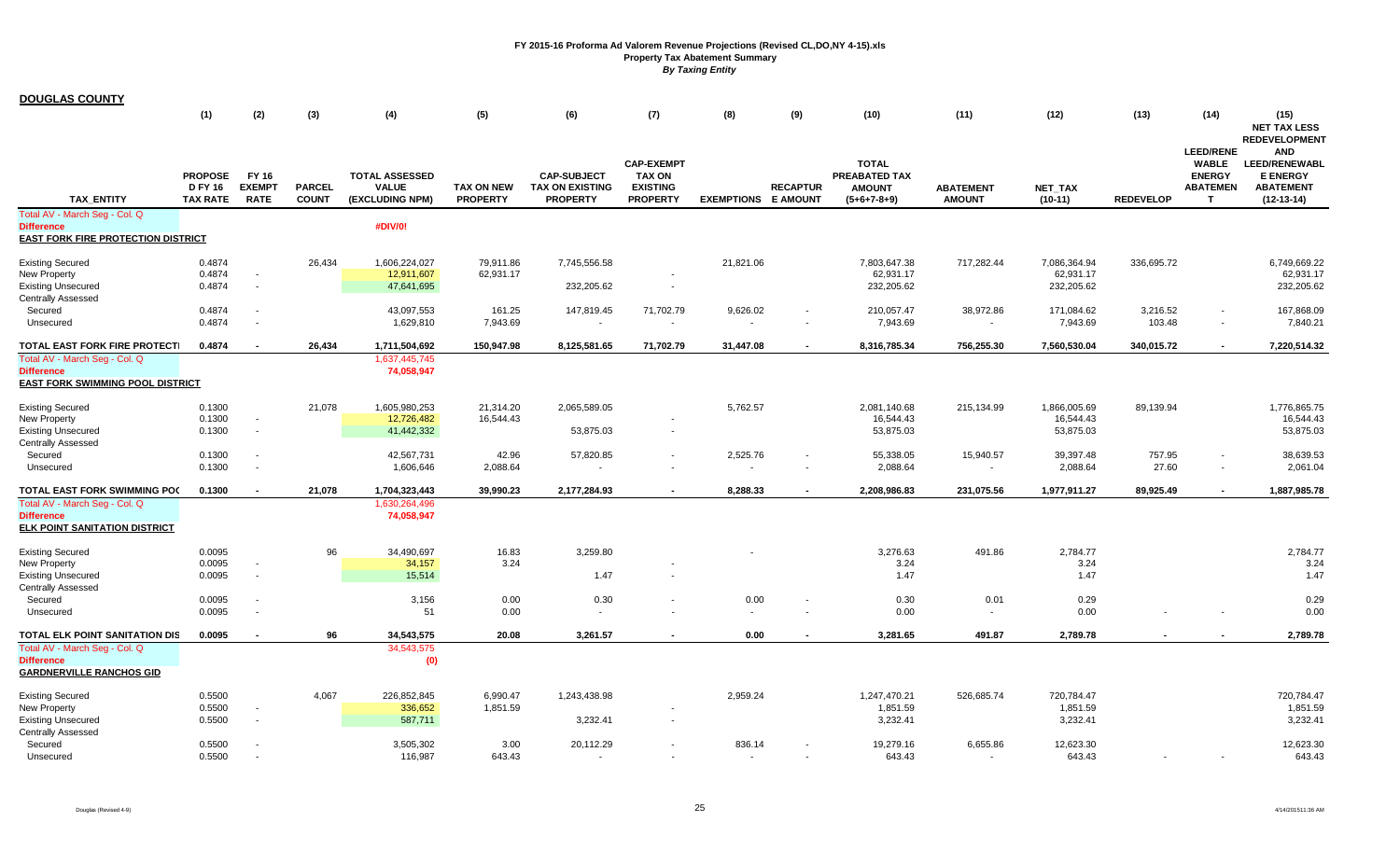**FY 2015-16 Proforma Ad Valorem Revenue Projections (Revised CL,DO,NY 4-15).xls**
**Property Tax Abatement Summary**
***By Taxing Entity***

**DOUGLAS COUNTY**

| TAX_ENTITY | (1) PROPOSED FY 16 TAX RATE | (2) FY 16 EXEMPT RATE | (3) PARCEL COUNT | (4) TOTAL ASSESSED VALUE (EXCLUDING NPM) | (5) TAX ON NEW PROPERTY | (6) CAP-SUBJECT TAX ON EXISTING PROPERTY | (7) CAP-EXEMPT TAX ON EXISTING PROPERTY | (8) EXEMPTIONS | (9) RECAPTURE AMOUNT | (10) TOTAL PREABATED TAX AMOUNT (5+6+7-8+9) | (11) ABATEMENT AMOUNT | (12) NET_TAX (10-11) | (13) REDEVELOP | (14) LEED/RENEWABLE ENERGY ABATEMENT | (15) NET TAX LESS REDEVELOPMENT AND LEED/RENEWABLE ENERGY ABATEMENT (12-13-14) |
|---|---|---|---|---|---|---|---|---|---|---|---|---|---|---|---|
| Total AV - March Seg - Col. Q | | | | | | | | | | | | | | | |
| Difference | | | | #DIV/0! | | | | | | | | | | | |
| **EAST FORK FIRE PROTECTION DISTRICT** | | | | | | | | | | | | | | | |
| Existing Secured | 0.4874 | | 26,434 | 1,606,224,027 | 79,911.86 | 7,745,556.58 | | 21,821.06 | | 7,803,647.38 | 717,282.44 | 7,086,364.94 | 336,695.72 | | 6,749,669.22 |
| New Property | 0.4874 | - | | 12,911,607 | 62,931.17 | | - | | | 62,931.17 | | 62,931.17 | | | 62,931.17 |
| Existing Unsecured | 0.4874 | - | | 47,641,695 | | 232,205.62 | - | | | 232,205.62 | | 232,205.62 | | | 232,205.62 |
| Centrally Assessed | | | | | | | | | | | | | | | |
| Secured | 0.4874 | - | | 43,097,553 | 161.25 | 147,819.45 | 71,702.79 | 9,626.02 | - | 210,057.47 | 38,972.86 | 171,084.62 | 3,216.52 | - | 167,868.09 |
| Unsecured | 0.4874 | - | | 1,629,810 | 7,943.69 | - | - | - | - | 7,943.69 | - | 7,943.69 | 103.48 | - | 7,840.21 |
| **TOTAL EAST FORK FIRE PROTECTI** | **0.4874** | **-** | **26,434** | **1,711,504,692** | **150,947.98** | **8,125,581.65** | **71,702.79** | **31,447.08** | **-** | **8,316,785.34** | **756,255.30** | **7,560,530.04** | **340,015.72** | **-** | **7,220,514.32** |
| Total AV - March Seg - Col. Q | | | | 1,637,445,745 | | | | | | | | | | | |
| Difference | | | | 74,058,947 | | | | | | | | | | | |
| **EAST FORK SWIMMING POOL DISTRICT** | | | | | | | | | | | | | | | |
| Existing Secured | 0.1300 | | 21,078 | 1,605,980,253 | 21,314.20 | 2,065,589.05 | | 5,762.57 | | 2,081,140.68 | 215,134.99 | 1,866,005.69 | 89,139.94 | | 1,776,865.75 |
| New Property | 0.1300 | - | | 12,726,482 | 16,544.43 | | - | | | 16,544.43 | | 16,544.43 | | | 16,544.43 |
| Existing Unsecured | 0.1300 | - | | 41,442,332 | | 53,875.03 | - | | | 53,875.03 | | 53,875.03 | | | 53,875.03 |
| Centrally Assessed | | | | | | | | | | | | | | | |
| Secured | 0.1300 | - | | 42,567,731 | 42.96 | 57,820.85 | - | 2,525.76 | - | 55,338.05 | 15,940.57 | 39,397.48 | 757.95 | - | 38,639.53 |
| Unsecured | 0.1300 | - | | 1,606,646 | 2,088.64 | - | - | - | - | 2,088.64 | - | 2,088.64 | 27.60 | - | 2,061.04 |
| **TOTAL EAST FORK SWIMMING POO** | **0.1300** | **-** | **21,078** | **1,704,323,443** | **39,990.23** | **2,177,284.93** | **-** | **8,288.33** | **-** | **2,208,986.83** | **231,075.56** | **1,977,911.27** | **89,925.49** | **-** | **1,887,985.78** |
| Total AV - March Seg - Col. Q | | | | 1,630,264,496 | | | | | | | | | | | |
| Difference | | | | 74,058,947 | | | | | | | | | | | |
| **ELK POINT SANITATION DISTRICT** | | | | | | | | | | | | | | | |
| Existing Secured | 0.0095 | | 96 | 34,490,697 | 16.83 | 3,259.80 | | - | | 3,276.63 | 491.86 | 2,784.77 | | | 2,784.77 |
| New Property | 0.0095 | - | | 34,157 | 3.24 | | - | | | 3.24 | | 3.24 | | | 3.24 |
| Existing Unsecured | 0.0095 | - | | 15,514 | | 1.47 | - | | | 1.47 | | 1.47 | | | 1.47 |
| Centrally Assessed | | | | | | | | | | | | | | | |
| Secured | 0.0095 | - | | 3,156 | 0.00 | 0.30 | - | 0.00 | - | 0.30 | 0.01 | 0.29 | | | 0.29 |
| Unsecured | 0.0095 | - | | 51 | 0.00 | - | - | - | - | 0.00 | - | 0.00 | - | - | 0.00 |
| **TOTAL ELK POINT SANITATION DIS** | **0.0095** | **-** | **96** | **34,543,575** | **20.08** | **3,261.57** | **-** | **0.00** | **-** | **3,281.65** | **491.87** | **2,789.78** | **-** | **-** | **2,789.78** |
| Total AV - March Seg - Col. Q | | | | 34,543,575 | | | | | | | | | | | |
| Difference | | | | (0) | | | | | | | | | | | |
| **GARDNERVILLE RANCHOS GID** | | | | | | | | | | | | | | | |
| Existing Secured | 0.5500 | | 4,067 | 226,852,845 | 6,990.47 | 1,243,438.98 | | 2,959.24 | | 1,247,470.21 | 526,685.74 | 720,784.47 | | | 720,784.47 |
| New Property | 0.5500 | - | | 336,652 | 1,851.59 | | - | | | 1,851.59 | | 1,851.59 | | | 1,851.59 |
| Existing Unsecured | 0.5500 | - | | 587,711 | | 3,232.41 | - | | | 3,232.41 | | 3,232.41 | | | 3,232.41 |
| Centrally Assessed | | | | | | | | | | | | | | | |
| Secured | 0.5500 | - | | 3,505,302 | 3.00 | 20,112.29 | - | 836.14 | - | 19,279.16 | 6,655.86 | 12,623.30 | | | 12,623.30 |
| Unsecured | 0.5500 | - | | 116,987 | 643.43 | - | - | - | - | 643.43 | - | 643.43 | - | - | 643.43 |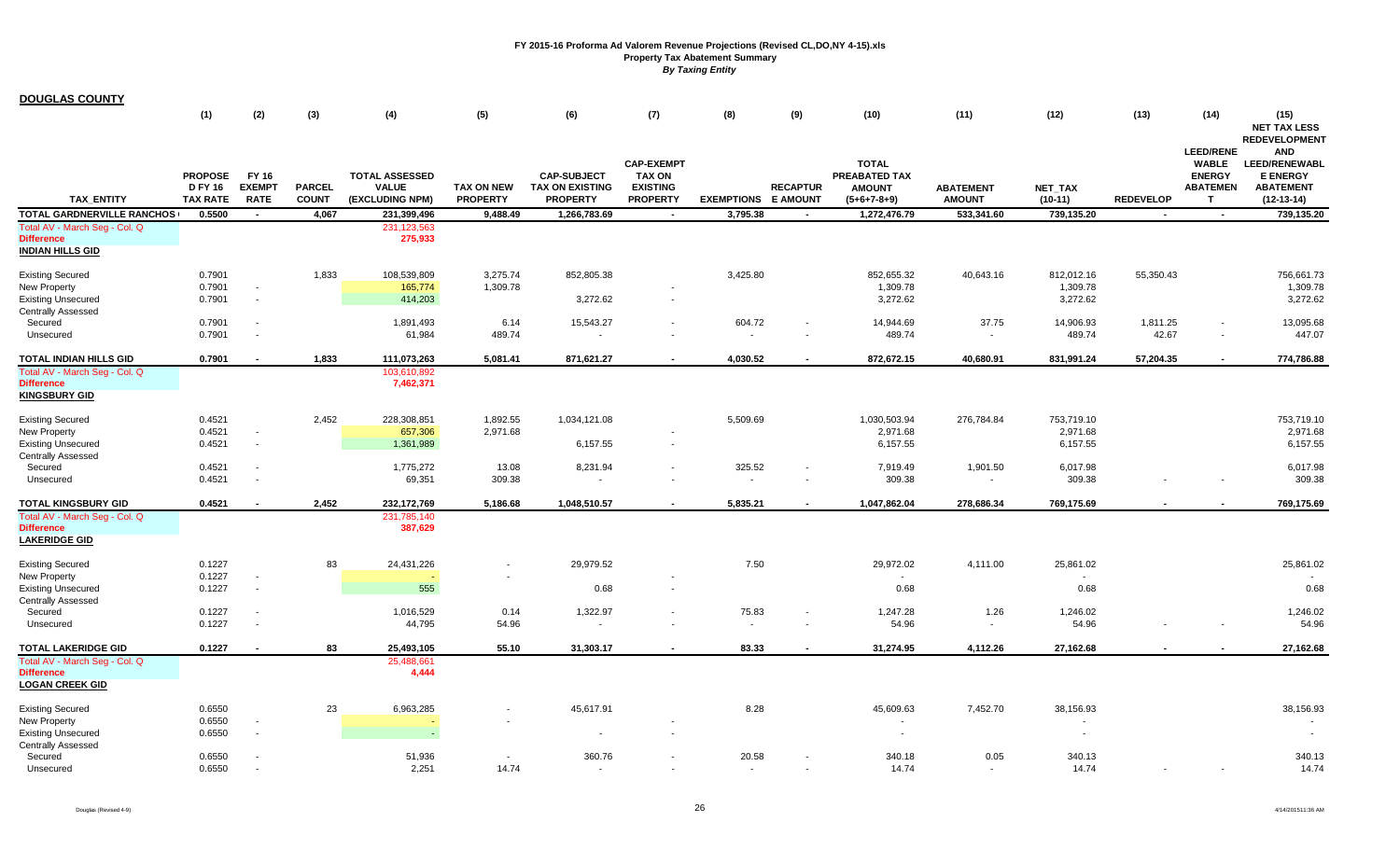**FY 2015-16 Proforma Ad Valorem Revenue Projections (Revised CL,DO,NY 4-15).xls**
**Property Tax Abatement Summary**
*By Taxing Entity*

## DOUGLAS COUNTY

| TAX_ENTITY | (1) PROPOSED FY 16 TAX RATE | (2) FY 16 EXEMPT RATE | (3) PARCEL COUNT | (4) TOTAL ASSESSED VALUE (EXCLUDING NPM) | (5) TAX ON NEW PROPERTY | (6) CAP-SUBJECT TAX ON EXISTING PROPERTY | (7) CAP-EXEMPT TAX ON EXISTING PROPERTY | (8) EXEMPTIONS | (9) RECAPTURE AMOUNT | (10) TOTAL PREABATED TAX AMOUNT (5+6+7-8+9) | (11) ABATEMENT AMOUNT | (12) NET_TAX (10-11) | (13) REDEVELOP | (14) LEED/RENEWABLE ENERGY ABATEMENT | (15) NET TAX LESS REDEVELOPMENT AND LEED/RENEWABLE ENERGY ABATEMENT (12-13-14) |
|---|---|---|---|---|---|---|---|---|---|---|---|---|---|---|---|
| **TOTAL GARDNERVILLE RANCHOS** | **0.5500** | **-** | **4,067** | **231,399,496** | **9,488.49** | **1,266,783.69** | **-** | **3,795.38** | **-** | **1,272,476.79** | **533,341.60** | **739,135.20** | **-** | **-** | **739,135.20** |
| Total AV - March Seg - Col. Q | | | | 231,123,563 | | | | | | | | | | | |
| **Difference** | | | | **275,933** | | | | | | | | | | | |
| **INDIAN HILLS GID** | | | | | | | | | | | | | | | |
| Existing Secured | 0.7901 | | 1,833 | 108,539,809 | 3,275.74 | 852,805.38 | | 3,425.80 | | 852,655.32 | 40,643.16 | 812,012.16 | 55,350.43 | | 756,661.73 |
| New Property | 0.7901 | - | | 165,774 | 1,309.78 | | - | | | 1,309.78 | | 1,309.78 | | | 1,309.78 |
| Existing Unsecured | 0.7901 | - | | 414,203 | | 3,272.62 | - | | | 3,272.62 | | 3,272.62 | | | 3,272.62 |
| Centrally Assessed | | | | | | | | | | | | | | | |
| Secured | 0.7901 | - | | 1,891,493 | 6.14 | 15,543.27 | - | 604.72 | - | 14,944.69 | 37.75 | 14,906.93 | 1,811.25 | - | 13,095.68 |
| Unsecured | 0.7901 | - | | 61,984 | 489.74 | - | - | - | - | 489.74 | - | 489.74 | 42.67 | - | 447.07 |
| **TOTAL INDIAN HILLS GID** | **0.7901** | **-** | **1,833** | **111,073,263** | **5,081.41** | **871,621.27** | **-** | **4,030.52** | **-** | **872,672.15** | **40,680.91** | **831,991.24** | **57,204.35** | **-** | **774,786.88** |
| Total AV - March Seg - Col. Q | | | | 103,610,892 | | | | | | | | | | | |
| **Difference** | | | | **7,462,371** | | | | | | | | | | | |
| **KINGSBURY GID** | | | | | | | | | | | | | | | |
| Existing Secured | 0.4521 | | 2,452 | 228,308,851 | 1,892.55 | 1,034,121.08 | | 5,509.69 | | 1,030,503.94 | 276,784.84 | 753,719.10 | | | 753,719.10 |
| New Property | 0.4521 | - | | 657,306 | 2,971.68 | | - | | | 2,971.68 | | 2,971.68 | | | 2,971.68 |
| Existing Unsecured | 0.4521 | - | | 1,361,989 | | 6,157.55 | - | | | 6,157.55 | | 6,157.55 | | | 6,157.55 |
| Centrally Assessed | | | | | | | | | | | | | | | |
| Secured | 0.4521 | - | | 1,775,272 | 13.08 | 8,231.94 | - | 325.52 | - | 7,919.49 | 1,901.50 | 6,017.98 | | | 6,017.98 |
| Unsecured | 0.4521 | - | | 69,351 | 309.38 | - | - | - | - | 309.38 | - | 309.38 | - | - | 309.38 |
| **TOTAL KINGSBURY GID** | **0.4521** | **-** | **2,452** | **232,172,769** | **5,186.68** | **1,048,510.57** | **-** | **5,835.21** | **-** | **1,047,862.04** | **278,686.34** | **769,175.69** | **-** | **-** | **769,175.69** |
| Total AV - March Seg - Col. Q | | | | 231,785,140 | | | | | | | | | | | |
| **Difference** | | | | **387,629** | | | | | | | | | | | |
| **LAKERIDGE GID** | | | | | | | | | | | | | | | |
| Existing Secured | 0.1227 | | 83 | 24,431,226 | - | 29,979.52 | | 7.50 | | 29,972.02 | 4,111.00 | 25,861.02 | | | 25,861.02 |
| New Property | 0.1227 | - | | - | - | | - | | | - | | - | | | - |
| Existing Unsecured | 0.1227 | - | | 555 | | 0.68 | - | | | 0.68 | | 0.68 | | | 0.68 |
| Centrally Assessed | | | | | | | | | | | | | | | |
| Secured | 0.1227 | - | | 1,016,529 | 0.14 | 1,322.97 | - | 75.83 | - | 1,247.28 | 1.26 | 1,246.02 | | | 1,246.02 |
| Unsecured | 0.1227 | - | | 44,795 | 54.96 | - | - | - | - | 54.96 | - | 54.96 | - | - | 54.96 |
| **TOTAL LAKERIDGE GID** | **0.1227** | **-** | **83** | **25,493,105** | **55.10** | **31,303.17** | **-** | **83.33** | **-** | **31,274.95** | **4,112.26** | **27,162.68** | **-** | **-** | **27,162.68** |
| Total AV - March Seg - Col. Q | | | | 25,488,661 | | | | | | | | | | | |
| **Difference** | | | | **4,444** | | | | | | | | | | | |
| **LOGAN CREEK GID** | | | | | | | | | | | | | | | |
| Existing Secured | 0.6550 | | 23 | 6,963,285 | - | 45,617.91 | | 8.28 | | 45,609.63 | 7,452.70 | 38,156.93 | | | 38,156.93 |
| New Property | 0.6550 | - | | - | - | | - | | | - | | - | | | - |
| Existing Unsecured | 0.6550 | - | | - | | - | - | | | - | | - | | | - |
| Centrally Assessed | | | | | | | | | | | | | | | |
| Secured | 0.6550 | - | | 51,936 | - | 360.76 | - | 20.58 | - | 340.18 | 0.05 | 340.13 | | | 340.13 |
| Unsecured | 0.6550 | - | | 2,251 | 14.74 | - | - | - | - | 14.74 | - | 14.74 | - | - | 14.74 |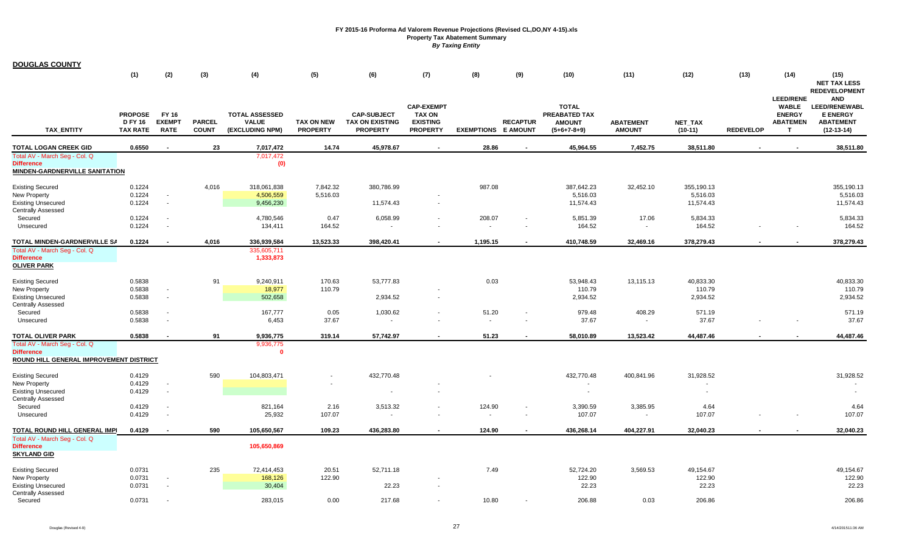**FY 2015-16 Proforma Ad Valorem Revenue Projections (Revised CL,DO,NY 4-15).xls**
**Property Tax Abatement Summary**
***By Taxing Entity***

**DOUGLAS COUNTY**

| TAX_ENTITY | (1) PROPOSED FY 16 TAX RATE | (2) FY 16 EXEMPT RATE | (3) PARCEL COUNT | (4) TOTAL ASSESSED VALUE (EXCLUDING NPM) | (5) TAX ON NEW PROPERTY | (6) CAP-SUBJECT TAX ON EXISTING PROPERTY | (7) CAP-EXEMPT TAX ON EXISTING PROPERTY | (8) EXEMPTIONS | (9) RECAPTURE AMOUNT | (10) TOTAL PREABATED TAX AMOUNT (5+6+7-8+9) | (11) ABATEMENT AMOUNT | (12) NET_TAX (10-11) | (13) REDEVELOP | (14) LEED/RENEWABLE ENERGY ABATEMENT | (15) NET TAX LESS REDEVELOPMENT AND LEED/RENEWABLE ENERGY ABATEMENT (12-13-14) |
|---|---|---|---|---|---|---|---|---|---|---|---|---|---|---|---|
| **TOTAL LOGAN CREEK GID** | **0.6550** | **-** | **23** | **7,017,472** | **14.74** | **45,978.67** | **-** | **28.86** | **-** | **45,964.55** | **7,452.75** | **38,511.80** | **-** | **-** | **38,511.80** |
| Total AV - March Seg - Col. Q | | | | 7,017,472 | | | | | | | | | | | |
| Difference | | | | (0) | | | | | | | | | | | |
| **MINDEN-GARDNERVILLE SANITATION** | | | | | | | | | | | | | | | |
| Existing Secured | 0.1224 | | 4,016 | 318,061,838 | 7,842.32 | 380,786.99 | | 987.08 | | 387,642.23 | 32,452.10 | 355,190.13 | | | 355,190.13 |
| New Property | 0.1224 | - | | 4,506,559 | 5,516.03 | | - | | | 5,516.03 | | 5,516.03 | | | 5,516.03 |
| Existing Unsecured | 0.1224 | - | | 9,456,230 | | 11,574.43 | - | | | 11,574.43 | | 11,574.43 | | | 11,574.43 |
| Centrally Assessed | | | | | | | | | | | | | | | |
| Secured | 0.1224 | - | | 4,780,546 | 0.47 | 6,058.99 | - | 208.07 | - | 5,851.39 | 17.06 | 5,834.33 | | | 5,834.33 |
| Unsecured | 0.1224 | - | | 134,411 | 164.52 | - | - | - | - | 164.52 | - | 164.52 | - | - | 164.52 |
| **TOTAL MINDEN-GARDNERVILLE SA** | **0.1224** | **-** | **4,016** | **336,939,584** | **13,523.33** | **398,420.41** | **-** | **1,195.15** | **-** | **410,748.59** | **32,469.16** | **378,279.43** | **-** | **-** | **378,279.43** |
| Total AV - March Seg - Col. Q | | | | 335,605,711 | | | | | | | | | | | |
| Difference | | | | 1,333,873 | | | | | | | | | | | |
| **OLIVER PARK** | | | | | | | | | | | | | | | |
| Existing Secured | 0.5838 | | 91 | 9,240,911 | 170.63 | 53,777.83 | | 0.03 | | 53,948.43 | 13,115.13 | 40,833.30 | | | 40,833.30 |
| New Property | 0.5838 | - | | 18,977 | 110.79 | | - | | | 110.79 | | 110.79 | | | 110.79 |
| Existing Unsecured | 0.5838 | - | | 502,658 | | 2,934.52 | - | | | 2,934.52 | | 2,934.52 | | | 2,934.52 |
| Centrally Assessed | | | | | | | | | | | | | | | |
| Secured | 0.5838 | - | | 167,777 | 0.05 | 1,030.62 | - | 51.20 | - | 979.48 | 408.29 | 571.19 | | | 571.19 |
| Unsecured | 0.5838 | - | | 6,453 | 37.67 | - | - | - | - | 37.67 | - | 37.67 | - | - | 37.67 |
| **TOTAL OLIVER PARK** | **0.5838** | **-** | **91** | **9,936,775** | **319.14** | **57,742.97** | **-** | **51.23** | **-** | **58,010.89** | **13,523.42** | **44,487.46** | **-** | **-** | **44,487.46** |
| Total AV - March Seg - Col. Q | | | | 9,936,775 | | | | | | | | | | | |
| Difference | | | | 0 | | | | | | | | | | | |
| **ROUND HILL GENERAL IMPROVEMENT DISTRICT** | | | | | | | | | | | | | | | |
| Existing Secured | 0.4129 | | 590 | 104,803,471 | - | 432,770.48 | | - | | 432,770.48 | 400,841.96 | 31,928.52 | | | 31,928.52 |
| New Property | 0.4129 | - | | | - | | - | | | - | | - | | | - |
| Existing Unsecured | 0.4129 | - | | | | - | - | | | - | | - | | | - |
| Centrally Assessed | | | | | | | | | | | | | | | |
| Secured | 0.4129 | - | | 821,164 | 2.16 | 3,513.32 | - | 124.90 | - | 3,390.59 | 3,385.95 | 4.64 | | | 4.64 |
| Unsecured | 0.4129 | - | | 25,932 | 107.07 | - | - | - | - | 107.07 | - | 107.07 | - | - | 107.07 |
| **TOTAL ROUND HILL GENERAL IMPI** | **0.4129** | **-** | **590** | **105,650,567** | **109.23** | **436,283.80** | **-** | **124.90** | **-** | **436,268.14** | **404,227.91** | **32,040.23** | **-** | **-** | **32,040.23** |
| Total AV - March Seg - Col. Q | | | | | | | | | | | | | | | |
| Difference | | | | 105,650,869 | | | | | | | | | | | |
| **SKYLAND GID** | | | | | | | | | | | | | | | |
| Existing Secured | 0.0731 | | 235 | 72,414,453 | 20.51 | 52,711.18 | | 7.49 | | 52,724.20 | 3,569.53 | 49,154.67 | | | 49,154.67 |
| New Property | 0.0731 | - | | 168,126 | 122.90 | | - | | | 122.90 | | 122.90 | | | 122.90 |
| Existing Unsecured | 0.0731 | - | | 30,404 | | 22.23 | - | | | 22.23 | | 22.23 | | | 22.23 |
| Centrally Assessed | | | | | | | | | | | | | | | |
| Secured | 0.0731 | - | | 283,015 | 0.00 | 217.68 | - | 10.80 | - | 206.88 | 0.03 | 206.86 | | | 206.86 |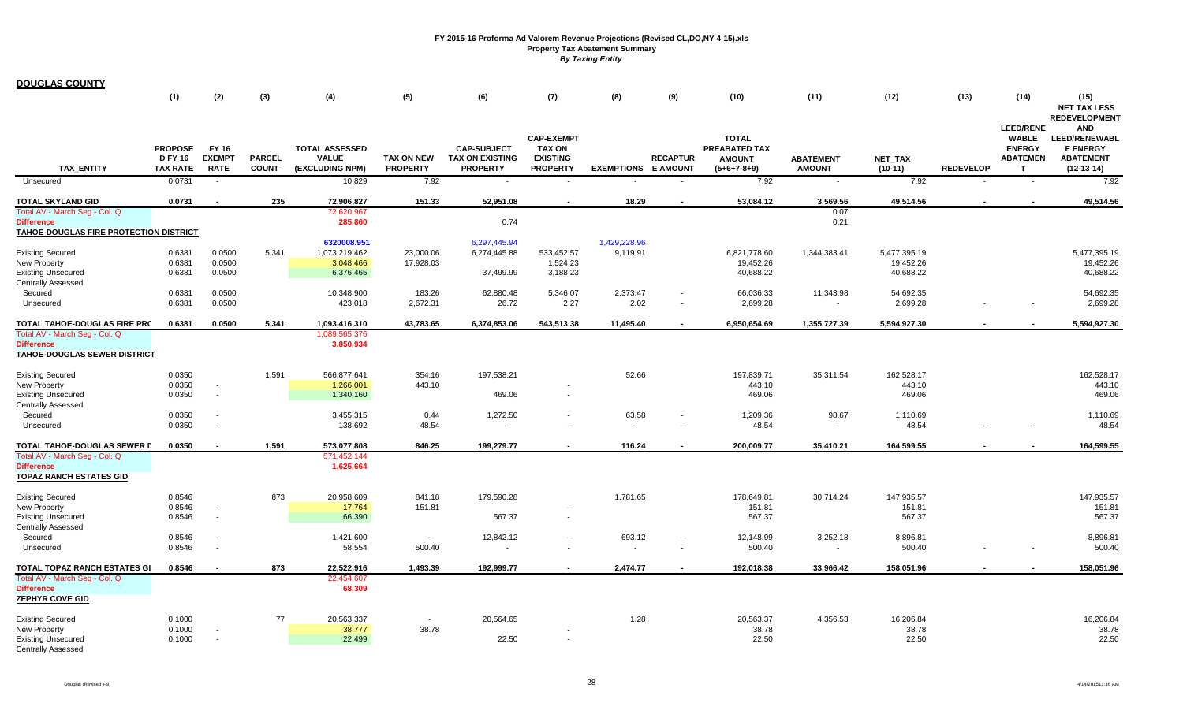**FY 2015-16 Proforma Ad Valorem Revenue Projections (Revised CL,DO,NY 4-15).xls**
**Property Tax Abatement Summary**
***By Taxing Entity***

## DOUGLAS COUNTY

| TAX_ENTITY | (1) PROPOSE D FY 16 TAX RATE | (2) FY 16 EXEMPT RATE | (3) PARCEL COUNT | (4) TOTAL ASSESSED VALUE (EXCLUDING NPM) | (5) TAX ON NEW PROPERTY | (6) CAP-SUBJECT TAX ON EXISTING PROPERTY | (7) CAP-EXEMPT TAX ON EXISTING PROPERTY | (8) EXEMPTIONS | (9) RECAPTUR E AMOUNT | (10) TOTAL PREABATED TAX AMOUNT (5+6+7-8+9) | (11) ABATEMENT AMOUNT | (12) NET_TAX (10-11) | (13) REDEVELOP | (14) LEED/RENEWABLE ENERGY ABATEMENT | (15) NET TAX LESS REDEVELOPMENT AND LEED/RENEWABLE ENERGY ABATEMENT (12-13-14) |
|---|---|---|---|---|---|---|---|---|---|---|---|---|---|---|---|
| Unsecured | 0.0731 | - | | 10,829 | 7.92 | - | - | - | - | 7.92 | - | 7.92 | - | - | 7.92 |
| **TOTAL SKYLAND GID** | **0.0731** | **-** | **235** | **72,906,827** | **151.33** | **52,951.08** | **-** | **18.29** | **-** | **53,084.12** | **3,569.56** | **49,514.56** | **-** | **-** | **49,514.56** |
| Total AV - March Seg - Col. Q | | | | 72,620,967 | | | | | | | 0.07 | | | | |
| **Difference** | | | | **285,860** | | 0.74 | | | | | 0.21 | | | | |
| **TAHOE-DOUGLAS FIRE PROTECTION DISTRICT** | | | | | | | | | | | | | | | |
| | | | | 6320008.951 | | 6,297,445.94 | | 1,429,228.96 | | | | | | | |
| Existing Secured | 0.6381 | 0.0500 | 5,341 | 1,073,219,462 | 23,000.06 | 6,274,445.88 | 533,452.57 | 9,119.91 | | 6,821,778.60 | 1,344,383.41 | 5,477,395.19 | | | 5,477,395.19 |
| New Property | 0.6381 | 0.0500 | | 3,048,466 | 17,928.03 | | 1,524.23 | | | 19,452.26 | | 19,452.26 | | | 19,452.26 |
| Existing Unsecured | 0.6381 | 0.0500 | | 6,376,465 | | 37,499.99 | 3,188.23 | | | 40,688.22 | | 40,688.22 | | | 40,688.22 |
| Centrally Assessed | | | | | | | | | | | | | | | |
| Secured | 0.6381 | 0.0500 | | 10,348,900 | 183.26 | 62,880.48 | 5,346.07 | 2,373.47 | - | 66,036.33 | 11,343.98 | 54,692.35 | | | 54,692.35 |
| Unsecured | 0.6381 | 0.0500 | | 423,018 | 2,672.31 | 26.72 | 2.27 | 2.02 | - | 2,699.28 | - | 2,699.28 | - | - | 2,699.28 |
| **TOTAL TAHOE-DOUGLAS FIRE PRC** | **0.6381** | **0.0500** | **5,341** | **1,093,416,310** | **43,783.65** | **6,374,853.06** | **543,513.38** | **11,495.40** | **-** | **6,950,654.69** | **1,355,727.39** | **5,594,927.30** | **-** | **-** | **5,594,927.30** |
| Total AV - March Seg - Col. Q | | | | 1,089,565,376 | | | | | | | | | | | |
| **Difference** | | | | **3,850,934** | | | | | | | | | | | |
| **TAHOE-DOUGLAS SEWER DISTRICT** | | | | | | | | | | | | | | | |
| Existing Secured | 0.0350 | | 1,591 | 566,877,641 | 354.16 | 197,538.21 | | 52.66 | | 197,839.71 | 35,311.54 | 162,528.17 | | | 162,528.17 |
| New Property | 0.0350 | - | | 1,266,001 | 443.10 | | - | | | 443.10 | | 443.10 | | | 443.10 |
| Existing Unsecured | 0.0350 | - | | 1,340,160 | | 469.06 | - | | | 469.06 | | 469.06 | | | 469.06 |
| Centrally Assessed | | | | | | | | | | | | | | | |
| Secured | 0.0350 | - | | 3,455,315 | 0.44 | 1,272.50 | - | 63.58 | - | 1,209.36 | 98.67 | 1,110.69 | | | 1,110.69 |
| Unsecured | 0.0350 | - | | 138,692 | 48.54 | - | - | - | - | 48.54 | - | 48.54 | - | - | 48.54 |
| **TOTAL TAHOE-DOUGLAS SEWER D** | **0.0350** | **-** | **1,591** | **573,077,808** | **846.25** | **199,279.77** | **-** | **116.24** | **-** | **200,009.77** | **35,410.21** | **164,599.55** | **-** | **-** | **164,599.55** |
| Total AV - March Seg - Col. Q | | | | 571,452,144 | | | | | | | | | | | |
| **Difference** | | | | **1,625,664** | | | | | | | | | | | |
| **TOPAZ RANCH ESTATES GID** | | | | | | | | | | | | | | | |
| Existing Secured | 0.8546 | | 873 | 20,958,609 | 841.18 | 179,590.28 | | 1,781.65 | | 178,649.81 | 30,714.24 | 147,935.57 | | | 147,935.57 |
| New Property | 0.8546 | - | | 17,764 | 151.81 | | - | | | 151.81 | | 151.81 | | | 151.81 |
| Existing Unsecured | 0.8546 | - | | 66,390 | | 567.37 | - | | | 567.37 | | 567.37 | | | 567.37 |
| Centrally Assessed | | | | | | | | | | | | | | | |
| Secured | 0.8546 | - | | 1,421,600 | - | 12,842.12 | - | 693.12 | - | 12,148.99 | 3,252.18 | 8,896.81 | | | 8,896.81 |
| Unsecured | 0.8546 | - | | 58,554 | 500.40 | - | - | - | - | 500.40 | - | 500.40 | - | - | 500.40 |
| **TOTAL TOPAZ RANCH ESTATES GI** | **0.8546** | **-** | **873** | **22,522,916** | **1,493.39** | **192,999.77** | **-** | **2,474.77** | **-** | **192,018.38** | **33,966.42** | **158,051.96** | **-** | **-** | **158,051.96** |
| Total AV - March Seg - Col. Q | | | | 22,454,607 | | | | | | | | | | | |
| **Difference** | | | | **68,309** | | | | | | | | | | | |
| **ZEPHYR COVE GID** | | | | | | | | | | | | | | | |
| Existing Secured | 0.1000 | | 77 | 20,563,337 | - | 20,564.65 | | 1.28 | | 20,563.37 | 4,356.53 | 16,206.84 | | | 16,206.84 |
| New Property | 0.1000 | - | | 38,777 | 38.78 | | - | | | 38.78 | | 38.78 | | | 38.78 |
| Existing Unsecured | 0.1000 | - | | 22,499 | | 22.50 | - | | | 22.50 | | 22.50 | | | 22.50 |
| Centrally Assessed | | | | | | | | | | | | | | | |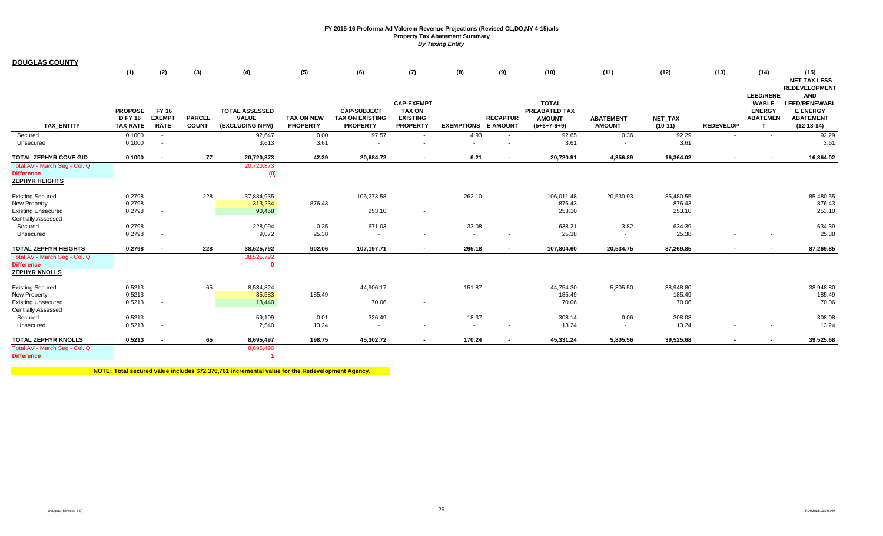FY 2015-16 Proforma Ad Valorem Revenue Projections (Revised CL,DO,NY 4-15).xls
**Property Tax Abatement Summary**
*By Taxing Entity*

**DOUGLAS COUNTY**

| TAX_ENTITY | (1) PROPOSED FY 16 TAX RATE | (2) FY 16 EXEMPT RATE | (3) PARCEL COUNT | (4) TOTAL ASSESSED VALUE (EXCLUDING NPM) | (5) TAX ON NEW PROPERTY | (6) CAP-SUBJECT TAX ON EXISTING PROPERTY | (7) CAP-EXEMPT TAX ON EXISTING PROPERTY | (8) EXEMPTIONS | (9) RECAPTURE AMOUNT | (10) TOTAL PREABATED TAX AMOUNT (5+6+7-8+9) | (11) ABATEMENT AMOUNT | (12) NET_TAX (10-11) | (13) REDEVELOP | (14) LEED/RENEWABLE ENERGY ABATEMENT | (15) NET TAX LESS REDEVELOPMENT AND LEED/RENEWABLE ENERGY ABATEMENT (12-13-14) |
|---|---|---|---|---|---|---|---|---|---|---|---|---|---|---|---|
| Secured | 0.1000 | - | | 92,647 | 0.00 | 97.57 | - | 4.93 | - | 92.65 | 0.36 | 92.29 | - | - | 92.29 |
| Unsecured | 0.1000 | - | | 3,613 | 3.61 | - | - | - | - | 3.61 | - | 3.61 | | | 3.61 |
| **TOTAL ZEPHYR COVE GID** | **0.1000** | **-** | **77** | **20,720,873** | **42.39** | **20,684.72** | **-** | **6.21** | **-** | **20,720.91** | **4,356.89** | **16,364.02** | **-** | **-** | **16,364.02** |
| Total AV - March Seg - Col. Q | | | | 20,720,873 | | | | | | | | | | | |
| **Difference** | | | | (0) | | | | | | | | | | | |
| **ZEPHYR HEIGHTS** | | | | | | | | | | | | | | | |
| Existing Secured | 0.2798 | | 228 | 37,884,935 | - | 106,273.58 | | 262.10 | | 106,011.48 | 20,530.93 | 85,480.55 | | | 85,480.55 |
| New Property | 0.2798 | - | | 313,234 | 876.43 | | - | | | 876.43 | | 876.43 | | | 876.43 |
| Existing Unsecured | 0.2798 | - | | 90,458 | | 253.10 | - | | | 253.10 | | 253.10 | | | 253.10 |
| Centrally Assessed | | | | | | | | | | | | | | | |
| Secured | 0.2798 | - | | 228,094 | 0.25 | 671.03 | - | 33.08 | - | 638.21 | 3.82 | 634.39 | | | 634.39 |
| Unsecured | 0.2798 | - | | 9,072 | 25.38 | - | - | - | - | 25.38 | - | 25.38 | - | - | 25.38 |
| **TOTAL ZEPHYR HEIGHTS** | **0.2798** | **-** | **228** | **38,525,792** | **902.06** | **107,197.71** | **-** | **295.18** | **-** | **107,804.60** | **20,534.75** | **87,269.85** | **-** | **-** | **87,269.85** |
| Total AV - March Seg - Col. Q | | | | 38,525,792 | | | | | | | | | | | |
| **Difference** | | | | 0 | | | | | | | | | | | |
| **ZEPHYR KNOLLS** | | | | | | | | | | | | | | | |
| Existing Secured | 0.5213 | | 65 | 8,584,824 | - | 44,906.17 | | 151.87 | | 44,754.30 | 5,805.50 | 38,948.80 | | | 38,948.80 |
| New Property | 0.5213 | - | | 35,583 | 185.49 | | - | | | 185.49 | | 185.49 | | | 185.49 |
| Existing Unsecured | 0.5213 | - | | 13,440 | | 70.06 | - | | | 70.06 | | 70.06 | | | 70.06 |
| Centrally Assessed | | | | | | | | | | | | | | | |
| Secured | 0.5213 | - | | 59,109 | 0.01 | 326.49 | - | 18.37 | - | 308.14 | 0.06 | 308.08 | | | 308.08 |
| Unsecured | 0.5213 | - | | 2,540 | 13.24 | - | - | - | - | 13.24 | - | 13.24 | - | - | 13.24 |
| **TOTAL ZEPHYR KNOLLS** | **0.5213** | **-** | **65** | **8,695,497** | **198.75** | **45,302.72** | **-** | **170.24** | **-** | **45,331.24** | **5,805.56** | **39,525.68** | **-** | **-** | **39,525.68** |
| Total AV - March Seg - Col. Q | | | | 8,695,496 | | | | | | | | | | | |
| **Difference** | | | | 1 | | | | | | | | | | | |

**NOTE: Total secured value includes $72,376,761 incremental value for the Redevelopment Agency.**

Douglas (Revised 4-9) 4/14/2015 11:36 AM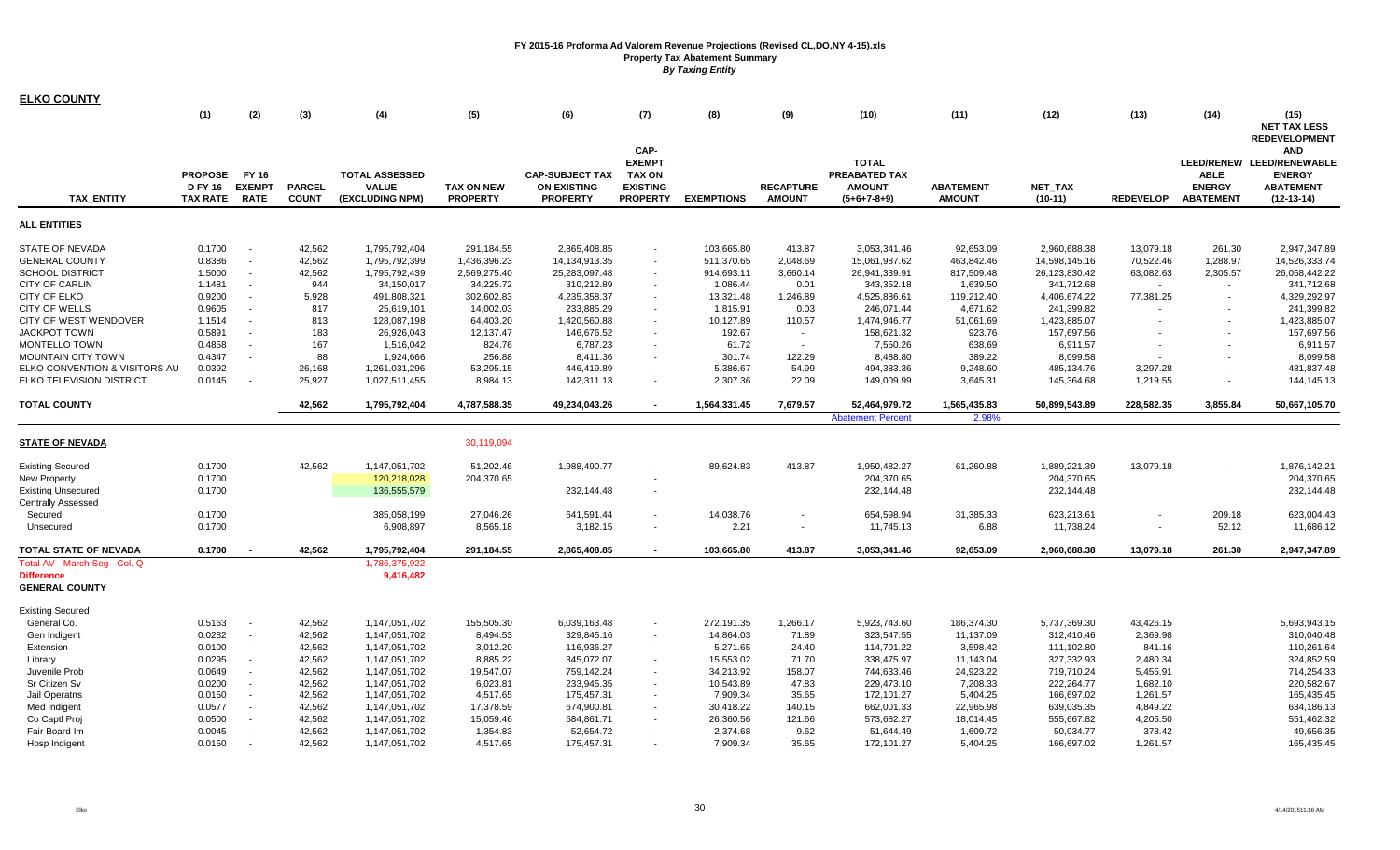# FY 2015-16 Proforma Ad Valorem Revenue Projections (Revised CL,DO,NY 4-15).xls

## Property Tax Abatement Summary

### *By Taxing Entity*

**ELKO COUNTY**

| TAX_ENTITY | (1) PROPOSED FY 16 TAX RATE | (2) FY 16 EXEMPT RATE | (3) PARCEL COUNT | (4) TOTAL ASSESSED VALUE (EXCLUDING NPM) | (5) TAX ON NEW PROPERTY | (6) CAP-SUBJECT TAX ON EXISTING PROPERTY | (7) CAP-EXEMPT TAX ON EXISTING PROPERTY | (8) EXEMPTIONS | (9) RECAPTURE AMOUNT | (10) TOTAL PREABATED TAX AMOUNT (5+6+7-8+9) | (11) ABATEMENT AMOUNT | (12) NET_TAX (10-11) | (13) REDEVELOP | (14) LEED/RENEW ABLE ENERGY ABATEMENT | (15) NET TAX LESS REDEVELOPMENT AND LEED/RENEWABLE ENERGY ABATEMENT (12-13-14) |
|---|---|---|---|---|---|---|---|---|---|---|---|---|---|---|---|
| **ALL ENTITIES** | | | | | | | | | | | | | | | |
| STATE OF NEVADA | 0.1700 | - | 42,562 | 1,795,792,404 | 291,184.55 | 2,865,408.85 | - | 103,665.80 | 413.87 | 3,053,341.46 | 92,653.09 | 2,960,688.38 | 13,079.18 | 261.30 | 2,947,347.89 |
| GENERAL COUNTY | 0.8386 | - | 42,562 | 1,795,792,399 | 1,436,396.23 | 14,134,913.35 | - | 511,370.65 | 2,048.69 | 15,061,987.62 | 463,842.46 | 14,598,145.16 | 70,522.46 | 1,288.97 | 14,526,333.74 |
| SCHOOL DISTRICT | 1.5000 | - | 42,562 | 1,795,792,439 | 2,569,275.40 | 25,283,097.48 | - | 914,693.11 | 3,660.14 | 26,941,339.91 | 817,509.48 | 26,123,830.42 | 63,082.63 | 2,305.57 | 26,058,442.22 |
| CITY OF CARLIN | 1.1481 | - | 944 | 34,150,017 | 34,225.72 | 310,212.89 | - | 1,086.44 | 0.01 | 343,352.18 | 1,639.50 | 341,712.68 | - | - | 341,712.68 |
| CITY OF ELKO | 0.9200 | - | 5,928 | 491,808,321 | 302,602.83 | 4,235,358.37 | - | 13,321.48 | 1,246.89 | 4,525,886.61 | 119,212.40 | 4,406,674.22 | 77,381.25 | - | 4,329,292.97 |
| CITY OF WELLS | 0.9605 | - | 817 | 25,619,101 | 14,002.03 | 233,885.29 | - | 1,815.91 | 0.03 | 246,071.44 | 4,671.62 | 241,399.82 | - | - | 241,399.82 |
| CITY OF WEST WENDOVER | 1.1514 | - | 813 | 128,087,198 | 64,403.20 | 1,420,560.88 | - | 10,127.89 | 110.57 | 1,474,946.77 | 51,061.69 | 1,423,885.07 | - | - | 1,423,885.07 |
| JACKPOT TOWN | 0.5891 | - | 183 | 26,926,043 | 12,137.47 | 146,676.52 | - | 192.67 | - | 158,621.32 | 923.76 | 157,697.56 | - | - | 157,697.56 |
| MONTELLO TOWN | 0.4858 | - | 167 | 1,516,042 | 824.76 | 6,787.23 | - | 61.72 | - | 7,550.26 | 638.69 | 6,911.57 | - | - | 6,911.57 |
| MOUNTAIN CITY TOWN | 0.4347 | - | 88 | 1,924,666 | 256.88 | 8,411.36 | - | 301.74 | 122.29 | 8,488.80 | 389.22 | 8,099.58 | - | - | 8,099.58 |
| ELKO CONVENTION & VISITORS AU | 0.0392 | - | 26,168 | 1,261,031,296 | 53,295.15 | 446,419.89 | - | 5,386.67 | 54.99 | 494,383.36 | 9,248.60 | 485,134.76 | 3,297.28 | - | 481,837.48 |
| ELKO TELEVISION DISTRICT | 0.0145 | - | 25,927 | 1,027,511,455 | 8,984.13 | 142,311.13 | - | 2,307.36 | 22.09 | 149,009.99 | 3,645.31 | 145,364.68 | 1,219.55 | - | 144,145.13 |
| **TOTAL COUNTY** | | | 42,562 | 1,795,792,404 | 4,787,588.35 | 49,234,043.26 | - | 1,564,331.45 | 7,679.57 | 52,464,979.72 | 1,565,435.83 | 50,899,543.89 | 228,582.35 | 3,855.84 | 50,667,105.70 |
| | | | | | | | | | | Abatement Percent | 2.98% | | | | |
| **STATE OF NEVADA** | | | | | 30,119,094 | | | | | | | | | | |
| Existing Secured | 0.1700 | | 42,562 | 1,147,051,702 | 51,202.46 | 1,988,490.77 | - | 89,624.83 | 413.87 | 1,950,482.27 | 61,260.88 | 1,889,221.39 | 13,079.18 | - | 1,876,142.21 |
| New Property | 0.1700 | | | 120,218,028 | 204,370.65 | | - | | | 204,370.65 | | 204,370.65 | | | 204,370.65 |
| Existing Unsecured | 0.1700 | | | 136,555,579 | | 232,144.48 | - | | | 232,144.48 | | 232,144.48 | | | 232,144.48 |
| Centrally Assessed | | | | | | | | | | | | | | | |
| Secured | 0.1700 | | | 385,058,199 | 27,046.26 | 641,591.44 | - | 14,038.76 | - | 654,598.94 | 31,385.33 | 623,213.61 | - | 209.18 | 623,004.43 |
| Unsecured | 0.1700 | | | 6,908,897 | 8,565.18 | 3,182.15 | - | 2.21 | - | 11,745.13 | 6.88 | 11,738.24 | - | 52.12 | 11,686.12 |
| **TOTAL STATE OF NEVADA** | 0.1700 | - | 42,562 | 1,795,792,404 | 291,184.55 | 2,865,408.85 | - | 103,665.80 | 413.87 | 3,053,341.46 | 92,653.09 | 2,960,688.38 | 13,079.18 | 261.30 | 2,947,347.89 |
| Total AV - March Seg - Col. Q | | | | 1,786,375,922 | | | | | | | | | | | |
| Difference | | | | 9,416,482 | | | | | | | | | | | |
| **GENERAL COUNTY** | | | | | | | | | | | | | | | |
| Existing Secured | | | | | | | | | | | | | | | |
| General Co. | 0.5163 | - | 42,562 | 1,147,051,702 | 155,505.30 | 6,039,163.48 | - | 272,191.35 | 1,266.17 | 5,923,743.60 | 186,374.30 | 5,737,369.30 | 43,426.15 | | 5,693,943.15 |
| Gen Indigent | 0.0282 | - | 42,562 | 1,147,051,702 | 8,494.53 | 329,845.16 | - | 14,864.03 | 71.89 | 323,547.55 | 11,137.09 | 312,410.46 | 2,369.98 | | 310,040.48 |
| Extension | 0.0100 | - | 42,562 | 1,147,051,702 | 3,012.20 | 116,936.27 | - | 5,271.65 | 24.40 | 114,701.22 | 3,598.42 | 111,102.80 | 841.16 | | 110,261.64 |
| Library | 0.0295 | - | 42,562 | 1,147,051,702 | 8,885.22 | 345,072.07 | - | 15,553.02 | 71.70 | 338,475.97 | 11,143.04 | 327,332.93 | 2,480.34 | | 324,852.59 |
| Juvenile Prob | 0.0649 | - | 42,562 | 1,147,051,702 | 19,547.07 | 759,142.24 | - | 34,213.92 | 158.07 | 744,633.46 | 24,923.22 | 719,710.24 | 5,455.91 | | 714,254.33 |
| Sr Citizen Sv | 0.0200 | - | 42,562 | 1,147,051,702 | 6,023.81 | 233,945.35 | - | 10,543.89 | 47.83 | 229,473.10 | 7,208.33 | 222,264.77 | 1,682.10 | | 220,582.67 |
| Jail Operatns | 0.0150 | - | 42,562 | 1,147,051,702 | 4,517.65 | 175,457.31 | - | 7,909.34 | 35.65 | 172,101.27 | 5,404.25 | 166,697.02 | 1,261.57 | | 165,435.45 |
| Med Indigent | 0.0577 | - | 42,562 | 1,147,051,702 | 17,378.59 | 674,900.81 | - | 30,418.22 | 140.15 | 662,001.33 | 22,965.98 | 639,035.35 | 4,849.22 | | 634,186.13 |
| Co Captl Proj | 0.0500 | - | 42,562 | 1,147,051,702 | 15,059.46 | 584,861.71 | - | 26,360.56 | 121.66 | 573,682.27 | 18,014.45 | 555,667.82 | 4,205.50 | | 551,462.32 |
| Fair Board Im | 0.0045 | - | 42,562 | 1,147,051,702 | 1,354.83 | 52,654.72 | - | 2,374.68 | 9.62 | 51,644.49 | 1,609.72 | 50,034.77 | 378.42 | | 49,656.35 |
| Hosp Indigent | 0.0150 | - | 42,562 | 1,147,051,702 | 4,517.65 | 175,457.31 | - | 7,909.34 | 35.65 | 172,101.27 | 5,404.25 | 166,697.02 | 1,261.57 | | 165,435.45 |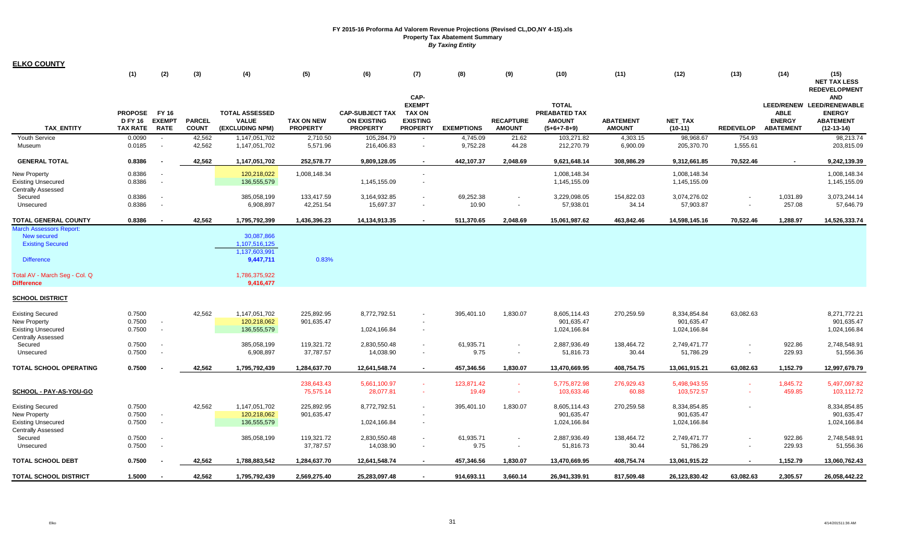**FY 2015-16 Proforma Ad Valorem Revenue Projections (Revised CL,DO,NY 4-15).xls**
**Property Tax Abatement Summary**
***By Taxing Entity***

## ELKO COUNTY

| TAX_ENTITY | (1) PROPOSE D FY 16 TAX RATE | (2) FY 16 EXEMPT RATE | (3) PARCEL COUNT | (4) TOTAL ASSESSED VALUE (EXCLUDING NPM) | (5) TAX ON NEW PROPERTY | (6) CAP-SUBJECT TAX ON EXISTING PROPERTY | (7) CAP-EXEMPT TAX ON EXISTING PROPERTY | (8) EXEMPTIONS | (9) RECAPTURE AMOUNT | (10) TOTAL PREABATED TAX AMOUNT (5+6+7-8+9) | (11) ABATEMENT AMOUNT | (12) NET_TAX (10-11) | (13) REDEVELOP | (14) LEED/RENEW ABLE ENERGY ABATEMENT | (15) NET TAX LESS REDEVELOPMENT AND LEED/RENEWABLE ENERGY ABATEMENT (12-13-14) |
|---|---|---|---|---|---|---|---|---|---|---|---|---|---|---|---|
| Youth Service | 0.0090 | - | 42,562 | 1,147,051,702 | 2,710.50 | 105,284.79 | - | 4,745.09 | 21.62 | 103,271.82 | 4,303.15 | 98,968.67 | 754.93 | | 98,213.74 |
| Museum | 0.0185 | - | 42,562 | 1,147,051,702 | 5,571.96 | 216,406.83 | - | 9,752.28 | 44.28 | 212,270.79 | 6,900.09 | 205,370.70 | 1,555.61 | | 203,815.09 |
| **GENERAL TOTAL** | **0.8386** | **-** | **42,562** | **1,147,051,702** | **252,578.77** | **9,809,128.05** | **-** | **442,107.37** | **2,048.69** | **9,621,648.14** | **308,986.29** | **9,312,661.85** | **70,522.46** | **-** | **9,242,139.39** |
| New Property | 0.8386 | - | | 120,218,022 | 1,008,148.34 | | - | | | 1,008,148.34 | | 1,008,148.34 | | | 1,008,148.34 |
| Existing Unsecured | 0.8386 | - | | 136,555,579 | | 1,145,155.09 | - | | | 1,145,155.09 | | 1,145,155.09 | | | 1,145,155.09 |
| Centrally Assessed | | | | | | | | | | | | | | | |
| Secured | 0.8386 | - | | 385,058,199 | 133,417.59 | 3,164,932.85 | - | 69,252.38 | - | 3,229,098.05 | 154,822.03 | 3,074,276.02 | - | 1,031.89 | 3,073,244.14 |
| Unsecured | 0.8386 | - | | 6,908,897 | 42,251.54 | 15,697.37 | - | 10.90 | - | 57,938.01 | 34.14 | 57,903.87 | - | 257.08 | 57,646.79 |
| **TOTAL GENERAL COUNTY** | **0.8386** | **-** | **42,562** | **1,795,792,399** | **1,436,396.23** | **14,134,913.35** | **-** | **511,370.65** | **2,048.69** | **15,061,987.62** | **463,842.46** | **14,598,145.16** | **70,522.46** | **1,288.97** | **14,526,333.74** |
| March Assessors Report: | | | | | | | | | | | | | | | |
| New secured | | | | 30,087,866 | | | | | | | | | | | |
| Existing Secured | | | | 1,107,516,125 | | | | | | | | | | | |
| | | | | 1,137,603,991 | | | | | | | | | | | |
| Difference | | | | 9,447,711 | 0.83% | | | | | | | | | | |
| Total AV - March Seg - Col. Q | | | | 1,786,375,922 | | | | | | | | | | | |
| **Difference** | | | | **9,416,477** | | | | | | | | | | | |

## SCHOOL DISTRICT

| TAX_ENTITY | (1) | (2) | (3) | (4) | (5) | (6) | (7) | (8) | (9) | (10) | (11) | (12) | (13) | (14) | (15) |
|---|---|---|---|---|---|---|---|---|---|---|---|---|---|---|---|
| Existing Secured | 0.7500 | | 42,562 | 1,147,051,702 | 225,892.95 | 8,772,792.51 | - | 395,401.10 | 1,830.07 | 8,605,114.43 | 270,259.59 | 8,334,854.84 | 63,082.63 | | 8,271,772.21 |
| New Property | 0.7500 | - | | 120,218,062 | 901,635.47 | | - | | | 901,635.47 | | 901,635.47 | | | 901,635.47 |
| Existing Unsecured | 0.7500 | - | | 136,555,579 | | 1,024,166.84 | - | | | 1,024,166.84 | | 1,024,166.84 | | | 1,024,166.84 |
| Centrally Assessed | | | | | | | | | | | | | | | |
| Secured | 0.7500 | - | | 385,058,199 | 119,321.72 | 2,830,550.48 | - | 61,935.71 | - | 2,887,936.49 | 138,464.72 | 2,749,471.77 | - | 922.86 | 2,748,548.91 |
| Unsecured | 0.7500 | - | | 6,908,897 | 37,787.57 | 14,038.90 | - | 9.75 | - | 51,816.73 | 30.44 | 51,786.29 | - | 229.93 | 51,556.36 |
| **TOTAL SCHOOL OPERATING** | **0.7500** | **-** | **42,562** | **1,795,792,439** | **1,284,637.70** | **12,641,548.74** | **-** | **457,346.56** | **1,830.07** | **13,470,669.95** | **408,754.75** | **13,061,915.21** | **63,082.63** | **1,152.79** | **12,997,679.79** |
| | | | | | 238,643.43 | 5,661,100.97 | - | 123,871.42 | - | 5,775,872.98 | 276,929.43 | 5,498,943.55 | - | 1,845.72 | 5,497,097.82 |
| **SCHOOL - PAY-AS-YOU-GO** | | | | | 75,575.14 | 28,077.81 | - | 19.49 | - | 103,633.46 | 60.88 | 103,572.57 | - | 459.85 | 103,112.72 |
| Existing Secured | 0.7500 | | 42,562 | 1,147,051,702 | 225,892.95 | 8,772,792.51 | - | 395,401.10 | 1,830.07 | 8,605,114.43 | 270,259.58 | 8,334,854.85 | - | | 8,334,854.85 |
| New Property | 0.7500 | - | | 120,218,062 | 901,635.47 | | - | | | 901,635.47 | | 901,635.47 | | | 901,635.47 |
| Existing Unsecured | 0.7500 | - | | 136,555,579 | | 1,024,166.84 | - | | | 1,024,166.84 | | 1,024,166.84 | | | 1,024,166.84 |
| Centrally Assessed | | | | | | | | | | | | | | | |
| Secured | 0.7500 | - | | 385,058,199 | 119,321.72 | 2,830,550.48 | - | 61,935.71 | - | 2,887,936.49 | 138,464.72 | 2,749,471.77 | - | 922.86 | 2,748,548.91 |
| Unsecured | 0.7500 | - | | | 37,787.57 | 14,038.90 | - | 9.75 | - | 51,816.73 | 30.44 | 51,786.29 | - | 229.93 | 51,556.36 |
| **TOTAL SCHOOL DEBT** | **0.7500** | **-** | **42,562** | **1,788,883,542** | **1,284,637.70** | **12,641,548.74** | **-** | **457,346.56** | **1,830.07** | **13,470,669.95** | **408,754.74** | **13,061,915.22** | **-** | **1,152.79** | **13,060,762.43** |
| **TOTAL SCHOOL DISTRICT** | **1.5000** | **-** | **42,562** | **1,795,792,439** | **2,569,275.40** | **25,283,097.48** | **-** | **914,693.11** | **3,660.14** | **26,941,339.91** | **817,509.48** | **26,123,830.42** | **63,082.63** | **2,305.57** | **26,058,442.22** |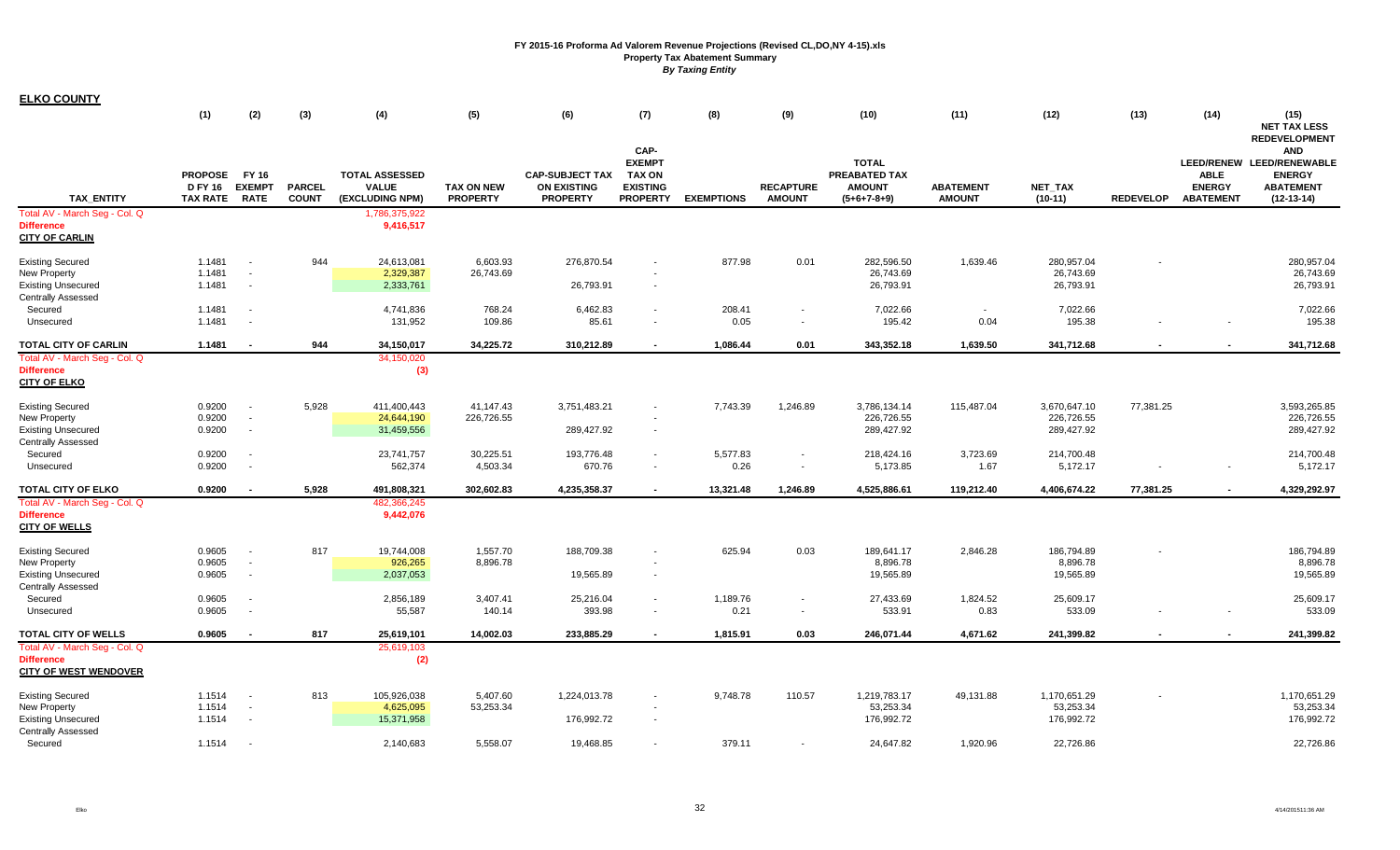**FY 2015-16 Proforma Ad Valorem Revenue Projections (Revised CL,DO,NY 4-15).xls**
**Property Tax Abatement Summary**
***By Taxing Entity***

## ELKO COUNTY

| TAX_ENTITY | (1) PROPOSE D FY 16 TAX RATE | (2) FY 16 EXEMPT RATE | (3) PARCEL COUNT | (4) TOTAL ASSESSED VALUE (EXCLUDING NPM) | (5) TAX ON NEW PROPERTY | (6) CAP-SUBJECT TAX ON EXISTING PROPERTY | (7) CAP-EXEMPT TAX ON EXISTING PROPERTY | (8) EXEMPTIONS | (9) RECAPTURE AMOUNT | (10) TOTAL PREABATED TAX AMOUNT (5+6+7-8+9) | (11) ABATEMENT AMOUNT | (12) NET_TAX (10-11) | (13) REDEVELOP | (14) LEED/RENEW ABLE ENERGY ABATEMENT | (15) NET TAX LESS REDEVELOPMENT AND LEED/RENEWABLE ENERGY ABATEMENT (12-13-14) |
|---|---|---|---|---|---|---|---|---|---|---|---|---|---|---|---|
| Total AV - March Seg - Col. Q | | | | 1,786,375,922 | | | | | | | | | | | |
| Difference | | | | 9,416,517 | | | | | | | | | | | |
| **CITY OF CARLIN** | | | | | | | | | | | | | | | |
| Existing Secured | 1.1481 | - | 944 | 24,613,081 | 6,603.93 | 276,870.54 | - | 877.98 | 0.01 | 282,596.50 | 1,639.46 | 280,957.04 | - | | 280,957.04 |
| New Property | 1.1481 | - | | 2,329,387 | 26,743.69 | | - | | | 26,743.69 | | 26,743.69 | | | 26,743.69 |
| Existing Unsecured | 1.1481 | - | | 2,333,761 | | 26,793.91 | - | | | 26,793.91 | | 26,793.91 | | | 26,793.91 |
| Centrally Assessed | | | | | | | | | | | | | | | |
| Secured | 1.1481 | - | | 4,741,836 | 768.24 | 6,462.83 | - | 208.41 | - | 7,022.66 | - | 7,022.66 | | | 7,022.66 |
| Unsecured | 1.1481 | - | | 131,952 | 109.86 | 85.61 | - | 0.05 | - | 195.42 | 0.04 | 195.38 | - | - | 195.38 |
| **TOTAL CITY OF CARLIN** | **1.1481** | **-** | **944** | **34,150,017** | **34,225.72** | **310,212.89** | **-** | **1,086.44** | **0.01** | **343,352.18** | **1,639.50** | **341,712.68** | **-** | **-** | **341,712.68** |
| Total AV - March Seg - Col. Q | | | | 34,150,020 | | | | | | | | | | | |
| Difference | | | | (3) | | | | | | | | | | | |
| **CITY OF ELKO** | | | | | | | | | | | | | | | |
| Existing Secured | 0.9200 | - | 5,928 | 411,400,443 | 41,147.43 | 3,751,483.21 | - | 7,743.39 | 1,246.89 | 3,786,134.14 | 115,487.04 | 3,670,647.10 | 77,381.25 | | 3,593,265.85 |
| New Property | 0.9200 | - | | 24,644,190 | 226,726.55 | | - | | | 226,726.55 | | 226,726.55 | | | 226,726.55 |
| Existing Unsecured | 0.9200 | - | | 31,459,556 | | 289,427.92 | - | | | 289,427.92 | | 289,427.92 | | | 289,427.92 |
| Centrally Assessed | | | | | | | | | | | | | | | |
| Secured | 0.9200 | - | | 23,741,757 | 30,225.51 | 193,776.48 | - | 5,577.83 | - | 218,424.16 | 3,723.69 | 214,700.48 | | | 214,700.48 |
| Unsecured | 0.9200 | - | | 562,374 | 4,503.34 | 670.76 | - | 0.26 | - | 5,173.85 | 1.67 | 5,172.17 | - | - | 5,172.17 |
| **TOTAL CITY OF ELKO** | **0.9200** | **-** | **5,928** | **491,808,321** | **302,602.83** | **4,235,358.37** | **-** | **13,321.48** | **1,246.89** | **4,525,886.61** | **119,212.40** | **4,406,674.22** | **77,381.25** | **-** | **4,329,292.97** |
| Total AV - March Seg - Col. Q | | | | 482,366,245 | | | | | | | | | | | |
| Difference | | | | 9,442,076 | | | | | | | | | | | |
| **CITY OF WELLS** | | | | | | | | | | | | | | | |
| Existing Secured | 0.9605 | - | 817 | 19,744,008 | 1,557.70 | 188,709.38 | - | 625.94 | 0.03 | 189,641.17 | 2,846.28 | 186,794.89 | - | | 186,794.89 |
| New Property | 0.9605 | - | | 926,265 | 8,896.78 | | - | | | 8,896.78 | | 8,896.78 | | | 8,896.78 |
| Existing Unsecured | 0.9605 | - | | 2,037,053 | | 19,565.89 | - | | | 19,565.89 | | 19,565.89 | | | 19,565.89 |
| Centrally Assessed | | | | | | | | | | | | | | | |
| Secured | 0.9605 | - | | 2,856,189 | 3,407.41 | 25,216.04 | - | 1,189.76 | - | 27,433.69 | 1,824.52 | 25,609.17 | | | 25,609.17 |
| Unsecured | 0.9605 | - | | 55,587 | 140.14 | 393.98 | - | 0.21 | - | 533.91 | 0.83 | 533.09 | - | - | 533.09 |
| **TOTAL CITY OF WELLS** | **0.9605** | **-** | **817** | **25,619,101** | **14,002.03** | **233,885.29** | **-** | **1,815.91** | **0.03** | **246,071.44** | **4,671.62** | **241,399.82** | **-** | **-** | **241,399.82** |
| Total AV - March Seg - Col. Q | | | | 25,619,103 | | | | | | | | | | | |
| Difference | | | | (2) | | | | | | | | | | | |
| **CITY OF WEST WENDOVER** | | | | | | | | | | | | | | | |
| Existing Secured | 1.1514 | - | 813 | 105,926,038 | 5,407.60 | 1,224,013.78 | - | 9,748.78 | 110.57 | 1,219,783.17 | 49,131.88 | 1,170,651.29 | - | | 1,170,651.29 |
| New Property | 1.1514 | - | | 4,625,095 | 53,253.34 | | - | | | 53,253.34 | | 53,253.34 | | | 53,253.34 |
| Existing Unsecured | 1.1514 | - | | 15,371,958 | | 176,992.72 | - | | | 176,992.72 | | 176,992.72 | | | 176,992.72 |
| Centrally Assessed | | | | | | | | | | | | | | | |
| Secured | 1.1514 | - | | 2,140,683 | 5,558.07 | 19,468.85 | - | 379.11 | - | 24,647.82 | 1,920.96 | 22,726.86 | | | 22,726.86 |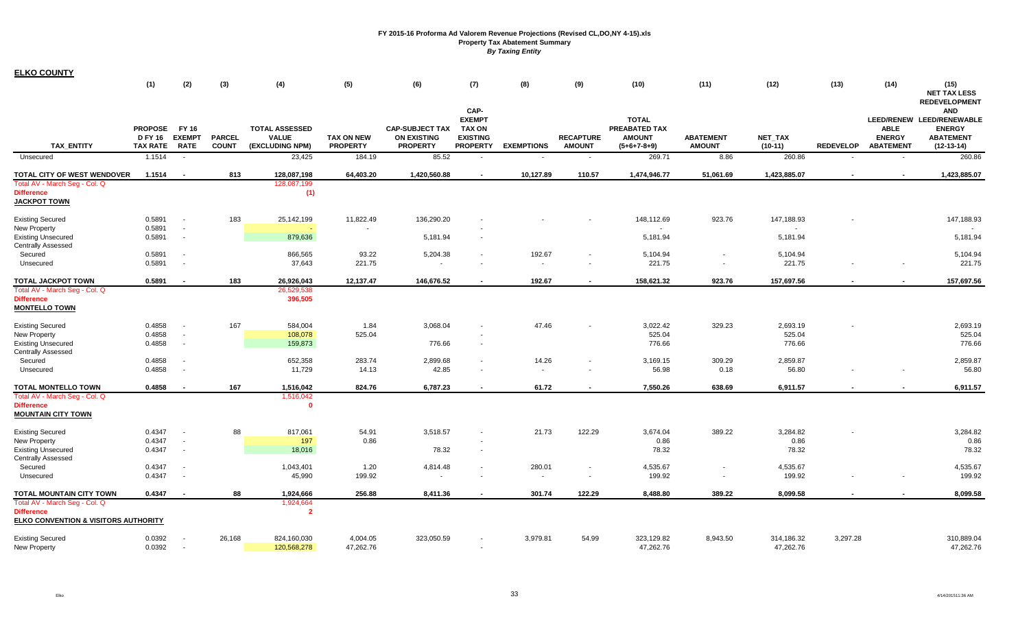**FY 2015-16 Proforma Ad Valorem Revenue Projections (Revised CL,DO,NY 4-15).xls**
**Property Tax Abatement Summary**
***By Taxing Entity***

## ELKO COUNTY

| TAX_ENTITY | (1) PROPOSED FY 16 TAX RATE | (2) FY 16 EXEMPT RATE | (3) PARCEL COUNT | (4) TOTAL ASSESSED VALUE (EXCLUDING NPM) | (5) TAX ON NEW PROPERTY | (6) CAP-SUBJECT TAX ON EXISTING PROPERTY | (7) CAP-EXEMPT TAX ON EXISTING PROPERTY | (8) EXEMPTIONS | (9) RECAPTURE AMOUNT | (10) TOTAL PREABATED TAX AMOUNT (5+6+7-8+9) | (11) ABATEMENT AMOUNT | (12) NET_TAX (10-11) | (13) REDEVELOP | (14) LEED/RENEWABLE ENERGY ABATEMENT | (15) NET TAX LESS REDEVELOPMENT AND LEED/RENEWABLE ENERGY ABATEMENT (12-13-14) |
|---|---|---|---|---|---|---|---|---|---|---|---|---|---|---|---|
| Unsecured | 1.1514 | - | | 23,425 | 184.19 | 85.52 | - | - | - | 269.71 | 8.86 | 260.86 | - | - | 260.86 |
| **TOTAL CITY OF WEST WENDOVER** | **1.1514** | **-** | **813** | **128,087,198** | **64,403.20** | **1,420,560.88** | **-** | **10,127.89** | **110.57** | **1,474,946.77** | **51,061.69** | **1,423,885.07** | **-** | **-** | **1,423,885.07** |
| Total AV - March Seg - Col. Q | | | | 128,087,199 | | | | | | | | | | | |
| Difference | | | | (1) | | | | | | | | | | | |
| **JACKPOT TOWN** | | | | | | | | | | | | | | | |
| Existing Secured | 0.5891 | - | 183 | 25,142,199 | 11,822.49 | 136,290.20 | - | - | - | 148,112.69 | 923.76 | 147,188.93 | - | | 147,188.93 |
| New Property | 0.5891 | - | | - | - | | - | | | - | | - | | | - |
| Existing Unsecured | 0.5891 | - | | 879,636 | | 5,181.94 | - | | | 5,181.94 | | 5,181.94 | | | 5,181.94 |
| Centrally Assessed | | | | | | | | | | | | | | | |
| Secured | 0.5891 | - | | 866,565 | 93.22 | 5,204.38 | - | 192.67 | - | 5,104.94 | - | 5,104.94 | | | 5,104.94 |
| Unsecured | 0.5891 | - | | 37,643 | 221.75 | - | - | - | - | 221.75 | - | 221.75 | - | - | 221.75 |
| **TOTAL JACKPOT TOWN** | **0.5891** | **-** | **183** | **26,926,043** | **12,137.47** | **146,676.52** | **-** | **192.67** | **-** | **158,621.32** | **923.76** | **157,697.56** | **-** | **-** | **157,697.56** |
| Total AV - March Seg - Col. Q | | | | 26,529,538 | | | | | | | | | | | |
| Difference | | | | 396,505 | | | | | | | | | | | |
| **MONTELLO TOWN** | | | | | | | | | | | | | | | |
| Existing Secured | 0.4858 | - | 167 | 584,004 | 1.84 | 3,068.04 | - | 47.46 | - | 3,022.42 | 329.23 | 2,693.19 | - | | 2,693.19 |
| New Property | 0.4858 | - | | 108,078 | 525.04 | | - | | | 525.04 | | 525.04 | | | 525.04 |
| Existing Unsecured | 0.4858 | - | | 159,873 | | 776.66 | - | | | 776.66 | | 776.66 | | | 776.66 |
| Centrally Assessed | | | | | | | | | | | | | | | |
| Secured | 0.4858 | - | | 652,358 | 283.74 | 2,899.68 | - | 14.26 | - | 3,169.15 | 309.29 | 2,859.87 | | | 2,859.87 |
| Unsecured | 0.4858 | - | | 11,729 | 14.13 | 42.85 | - | - | - | 56.98 | 0.18 | 56.80 | - | - | 56.80 |
| **TOTAL MONTELLO TOWN** | **0.4858** | **-** | **167** | **1,516,042** | **824.76** | **6,787.23** | **-** | **61.72** | **-** | **7,550.26** | **638.69** | **6,911.57** | **-** | **-** | **6,911.57** |
| Total AV - March Seg - Col. Q | | | | 1,516,042 | | | | | | | | | | | |
| Difference | | | | 0 | | | | | | | | | | | |
| **MOUNTAIN CITY TOWN** | | | | | | | | | | | | | | | |
| Existing Secured | 0.4347 | - | 88 | 817,061 | 54.91 | 3,518.57 | - | 21.73 | 122.29 | 3,674.04 | 389.22 | 3,284.82 | - | | 3,284.82 |
| New Property | 0.4347 | - | | 197 | 0.86 | | - | | | 0.86 | | 0.86 | | | 0.86 |
| Existing Unsecured | 0.4347 | - | | 18,016 | | 78.32 | - | | | 78.32 | | 78.32 | | | 78.32 |
| Centrally Assessed | | | | | | | | | | | | | | | |
| Secured | 0.4347 | - | | 1,043,401 | 1.20 | 4,814.48 | - | 280.01 | - | 4,535.67 | - | 4,535.67 | | | 4,535.67 |
| Unsecured | 0.4347 | - | | 45,990 | 199.92 | - | - | - | - | 199.92 | - | 199.92 | - | - | 199.92 |
| **TOTAL MOUNTAIN CITY TOWN** | **0.4347** | **-** | **88** | **1,924,666** | **256.88** | **8,411.36** | **-** | **301.74** | **122.29** | **8,488.80** | **389.22** | **8,099.58** | **-** | **-** | **8,099.58** |
| Total AV - March Seg - Col. Q | | | | 1,924,664 | | | | | | | | | | | |
| Difference | | | | 2 | | | | | | | | | | | |
| **ELKO CONVENTION & VISITORS AUTHORITY** | | | | | | | | | | | | | | | |
| Existing Secured | 0.0392 | - | 26,168 | 824,160,030 | 4,004.05 | 323,050.59 | - | 3,979.81 | 54.99 | 323,129.82 | 8,943.50 | 314,186.32 | 3,297.28 | | 310,889.04 |
| New Property | 0.0392 | - | | 120,568,278 | 47,262.76 | | - | | | 47,262.76 | | 47,262.76 | | | 47,262.76 |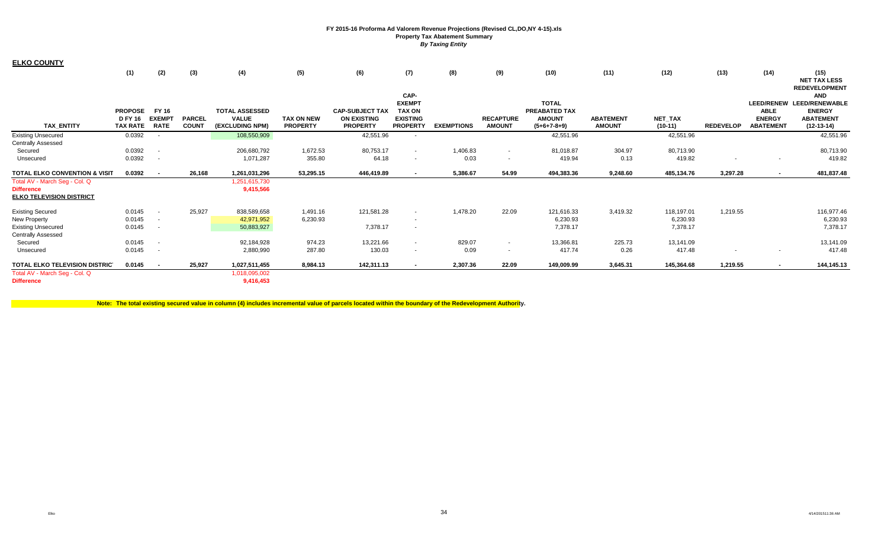**FY 2015-16 Proforma Ad Valorem Revenue Projections (Revised CL,DO,NY 4-15).xls**
**Property Tax Abatement Summary**
***By Taxing Entity***

## ELKO COUNTY

| TAX_ENTITY | (1) PROPOSED FY 16 TAX RATE | (2) FY 16 EXEMPT RATE | (3) PARCEL COUNT | (4) TOTAL ASSESSED VALUE (EXCLUDING NPM) | (5) TAX ON NEW PROPERTY | (6) CAP-SUBJECT TAX ON EXISTING PROPERTY | (7) CAP-EXEMPT TAX ON EXISTING PROPERTY | (8) EXEMPTIONS | (9) RECAPTURE AMOUNT | (10) TOTAL PREABATED TAX AMOUNT (5+6+7-8+9) | (11) ABATEMENT AMOUNT | (12) NET_TAX (10-11) | (13) REDEVELOP | (14) LEED/RENEWABLE ENERGY ABATEMENT | (15) NET TAX LESS REDEVELOPMENT AND LEED/RENEWABLE ENERGY ABATEMENT (12-13-14) |
|---|---|---|---|---|---|---|---|---|---|---|---|---|---|---|---|
| Existing Unsecured | 0.0392 | - | | 108,550,909 | | 42,551.96 | - | | | 42,551.96 | | 42,551.96 | | | 42,551.96 |
| Centrally Assessed | | | | | | | | | | | | | | | |
| Secured | 0.0392 | - | | 206,680,792 | 1,672.53 | 80,753.17 | - | 1,406.83 | - | 81,018.87 | 304.97 | 80,713.90 | | | 80,713.90 |
| Unsecured | 0.0392 | - | | 1,071,287 | 355.80 | 64.18 | - | 0.03 | - | 419.94 | 0.13 | 419.82 | - | - | 419.82 |
| **TOTAL ELKO CONVENTION & VISIT** | **0.0392** | **-** | **26,168** | **1,261,031,296** | **53,295.15** | **446,419.89** | **-** | **5,386.67** | **54.99** | **494,383.36** | **9,248.60** | **485,134.76** | **3,297.28** | **-** | **481,837.48** |
| Total AV - March Seg - Col. Q | | | | 1,251,615,730 | | | | | | | | | | | |
| **Difference** | | | | **9,415,566** | | | | | | | | | | | |
| **ELKO TELEVISION DISTRICT** | | | | | | | | | | | | | | | |
| Existing Secured | 0.0145 | - | 25,927 | 838,589,658 | 1,491.16 | 121,581.28 | - | 1,478.20 | 22.09 | 121,616.33 | 3,419.32 | 118,197.01 | 1,219.55 | | 116,977.46 |
| New Property | 0.0145 | - | | 42,971,952 | 6,230.93 | | - | | | 6,230.93 | | 6,230.93 | | | 6,230.93 |
| Existing Unsecured | 0.0145 | - | | 50,883,927 | | 7,378.17 | - | | | 7,378.17 | | 7,378.17 | | | 7,378.17 |
| Centrally Assessed | | | | | | | | | | | | | | | |
| Secured | 0.0145 | - | | 92,184,928 | 974.23 | 13,221.66 | - | 829.07 | - | 13,366.81 | 225.73 | 13,141.09 | | | 13,141.09 |
| Unsecured | 0.0145 | - | | 2,880,990 | 287.80 | 130.03 | - | 0.09 | - | 417.74 | 0.26 | 417.48 | - | - | 417.48 |
| **TOTAL ELKO TELEVISION DISTRICT** | **0.0145** | **-** | **25,927** | **1,027,511,455** | **8,984.13** | **142,311.13** | **-** | **2,307.36** | **22.09** | **149,009.99** | **3,645.31** | **145,364.68** | **1,219.55** | **-** | **144,145.13** |
| Total AV - March Seg - Col. Q | | | | 1,018,095,002 | | | | | | | | | | | |
| **Difference** | | | | **9,416,453** | | | | | | | | | | | |

**Note: The total existing secured value in column (4) includes incremental value of parcels located within the boundary of the Redevelopment Authority.**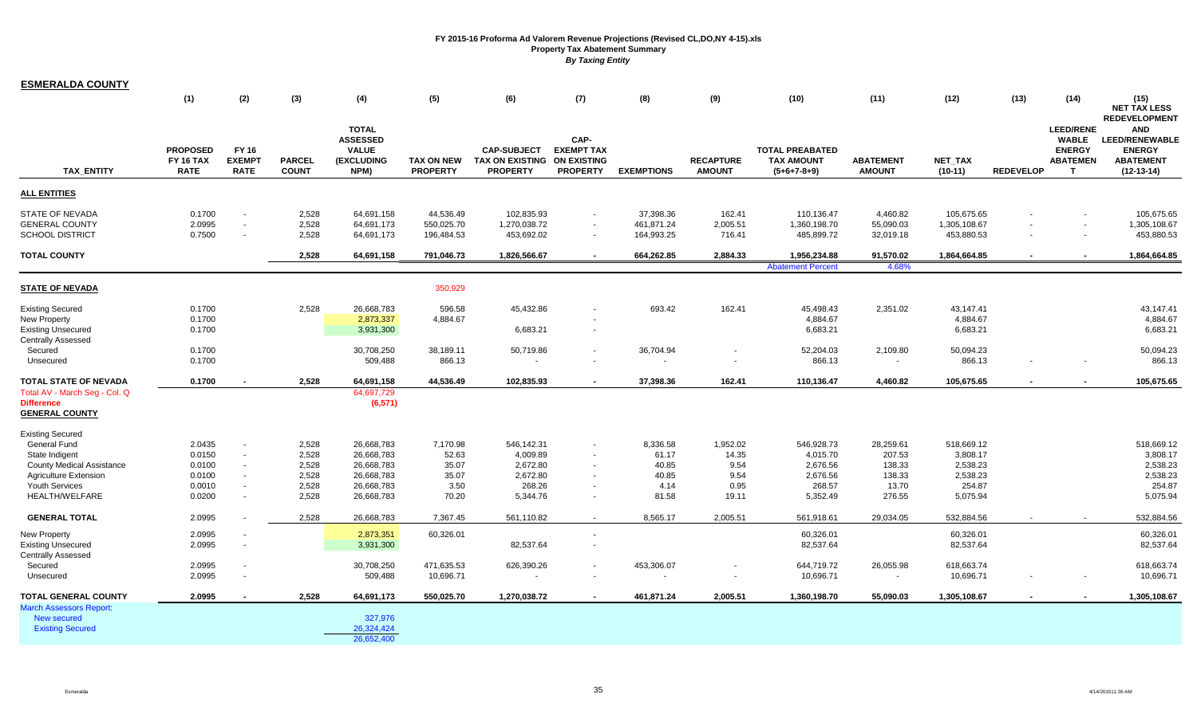# FY 2015-16 Proforma Ad Valorem Revenue Projections (Revised CL,DO,NY 4-15).xls

## Property Tax Abatement Summary

*By Taxing Entity*

### ESMERALDA COUNTY

| TAX_ENTITY | (1) PROPOSED FY 16 TAX RATE | (2) FY 16 EXEMPT RATE | (3) PARCEL COUNT | (4) TOTAL ASSESSED VALUE (EXCLUDING NPM) | (5) TAX ON NEW PROPERTY | (6) CAP-SUBJECT TAX ON EXISTING PROPERTY | (7) CAP-EXEMPT TAX ON EXISTING PROPERTY | (8) EXEMPTIONS | (9) RECAPTURE AMOUNT | (10) TOTAL PREABATED TAX AMOUNT (5+6+7-8+9) | (11) ABATEMENT AMOUNT | (12) NET_TAX (10-11) | (13) REDEVELOP | (14) LEED/RENEWABLE ENERGY ABATEMENT | (15) NET TAX LESS REDEVELOPMENT AND LEED/RENEWABLE ENERGY ABATEMENT (12-13-14) |
|---|---|---|---|---|---|---|---|---|---|---|---|---|---|---|---|
| **ALL ENTITIES** | | | | | | | | | | | | | | | |
| STATE OF NEVADA | 0.1700 | - | 2,528 | 64,691,158 | 44,536.49 | 102,835.93 | - | 37,398.36 | 162.41 | 110,136.47 | 4,460.82 | 105,675.65 | - | - | 105,675.65 |
| GENERAL COUNTY | 2.0995 | - | 2,528 | 64,691,173 | 550,025.70 | 1,270,038.72 | - | 461,871.24 | 2,005.51 | 1,360,198.70 | 55,090.03 | 1,305,108.67 | - | - | 1,305,108.67 |
| SCHOOL DISTRICT | 0.7500 | - | 2,528 | 64,691,173 | 196,484.53 | 453,692.02 | - | 164,993.25 | 716.41 | 485,899.72 | 32,019.18 | 453,880.53 | - | - | 453,880.53 |
| **TOTAL COUNTY** | | | 2,528 | 64,691,158 | 791,046.73 | 1,826,566.67 | - | 664,262.85 | 2,884.33 | 1,956,234.88 | 91,570.02 | 1,864,664.85 | - | - | 1,864,664.85 |
| | | | | | | | | | | Abatement Percent | 4.68% | | | | |
| **STATE OF NEVADA** | | | | | 350,929 | | | | | | | | | | |
| Existing Secured | 0.1700 | | 2,528 | 26,668,783 | 596.58 | 45,432.86 | - | 693.42 | 162.41 | 45,498.43 | 2,351.02 | 43,147.41 | | | 43,147.41 |
| New Property | 0.1700 | | | 2,873,337 | 4,884.67 | | - | | | 4,884.67 | | 4,884.67 | | | 4,884.67 |
| Existing Unsecured | 0.1700 | | | 3,931,300 | | 6,683.21 | - | | | 6,683.21 | | 6,683.21 | | | 6,683.21 |
| Centrally Assessed | | | | | | | | | | | | | | | |
| Secured | 0.1700 | | | 30,708,250 | 38,189.11 | 50,719.86 | - | 36,704.94 | - | 52,204.03 | 2,109.80 | 50,094.23 | | | 50,094.23 |
| Unsecured | 0.1700 | | | 509,488 | 866.13 | - | - | - | - | 866.13 | - | 866.13 | - | - | 866.13 |
| **TOTAL STATE OF NEVADA** | 0.1700 | - | 2,528 | 64,691,158 | 44,536.49 | 102,835.93 | - | 37,398.36 | 162.41 | 110,136.47 | 4,460.82 | 105,675.65 | - | - | 105,675.65 |
| Total AV - March Seg - Col. Q | | | | 64,697,729 | | | | | | | | | | | |
| **Difference** | | | | (6,571) | | | | | | | | | | | |
| **GENERAL COUNTY** | | | | | | | | | | | | | | | |
| Existing Secured | | | | | | | | | | | | | | | |
| General Fund | 2.0435 | - | 2,528 | 26,668,783 | 7,170.98 | 546,142.31 | - | 8,336.58 | 1,952.02 | 546,928.73 | 28,259.61 | 518,669.12 | | | 518,669.12 |
| State Indigent | 0.0150 | - | 2,528 | 26,668,783 | 52.63 | 4,009.89 | - | 61.17 | 14.35 | 4,015.70 | 207.53 | 3,808.17 | | | 3,808.17 |
| County Medical Assistance | 0.0100 | - | 2,528 | 26,668,783 | 35.07 | 2,672.80 | - | 40.85 | 9.54 | 2,676.56 | 138.33 | 2,538.23 | | | 2,538.23 |
| Agriculture Extension | 0.0100 | - | 2,528 | 26,668,783 | 35.07 | 2,672.80 | - | 40.85 | 9.54 | 2,676.56 | 138.33 | 2,538.23 | | | 2,538.23 |
| Youth Services | 0.0010 | - | 2,528 | 26,668,783 | 3.50 | 268.26 | - | 4.14 | 0.95 | 268.57 | 13.70 | 254.87 | | | 254.87 |
| HEALTH/WELFARE | 0.0200 | - | 2,528 | 26,668,783 | 70.20 | 5,344.76 | - | 81.58 | 19.11 | 5,352.49 | 276.55 | 5,075.94 | | | 5,075.94 |
| **GENERAL TOTAL** | 2.0995 | - | 2,528 | 26,668,783 | 7,367.45 | 561,110.82 | - | 8,565.17 | 2,005.51 | 561,918.61 | 29,034.05 | 532,884.56 | - | - | 532,884.56 |
| New Property | 2.0995 | - | | 2,873,351 | 60,326.01 | | - | | | 60,326.01 | | 60,326.01 | | | 60,326.01 |
| Existing Unsecured | 2.0995 | - | | 3,931,300 | | 82,537.64 | - | | | 82,537.64 | | 82,537.64 | | | 82,537.64 |
| Centrally Assessed | | | | | | | | | | | | | | | |
| Secured | 2.0995 | - | | 30,708,250 | 471,635.53 | 626,390.26 | - | 453,306.07 | - | 644,719.72 | 26,055.98 | 618,663.74 | | | 618,663.74 |
| Unsecured | 2.0995 | - | | 509,488 | 10,696.71 | - | - | - | - | 10,696.71 | - | 10,696.71 | - | - | 10,696.71 |
| **TOTAL GENERAL COUNTY** | 2.0995 | - | 2,528 | 64,691,173 | 550,025.70 | 1,270,038.72 | - | 461,871.24 | 2,005.51 | 1,360,198.70 | 55,090.03 | 1,305,108.67 | - | - | 1,305,108.67 |
| March Assessors Report: | | | | | | | | | | | | | | | |
| New secured | | | | 327,976 | | | | | | | | | | | |
| Existing Secured | | | | 26,324,424 | | | | | | | | | | | |
| | | | | 26,652,400 | | | | | | | | | | | |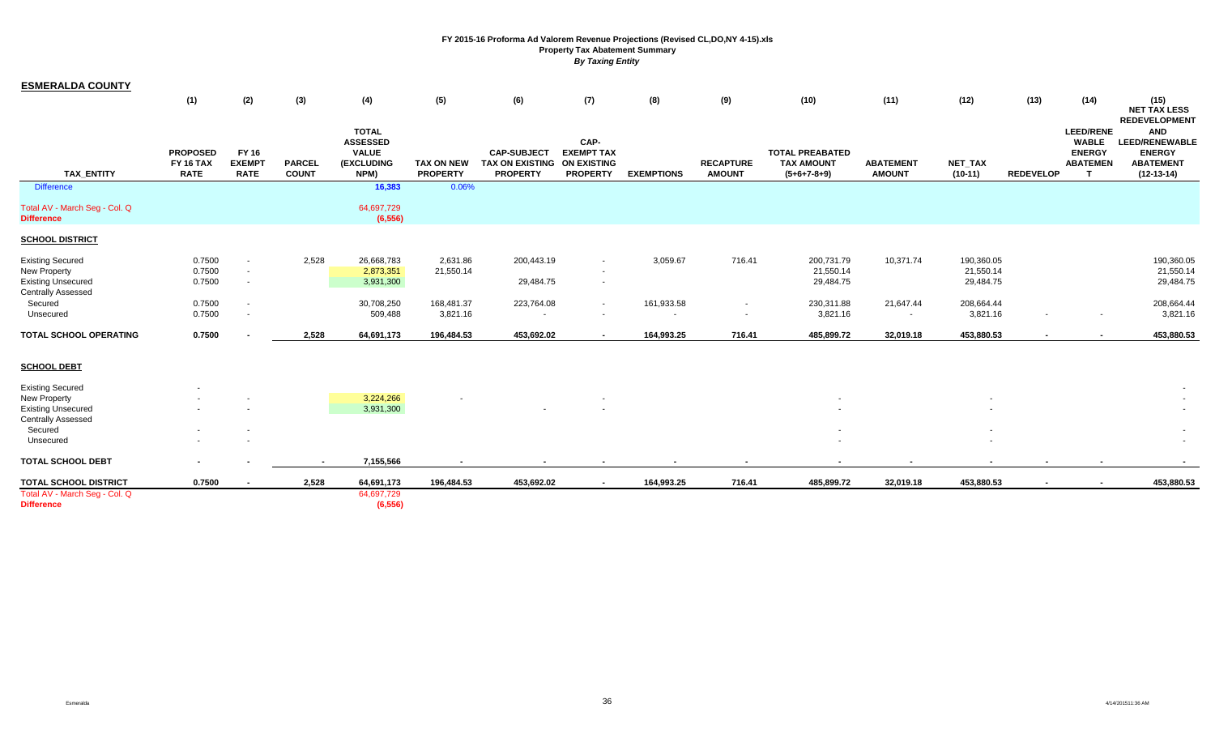**FY 2015-16 Proforma Ad Valorem Revenue Projections (Revised CL,DO,NY 4-15).xls**
**Property Tax Abatement Summary**
***By Taxing Entity***

## ESMERALDA COUNTY

| TAX_ENTITY | (1) PROPOSED FY 16 TAX RATE | (2) FY 16 EXEMPT RATE | (3) PARCEL COUNT | (4) TOTAL ASSESSED VALUE (EXCLUDING NPM) | (5) TAX ON NEW PROPERTY | (6) CAP-SUBJECT TAX ON EXISTING PROPERTY | (7) CAP-EXEMPT TAX ON EXISTING PROPERTY | (8) EXEMPTIONS | (9) RECAPTURE AMOUNT | (10) TOTAL PREABATED TAX AMOUNT (5+6+7-8+9) | (11) ABATEMENT AMOUNT | (12) NET_TAX (10-11) | (13) REDEVELOP | (14) LEED/RENEWABLE ENERGY ABATEMENT | (15) NET TAX LESS REDEVELOPMENT AND LEED/RENEWABLE ENERGY ABATEMENT (12-13-14) |
|---|---|---|---|---|---|---|---|---|---|---|---|---|---|---|---|
| Difference | | | | 16,383 | 0.06% | | | | | | | | | | |
| Total AV - March Seg - Col. Q | | | | 64,697,729 | | | | | | | | | | | |
| **Difference** | | | | **(6,556)** | | | | | | | | | | | |
| **SCHOOL DISTRICT** | | | | | | | | | | | | | | | |
| Existing Secured | 0.7500 | - | 2,528 | 26,668,783 | 2,631.86 | 200,443.19 | - | 3,059.67 | 716.41 | 200,731.79 | 10,371.74 | 190,360.05 | | | 190,360.05 |
| New Property | 0.7500 | - | | 2,873,351 | 21,550.14 | | - | | | 21,550.14 | | 21,550.14 | | | 21,550.14 |
| Existing Unsecured | 0.7500 | - | | 3,931,300 | | 29,484.75 | - | | | 29,484.75 | | 29,484.75 | | | 29,484.75 |
| Centrally Assessed | | | | | | | | | | | | | | | |
| Secured | 0.7500 | - | | 30,708,250 | 168,481.37 | 223,764.08 | - | 161,933.58 | - | 230,311.88 | 21,647.44 | 208,664.44 | | | 208,664.44 |
| Unsecured | 0.7500 | - | | 509,488 | 3,821.16 | - | - | - | - | 3,821.16 | - | 3,821.16 | - | - | 3,821.16 |
| **TOTAL SCHOOL OPERATING** | **0.7500** | **-** | **2,528** | **64,691,173** | **196,484.53** | **453,692.02** | **-** | **164,993.25** | **716.41** | **485,899.72** | **32,019.18** | **453,880.53** | **-** | **-** | **453,880.53** |
| **SCHOOL DEBT** | | | | | | | | | | | | | | | |
| Existing Secured | - | | | | | | | | | | | | | | - |
| New Property | - | - | | 3,224,266 | - | | - | | | - | | - | | | - |
| Existing Unsecured | - | - | | 3,931,300 | | - | - | | | - | | - | | | - |
| Centrally Assessed | | | | | | | | | | | | | | | |
| Secured | - | - | | | | | | | | - | | - | | | - |
| Unsecured | - | - | | | | | | | | - | | - | | | - |
| **TOTAL SCHOOL DEBT** | **-** | **-** | **-** | **7,155,566** | **-** | **-** | **-** | **-** | **-** | **-** | **-** | **-** | **-** | **-** | **-** |
| **TOTAL SCHOOL DISTRICT** | **0.7500** | **-** | **2,528** | **64,691,173** | **196,484.53** | **453,692.02** | **-** | **164,993.25** | **716.41** | **485,899.72** | **32,019.18** | **453,880.53** | **-** | **-** | **453,880.53** |
| Total AV - March Seg - Col. Q | | | | 64,697,729 | | | | | | | | | | | |
| **Difference** | | | | **(6,556)** | | | | | | | | | | | |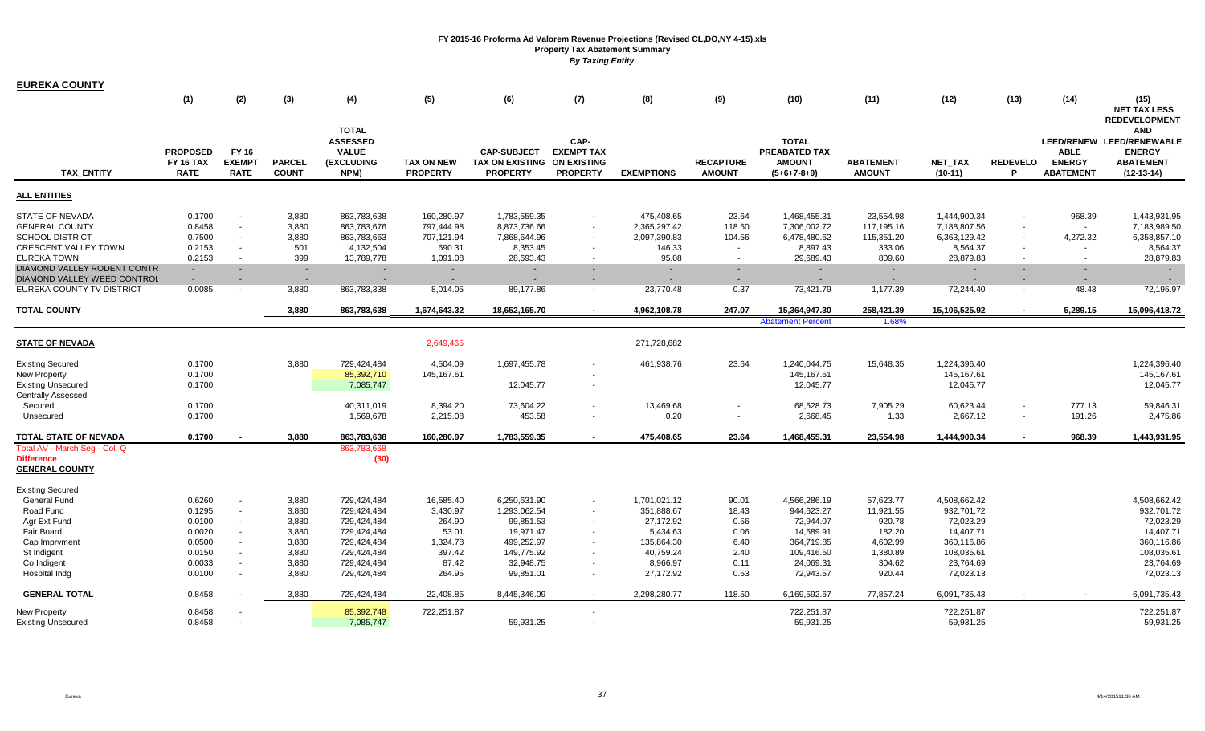# FY 2015-16 Proforma Ad Valorem Revenue Projections (Revised CL,DO,NY 4-15).xls
## Property Tax Abatement Summary
### *By Taxing Entity*

**EUREKA COUNTY**

| TAX_ENTITY | (1) PROPOSED FY 16 TAX RATE | (2) FY 16 EXEMPT RATE | (3) PARCEL COUNT | (4) TOTAL ASSESSED VALUE (EXCLUDING NPM) | (5) TAX ON NEW PROPERTY | (6) CAP-SUBJECT TAX ON EXISTING PROPERTY | (7) CAP-EXEMPT TAX ON EXISTING PROPERTY | (8) EXEMPTIONS | (9) RECAPTURE AMOUNT | (10) TOTAL PREABATED TAX AMOUNT (5+6+7-8+9) | (11) ABATEMENT AMOUNT | (12) NET_TAX (10-11) | (13) REDEVELOP | (14) LEED/RENEW ABLE ENERGY ABATEMENT | (15) NET TAX LESS REDEVELOPMENT AND LEED/RENEWABLE ENERGY ABATEMENT (12-13-14) |
|---|---|---|---|---|---|---|---|---|---|---|---|---|---|---|---|
| **ALL ENTITIES** | | | | | | | | | | | | | | | |
| STATE OF NEVADA | 0.1700 | - | 3,880 | 863,783,638 | 160,280.97 | 1,783,559.35 | - | 475,408.65 | 23.64 | 1,468,455.31 | 23,554.98 | 1,444,900.34 | - | 968.39 | 1,443,931.95 |
| GENERAL COUNTY | 0.8458 | - | 3,880 | 863,783,676 | 797,444.98 | 8,873,736.66 | - | 2,365,297.42 | 118.50 | 7,306,002.72 | 117,195.16 | 7,188,807.56 | - | - | 7,183,989.50 |
| SCHOOL DISTRICT | 0.7500 | - | 3,880 | 863,783,663 | 707,121.94 | 7,868,644.96 | - | 2,097,390.83 | 104.56 | 6,478,480.62 | 115,351.20 | 6,363,129.42 | - | 4,272.32 | 6,358,857.10 |
| CRESCENT VALLEY TOWN | 0.2153 | - | 501 | 4,132,504 | 690.31 | 8,353.45 | - | 146.33 | - | 8,897.43 | 333.06 | 8,564.37 | - | - | 8,564.37 |
| EUREKA TOWN | 0.2153 | - | 399 | 13,789,778 | 1,091.08 | 28,693.43 | - | 95.08 | - | 29,689.43 | 809.60 | 28,879.83 | - | - | 28,879.83 |
| DIAMOND VALLEY RODENT CONTR | - | - | - | - | - | - | - | - | - | - | - | - | - | - | - |
| DIAMOND VALLEY WEED CONTROL | - | - | - | - | - | - | - | - | - | - | - | - | - | - | - |
| EUREKA COUNTY TV DISTRICT | 0.0085 | - | 3,880 | 863,783,338 | 8,014.05 | 89,177.86 | - | 23,770.48 | 0.37 | 73,421.79 | 1,177.39 | 72,244.40 | - | 48.43 | 72,195.97 |
| **TOTAL COUNTY** | | | 3,880 | 863,783,638 | 1,674,643.32 | 18,652,165.70 | - | 4,962,108.78 | 247.07 | 15,364,947.30 | 258,421.39 | 15,106,525.92 | - | 5,289.15 | 15,096,418.72 |
| | | | | | | | | | | Abatement Percent | 1.68% | | | | |
| **STATE OF NEVADA** | | | | | 2,649,465 | | | 271,728,682 | | | | | | | |
| Existing Secured | 0.1700 | | 3,880 | 729,424,484 | 4,504.09 | 1,697,455.78 | - | 461,938.76 | 23.64 | 1,240,044.75 | 15,648.35 | 1,224,396.40 | | | 1,224,396.40 |
| New Property | 0.1700 | | | 85,392,710 | 145,167.61 | | - | | | 145,167.61 | | 145,167.61 | | | 145,167.61 |
| Existing Unsecured | 0.1700 | | | 7,085,747 | | 12,045.77 | - | | | 12,045.77 | | 12,045.77 | | | 12,045.77 |
| Centrally Assessed | | | | | | | | | | | | | | | |
| Secured | 0.1700 | | | 40,311,019 | 8,394.20 | 73,604.22 | - | 13,469.68 | - | 68,528.73 | 7,905.29 | 60,623.44 | - | 777.13 | 59,846.31 |
| Unsecured | 0.1700 | | | 1,569,678 | 2,215.08 | 453.58 | - | 0.20 | - | 2,668.45 | 1.33 | 2,667.12 | - | 191.26 | 2,475.86 |
| **TOTAL STATE OF NEVADA** | 0.1700 | - | 3,880 | 863,783,638 | 160,280.97 | 1,783,559.35 | - | 475,408.65 | 23.64 | 1,468,455.31 | 23,554.98 | 1,444,900.34 | - | 968.39 | 1,443,931.95 |
| Total AV - March Seg - Col. Q | | | | 863,783,668 | | | | | | | | | | | |
| Difference | | | | (30) | | | | | | | | | | | |
| **GENERAL COUNTY** | | | | | | | | | | | | | | | |
| Existing Secured | | | | | | | | | | | | | | | |
| General Fund | 0.6260 | - | 3,880 | 729,424,484 | 16,585.40 | 6,250,631.90 | - | 1,701,021.12 | 90.01 | 4,566,286.19 | 57,623.77 | 4,508,662.42 | | | 4,508,662.42 |
| Road Fund | 0.1295 | - | 3,880 | 729,424,484 | 3,430.97 | 1,293,062.54 | - | 351,888.67 | 18.43 | 944,623.27 | 11,921.55 | 932,701.72 | | | 932,701.72 |
| Agr Ext Fund | 0.0100 | - | 3,880 | 729,424,484 | 264.90 | 99,851.53 | - | 27,172.92 | 0.56 | 72,944.07 | 920.78 | 72,023.29 | | | 72,023.29 |
| Fair Board | 0.0020 | - | 3,880 | 729,424,484 | 53.01 | 19,971.47 | - | 5,434.63 | 0.06 | 14,589.91 | 182.20 | 14,407.71 | | | 14,407.71 |
| Cap Imprvment | 0.0500 | - | 3,880 | 729,424,484 | 1,324.78 | 499,252.97 | - | 135,864.30 | 6.40 | 364,719.85 | 4,602.99 | 360,116.86 | | | 360,116.86 |
| St Indigent | 0.0150 | - | 3,880 | 729,424,484 | 397.42 | 149,775.92 | - | 40,759.24 | 2.40 | 109,416.50 | 1,380.89 | 108,035.61 | | | 108,035.61 |
| Co Indigent | 0.0033 | - | 3,880 | 729,424,484 | 87.42 | 32,948.75 | - | 8,966.97 | 0.11 | 24,069.31 | 304.62 | 23,764.69 | | | 23,764.69 |
| Hospital Indg | 0.0100 | - | 3,880 | 729,424,484 | 264.95 | 99,851.01 | - | 27,172.92 | 0.53 | 72,943.57 | 920.44 | 72,023.13 | | | 72,023.13 |
| **GENERAL TOTAL** | 0.8458 | - | 3,880 | 729,424,484 | 22,408.85 | 8,445,346.09 | - | 2,298,280.77 | 118.50 | 6,169,592.67 | 77,857.24 | 6,091,735.43 | - | - | 6,091,735.43 |
| New Property | 0.8458 | - | | 85,392,748 | 722,251.87 | | - | | | 722,251.87 | | 722,251.87 | | | 722,251.87 |
| Existing Unsecured | 0.8458 | - | | 7,085,747 | | 59,931.25 | - | | | 59,931.25 | | 59,931.25 | | | 59,931.25 |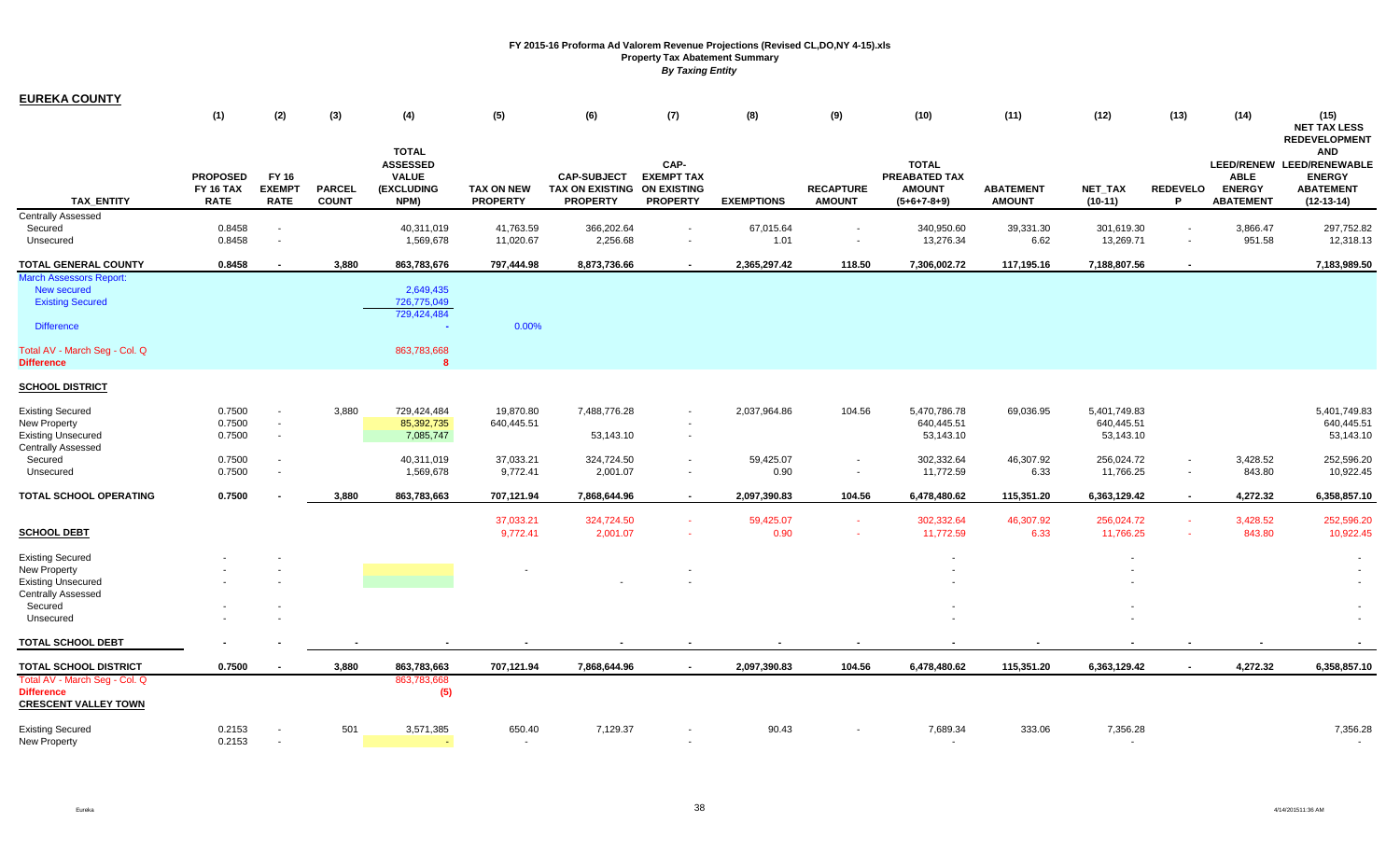# FY 2015-16 Proforma Ad Valorem Revenue Projections (Revised CL,DO,NY 4-15).xls

## Property Tax Abatement Summary

*By Taxing Entity*

**EUREKA COUNTY**

| TAX_ENTITY | (1) PROPOSED FY 16 TAX RATE | (2) FY 16 EXEMPT RATE | (3) PARCEL COUNT | (4) TOTAL ASSESSED VALUE (EXCLUDING NPM) | (5) TAX ON NEW PROPERTY | (6) CAP-SUBJECT TAX ON EXISTING PROPERTY | (7) CAP-EXEMPT TAX ON EXISTING PROPERTY | (8) EXEMPTIONS | (9) RECAPTURE AMOUNT | (10) TOTAL PREABATED TAX AMOUNT (5+6+7-8+9) | (11) ABATEMENT AMOUNT | (12) NET_TAX (10-11) | (13) REDEVELOP | (14) LEED/RENEWABLE ENERGY ABATEMENT | (15) NET TAX LESS REDEVELOPMENT AND LEED/RENEWABLE ENERGY ABATEMENT (12-13-14) |
|---|---|---|---|---|---|---|---|---|---|---|---|---|---|---|---|
| Centrally Assessed | | | | | | | | | | | | | | | |
| Secured | 0.8458 | - | | 40,311,019 | 41,763.59 | 366,202.64 | - | 67,015.64 | - | 340,950.60 | 39,331.30 | 301,619.30 | - | 3,866.47 | 297,752.82 |
| Unsecured | 0.8458 | - | | 1,569,678 | 11,020.67 | 2,256.68 | - | 1.01 | - | 13,276.34 | 6.62 | 13,269.71 | - | 951.58 | 12,318.13 |
| **TOTAL GENERAL COUNTY** | **0.8458** | **-** | **3,880** | **863,783,676** | **797,444.98** | **8,873,736.66** | **-** | **2,365,297.42** | **118.50** | **7,306,002.72** | **117,195.16** | **7,188,807.56** | **-** | | **7,183,989.50** |
| March Assessors Report: | | | | | | | | | | | | | | | |
| New secured | | | | 2,649,435 | | | | | | | | | | | |
| Existing Secured | | | | 726,775,049 | | | | | | | | | | | |
| | | | | 729,424,484 | | | | | | | | | | | |
| Difference | | | | - | 0.00% | | | | | | | | | | |
| Total AV - March Seg - Col. Q | | | | 863,783,668 | | | | | | | | | | | |
| **Difference** | | | | **8** | | | | | | | | | | | |
| **SCHOOL DISTRICT** | | | | | | | | | | | | | | | |
| Existing Secured | 0.7500 | - | 3,880 | 729,424,484 | 19,870.80 | 7,488,776.28 | - | 2,037,964.86 | 104.56 | 5,470,786.78 | 69,036.95 | 5,401,749.83 | | | 5,401,749.83 |
| New Property | 0.7500 | - | | 85,392,735 | 640,445.51 | | - | | | 640,445.51 | | 640,445.51 | | | 640,445.51 |
| Existing Unsecured | 0.7500 | - | | 7,085,747 | | 53,143.10 | - | | | 53,143.10 | | 53,143.10 | | | 53,143.10 |
| Centrally Assessed | | | | | | | | | | | | | | | |
| Secured | 0.7500 | - | | 40,311,019 | 37,033.21 | 324,724.50 | - | 59,425.07 | - | 302,332.64 | 46,307.92 | 256,024.72 | - | 3,428.52 | 252,596.20 |
| Unsecured | 0.7500 | - | | 1,569,678 | 9,772.41 | 2,001.07 | - | 0.90 | - | 11,772.59 | 6.33 | 11,766.25 | - | 843.80 | 10,922.45 |
| **TOTAL SCHOOL OPERATING** | **0.7500** | **-** | **3,880** | **863,783,663** | **707,121.94** | **7,868,644.96** | **-** | **2,097,390.83** | **104.56** | **6,478,480.62** | **115,351.20** | **6,363,129.42** | **-** | **4,272.32** | **6,358,857.10** |
| | | | | | 37,033.21 | 324,724.50 | - | 59,425.07 | - | 302,332.64 | 46,307.92 | 256,024.72 | - | 3,428.52 | 252,596.20 |
| **SCHOOL DEBT** | | | | | 9,772.41 | 2,001.07 | - | 0.90 | - | 11,772.59 | 6.33 | 11,766.25 | - | 843.80 | 10,922.45 |
| Existing Secured | - | - | | | | | | | | - | | - | | | - |
| New Property | - | - | | | - | | - | | | - | | - | | | - |
| Existing Unsecured | - | - | | | | - | - | | | - | | - | | | - |
| Centrally Assessed | | | | | | | | | | | | | | | |
| Secured | - | - | | | | | | | | - | | - | | | - |
| Unsecured | - | - | | | | | | | | - | | - | | | - |
| **TOTAL SCHOOL DEBT** | **-** | **-** | **-** | **-** | **-** | **-** | **-** | **-** | **-** | **-** | **-** | **-** | **-** | **-** | **-** |
| **TOTAL SCHOOL DISTRICT** | **0.7500** | **-** | **3,880** | **863,783,663** | **707,121.94** | **7,868,644.96** | **-** | **2,097,390.83** | **104.56** | **6,478,480.62** | **115,351.20** | **6,363,129.42** | **-** | **4,272.32** | **6,358,857.10** |
| Total AV - March Seg - Col. Q | | | | 863,783,668 | | | | | | | | | | | |
| **Difference** | | | | **(5)** | | | | | | | | | | | |
| **CRESCENT VALLEY TOWN** | | | | | | | | | | | | | | | |
| Existing Secured | 0.2153 | - | 501 | 3,571,385 | 650.40 | 7,129.37 | - | 90.43 | - | 7,689.34 | 333.06 | 7,356.28 | | | 7,356.28 |
| New Property | 0.2153 | - | | - | - | | - | | | - | | - | | | - |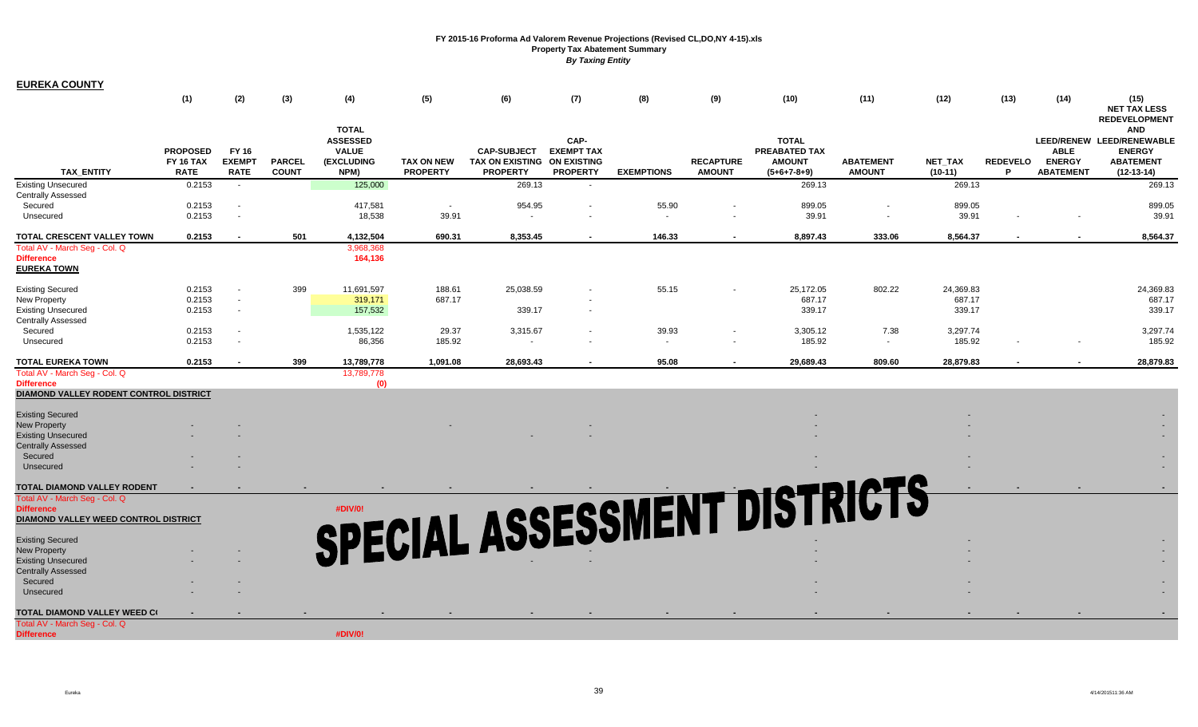**FY 2015-16 Proforma Ad Valorem Revenue Projections (Revised CL,DO,NY 4-15).xls**
**Property Tax Abatement Summary**
***By Taxing Entity***

**EUREKA COUNTY**

| TAX_ENTITY | (1) PROPOSED FY 16 TAX RATE | (2) FY 16 EXEMPT RATE | (3) PARCEL COUNT | (4) TOTAL ASSESSED VALUE (EXCLUDING NPM) | (5) TAX ON NEW PROPERTY | (6) CAP-SUBJECT TAX ON EXISTING PROPERTY | (7) CAP-EXEMPT TAX ON EXISTING PROPERTY | (8) EXEMPTIONS | (9) RECAPTURE AMOUNT | (10) TOTAL PREABATED TAX AMOUNT (5+6+7-8+9) | (11) ABATEMENT AMOUNT | (12) NET_TAX (10-11) | (13) REDEVELOP | (14) LEED/RENEWABLE ENERGY ABATEMENT | (15) NET TAX LESS REDEVELOPMENT AND LEED/RENEWABLE ENERGY ABATEMENT (12-13-14) |
|---|---|---|---|---|---|---|---|---|---|---|---|---|---|---|---|
| Existing Unsecured | 0.2153 | - | | 125,000 | | 269.13 | - | | | 269.13 | | 269.13 | | | 269.13 |
| Centrally Assessed | | | | | | | | | | | | | | | |
| Secured | 0.2153 | - | | 417,581 | - | 954.95 | - | 55.90 | - | 899.05 | - | 899.05 | | | 899.05 |
| Unsecured | 0.2153 | - | | 18,538 | 39.91 | - | - | - | - | 39.91 | - | 39.91 | - | - | 39.91 |
| **TOTAL CRESCENT VALLEY TOWN** | **0.2153** | **-** | **501** | **4,132,504** | **690.31** | **8,353.45** | **-** | **146.33** | **-** | **8,897.43** | **333.06** | **8,564.37** | **-** | **-** | **8,564.37** |
| Total AV - March Seg - Col. Q | | | | 3,968,368 | | | | | | | | | | | |
| **Difference** | | | | **164,136** | | | | | | | | | | | |
| **EUREKA TOWN** | | | | | | | | | | | | | | | |
| Existing Secured | 0.2153 | - | 399 | 11,691,597 | 188.61 | 25,038.59 | - | 55.15 | - | 25,172.05 | 802.22 | 24,369.83 | | | 24,369.83 |
| New Property | 0.2153 | - | | 319,171 | 687.17 | | - | | | 687.17 | | 687.17 | | | 687.17 |
| Existing Unsecured | 0.2153 | - | | 157,532 | | 339.17 | - | | | 339.17 | | 339.17 | | | 339.17 |
| Centrally Assessed | | | | | | | | | | | | | | | |
| Secured | 0.2153 | - | | 1,535,122 | 29.37 | 3,315.67 | - | 39.93 | - | 3,305.12 | 7.38 | 3,297.74 | | | 3,297.74 |
| Unsecured | 0.2153 | - | | 86,356 | 185.92 | - | - | - | - | 185.92 | - | 185.92 | - | - | 185.92 |
| **TOTAL EUREKA TOWN** | **0.2153** | **-** | **399** | **13,789,778** | **1,091.08** | **28,693.43** | **-** | **95.08** | **-** | **29,689.43** | **809.60** | **28,879.83** | **-** | **-** | **28,879.83** |
| Total AV - March Seg - Col. Q | | | | 13,789,778 | | | | | | | | | | | |
| **Difference** | | | | **(0)** | | | | | | | | | | | |
| **DIAMOND VALLEY RODENT CONTROL DISTRICT** | | | | | | | | | | | | | | | |
| Existing Secured | | | | | | | | | | - | | - | | | - |
| New Property | - | - | | | - | | - | | | - | | - | | | - |
| Existing Unsecured | - | - | | | | - | - | | | - | | - | | | - |
| Centrally Assessed | | | | | | | | | | | | | | | |
| Secured | - | - | | | | | | | | - | | - | | | - |
| Unsecured | - | - | | | | | | | | - | | - | | | - |
| **TOTAL DIAMOND VALLEY RODENT** | **-** | **-** | **-** | **-** | **-** | **-** | **-** | **-** | **-** | **-** | **-** | **-** | **-** | **-** | **-** |
| Total AV - March Seg - Col. Q | | | | | | | | | | | | | | | |
| **Difference** | | | | **#DIV/0!** | | | | | | | | | | | |
| **DIAMOND VALLEY WEED CONTROL DISTRICT** | | | | | | | | | | | | | | | |
| Existing Secured | | | | | | | | | | - | | - | | | - |
| New Property | - | - | | | - | | - | | | - | | - | | | - |
| Existing Unsecured | - | - | | | | - | - | | | - | | - | | | - |
| Centrally Assessed | | | | | | | | | | | | | | | |
| Secured | - | - | | | | | | | | - | | - | | | - |
| Unsecured | - | - | | | | | | | | - | | - | | | - |
| **TOTAL DIAMOND VALLEY WEED C(** | **-** | **-** | **-** | **-** | **-** | **-** | **-** | **-** | **-** | **-** | **-** | **-** | **-** | **-** | **-** |
| Total AV - March Seg - Col. Q | | | | | | | | | | | | | | | |
| **Difference** | | | | **#DIV/0!** | | | | | | | | | | | |

**SPECIAL ASSESSMENT DISTRICTS**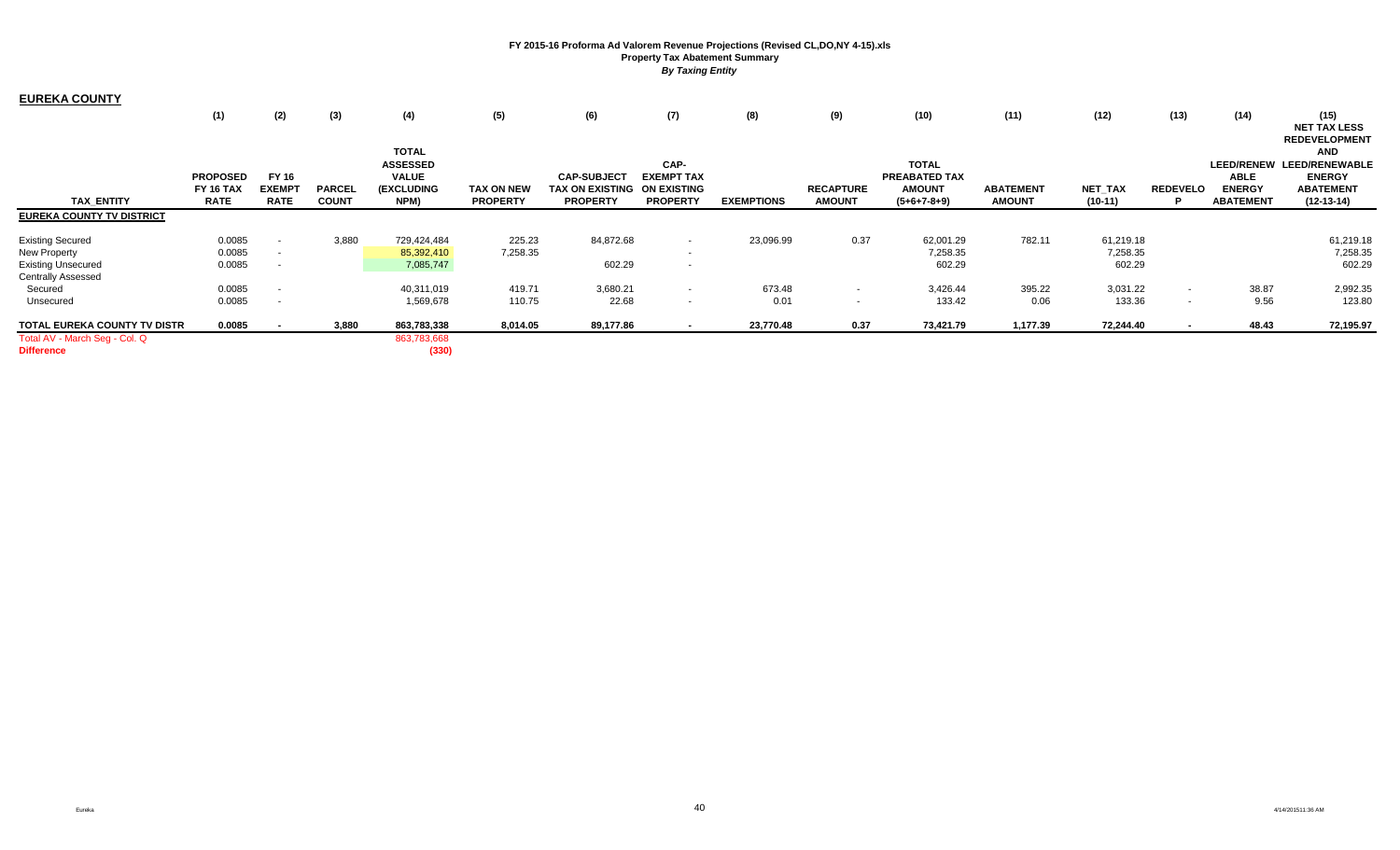**FY 2015-16 Proforma Ad Valorem Revenue Projections (Revised CL,DO,NY 4-15).xls**
**Property Tax Abatement Summary**
***By Taxing Entity***

## EUREKA COUNTY

| TAX_ENTITY | (1) PROPOSED FY 16 TAX RATE | (2) FY 16 EXEMPT RATE | (3) PARCEL COUNT | (4) TOTAL ASSESSED VALUE (EXCLUDING NPM) | (5) TAX ON NEW PROPERTY | (6) CAP-SUBJECT TAX ON EXISTING PROPERTY | (7) CAP-EXEMPT TAX ON EXISTING PROPERTY | (8) EXEMPTIONS | (9) RECAPTURE AMOUNT | (10) TOTAL PREABATED TAX AMOUNT (5+6+7-8+9) | (11) ABATEMENT AMOUNT | (12) NET_TAX (10-11) | (13) REDEVELOP | (14) LEED/RENEWABLE ENERGY ABATEMENT | (15) NET TAX LESS REDEVELOPMENT AND LEED/RENEWABLE ENERGY ABATEMENT (12-13-14) |
|---|---|---|---|---|---|---|---|---|---|---|---|---|---|---|---|
| **EUREKA COUNTY TV DISTRICT** | | | | | | | | | | | | | | | |
| Existing Secured | 0.0085 | - | 3,880 | 729,424,484 | 225.23 | 84,872.68 | - | 23,096.99 | 0.37 | 62,001.29 | 782.11 | 61,219.18 | | | 61,219.18 |
| New Property | 0.0085 | - | | 85,392,410 | 7,258.35 | | - | | | 7,258.35 | | 7,258.35 | | | 7,258.35 |
| Existing Unsecured | 0.0085 | - | | 7,085,747 | | 602.29 | - | | | 602.29 | | 602.29 | | | 602.29 |
| Centrally Assessed | | | | | | | | | | | | | | | |
| Secured | 0.0085 | - | | 40,311,019 | 419.71 | 3,680.21 | - | 673.48 | - | 3,426.44 | 395.22 | 3,031.22 | - | 38.87 | 2,992.35 |
| Unsecured | 0.0085 | - | | 1,569,678 | 110.75 | 22.68 | - | 0.01 | - | 133.42 | 0.06 | 133.36 | - | 9.56 | 123.80 |
| **TOTAL EUREKA COUNTY TV DISTR** | **0.0085** | **-** | **3,880** | **863,783,338** | **8,014.05** | **89,177.86** | **-** | **23,770.48** | **0.37** | **73,421.79** | **1,177.39** | **72,244.40** | **-** | **48.43** | **72,195.97** |
| Total AV - March Seg - Col. Q | | | | 863,783,668 | | | | | | | | | | | |
| **Difference** | | | | **(330)** | | | | | | | | | | | |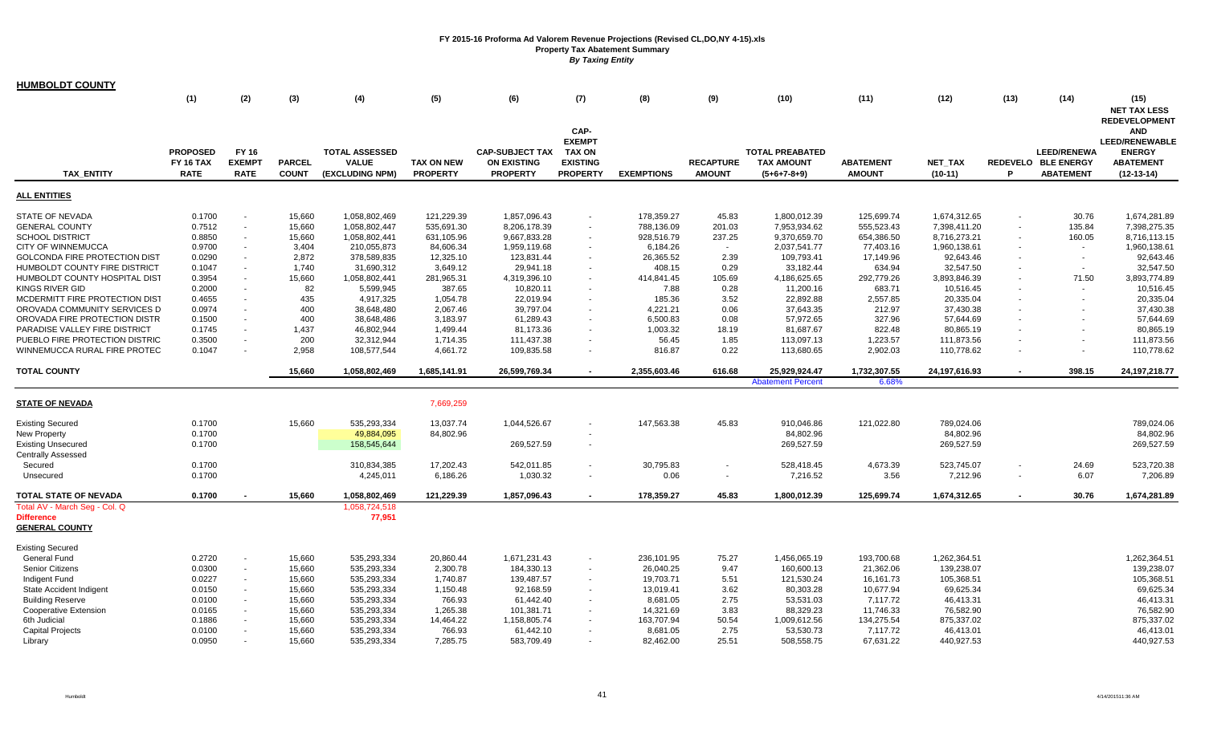# FY 2015-16 Proforma Ad Valorem Revenue Projections (Revised CL,DO,NY 4-15).xls
## Property Tax Abatement Summary
### *By Taxing Entity*

**HUMBOLDT COUNTY**

| TAX_ENTITY | (1) PROPOSED FY 16 TAX RATE | (2) FY 16 EXEMPT RATE | (3) PARCEL COUNT | (4) TOTAL ASSESSED VALUE (EXCLUDING NPM) | (5) TAX ON NEW PROPERTY | (6) CAP-SUBJECT TAX ON EXISTING PROPERTY | (7) CAP-EXEMPT TAX ON EXISTING PROPERTY | (8) EXEMPTIONS | (9) RECAPTURE AMOUNT | (10) TOTAL PREABATED TAX AMOUNT (5+6+7-8+9) | (11) ABATEMENT AMOUNT | (12) NET_TAX (10-11) | (13) REDEVELOP | (14) LEED/RENEWABLE ENERGY ABATEMENT | (15) NET TAX LESS REDEVELOPMENT AND LEED/RENEWABLE ENERGY ABATEMENT (12-13-14) |
|---|---|---|---|---|---|---|---|---|---|---|---|---|---|---|---|
| **ALL ENTITIES** | | | | | | | | | | | | | | | |
| STATE OF NEVADA | 0.1700 | - | 15,660 | 1,058,802,469 | 121,229.39 | 1,857,096.43 | - | 178,359.27 | 45.83 | 1,800,012.39 | 125,699.74 | 1,674,312.65 | - | 30.76 | 1,674,281.89 |
| GENERAL COUNTY | 0.7512 | - | 15,660 | 1,058,802,447 | 535,691.30 | 8,206,178.39 | - | 788,136.09 | 201.03 | 7,953,934.62 | 555,523.43 | 7,398,411.20 | - | 135.84 | 7,398,275.35 |
| SCHOOL DISTRICT | 0.8850 | - | 15,660 | 1,058,802,441 | 631,105.96 | 9,667,833.28 | - | 928,516.79 | 237.25 | 9,370,659.70 | 654,386.50 | 8,716,273.21 | - | 160.05 | 8,716,113.15 |
| CITY OF WINNEMUCCA | 0.9700 | - | 3,404 | 210,055,873 | 84,606.34 | 1,959,119.68 | - | 6,184.26 | - | 2,037,541.77 | 77,403.16 | 1,960,138.61 | - | - | 1,960,138.61 |
| GOLCONDA FIRE PROTECTION DIST | 0.0290 | - | 2,872 | 378,589,835 | 12,325.10 | 123,831.44 | - | 26,365.52 | 2.39 | 109,793.41 | 17,149.96 | 92,643.46 | - | - | 92,643.46 |
| HUMBOLDT COUNTY FIRE DISTRICT | 0.1047 | - | 1,740 | 31,690,312 | 3,649.12 | 29,941.18 | - | 408.15 | 0.29 | 33,182.44 | 634.94 | 32,547.50 | - | - | 32,547.50 |
| HUMBOLDT COUNTY HOSPITAL DIST | 0.3954 | - | 15,660 | 1,058,802,441 | 281,965.31 | 4,319,396.10 | - | 414,841.45 | 105.69 | 4,186,625.65 | 292,779.26 | 3,893,846.39 | - | 71.50 | 3,893,774.89 |
| KINGS RIVER GID | 0.2000 | - | 82 | 5,599,945 | 387.65 | 10,820.11 | - | 7.88 | 0.28 | 11,200.16 | 683.71 | 10,516.45 | - | - | 10,516.45 |
| MCDERMITT FIRE PROTECTION DIST | 0.4655 | - | 435 | 4,917,325 | 1,054.78 | 22,019.94 | - | 185.36 | 3.52 | 22,892.88 | 2,557.85 | 20,335.04 | - | - | 20,335.04 |
| OROVADA COMMUNITY SERVICES D | 0.0974 | - | 400 | 38,648,480 | 2,067.46 | 39,797.04 | - | 4,221.21 | 0.06 | 37,643.35 | 212.97 | 37,430.38 | - | - | 37,430.38 |
| OROVADA FIRE PROTECTION DISTR | 0.1500 | - | 400 | 38,648,486 | 3,183.97 | 61,289.43 | - | 6,500.83 | 0.08 | 57,972.65 | 327.96 | 57,644.69 | - | - | 57,644.69 |
| PARADISE VALLEY FIRE DISTRICT | 0.1745 | - | 1,437 | 46,802,944 | 1,499.44 | 81,173.36 | - | 1,003.32 | 18.19 | 81,687.67 | 822.48 | 80,865.19 | - | - | 80,865.19 |
| PUEBLO FIRE PROTECTION DISTRIC | 0.3500 | - | 200 | 32,312,944 | 1,714.35 | 111,437.38 | - | 56.45 | 1.85 | 113,097.13 | 1,223.57 | 111,873.56 | - | - | 111,873.56 |
| WINNEMUCCA RURAL FIRE PROTEC | 0.1047 | - | 2,958 | 108,577,544 | 4,661.72 | 109,835.58 | - | 816.87 | 0.22 | 113,680.65 | 2,902.03 | 110,778.62 | - | - | 110,778.62 |
| **TOTAL COUNTY** | | | 15,660 | 1,058,802,469 | 1,685,141.91 | 26,599,769.34 | - | 2,355,603.46 | 616.68 | 25,929,924.47 | 1,732,307.55 | 24,197,616.93 | - | 398.15 | 24,197,218.77 |
| | | | | | | | | | | Abatement Percent | 6.68% | | | | |
| **STATE OF NEVADA** | | | | | 7,669,259 | | | | | | | | | | |
| Existing Secured | 0.1700 | | 15,660 | 535,293,334 | 13,037.74 | 1,044,526.67 | - | 147,563.38 | 45.83 | 910,046.86 | 121,022.80 | 789,024.06 | | | 789,024.06 |
| New Property | 0.1700 | | | 49,884,095 | 84,802.96 | | - | | | 84,802.96 | | 84,802.96 | | | 84,802.96 |
| Existing Unsecured | 0.1700 | | | 158,545,644 | | 269,527.59 | - | | | 269,527.59 | | 269,527.59 | | | 269,527.59 |
| Centrally Assessed | | | | | | | | | | | | | | | |
| Secured | 0.1700 | | | 310,834,385 | 17,202.43 | 542,011.85 | - | 30,795.83 | - | 528,418.45 | 4,673.39 | 523,745.07 | - | 24.69 | 523,720.38 |
| Unsecured | 0.1700 | | | 4,245,011 | 6,186.26 | 1,030.32 | - | 0.06 | - | 7,216.52 | 3.56 | 7,212.96 | - | 6.07 | 7,206.89 |
| **TOTAL STATE OF NEVADA** | 0.1700 | - | 15,660 | 1,058,802,469 | 121,229.39 | 1,857,096.43 | - | 178,359.27 | 45.83 | 1,800,012.39 | 125,699.74 | 1,674,312.65 | - | 30.76 | 1,674,281.89 |
| Total AV - March Seg - Col. Q | | | | 1,058,724,518 | | | | | | | | | | | |
| **Difference** | | | | 77,951 | | | | | | | | | | | |
| **GENERAL COUNTY** | | | | | | | | | | | | | | | |
| Existing Secured | | | | | | | | | | | | | | | |
| General Fund | 0.2720 | - | 15,660 | 535,293,334 | 20,860.44 | 1,671,231.43 | - | 236,101.95 | 75.27 | 1,456,065.19 | 193,700.68 | 1,262,364.51 | | | 1,262,364.51 |
| Senior Citizens | 0.0300 | - | 15,660 | 535,293,334 | 2,300.78 | 184,330.13 | - | 26,040.25 | 9.47 | 160,600.13 | 21,362.06 | 139,238.07 | | | 139,238.07 |
| Indigent Fund | 0.0227 | - | 15,660 | 535,293,334 | 1,740.87 | 139,487.57 | - | 19,703.71 | 5.51 | 121,530.24 | 16,161.73 | 105,368.51 | | | 105,368.51 |
| State Accident Indigent | 0.0150 | - | 15,660 | 535,293,334 | 1,150.48 | 92,168.59 | - | 13,019.41 | 3.62 | 80,303.28 | 10,677.94 | 69,625.34 | | | 69,625.34 |
| Building Reserve | 0.0100 | - | 15,660 | 535,293,334 | 766.93 | 61,442.40 | - | 8,681.05 | 2.75 | 53,531.03 | 7,117.72 | 46,413.31 | | | 46,413.31 |
| Cooperative Extension | 0.0165 | - | 15,660 | 535,293,334 | 1,265.38 | 101,381.71 | - | 14,321.69 | 3.83 | 88,329.23 | 11,746.33 | 76,582.90 | | | 76,582.90 |
| 6th Judicial | 0.1886 | - | 15,660 | 535,293,334 | 14,464.22 | 1,158,805.74 | - | 163,707.94 | 50.54 | 1,009,612.56 | 134,275.54 | 875,337.02 | | | 875,337.02 |
| Capital Projects | 0.0100 | - | 15,660 | 535,293,334 | 766.93 | 61,442.10 | - | 8,681.05 | 2.75 | 53,530.73 | 7,117.72 | 46,413.01 | | | 46,413.01 |
| Library | 0.0950 | - | 15,660 | 535,293,334 | 7,285.75 | 583,709.49 | - | 82,462.00 | 25.51 | 508,558.75 | 67,631.22 | 440,927.53 | | | 440,927.53 |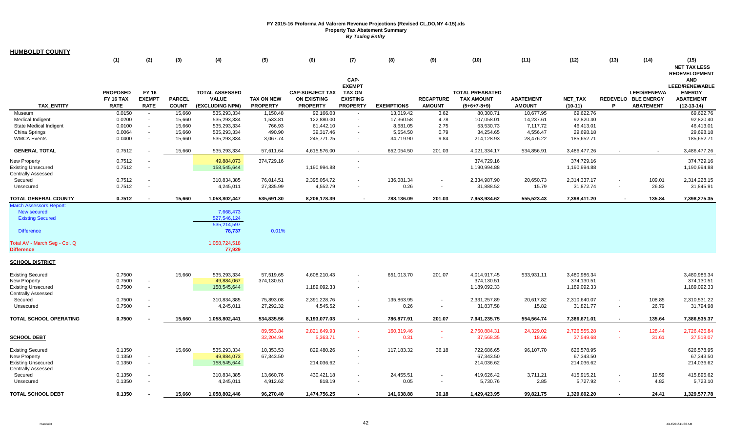# FY 2015-16 Proforma Ad Valorem Revenue Projections (Revised CL,DO,NY 4-15).xls

**Property Tax Abatement Summary**

*By Taxing Entity*

## HUMBOLDT COUNTY

| TAX_ENTITY | (1) PROPOSED FY 16 TAX RATE | (2) FY 16 EXEMPT RATE | (3) PARCEL COUNT | (4) TOTAL ASSESSED VALUE (EXCLUDING NPM) | (5) TAX ON NEW PROPERTY | (6) CAP-SUBJECT TAX ON EXISTING PROPERTY | (7) CAP-EXEMPT TAX ON EXISTING PROPERTY | (8) EXEMPTIONS | (9) RECAPTURE AMOUNT | (10) TOTAL PREABATED TAX AMOUNT (5+6+7-8+9) | (11) ABATEMENT AMOUNT | (12) NET_TAX (10-11) | (13) REDEVELOP | (14) LEED/RENEWABLE ENERGY ABATEMENT | (15) NET TAX LESS REDEVELOPMENT AND LEED/RENEWABLE ENERGY ABATEMENT (12-13-14) |
|---|---|---|---|---|---|---|---|---|---|---|---|---|---|---|---|
| Museum | 0.0150 | - | 15,660 | 535,293,334 | 1,150.48 | 92,166.03 | - | 13,019.42 | 3.62 | 80,300.71 | 10,677.95 | 69,622.76 | | | 69,622.76 |
| Medical Indigent | 0.0200 | - | 15,660 | 535,293,334 | 1,533.81 | 122,880.00 | - | 17,360.58 | 4.78 | 107,058.01 | 14,237.61 | 92,820.40 | | | 92,820.40 |
| State Medical Indigent | 0.0100 | - | 15,660 | 535,293,334 | 766.93 | 61,442.10 | - | 8,681.05 | 2.75 | 53,530.73 | 7,117.72 | 46,413.01 | | | 46,413.01 |
| China Springs | 0.0064 | - | 15,660 | 535,293,334 | 490.90 | 39,317.46 | - | 5,554.50 | 0.79 | 34,254.65 | 4,556.47 | 29,698.18 | | | 29,698.18 |
| WMCA Events | 0.0400 | - | 15,660 | 535,293,334 | 3,067.74 | 245,771.25 | - | 34,719.90 | 9.84 | 214,128.93 | 28,476.22 | 185,652.71 | | | 185,652.71 |
| **GENERAL TOTAL** | 0.7512 | - | 15,660 | 535,293,334 | 57,611.64 | 4,615,576.00 | - | 652,054.50 | 201.03 | 4,021,334.17 | 534,856.91 | 3,486,477.26 | - | - | 3,486,477.26 |
| New Property | 0.7512 | - | | 49,884,073 | 374,729.16 | | - | | | 374,729.16 | | 374,729.16 | | | 374,729.16 |
| Existing Unsecured | 0.7512 | - | | 158,545,644 | | 1,190,994.88 | - | | | 1,190,994.88 | | 1,190,994.88 | | | 1,190,994.88 |
| Centrally Assessed | | | | | | | | | | | | | | | |
| Secured | 0.7512 | - | | 310,834,385 | 76,014.51 | 2,395,054.72 | - | 136,081.34 | - | 2,334,987.90 | 20,650.73 | 2,314,337.17 | - | 109.01 | 2,314,228.15 |
| Unsecured | 0.7512 | - | | 4,245,011 | 27,335.99 | 4,552.79 | - | 0.26 | - | 31,888.52 | 15.79 | 31,872.74 | - | 26.83 | 31,845.91 |
| **TOTAL GENERAL COUNTY** | **0.7512** | **-** | **15,660** | **1,058,802,447** | **535,691.30** | **8,206,178.39** | **-** | **788,136.09** | **201.03** | **7,953,934.62** | **555,523.43** | **7,398,411.20** | **-** | **135.84** | **7,398,275.35** |
| March Assessors Report: | | | | | | | | | | | | | | | |
| New secured | | | | 7,668,473 | | | | | | | | | | | |
| Existing Secured | | | | 527,546,124 | | | | | | | | | | | |
| | | | | 535,214,597 | | | | | | | | | | | |
| Difference | | | | 78,737 | 0.01% | | | | | | | | | | |
| Total AV - March Seg - Col. Q | | | | 1,058,724,518 | | | | | | | | | | | |
| **Difference** | | | | 77,929 | | | | | | | | | | | |
| **SCHOOL DISTRICT** | | | | | | | | | | | | | | | |
| Existing Secured | 0.7500 | | 15,660 | 535,293,334 | 57,519.65 | 4,608,210.43 | - | 651,013.70 | 201.07 | 4,014,917.45 | 533,931.11 | 3,480,986.34 | | | 3,480,986.34 |
| New Property | 0.7500 | - | | 49,884,067 | 374,130.51 | | - | | | 374,130.51 | | 374,130.51 | | | 374,130.51 |
| Existing Unsecured | 0.7500 | - | | 158,545,644 | | 1,189,092.33 | - | | | 1,189,092.33 | | 1,189,092.33 | | | 1,189,092.33 |
| Centrally Assessed | | | | | | | | | | | | | | | |
| Secured | 0.7500 | - | | 310,834,385 | 75,893.08 | 2,391,228.76 | - | 135,863.95 | - | 2,331,257.89 | 20,617.82 | 2,310,640.07 | - | 108.85 | 2,310,531.22 |
| Unsecured | 0.7500 | - | | 4,245,011 | 27,292.32 | 4,545.52 | - | 0.26 | - | 31,837.58 | 15.82 | 31,821.77 | - | 26.79 | 31,794.98 |
| **TOTAL SCHOOL OPERATING** | **0.7500** | **-** | **15,660** | **1,058,802,441** | **534,835.56** | **8,193,077.03** | **-** | **786,877.91** | **201.07** | **7,941,235.75** | **554,564.74** | **7,386,671.01** | **-** | **135.64** | **7,386,535.37** |
| | | | | | 89,553.84 | 2,821,649.93 | - | 160,319.46 | - | 2,750,884.31 | 24,329.02 | 2,726,555.28 | - | 128.44 | 2,726,426.84 |
| **SCHOOL DEBT** | | | | | 32,204.94 | 5,363.71 | - | 0.31 | - | 37,568.35 | 18.66 | 37,549.68 | - | 31.61 | 37,518.07 |
| Existing Secured | 0.1350 | | 15,660 | 535,293,334 | 10,353.53 | 829,480.26 | - | 117,183.32 | 36.18 | 722,686.65 | 96,107.70 | 626,578.95 | | | 626,578.95 |
| New Property | 0.1350 | - | | 49,884,073 | 67,343.50 | | - | | | 67,343.50 | | 67,343.50 | | | 67,343.50 |
| Existing Unsecured | 0.1350 | - | | 158,545,644 | | 214,036.62 | - | | | 214,036.62 | | 214,036.62 | | | 214,036.62 |
| Centrally Assessed | | | | | | | | | | | | | | | |
| Secured | 0.1350 | - | | 310,834,385 | 13,660.76 | 430,421.18 | - | 24,455.51 | - | 419,626.42 | 3,711.21 | 415,915.21 | - | 19.59 | 415,895.62 |
| Unsecured | 0.1350 | - | | 4,245,011 | 4,912.62 | 818.19 | - | 0.05 | - | 5,730.76 | 2.85 | 5,727.92 | - | 4.82 | 5,723.10 |
| **TOTAL SCHOOL DEBT** | **0.1350** | **-** | **15,660** | **1,058,802,446** | **96,270.40** | **1,474,756.25** | **-** | **141,638.88** | **36.18** | **1,429,423.95** | **99,821.75** | **1,329,602.20** | **-** | **24.41** | **1,329,577.78** |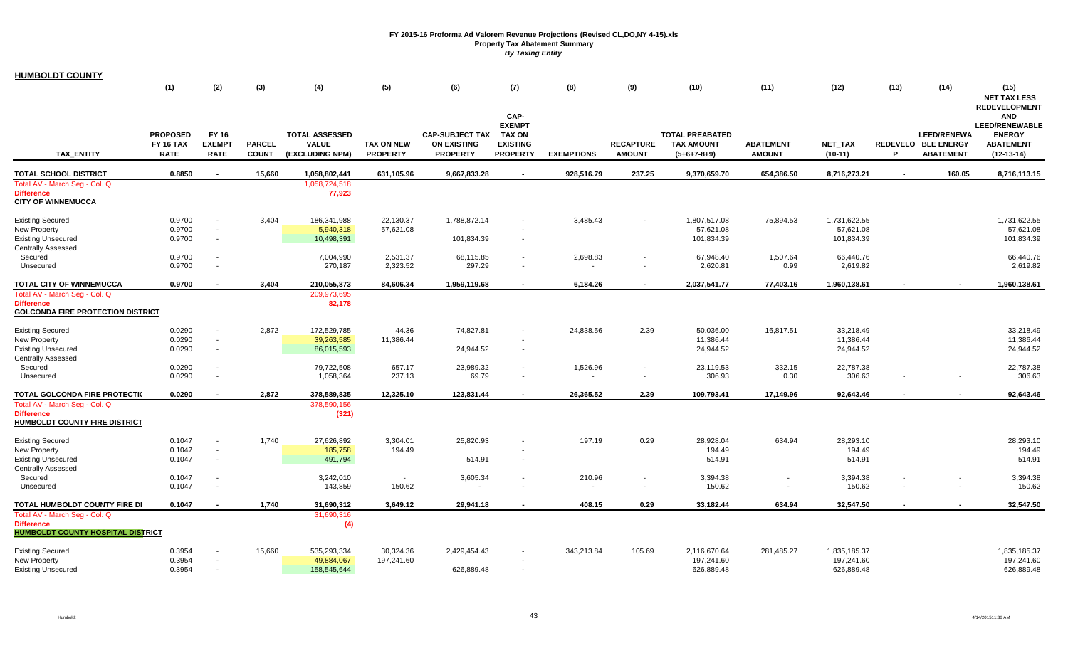# FY 2015-16 Proforma Ad Valorem Revenue Projections (Revised CL,DO,NY 4-15).xls

**Property Tax Abatement Summary**

*By Taxing Entity*

## HUMBOLDT COUNTY

| | (1) | (2) | (3) | (4) | (5) | (6) | (7) | (8) | (9) | (10) | (11) | (12) | (13) | (14) | (15) |
|---|---|---|---|---|---|---|---|---|---|---|---|---|---|---|---|
| TAX_ENTITY | PROPOSED FY 16 TAX RATE | FY 16 EXEMPT RATE | PARCEL COUNT | TOTAL ASSESSED VALUE (EXCLUDING NPM) | TAX ON NEW PROPERTY | CAP-SUBJECT TAX ON EXISTING PROPERTY | CAP-EXEMPT TAX ON EXISTING PROPERTY | EXEMPTIONS | RECAPTURE AMOUNT | TOTAL PREABATED TAX AMOUNT (5+6+7-8+9) | ABATEMENT AMOUNT | NET_TAX (10-11) | REDEVELOP | LEED/RENEWABLE ENERGY ABATEMENT | NET TAX LESS REDEVELOPMENT AND LEED/RENEWABLE ENERGY ABATEMENT (12-13-14) |
| **TOTAL SCHOOL DISTRICT** | **0.8850** | **-** | **15,660** | **1,058,802,441** | **631,105.96** | **9,667,833.28** | **-** | **928,516.79** | **237.25** | **9,370,659.70** | **654,386.50** | **8,716,273.21** | **-** | **160.05** | **8,716,113.15** |
| Total AV - March Seg - Col. Q | | | | 1,058,724,518 | | | | | | | | | | | |
| Difference | | | | 77,923 | | | | | | | | | | | |
| **CITY OF WINNEMUCCA** | | | | | | | | | | | | | | | |
| Existing Secured | 0.9700 | - | 3,404 | 186,341,988 | 22,130.37 | 1,788,872.14 | - | 3,485.43 | - | 1,807,517.08 | 75,894.53 | 1,731,622.55 | | | 1,731,622.55 |
| New Property | 0.9700 | - | | 5,940,318 | 57,621.08 | | - | | | 57,621.08 | | 57,621.08 | | | 57,621.08 |
| Existing Unsecured | 0.9700 | - | | 10,498,391 | | 101,834.39 | - | | | 101,834.39 | | 101,834.39 | | | 101,834.39 |
| Centrally Assessed | | | | | | | | | | | | | | | |
| Secured | 0.9700 | - | | 7,004,990 | 2,531.37 | 68,115.85 | - | 2,698.83 | - | 67,948.40 | 1,507.64 | 66,440.76 | | | 66,440.76 |
| Unsecured | 0.9700 | - | | 270,187 | 2,323.52 | 297.29 | - | - | - | 2,620.81 | 0.99 | 2,619.82 | | | 2,619.82 |
| **TOTAL CITY OF WINNEMUCCA** | **0.9700** | **-** | **3,404** | **210,055,873** | **84,606.34** | **1,959,119.68** | **-** | **6,184.26** | **-** | **2,037,541.77** | **77,403.16** | **1,960,138.61** | **-** | **-** | **1,960,138.61** |
| Total AV - March Seg - Col. Q | | | | 209,973,695 | | | | | | | | | | | |
| Difference | | | | 82,178 | | | | | | | | | | | |
| **GOLCONDA FIRE PROTECTION DISTRICT** | | | | | | | | | | | | | | | |
| Existing Secured | 0.0290 | - | 2,872 | 172,529,785 | 44.36 | 74,827.81 | - | 24,838.56 | 2.39 | 50,036.00 | 16,817.51 | 33,218.49 | | | 33,218.49 |
| New Property | 0.0290 | - | | 39,263,585 | 11,386.44 | | - | | | 11,386.44 | | 11,386.44 | | | 11,386.44 |
| Existing Unsecured | 0.0290 | - | | 86,015,593 | | 24,944.52 | - | | | 24,944.52 | | 24,944.52 | | | 24,944.52 |
| Centrally Assessed | | | | | | | | | | | | | | | |
| Secured | 0.0290 | - | | 79,722,508 | 657.17 | 23,989.32 | - | 1,526.96 | - | 23,119.53 | 332.15 | 22,787.38 | | | 22,787.38 |
| Unsecured | 0.0290 | - | | 1,058,364 | 237.13 | 69.79 | - | - | - | 306.93 | 0.30 | 306.63 | - | - | 306.63 |
| **TOTAL GOLCONDA FIRE PROTECTIO** | **0.0290** | **-** | **2,872** | **378,589,835** | **12,325.10** | **123,831.44** | **-** | **26,365.52** | **2.39** | **109,793.41** | **17,149.96** | **92,643.46** | **-** | **-** | **92,643.46** |
| Total AV - March Seg - Col. Q | | | | 378,590,156 | | | | | | | | | | | |
| Difference | | | | (321) | | | | | | | | | | | |
| **HUMBOLDT COUNTY FIRE DISTRICT** | | | | | | | | | | | | | | | |
| Existing Secured | 0.1047 | - | 1,740 | 27,626,892 | 3,304.01 | 25,820.93 | - | 197.19 | 0.29 | 28,928.04 | 634.94 | 28,293.10 | | | 28,293.10 |
| New Property | 0.1047 | - | | 185,758 | 194.49 | | - | | | 194.49 | | 194.49 | | | 194.49 |
| Existing Unsecured | 0.1047 | - | | 491,794 | | 514.91 | - | | | 514.91 | | 514.91 | | | 514.91 |
| Centrally Assessed | | | | | | | | | | | | | | | |
| Secured | 0.1047 | - | | 3,242,010 | - | 3,605.34 | - | 210.96 | - | 3,394.38 | - | 3,394.38 | - | - | 3,394.38 |
| Unsecured | 0.1047 | - | | 143,859 | 150.62 | - | - | - | - | 150.62 | - | 150.62 | - | - | 150.62 |
| **TOTAL HUMBOLDT COUNTY FIRE DI** | **0.1047** | **-** | **1,740** | **31,690,312** | **3,649.12** | **29,941.18** | **-** | **408.15** | **0.29** | **33,182.44** | **634.94** | **32,547.50** | **-** | **-** | **32,547.50** |
| Total AV - March Seg - Col. Q | | | | 31,690,316 | | | | | | | | | | | |
| Difference | | | | (4) | | | | | | | | | | | |
| **HUMBOLDT COUNTY HOSPITAL DISTRICT** | | | | | | | | | | | | | | | |
| Existing Secured | 0.3954 | - | 15,660 | 535,293,334 | 30,324.36 | 2,429,454.43 | - | 343,213.84 | 105.69 | 2,116,670.64 | 281,485.27 | 1,835,185.37 | | | 1,835,185.37 |
| New Property | 0.3954 | - | | 49,884,067 | 197,241.60 | | - | | | 197,241.60 | | 197,241.60 | | | 197,241.60 |
| Existing Unsecured | 0.3954 | - | | 158,545,644 | | 626,889.48 | - | | | 626,889.48 | | 626,889.48 | | | 626,889.48 |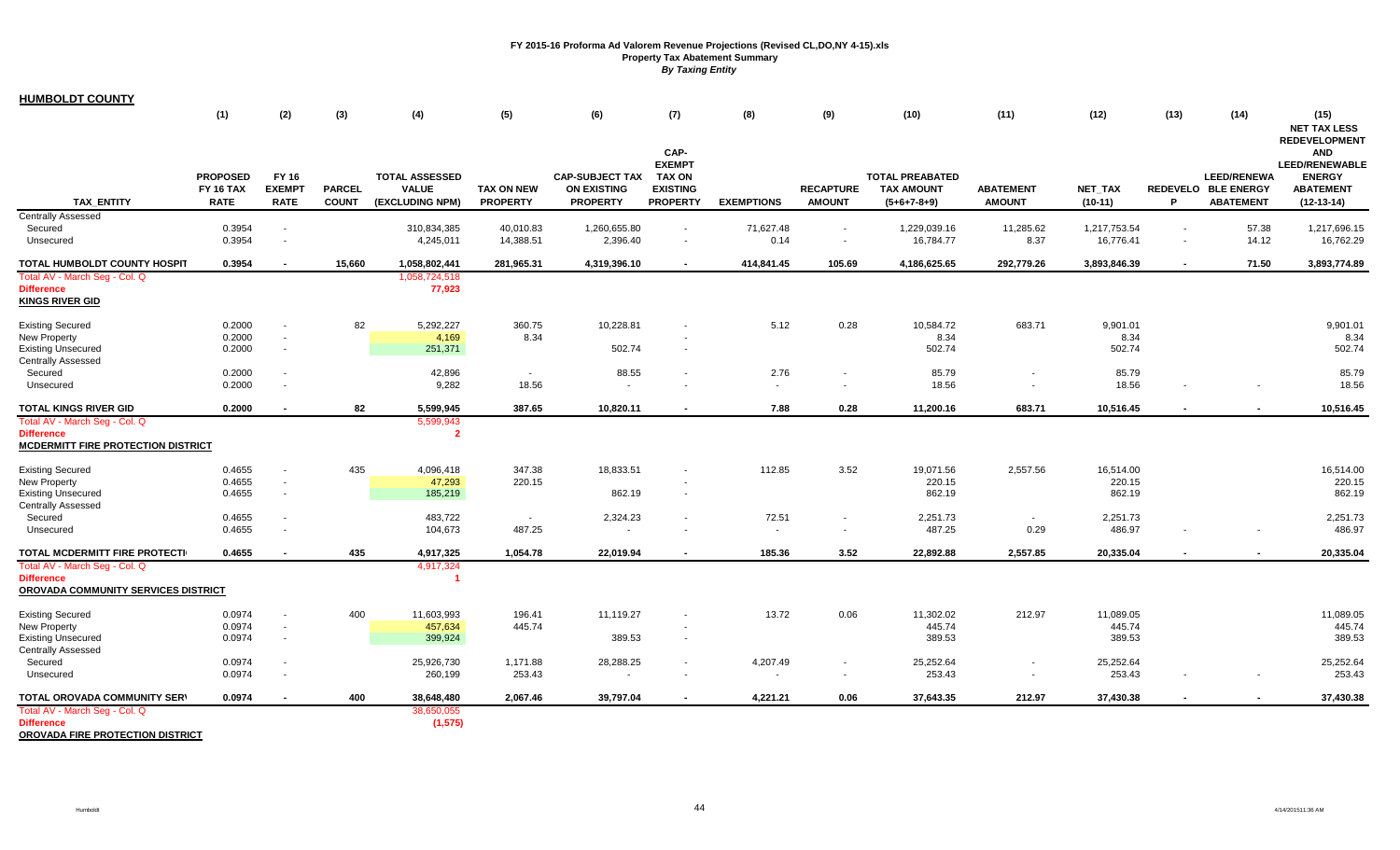# FY 2015-16 Proforma Ad Valorem Revenue Projections (Revised CL,DO,NY 4-15).xls
## Property Tax Abatement Summary
### *By Taxing Entity*

**HUMBOLDT COUNTY**

| TAX_ENTITY | (1) PROPOSED FY 16 TAX RATE | (2) FY 16 EXEMPT RATE | (3) PARCEL COUNT | (4) TOTAL ASSESSED VALUE (EXCLUDING NPM) | (5) TAX ON NEW PROPERTY | (6) CAP-SUBJECT TAX ON EXISTING PROPERTY | (7) CAP-EXEMPT TAX ON EXISTING PROPERTY | (8) EXEMPTIONS | (9) RECAPTURE AMOUNT | (10) TOTAL PREABATED TAX AMOUNT (5+6+7-8+9) | (11) ABATEMENT AMOUNT | (12) NET_TAX (10-11) | (13) REDEVELOP | (14) LEED/RENEWABLE ENERGY ABATEMENT | (15) NET TAX LESS REDEVELOPMENT AND LEED/RENEWABLE ENERGY ABATEMENT (12-13-14) |
|---|---|---|---|---|---|---|---|---|---|---|---|---|---|---|---|
| Centrally Assessed | | | | | | | | | | | | | | | |
| Secured | 0.3954 | - | | 310,834,385 | 40,010.83 | 1,260,655.80 | - | 71,627.48 | - | 1,229,039.16 | 11,285.62 | 1,217,753.54 | - | 57.38 | 1,217,696.15 |
| Unsecured | 0.3954 | - | | 4,245,011 | 14,388.51 | 2,396.40 | - | 0.14 | - | 16,784.77 | 8.37 | 16,776.41 | - | 14.12 | 16,762.29 |
| **TOTAL HUMBOLDT COUNTY HOSPIT** | **0.3954** | **-** | **15,660** | **1,058,802,441** | **281,965.31** | **4,319,396.10** | **-** | **414,841.45** | **105.69** | **4,186,625.65** | **292,779.26** | **3,893,846.39** | **-** | **71.50** | **3,893,774.89** |
| Total AV - March Seg - Col. Q | | | | 1,058,724,518 | | | | | | | | | | | |
| Difference | | | | 77,923 | | | | | | | | | | | |
| **KINGS RIVER GID** | | | | | | | | | | | | | | | |
| Existing Secured | 0.2000 | - | 82 | 5,292,227 | 360.75 | 10,228.81 | - | 5.12 | 0.28 | 10,584.72 | 683.71 | 9,901.01 | | | 9,901.01 |
| New Property | 0.2000 | - | | 4,169 | 8.34 | | - | | | 8.34 | | 8.34 | | | 8.34 |
| Existing Unsecured | 0.2000 | - | | 251,371 | | 502.74 | - | | | 502.74 | | 502.74 | | | 502.74 |
| Centrally Assessed | | | | | | | | | | | | | | | |
| Secured | 0.2000 | - | | 42,896 | - | 88.55 | - | 2.76 | - | 85.79 | - | 85.79 | | | 85.79 |
| Unsecured | 0.2000 | - | | 9,282 | 18.56 | - | - | - | - | 18.56 | - | 18.56 | - | - | 18.56 |
| **TOTAL KINGS RIVER GID** | **0.2000** | **-** | **82** | **5,599,945** | **387.65** | **10,820.11** | **-** | **7.88** | **0.28** | **11,200.16** | **683.71** | **10,516.45** | **-** | **-** | **10,516.45** |
| Total AV - March Seg - Col. Q | | | | 5,599,943 | | | | | | | | | | | |
| Difference | | | | 2 | | | | | | | | | | | |
| **MCDERMITT FIRE PROTECTION DISTRICT** | | | | | | | | | | | | | | | |
| Existing Secured | 0.4655 | - | 435 | 4,096,418 | 347.38 | 18,833.51 | - | 112.85 | 3.52 | 19,071.56 | 2,557.56 | 16,514.00 | | | 16,514.00 |
| New Property | 0.4655 | - | | 47,293 | 220.15 | | - | | | 220.15 | | 220.15 | | | 220.15 |
| Existing Unsecured | 0.4655 | - | | 185,219 | | 862.19 | - | | | 862.19 | | 862.19 | | | 862.19 |
| Centrally Assessed | | | | | | | | | | | | | | | |
| Secured | 0.4655 | - | | 483,722 | - | 2,324.23 | - | 72.51 | - | 2,251.73 | - | 2,251.73 | | | 2,251.73 |
| Unsecured | 0.4655 | - | | 104,673 | 487.25 | - | - | - | - | 487.25 | 0.29 | 486.97 | - | - | 486.97 |
| **TOTAL MCDERMITT FIRE PROTECTI** | **0.4655** | **-** | **435** | **4,917,325** | **1,054.78** | **22,019.94** | **-** | **185.36** | **3.52** | **22,892.88** | **2,557.85** | **20,335.04** | **-** | **-** | **20,335.04** |
| Total AV - March Seg - Col. Q | | | | 4,917,324 | | | | | | | | | | | |
| Difference | | | | 1 | | | | | | | | | | | |
| **OROVADA COMMUNITY SERVICES DISTRICT** | | | | | | | | | | | | | | | |
| Existing Secured | 0.0974 | - | 400 | 11,603,993 | 196.41 | 11,119.27 | - | 13.72 | 0.06 | 11,302.02 | 212.97 | 11,089.05 | | | 11,089.05 |
| New Property | 0.0974 | - | | 457,634 | 445.74 | | - | | | 445.74 | | 445.74 | | | 445.74 |
| Existing Unsecured | 0.0974 | - | | 399,924 | | 389.53 | - | | | 389.53 | | 389.53 | | | 389.53 |
| Centrally Assessed | | | | | | | | | | | | | | | |
| Secured | 0.0974 | - | | 25,926,730 | 1,171.88 | 28,288.25 | - | 4,207.49 | - | 25,252.64 | - | 25,252.64 | | | 25,252.64 |
| Unsecured | 0.0974 | - | | 260,199 | 253.43 | - | - | - | - | 253.43 | - | 253.43 | - | - | 253.43 |
| **TOTAL OROVADA COMMUNITY SER** | **0.0974** | **-** | **400** | **38,648,480** | **2,067.46** | **39,797.04** | **-** | **4,221.21** | **0.06** | **37,643.35** | **212.97** | **37,430.38** | **-** | **-** | **37,430.38** |
| Total AV - March Seg - Col. Q | | | | 38,650,055 | | | | | | | | | | | |
| Difference | | | | (1,575) | | | | | | | | | | | |
| **OROVADA FIRE PROTECTION DISTRICT** | | | | | | | | | | | | | | | |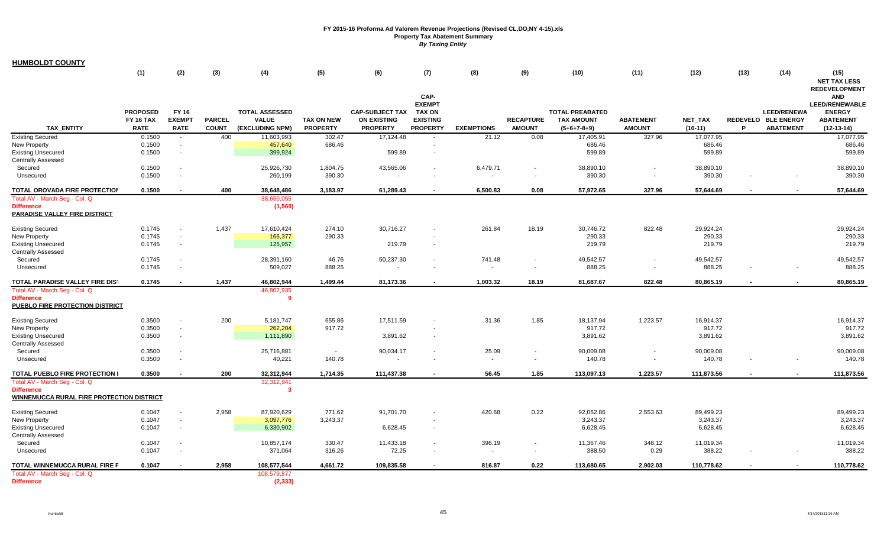**FY 2015-16 Proforma Ad Valorem Revenue Projections (Revised CL,DO,NY 4-15).xls**
**Property Tax Abatement Summary**
***By Taxing Entity***

## HUMBOLDT COUNTY

| | (1) | (2) | (3) | (4) | (5) | (6) | (7) | (8) | (9) | (10) | (11) | (12) | (13) | (14) | (15) |
|---|---|---|---|---|---|---|---|---|---|---|---|---|---|---|---|
| TAX_ENTITY | PROPOSED FY 16 TAX RATE | FY 16 EXEMPT RATE | PARCEL COUNT | TOTAL ASSESSED VALUE (EXCLUDING NPM) | TAX ON NEW PROPERTY | CAP-SUBJECT TAX ON EXISTING PROPERTY | CAP-EXEMPT TAX ON EXISTING PROPERTY | EXEMPTIONS | RECAPTURE AMOUNT | TOTAL PREABATED TAX AMOUNT (5+6+7-8+9) | ABATEMENT AMOUNT | NET_TAX (10-11) | REDEVELOP | LEED/RENEWABLE ENERGY ABATEMENT | NET TAX LESS REDEVELOPMENT AND LEED/RENEWABLE ENERGY ABATEMENT (12-13-14) |
| Existing Secured | 0.1500 | - | 400 | 11,603,993 | 302.47 | 17,124.48 | - | 21.12 | 0.08 | 17,405.91 | 327.96 | 17,077.95 | | | 17,077.95 |
| New Property | 0.1500 | - | | 457,640 | 686.46 | | - | | | 686.46 | | 686.46 | | | 686.46 |
| Existing Unsecured | 0.1500 | - | | 399,924 | | 599.89 | - | | | 599.89 | | 599.89 | | | 599.89 |
| Centrally Assessed | | | | | | | | | | | | | | | |
| Secured | 0.1500 | - | | 25,926,730 | 1,804.75 | 43,565.06 | - | 6,479.71 | - | 38,890.10 | - | 38,890.10 | | | 38,890.10 |
| Unsecured | 0.1500 | - | | 260,199 | 390.30 | - | - | - | - | 390.30 | - | 390.30 | - | - | 390.30 |
| **TOTAL OROVADA FIRE PROTECTION** | **0.1500** | **-** | **400** | **38,648,486** | **3,183.97** | **61,289.43** | **-** | **6,500.83** | **0.08** | **57,972.65** | **327.96** | **57,644.69** | **-** | **-** | **57,644.69** |
| Total AV - March Seg - Col. Q | | | | 38,650,055 | | | | | | | | | | | |
| Difference | | | | (1,569) | | | | | | | | | | | |
| **PARADISE VALLEY FIRE DISTRICT** | | | | | | | | | | | | | | | |
| Existing Secured | 0.1745 | - | 1,437 | 17,610,424 | 274.10 | 30,716.27 | - | 261.84 | 18.19 | 30,746.72 | 822.48 | 29,924.24 | | | 29,924.24 |
| New Property | 0.1745 | - | | 166,377 | 290.33 | | - | | | 290.33 | | 290.33 | | | 290.33 |
| Existing Unsecured | 0.1745 | - | | 125,957 | | 219.79 | - | | | 219.79 | | 219.79 | | | 219.79 |
| Centrally Assessed | | | | | | | | | | | | | | | |
| Secured | 0.1745 | - | | 28,391,160 | 46.76 | 50,237.30 | - | 741.48 | - | 49,542.57 | - | 49,542.57 | | | 49,542.57 |
| Unsecured | 0.1745 | - | | 509,027 | 888.25 | - | - | - | - | 888.25 | - | 888.25 | - | - | 888.25 |
| **TOTAL PARADISE VALLEY FIRE DIST** | **0.1745** | **-** | **1,437** | **46,802,944** | **1,499.44** | **81,173.36** | **-** | **1,003.32** | **18.19** | **81,687.67** | **822.48** | **80,865.19** | **-** | **-** | **80,865.19** |
| Total AV - March Seg - Col. Q | | | | 46,802,935 | | | | | | | | | | | |
| Difference | | | | 9 | | | | | | | | | | | |
| **PUEBLO FIRE PROTECTION DISTRICT** | | | | | | | | | | | | | | | |
| Existing Secured | 0.3500 | - | 200 | 5,181,747 | 655.86 | 17,511.59 | - | 31.36 | 1.85 | 18,137.94 | 1,223.57 | 16,914.37 | | | 16,914.37 |
| New Property | 0.3500 | - | | 262,204 | 917.72 | | - | | | 917.72 | | 917.72 | | | 917.72 |
| Existing Unsecured | 0.3500 | - | | 1,111,890 | | 3,891.62 | - | | | 3,891.62 | | 3,891.62 | | | 3,891.62 |
| Centrally Assessed | | | | | | | | | | | | | | | |
| Secured | 0.3500 | - | | 25,716,881 | - | 90,034.17 | - | 25.09 | - | 90,009.08 | - | 90,009.08 | | | 90,009.08 |
| Unsecured | 0.3500 | - | | 40,221 | 140.78 | - | - | - | - | 140.78 | - | 140.78 | - | - | 140.78 |
| **TOTAL PUEBLO FIRE PROTECTION I** | **0.3500** | **-** | **200** | **32,312,944** | **1,714.35** | **111,437.38** | **-** | **56.45** | **1.85** | **113,097.13** | **1,223.57** | **111,873.56** | **-** | **-** | **111,873.56** |
| Total AV - March Seg - Col. Q | | | | 32,312,941 | | | | | | | | | | | |
| Difference | | | | 3 | | | | | | | | | | | |
| **WINNEMUCCA RURAL FIRE PROTECTION DISTRICT** | | | | | | | | | | | | | | | |
| Existing Secured | 0.1047 | - | 2,958 | 87,920,629 | 771.62 | 91,701.70 | - | 420.68 | 0.22 | 92,052.86 | 2,553.63 | 89,499.23 | | | 89,499.23 |
| New Property | 0.1047 | - | | 3,097,776 | 3,243.37 | | - | | | 3,243.37 | | 3,243.37 | | | 3,243.37 |
| Existing Unsecured | 0.1047 | - | | 6,330,902 | | 6,628.45 | - | | | 6,628.45 | | 6,628.45 | | | 6,628.45 |
| Centrally Assessed | | | | | | | | | | | | | | | |
| Secured | 0.1047 | - | | 10,857,174 | 330.47 | 11,433.18 | - | 396.19 | - | 11,367.46 | 348.12 | 11,019.34 | | | 11,019.34 |
| Unsecured | 0.1047 | - | | 371,064 | 316.26 | 72.25 | - | - | - | 388.50 | 0.29 | 388.22 | - | - | 388.22 |
| **TOTAL WINNEMUCCA RURAL FIRE F** | **0.1047** | **-** | **2,958** | **108,577,544** | **4,661.72** | **109,835.58** | **-** | **816.87** | **0.22** | **113,680.65** | **2,902.03** | **110,778.62** | **-** | **-** | **110,778.62** |
| Total AV - March Seg - Col. Q | | | | 108,579,877 | | | | | | | | | | | |
| Difference | | | | (2,333) | | | | | | | | | | | |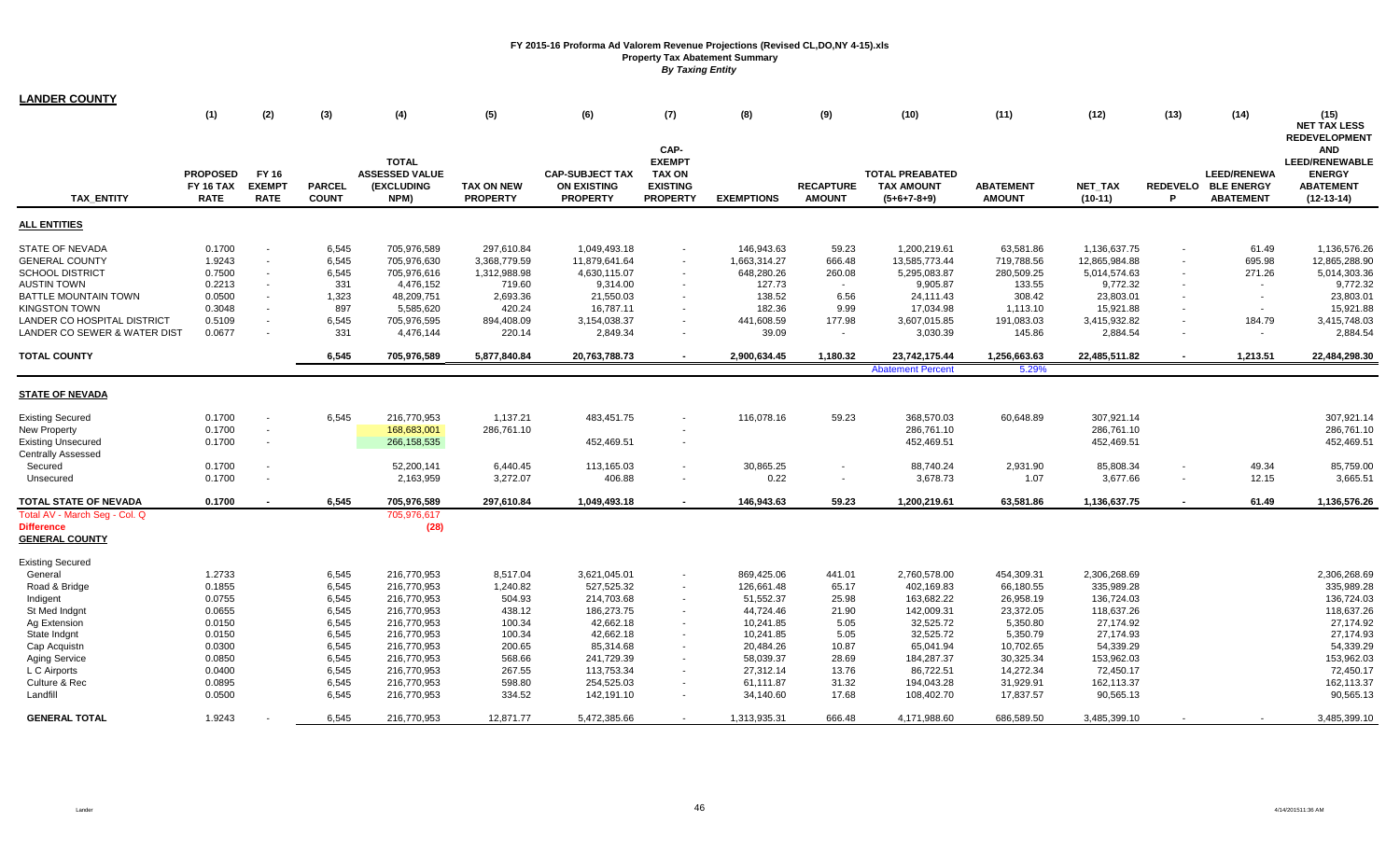**FY 2015-16 Proforma Ad Valorem Revenue Projections (Revised CL,DO,NY 4-15).xls**
**Property Tax Abatement Summary**
***By Taxing Entity***

## LANDER COUNTY

| TAX_ENTITY | (1) PROPOSED FY 16 TAX RATE | (2) FY 16 EXEMPT RATE | (3) PARCEL COUNT | (4) TOTAL ASSESSED VALUE (EXCLUDING NPM) | (5) TAX ON NEW PROPERTY | (6) CAP-SUBJECT TAX ON EXISTING PROPERTY | (7) CAP-EXEMPT TAX ON EXISTING PROPERTY | (8) EXEMPTIONS | (9) RECAPTURE AMOUNT | (10) TOTAL PREABATED TAX AMOUNT (5+6+7-8+9) | (11) ABATEMENT AMOUNT | (12) NET_TAX (10-11) | (13) REDEVELOP | (14) LEED/RENEWABLE ENERGY ABATEMENT | (15) NET TAX LESS REDEVELOPMENT AND LEED/RENEWABLE ENERGY ABATEMENT (12-13-14) |
|---|---|---|---|---|---|---|---|---|---|---|---|---|---|---|---|
| **ALL ENTITIES** | | | | | | | | | | | | | | | |
| STATE OF NEVADA | 0.1700 | - | 6,545 | 705,976,589 | 297,610.84 | 1,049,493.18 | - | 146,943.63 | 59.23 | 1,200,219.61 | 63,581.86 | 1,136,637.75 | - | 61.49 | 1,136,576.26 |
| GENERAL COUNTY | 1.9243 | - | 6,545 | 705,976,630 | 3,368,779.59 | 11,879,641.64 | - | 1,663,314.27 | 666.48 | 13,585,773.44 | 719,788.56 | 12,865,984.88 | - | 695.98 | 12,865,288.90 |
| SCHOOL DISTRICT | 0.7500 | - | 6,545 | 705,976,616 | 1,312,988.98 | 4,630,115.07 | - | 648,280.26 | 260.08 | 5,295,083.87 | 280,509.25 | 5,014,574.63 | - | 271.26 | 5,014,303.36 |
| AUSTIN TOWN | 0.2213 | - | 331 | 4,476,152 | 719.60 | 9,314.00 | - | 127.73 | - | 9,905.87 | 133.55 | 9,772.32 | - | - | 9,772.32 |
| BATTLE MOUNTAIN TOWN | 0.0500 | - | 1,323 | 48,209,751 | 2,693.36 | 21,550.03 | - | 138.52 | 6.56 | 24,111.43 | 308.42 | 23,803.01 | - | - | 23,803.01 |
| KINGSTON TOWN | 0.3048 | - | 897 | 5,585,620 | 420.24 | 16,787.11 | - | 182.36 | 9.99 | 17,034.98 | 1,113.10 | 15,921.88 | - | - | 15,921.88 |
| LANDER CO HOSPITAL DISTRICT | 0.5109 | - | 6,545 | 705,976,595 | 894,408.09 | 3,154,038.37 | - | 441,608.59 | 177.98 | 3,607,015.85 | 191,083.03 | 3,415,932.82 | - | 184.79 | 3,415,748.03 |
| LANDER CO SEWER & WATER DIST | 0.0677 | - | 331 | 4,476,144 | 220.14 | 2,849.34 | - | 39.09 | - | 3,030.39 | 145.86 | 2,884.54 | - | - | 2,884.54 |
| **TOTAL COUNTY** | | | 6,545 | 705,976,589 | 5,877,840.84 | 20,763,788.73 | - | 2,900,634.45 | 1,180.32 | 23,742,175.44 | 1,256,663.63 | 22,485,511.82 | - | 1,213.51 | 22,484,298.30 |
| | | | | | | | | | | Abatement Percent | 5.29% | | | | |
| **STATE OF NEVADA** | | | | | | | | | | | | | | | |
| Existing Secured | 0.1700 | - | 6,545 | 216,770,953 | 1,137.21 | 483,451.75 | - | 116,078.16 | 59.23 | 368,570.03 | 60,648.89 | 307,921.14 | | | 307,921.14 |
| New Property | 0.1700 | - | | 168,683,001 | 286,761.10 | | - | | | 286,761.10 | | 286,761.10 | | | 286,761.10 |
| Existing Unsecured | 0.1700 | - | | 266,158,535 | | 452,469.51 | - | | | 452,469.51 | | 452,469.51 | | | 452,469.51 |
| Centrally Assessed | | | | | | | | | | | | | | | |
| Secured | 0.1700 | - | | 52,200,141 | 6,440.45 | 113,165.03 | - | 30,865.25 | - | 88,740.24 | 2,931.90 | 85,808.34 | - | 49.34 | 85,759.00 |
| Unsecured | 0.1700 | - | | 2,163,959 | 3,272.07 | 406.88 | - | 0.22 | - | 3,678.73 | 1.07 | 3,677.66 | - | 12.15 | 3,665.51 |
| **TOTAL STATE OF NEVADA** | 0.1700 | - | 6,545 | 705,976,589 | 297,610.84 | 1,049,493.18 | - | 146,943.63 | 59.23 | 1,200,219.61 | 63,581.86 | 1,136,637.75 | - | 61.49 | 1,136,576.26 |
| Total AV - March Seg - Col. Q | | | | 705,976,617 | | | | | | | | | | | |
| Difference | | | | (28) | | | | | | | | | | | |
| **GENERAL COUNTY** | | | | | | | | | | | | | | | |
| Existing Secured | | | | | | | | | | | | | | | |
| General | 1.2733 | | 6,545 | 216,770,953 | 8,517.04 | 3,621,045.01 | - | 869,425.06 | 441.01 | 2,760,578.00 | 454,309.31 | 2,306,268.69 | | | 2,306,268.69 |
| Road & Bridge | 0.1855 | | 6,545 | 216,770,953 | 1,240.82 | 527,525.32 | - | 126,661.48 | 65.17 | 402,169.83 | 66,180.55 | 335,989.28 | | | 335,989.28 |
| Indigent | 0.0755 | | 6,545 | 216,770,953 | 504.93 | 214,703.68 | - | 51,552.37 | 25.98 | 163,682.22 | 26,958.19 | 136,724.03 | | | 136,724.03 |
| St Med Indgnt | 0.0655 | | 6,545 | 216,770,953 | 438.12 | 186,273.75 | - | 44,724.46 | 21.90 | 142,009.31 | 23,372.05 | 118,637.26 | | | 118,637.26 |
| Ag Extension | 0.0150 | | 6,545 | 216,770,953 | 100.34 | 42,662.18 | - | 10,241.85 | 5.05 | 32,525.72 | 5,350.80 | 27,174.92 | | | 27,174.92 |
| State Indgnt | 0.0150 | | 6,545 | 216,770,953 | 100.34 | 42,662.18 | - | 10,241.85 | 5.05 | 32,525.72 | 5,350.79 | 27,174.93 | | | 27,174.93 |
| Cap Acquistn | 0.0300 | | 6,545 | 216,770,953 | 200.65 | 85,314.68 | - | 20,484.26 | 10.87 | 65,041.94 | 10,702.65 | 54,339.29 | | | 54,339.29 |
| Aging Service | 0.0850 | | 6,545 | 216,770,953 | 568.66 | 241,729.39 | - | 58,039.37 | 28.69 | 184,287.37 | 30,325.34 | 153,962.03 | | | 153,962.03 |
| L C Airports | 0.0400 | | 6,545 | 216,770,953 | 267.55 | 113,753.34 | - | 27,312.14 | 13.76 | 86,722.51 | 14,272.34 | 72,450.17 | | | 72,450.17 |
| Culture & Rec | 0.0895 | | 6,545 | 216,770,953 | 598.80 | 254,525.03 | - | 61,111.87 | 31.32 | 194,043.28 | 31,929.91 | 162,113.37 | | | 162,113.37 |
| Landfill | 0.0500 | | 6,545 | 216,770,953 | 334.52 | 142,191.10 | - | 34,140.60 | 17.68 | 108,402.70 | 17,837.57 | 90,565.13 | | | 90,565.13 |
| **GENERAL TOTAL** | 1.9243 | - | 6,545 | 216,770,953 | 12,871.77 | 5,472,385.66 | - | 1,313,935.31 | 666.48 | 4,171,988.60 | 686,589.50 | 3,485,399.10 | - | - | 3,485,399.10 |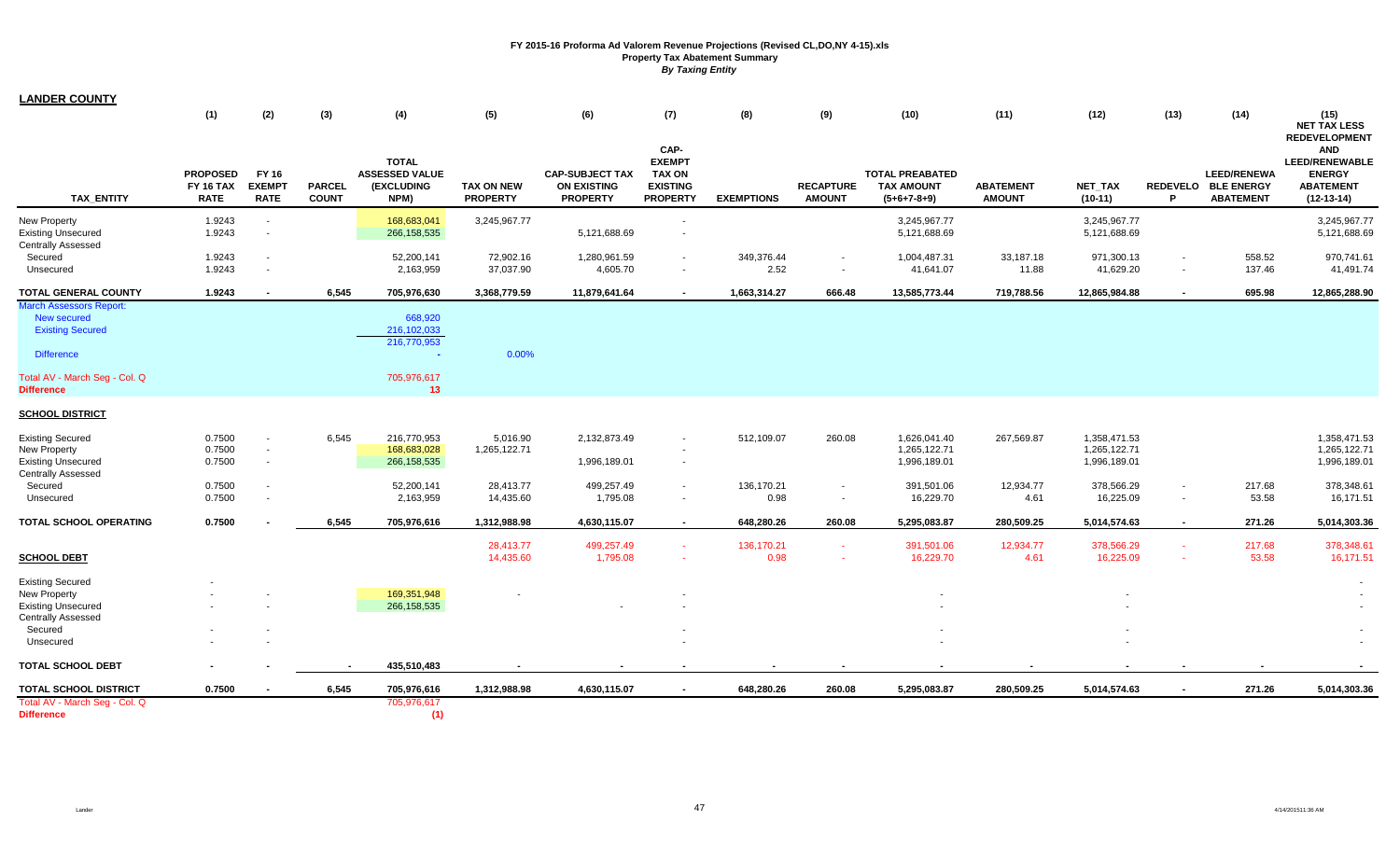**FY 2015-16 Proforma Ad Valorem Revenue Projections (Revised CL,DO,NY 4-15).xls**
**Property Tax Abatement Summary**
***By Taxing Entity***

**LANDER COUNTY**

| TAX_ENTITY | (1) PROPOSED FY 16 TAX RATE | (2) FY 16 EXEMPT RATE | (3) PARCEL COUNT | (4) TOTAL ASSESSED VALUE (EXCLUDING NPM) | (5) TAX ON NEW PROPERTY | (6) CAP-SUBJECT TAX ON EXISTING PROPERTY | (7) CAP-EXEMPT TAX ON EXISTING PROPERTY | (8) EXEMPTIONS | (9) RECAPTURE AMOUNT | (10) TOTAL PREABATED TAX AMOUNT (5+6+7-8+9) | (11) ABATEMENT AMOUNT | (12) NET_TAX (10-11) | (13) REDEVELOP | (14) LEED/RENEWABLE ENERGY ABATEMENT | (15) NET TAX LESS REDEVELOPMENT AND LEED/RENEWABLE ENERGY ABATEMENT (12-13-14) |
|---|---|---|---|---|---|---|---|---|---|---|---|---|---|---|---|
| New Property | 1.9243 | - | | 168,683,041 | 3,245,967.77 | | - | | | 3,245,967.77 | | 3,245,967.77 | | | 3,245,967.77 |
| Existing Unsecured | 1.9243 | - | | 266,158,535 | | 5,121,688.69 | - | | | 5,121,688.69 | | 5,121,688.69 | | | 5,121,688.69 |
| Centrally Assessed | | | | | | | | | | | | | | | |
| Secured | 1.9243 | - | | 52,200,141 | 72,902.16 | 1,280,961.59 | - | 349,376.44 | - | 1,004,487.31 | 33,187.18 | 971,300.13 | - | 558.52 | 970,741.61 |
| Unsecured | 1.9243 | - | | 2,163,959 | 37,037.90 | 4,605.70 | - | 2.52 | - | 41,641.07 | 11.88 | 41,629.20 | - | 137.46 | 41,491.74 |
| **TOTAL GENERAL COUNTY** | **1.9243** | **-** | **6,545** | **705,976,630** | **3,368,779.59** | **11,879,641.64** | **-** | **1,663,314.27** | **666.48** | **13,585,773.44** | **719,788.56** | **12,865,984.88** | **-** | **695.98** | **12,865,288.90** |
| March Assessors Report: | | | | | | | | | | | | | | | |
| New secured | | | | 668,920 | | | | | | | | | | | |
| Existing Secured | | | | 216,102,033 | | | | | | | | | | | |
| | | | | 216,770,953 | | | | | | | | | | | |
| Difference | | | | - | 0.00% | | | | | | | | | | |
| Total AV - March Seg - Col. Q | | | | 705,976,617 | | | | | | | | | | | |
| **Difference** | | | | **13** | | | | | | | | | | | |
| **SCHOOL DISTRICT** | | | | | | | | | | | | | | | |
| Existing Secured | 0.7500 | - | 6,545 | 216,770,953 | 5,016.90 | 2,132,873.49 | - | 512,109.07 | 260.08 | 1,626,041.40 | 267,569.87 | 1,358,471.53 | | | 1,358,471.53 |
| New Property | 0.7500 | - | | 168,683,028 | 1,265,122.71 | | - | | | 1,265,122.71 | | 1,265,122.71 | | | 1,265,122.71 |
| Existing Unsecured | 0.7500 | - | | 266,158,535 | | 1,996,189.01 | - | | | 1,996,189.01 | | 1,996,189.01 | | | 1,996,189.01 |
| Centrally Assessed | | | | | | | | | | | | | | | |
| Secured | 0.7500 | - | | 52,200,141 | 28,413.77 | 499,257.49 | - | 136,170.21 | - | 391,501.06 | 12,934.77 | 378,566.29 | - | 217.68 | 378,348.61 |
| Unsecured | 0.7500 | - | | 2,163,959 | 14,435.60 | 1,795.08 | - | 0.98 | - | 16,229.70 | 4.61 | 16,225.09 | - | 53.58 | 16,171.51 |
| **TOTAL SCHOOL OPERATING** | **0.7500** | **-** | **6,545** | **705,976,616** | **1,312,988.98** | **4,630,115.07** | **-** | **648,280.26** | **260.08** | **5,295,083.87** | **280,509.25** | **5,014,574.63** | **-** | **271.26** | **5,014,303.36** |
| | | | | | 28,413.77 | 499,257.49 | - | 136,170.21 | - | 391,501.06 | 12,934.77 | 378,566.29 | - | 217.68 | 378,348.61 |
| **SCHOOL DEBT** | | | | | 14,435.60 | 1,795.08 | - | 0.98 | - | 16,229.70 | 4.61 | 16,225.09 | - | 53.58 | 16,171.51 |
| Existing Secured | - | | | | | | | | | | | | | | - |
| New Property | - | - | | 169,351,948 | - | | - | | | - | | - | | | - |
| Existing Unsecured | - | - | | 266,158,535 | | - | - | | | - | | - | | | - |
| Centrally Assessed | | | | | | | | | | | | | | | |
| Secured | - | - | | | | | - | | | - | | - | | | - |
| Unsecured | - | - | | | | | - | | | - | | - | | | - |
| **TOTAL SCHOOL DEBT** | **-** | **-** | **-** | **435,510,483** | **-** | **-** | **-** | **-** | **-** | **-** | **-** | **-** | **-** | **-** | **-** |
| **TOTAL SCHOOL DISTRICT** | **0.7500** | **-** | **6,545** | **705,976,616** | **1,312,988.98** | **4,630,115.07** | **-** | **648,280.26** | **260.08** | **5,295,083.87** | **280,509.25** | **5,014,574.63** | **-** | **271.26** | **5,014,303.36** |
| Total AV - March Seg - Col. Q | | | | 705,976,617 | | | | | | | | | | | |
| **Difference** | | | | **(1)** | | | | | | | | | | | |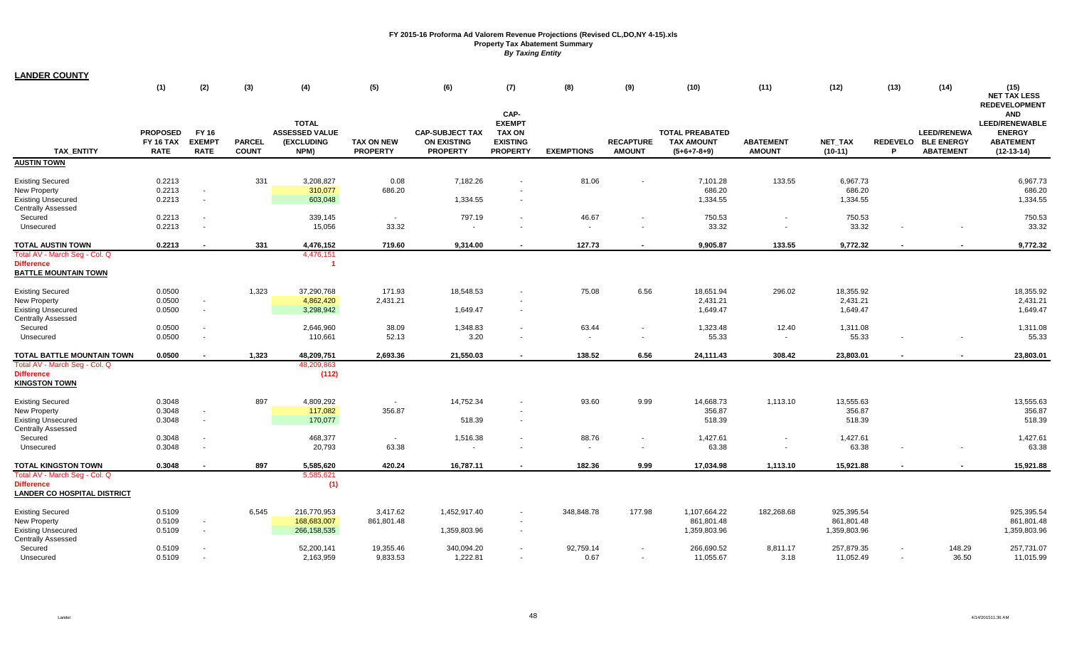**FY 2015-16 Proforma Ad Valorem Revenue Projections (Revised CL,DO,NY 4-15).xls**
**Property Tax Abatement Summary**
***By Taxing Entity***

## LANDER COUNTY

| TAX_ENTITY | (1) PROPOSED FY 16 TAX RATE | (2) FY 16 EXEMPT RATE | (3) PARCEL COUNT | (4) TOTAL ASSESSED VALUE (EXCLUDING NPM) | (5) TAX ON NEW PROPERTY | (6) CAP-SUBJECT TAX ON EXISTING PROPERTY | (7) CAP-EXEMPT TAX ON EXISTING PROPERTY | (8) EXEMPTIONS | (9) RECAPTURE AMOUNT | (10) TOTAL PREABATED TAX AMOUNT (5+6+7-8+9) | (11) ABATEMENT AMOUNT | (12) NET_TAX (10-11) | (13) REDEVELOP | (14) LEED/RENEWABLE ENERGY ABATEMENT | (15) NET TAX LESS REDEVELOPMENT AND LEED/RENEWABLE ENERGY ABATEMENT (12-13-14) |
|---|---|---|---|---|---|---|---|---|---|---|---|---|---|---|---|
| **AUSTIN TOWN** | | | | | | | | | | | | | | | |
| Existing Secured | 0.2213 | | 331 | 3,208,827 | 0.08 | 7,182.26 | - | 81.06 | - | 7,101.28 | 133.55 | 6,967.73 | | | 6,967.73 |
| New Property | 0.2213 | - | | 310,077 | 686.20 | | - | | | 686.20 | | 686.20 | | | 686.20 |
| Existing Unsecured | 0.2213 | - | | 603,048 | | 1,334.55 | - | | | 1,334.55 | | 1,334.55 | | | 1,334.55 |
| Centrally Assessed | | | | | | | | | | | | | | | |
| Secured | 0.2213 | - | | 339,145 | - | 797.19 | - | 46.67 | - | 750.53 | - | 750.53 | | | 750.53 |
| Unsecured | 0.2213 | - | | 15,056 | 33.32 | - | - | - | - | 33.32 | - | 33.32 | - | - | 33.32 |
| **TOTAL AUSTIN TOWN** | **0.2213** | **-** | **331** | **4,476,152** | **719.60** | **9,314.00** | **-** | **127.73** | **-** | **9,905.87** | **133.55** | **9,772.32** | **-** | **-** | **9,772.32** |
| Total AV - March Seg - Col. Q | | | | 4,476,151 | | | | | | | | | | | |
| Difference | | | | 1 | | | | | | | | | | | |
| **BATTLE MOUNTAIN TOWN** | | | | | | | | | | | | | | | |
| Existing Secured | 0.0500 | | 1,323 | 37,290,768 | 171.93 | 18,548.53 | - | 75.08 | 6.56 | 18,651.94 | 296.02 | 18,355.92 | | | 18,355.92 |
| New Property | 0.0500 | - | | 4,862,420 | 2,431.21 | | - | | | 2,431.21 | | 2,431.21 | | | 2,431.21 |
| Existing Unsecured | 0.0500 | - | | 3,298,942 | | 1,649.47 | - | | | 1,649.47 | | 1,649.47 | | | 1,649.47 |
| Centrally Assessed | | | | | | | | | | | | | | | |
| Secured | 0.0500 | - | | 2,646,960 | 38.09 | 1,348.83 | - | 63.44 | - | 1,323.48 | 12.40 | 1,311.08 | | | 1,311.08 |
| Unsecured | 0.0500 | - | | 110,661 | 52.13 | 3.20 | - | - | - | 55.33 | - | 55.33 | - | - | 55.33 |
| **TOTAL BATTLE MOUNTAIN TOWN** | **0.0500** | **-** | **1,323** | **48,209,751** | **2,693.36** | **21,550.03** | **-** | **138.52** | **6.56** | **24,111.43** | **308.42** | **23,803.01** | **-** | **-** | **23,803.01** |
| Total AV - March Seg - Col. Q | | | | 48,209,863 | | | | | | | | | | | |
| Difference | | | | (112) | | | | | | | | | | | |
| **KINGSTON TOWN** | | | | | | | | | | | | | | | |
| Existing Secured | 0.3048 | | 897 | 4,809,292 | - | 14,752.34 | - | 93.60 | 9.99 | 14,668.73 | 1,113.10 | 13,555.63 | | | 13,555.63 |
| New Property | 0.3048 | - | | 117,082 | 356.87 | | - | | | 356.87 | | 356.87 | | | 356.87 |
| Existing Unsecured | 0.3048 | - | | 170,077 | | 518.39 | - | | | 518.39 | | 518.39 | | | 518.39 |
| Centrally Assessed | | | | | | | | | | | | | | | |
| Secured | 0.3048 | - | | 468,377 | - | 1,516.38 | - | 88.76 | - | 1,427.61 | - | 1,427.61 | | | 1,427.61 |
| Unsecured | 0.3048 | - | | 20,793 | 63.38 | - | - | - | - | 63.38 | - | 63.38 | - | - | 63.38 |
| **TOTAL KINGSTON TOWN** | **0.3048** | **-** | **897** | **5,585,620** | **420.24** | **16,787.11** | **-** | **182.36** | **9.99** | **17,034.98** | **1,113.10** | **15,921.88** | **-** | **-** | **15,921.88** |
| Total AV - March Seg - Col. Q | | | | 5,585,621 | | | | | | | | | | | |
| Difference | | | | (1) | | | | | | | | | | | |
| **LANDER CO HOSPITAL DISTRICT** | | | | | | | | | | | | | | | |
| Existing Secured | 0.5109 | | 6,545 | 216,770,953 | 3,417.62 | 1,452,917.40 | - | 348,848.78 | 177.98 | 1,107,664.22 | 182,268.68 | 925,395.54 | | | 925,395.54 |
| New Property | 0.5109 | - | | 168,683,007 | 861,801.48 | | - | | | 861,801.48 | | 861,801.48 | | | 861,801.48 |
| Existing Unsecured | 0.5109 | - | | 266,158,535 | | 1,359,803.96 | - | | | 1,359,803.96 | | 1,359,803.96 | | | 1,359,803.96 |
| Centrally Assessed | | | | | | | | | | | | | | | |
| Secured | 0.5109 | - | | 52,200,141 | 19,355.46 | 340,094.20 | - | 92,759.14 | - | 266,690.52 | 8,811.17 | 257,879.35 | - | 148.29 | 257,731.07 |
| Unsecured | 0.5109 | - | | 2,163,959 | 9,833.53 | 1,222.81 | - | 0.67 | - | 11,055.67 | 3.18 | 11,052.49 | - | 36.50 | 11,015.99 |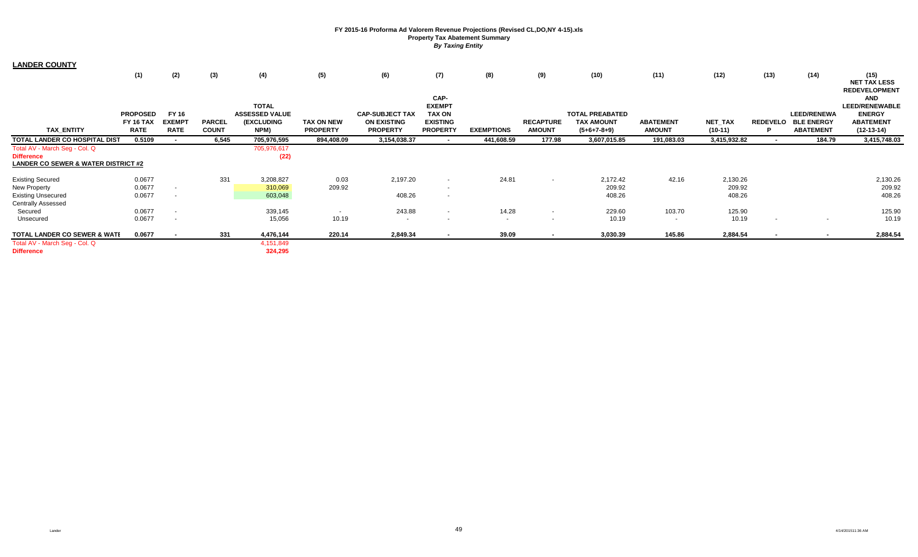**FY 2015-16 Proforma Ad Valorem Revenue Projections (Revised CL,DO,NY 4-15).xls**
**Property Tax Abatement Summary**
***By Taxing Entity***

## LANDER COUNTY

| TAX_ENTITY | (1) PROPOSED FY 16 TAX RATE | (2) FY 16 EXEMPT RATE | (3) PARCEL COUNT | (4) TOTAL ASSESSED VALUE (EXCLUDING NPM) | (5) TAX ON NEW PROPERTY | (6) CAP-SUBJECT TAX ON EXISTING PROPERTY | (7) CAP-EXEMPT TAX ON EXISTING PROPERTY | (8) EXEMPTIONS | (9) RECAPTURE AMOUNT | (10) TOTAL PREABATED TAX AMOUNT (5+6+7-8+9) | (11) ABATEMENT AMOUNT | (12) NET_TAX (10-11) | (13) REDEVELOP | (14) LEED/RENEWABLE ENERGY ABATEMENT | (15) NET TAX LESS REDEVELOPMENT AND LEED/RENEWABLE ENERGY ABATEMENT (12-13-14) |
|---|---|---|---|---|---|---|---|---|---|---|---|---|---|---|---|
| **TOTAL LANDER CO HOSPITAL DIST** | **0.5109** | **-** | **6,545** | **705,976,595** | **894,408.09** | **3,154,038.37** | **-** | **441,608.59** | **177.98** | **3,607,015.85** | **191,083.03** | **3,415,932.82** | **-** | **184.79** | **3,415,748.03** |
| Total AV - March Seg - Col. Q | | | | 705,976,617 | | | | | | | | | | | |
| **Difference** | | | | (22) | | | | | | | | | | | |
| **LANDER CO SEWER & WATER DISTRICT #2** | | | | | | | | | | | | | | | |
| Existing Secured | 0.0677 | | 331 | 3,208,827 | 0.03 | 2,197.20 | - | 24.81 | - | 2,172.42 | 42.16 | 2,130.26 | | | 2,130.26 |
| New Property | 0.0677 | - | | 310,069 | 209.92 | | - | | | 209.92 | | 209.92 | | | 209.92 |
| Existing Unsecured | 0.0677 | - | | 603,048 | | 408.26 | - | | | 408.26 | | 408.26 | | | 408.26 |
| Centrally Assessed | | | | | | | | | | | | | | | |
| Secured | 0.0677 | - | | 339,145 | - | 243.88 | - | 14.28 | - | 229.60 | 103.70 | 125.90 | | | 125.90 |
| Unsecured | 0.0677 | - | | 15,056 | 10.19 | - | - | - | - | 10.19 | - | 10.19 | - | - | 10.19 |
| **TOTAL LANDER CO SEWER & WATE** | **0.0677** | **-** | **331** | **4,476,144** | **220.14** | **2,849.34** | **-** | **39.09** | **-** | **3,030.39** | **145.86** | **2,884.54** | **-** | **-** | **2,884.54** |
| Total AV - March Seg - Col. Q | | | | 4,151,849 | | | | | | | | | | | |
| **Difference** | | | | **324,295** | | | | | | | | | | | |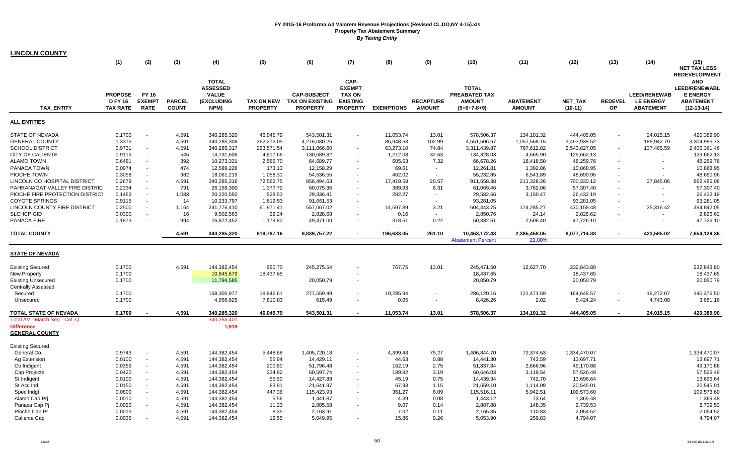# FY 2015-16 Proforma Ad Valorem Revenue Projections (Revised CL,DO,NY 4-15).xls

## Property Tax Abatement Summary

*By Taxing Entity*

## LINCOLN COUNTY

| TAX_ENTITY | (1) PROPOSED FY 16 TAX RATE | (2) FY 16 EXEMPT RATE | (3) PARCEL COUNT | (4) TOTAL ASSESSED VALUE (EXCLUDING NPM) | (5) TAX ON NEW PROPERTY | (6) CAP-SUBJECT TAX ON EXISTING PROPERTY | (7) CAP-EXEMPT TAX ON EXISTING PROPERTY | (8) EXEMPTIONS | (9) RECAPTURE AMOUNT | (10) TOTAL PREABATED TAX AMOUNT (5+6+7-8+9) | (11) ABATEMENT AMOUNT | (12) NET_TAX (10-11) | (13) REDEVEL OP | (14) LEED/RENEWABLE ENERGY ABATEMENT | (15) NET TAX LESS REDEVELOPMENT AND LEED/RENEWABLE ENERGY ABATEMENT (12-13-14) |
|---|---|---|---|---|---|---|---|---|---|---|---|---|---|---|---|
| **ALL ENTITIES** | | | | | | | | | | | | | | | |
| STATE OF NEVADA | 0.1700 | - | 4,591 | 340,285,320 | 46,045.79 | 543,501.31 | - | 11,053.74 | 13.01 | 578,506.37 | 134,101.32 | 444,405.05 | - | 24,015.15 | 420,389.90 |
| GENERAL COUNTY | 1.3375 | - | 4,591 | 340,285,320 | 362,272.05 | 4,276,080.25 | - | 86,948.63 | 102.99 | 4,551,506.67 | 1,057,568.15 | 3,493,938.52 | - | 188,942.79 | 3,304,995.73 |
| SCHOOL DISTRICT | 0.9731 | - | 4,591 | 340,285,317 | 263,571.54 | 3,111,066.60 | - | 63,273.10 | 74.84 | 3,311,439.87 | 767,612.82 | 2,543,827.05 | - | 137,465.59 | 2,406,361.46 |
| CITY OF CALIENTE | 0.9115 | - | 545 | 14,731,606 | 4,817.66 | 130,689.82 | - | 1,212.08 | 32.63 | 134,328.03 | 4,665.90 | 129,662.13 | - | - | 129,662.13 |
| ALAMO TOWN | 0.6481 | - | 392 | 10,273,331 | 2,586.70 | 64,689.77 | - | 605.53 | 7.32 | 66,678.26 | 18,418.50 | 48,259.76 | - | - | 48,259.76 |
| PANACA TOWN | 0.0974 | - | 474 | 12,589,226 | 173.13 | 12,158.29 | - | 69.61 | - | 12,261.81 | 1,392.86 | 10,868.95 | - | - | 10,868.95 |
| PIOCHE TOWN | 0.3058 | - | 982 | 18,061,219 | 1,058.31 | 54,636.55 | - | 462.02 | - | 55,232.85 | 6,541.89 | 48,690.96 | - | - | 48,690.96 |
| LINCOLN CO HOSPITAL DISTRICT | 0.2679 | - | 4,591 | 340,285,310 | 72,562.75 | 856,494.63 | - | 17,419.58 | 20.57 | 911,658.38 | 211,328.26 | 700,330.12 | - | 37,845.06 | 662,485.06 |
| PAHRANAGAT VALLEY FIRE DISTRIC | 0.2334 | - | 791 | 26,159,300 | 1,377.72 | 60,075.36 | - | 389.93 | 6.31 | 61,069.46 | 3,762.06 | 57,307.40 | - | - | 57,307.40 |
| PIOCHE FIRE PROTECTION DISTRICT | 0.1463 | - | 1,083 | 20,220,550 | 528.53 | 29,336.41 | - | 282.27 | - | 29,582.66 | 3,150.47 | 26,432.19 | - | - | 26,432.19 |
| COYOTE SPRINGS | 0.9115 | - | 14 | 10,233,797 | 1,619.53 | 91,661.53 | - | - | - | 93,281.05 | - | 93,281.05 | - | - | 93,281.05 |
| LINCOLN COUNTY FIRE DISTRICT | 0.2500 | - | 1,164 | 241,776,410 | 61,971.41 | 557,067.02 | - | 14,597.89 | 3.21 | 604,443.75 | 174,285.27 | 430,158.48 | - | 35,316.42 | 394,842.05 |
| SLCHCP GID | 0.0300 | - | 16 | 9,502,563 | 22.24 | 2,828.68 | - | 0.16 | - | 2,850.76 | 24.14 | 2,826.62 | - | - | 2,826.62 |
| PANACA FIRE | 0.1873 | - | 994 | 26,872,452 | 1,179.80 | 49,471.00 | - | 318.51 | 0.22 | 50,332.51 | 2,606.40 | 47,726.10 | - | - | 47,726.10 |
| **TOTAL COUNTY** | | | 4,591 | 340,285,320 | 819,787.16 | 9,839,757.22 | - | 196,633.05 | 261.10 | 10,463,172.43 | 2,385,458.05 | 8,077,714.38 | - | 423,585.02 | 7,654,129.36 |
| | | | | | | | | | | Abatement Percent | 22.80% | | | | |
| **STATE OF NEVADA** | | | | | | | | | | | | | | | |
| Existing Secured | 0.1700 | | 4,591 | 144,382,454 | 950.70 | 245,275.54 | - | 767.75 | 13.01 | 245,471.50 | 12,627.70 | 232,843.80 | | | 232,843.80 |
| New Property | 0.1700 | | | 10,845,679 | 18,437.65 | | - | | | 18,437.65 | | 18,437.65 | | | 18,437.65 |
| Existing Unsecured | 0.1700 | | | 11,794,585 | | 20,050.79 | - | | | 20,050.79 | | 20,050.79 | | | 20,050.79 |
| Centrally Assessed | | | | | | | | | | | | | | | |
| Secured | 0.1700 | | | 168,305,977 | 18,846.61 | 277,559.49 | - | 10,285.94 | - | 286,120.16 | 121,471.59 | 164,648.57 | - | 19,272.07 | 145,376.50 |
| Unsecured | 0.1700 | | | 4,956,625 | 7,810.83 | 615.49 | - | 0.05 | - | 8,426.26 | 2.02 | 8,424.24 | - | 4,743.08 | 3,681.16 |
| **TOTAL STATE OF NEVADA** | 0.1700 | - | 4,591 | 340,285,320 | 46,045.79 | 543,501.31 | - | 11,053.74 | 13.01 | 578,506.37 | 134,101.32 | 444,405.05 | - | 24,015.15 | 420,389.90 |
| Total AV - March Seg - Col. Q | | | | 340,283,401 | | | | | | | | | | | |
| **Difference** | | | | 1,919 | | | | | | | | | | | |
| **GENERAL COUNTY** | | | | | | | | | | | | | | | |
| Existing Secured | | | | | | | | | | | | | | | |
| General Co. | 0.9743 | - | 4,591 | 144,382,454 | 5,448.68 | 1,405,720.18 | - | 4,399.43 | 75.27 | 1,406,844.70 | 72,374.63 | 1,334,470.07 | | | 1,334,470.07 |
| Ag Extension | 0.0100 | - | 4,591 | 144,382,454 | 55.94 | 14,429.11 | - | 44.63 | 0.88 | 14,441.30 | 743.59 | 13,697.71 | | | 13,697.71 |
| Co Indigent | 0.0359 | - | 4,591 | 144,382,454 | 200.80 | 51,796.48 | - | 162.19 | 2.75 | 51,837.84 | 2,666.96 | 49,170.88 | | | 49,170.88 |
| Cap Projects | 0.0420 | - | 4,591 | 144,382,454 | 234.92 | 60,597.74 | - | 189.82 | 3.19 | 60,646.03 | 3,119.54 | 57,526.49 | | | 57,526.49 |
| St Indigent | 0.0100 | - | 4,591 | 144,382,454 | 55.90 | 14,427.88 | - | 45.19 | 0.75 | 14,439.34 | 742.70 | 13,696.64 | | | 13,696.64 |
| St Acc Ind | 0.0150 | - | 4,591 | 144,382,454 | 83.91 | 21,641.97 | - | 67.93 | 1.15 | 21,659.10 | 1,114.09 | 20,545.01 | | | 20,545.01 |
| Spec Indgt | 0.0800 | - | 4,591 | 144,382,454 | 447.36 | 115,423.93 | - | 361.27 | 6.09 | 115,516.11 | 5,942.51 | 109,573.60 | | | 109,573.60 |
| Alamo Cap Prj | 0.0010 | - | 4,591 | 144,382,454 | 5.56 | 1,441.87 | - | 4.39 | 0.08 | 1,443.12 | 73.64 | 1,369.48 | | | 1,369.48 |
| Panaca Cap Pj | 0.0020 | - | 4,591 | 144,382,454 | 11.23 | 2,885.58 | - | 9.07 | 0.14 | 2,887.88 | 148.35 | 2,739.53 | | | 2,739.53 |
| Pioche Cap Pr | 0.0015 | - | 4,591 | 144,382,454 | 8.35 | 2,163.91 | - | 7.02 | 0.11 | 2,165.35 | 110.83 | 2,054.52 | | | 2,054.52 |
| Caliente Cap | 0.0035 | - | 4,591 | 144,382,454 | 19.55 | 5,049.95 | - | 15.86 | 0.26 | 5,053.90 | 259.83 | 4,794.07 | | | 4,794.07 |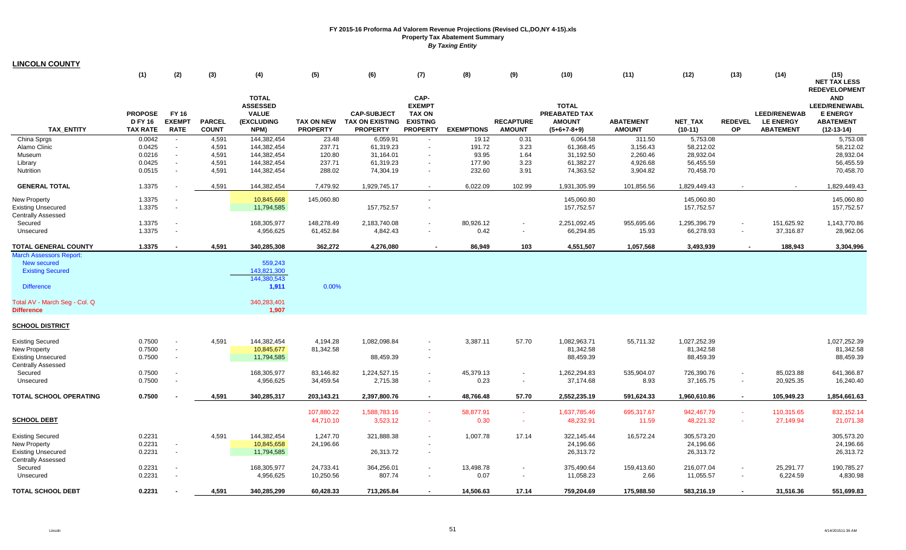# FY 2015-16 Proforma Ad Valorem Revenue Projections (Revised CL,DO,NY 4-15).xls
## Property Tax Abatement Summary
### *By Taxing Entity*

**LINCOLN COUNTY**

| | (1) | (2) | (3) | (4) | (5) | (6) | (7) | (8) | (9) | (10) | (11) | (12) | (13) | (14) | (15) |
|---|---|---|---|---|---|---|---|---|---|---|---|---|---|---|---|
| TAX_ENTITY | PROPOSE D FY 16 TAX RATE | FY 16 EXEMPT RATE | PARCEL COUNT | TOTAL ASSESSED VALUE (EXCLUDING NPM) | TAX ON NEW PROPERTY | CAP-SUBJECT TAX ON EXISTING PROPERTY | CAP-EXEMPT TAX ON EXISTING PROPERTY | EXEMPTIONS | RECAPTURE AMOUNT | TOTAL PREABATED TAX AMOUNT (5+6+7-8+9) | ABATEMENT AMOUNT | NET_TAX (10-11) | REDEVEL OP | LEED/RENEWAB LE ENERGY ABATEMENT | NET TAX LESS REDEVELOPMENT AND LEED/RENEWABL E ENERGY ABATEMENT (12-13-14) |
| China Sprgs | 0.0042 | - | 4,591 | 144,382,454 | 23.48 | 6,059.91 | - | 19.12 | 0.31 | 6,064.58 | 311.50 | 5,753.08 | | | 5,753.08 |
| Alamo Clinic | 0.0425 | - | 4,591 | 144,382,454 | 237.71 | 61,319.23 | - | 191.72 | 3.23 | 61,368.45 | 3,156.43 | 58,212.02 | | | 58,212.02 |
| Museum | 0.0216 | - | 4,591 | 144,382,454 | 120.80 | 31,164.01 | - | 93.95 | 1.64 | 31,192.50 | 2,260.46 | 28,932.04 | | | 28,932.04 |
| Library | 0.0425 | - | 4,591 | 144,382,454 | 237.71 | 61,319.23 | - | 177.90 | 3.23 | 61,382.27 | 4,926.68 | 56,455.59 | | | 56,455.59 |
| Nutrition | 0.0515 | - | 4,591 | 144,382,454 | 288.02 | 74,304.19 | - | 232.60 | 3.91 | 74,363.52 | 3,904.82 | 70,458.70 | | | 70,458.70 |
| **GENERAL TOTAL** | 1.3375 | - | 4,591 | 144,382,454 | 7,479.92 | 1,929,745.17 | - | 6,022.09 | 102.99 | 1,931,305.99 | 101,856.56 | 1,829,449.43 | - | - | 1,829,449.43 |
| New Property | 1.3375 | - | | 10,845,668 | 145,060.80 | | - | | | 145,060.80 | | 145,060.80 | | | 145,060.80 |
| Existing Unsecured | 1.3375 | - | | 11,794,585 | | 157,752.57 | - | | | 157,752.57 | | 157,752.57 | | | 157,752.57 |
| Centrally Assessed | | | | | | | | | | | | | | | |
| Secured | 1.3375 | - | | 168,305,977 | 148,278.49 | 2,183,740.08 | - | 80,926.12 | - | 2,251,092.45 | 955,695.66 | 1,295,396.79 | - | 151,625.92 | 1,143,770.86 |
| Unsecured | 1.3375 | - | | 4,956,625 | 61,452.84 | 4,842.43 | - | 0.42 | - | 66,294.85 | 15.93 | 66,278.93 | - | 37,316.87 | 28,962.06 |
| **TOTAL GENERAL COUNTY** | **1.3375** | **-** | **4,591** | **340,285,308** | **362,272** | **4,276,080** | **-** | **86,949** | **103** | **4,551,507** | **1,057,568** | **3,493,939** | **-** | **188,943** | **3,304,996** |
| March Assessors Report: | | | | | | | | | | | | | | | |
| New secured | | | | 559,243 | | | | | | | | | | | |
| Existing Secured | | | | 143,821,300 | | | | | | | | | | | |
| | | | | 144,380,543 | | | | | | | | | | | |
| Difference | | | | 1,911 | 0.00% | | | | | | | | | | |
| Total AV - March Seg - Col. Q | | | | 340,283,401 | | | | | | | | | | | |
| **Difference** | | | | **1,907** | | | | | | | | | | | |
| **SCHOOL DISTRICT** | | | | | | | | | | | | | | | |
| Existing Secured | 0.7500 | - | 4,591 | 144,382,454 | 4,194.28 | 1,082,098.84 | - | 3,387.11 | 57.70 | 1,082,963.71 | 55,711.32 | 1,027,252.39 | | | 1,027,252.39 |
| New Property | 0.7500 | - | | 10,845,677 | 81,342.58 | | - | | | 81,342.58 | | 81,342.58 | | | 81,342.58 |
| Existing Unsecured | 0.7500 | - | | 11,794,585 | | 88,459.39 | - | | | 88,459.39 | | 88,459.39 | | | 88,459.39 |
| Centrally Assessed | | | | | | | | | | | | | | | |
| Secured | 0.7500 | - | | 168,305,977 | 83,146.82 | 1,224,527.15 | - | 45,379.13 | - | 1,262,294.83 | 535,904.07 | 726,390.76 | - | 85,023.88 | 641,366.87 |
| Unsecured | 0.7500 | - | | 4,956,625 | 34,459.54 | 2,715.38 | - | 0.23 | - | 37,174.68 | 8.93 | 37,165.75 | - | 20,925.35 | 16,240.40 |
| **TOTAL SCHOOL OPERATING** | **0.7500** | **-** | **4,591** | **340,285,317** | **203,143.21** | **2,397,800.76** | **-** | **48,766.48** | **57.70** | **2,552,235.19** | **591,624.33** | **1,960,610.86** | **-** | **105,949.23** | **1,854,661.63** |
| | | | | | 107,880.22 | 1,588,783.16 | - | 58,877.91 | - | 1,637,785.46 | 695,317.67 | 942,467.79 | - | 110,315.65 | 832,152.14 |
| **SCHOOL DEBT** | | | | | 44,710.10 | 3,523.12 | - | 0.30 | - | 48,232.91 | 11.59 | 48,221.32 | - | 27,149.94 | 21,071.38 |
| Existing Secured | 0.2231 | | 4,591 | 144,382,454 | 1,247.70 | 321,888.38 | - | 1,007.78 | 17.14 | 322,145.44 | 16,572.24 | 305,573.20 | | | 305,573.20 |
| New Property | 0.2231 | - | | 10,845,658 | 24,196.66 | | - | | | 24,196.66 | | 24,196.66 | | | 24,196.66 |
| Existing Unsecured | 0.2231 | - | | 11,794,585 | | 26,313.72 | - | | | 26,313.72 | | 26,313.72 | | | 26,313.72 |
| Centrally Assessed | | | | | | | | | | | | | | | |
| Secured | 0.2231 | - | | 168,305,977 | 24,733.41 | 364,256.01 | - | 13,498.78 | - | 375,490.64 | 159,413.60 | 216,077.04 | - | 25,291.77 | 190,785.27 |
| Unsecured | 0.2231 | - | | 4,956,625 | 10,250.56 | 807.74 | - | 0.07 | - | 11,058.23 | 2.66 | 11,055.57 | - | 6,224.59 | 4,830.98 |
| **TOTAL SCHOOL DEBT** | **0.2231** | **-** | **4,591** | **340,285,299** | **60,428.33** | **713,265.84** | **-** | **14,506.63** | **17.14** | **759,204.69** | **175,988.50** | **583,216.19** | **-** | **31,516.36** | **551,699.83** |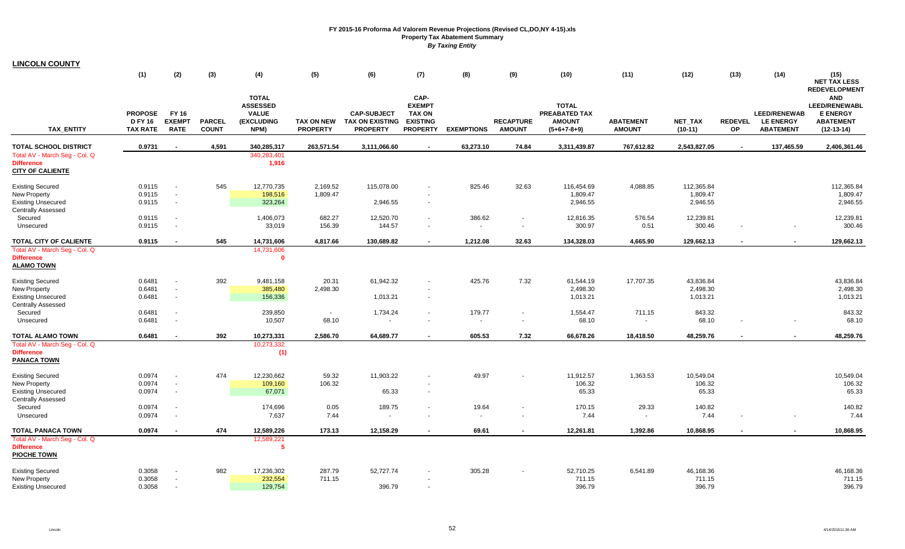# FY 2015-16 Proforma Ad Valorem Revenue Projections (Revised CL,DO,NY 4-15).xls

## Property Tax Abatement Summary

*By Taxing Entity*

**LINCOLN COUNTY**

| TAX_ENTITY | (1) PROPOSE D FY 16 TAX RATE | (2) FY 16 EXEMPT RATE | (3) PARCEL COUNT | (4) TOTAL ASSESSED VALUE (EXCLUDING NPM) | (5) TAX ON NEW PROPERTY | (6) CAP-SUBJECT TAX ON EXISTING PROPERTY | (7) CAP-EXEMPT TAX ON EXISTING PROPERTY | (8) EXEMPTIONS | (9) RECAPTURE AMOUNT | (10) TOTAL PREABATED TAX AMOUNT (5+6+7-8+9) | (11) ABATEMENT AMOUNT | (12) NET_TAX (10-11) | (13) REDEVEL OP | (14) LEED/RENEWABLE ENERGY ABATEMENT | (15) NET TAX LESS REDEVELOPMENT AND LEED/RENEWABLE ENERGY ABATEMENT (12-13-14) |
|---|---|---|---|---|---|---|---|---|---|---|---|---|---|---|---|
| **TOTAL SCHOOL DISTRICT** | **0.9731** | **-** | **4,591** | **340,285,317** | **263,571.54** | **3,111,066.60** | **-** | **63,273.10** | **74.84** | **3,311,439.87** | **767,612.82** | **2,543,827.05** | **-** | **137,465.59** | **2,406,361.46** |
| Total AV - March Seg - Col. Q | | | | 340,283,401 | | | | | | | | | | | |
| Difference | | | | 1,916 | | | | | | | | | | | |
| **CITY OF CALIENTE** | | | | | | | | | | | | | | | |
| Existing Secured | 0.9115 | - | 545 | 12,770,735 | 2,169.52 | 115,078.00 | - | 825.46 | 32.63 | 116,454.69 | 4,088.85 | 112,365.84 | | | 112,365.84 |
| New Property | 0.9115 | - | | 198,516 | 1,809.47 | | - | | | 1,809.47 | | 1,809.47 | | | 1,809.47 |
| Existing Unsecured | 0.9115 | - | | 323,264 | | 2,946.55 | - | | | 2,946.55 | | 2,946.55 | | | 2,946.55 |
| Centrally Assessed | | | | | | | | | | | | | | | |
| Secured | 0.9115 | - | | 1,406,073 | 682.27 | 12,520.70 | - | 386.62 | - | 12,816.35 | 576.54 | 12,239.81 | | | 12,239.81 |
| Unsecured | 0.9115 | - | | 33,019 | 156.39 | 144.57 | - | - | - | 300.97 | 0.51 | 300.46 | - | - | 300.46 |
| **TOTAL CITY OF CALIENTE** | **0.9115** | **-** | **545** | **14,731,606** | **4,817.66** | **130,689.82** | **-** | **1,212.08** | **32.63** | **134,328.03** | **4,665.90** | **129,662.13** | **-** | **-** | **129,662.13** |
| Total AV - March Seg - Col. Q | | | | 14,731,606 | | | | | | | | | | | |
| Difference | | | | 0 | | | | | | | | | | | |
| **ALAMO TOWN** | | | | | | | | | | | | | | | |
| Existing Secured | 0.6481 | - | 392 | 9,481,158 | 20.31 | 61,942.32 | - | 425.76 | 7.32 | 61,544.19 | 17,707.35 | 43,836.84 | | | 43,836.84 |
| New Property | 0.6481 | - | | 385,480 | 2,498.30 | | - | | | 2,498.30 | | 2,498.30 | | | 2,498.30 |
| Existing Unsecured | 0.6481 | - | | 156,336 | | 1,013.21 | - | | | 1,013.21 | | 1,013.21 | | | 1,013.21 |
| Centrally Assessed | | | | | | | | | | | | | | | |
| Secured | 0.6481 | - | | 239,850 | - | 1,734.24 | - | 179.77 | - | 1,554.47 | 711.15 | 843.32 | | | 843.32 |
| Unsecured | 0.6481 | - | | 10,507 | 68.10 | - | - | - | - | 68.10 | - | 68.10 | - | - | 68.10 |
| **TOTAL ALAMO TOWN** | **0.6481** | **-** | **392** | **10,273,331** | **2,586.70** | **64,689.77** | **-** | **605.53** | **7.32** | **66,678.26** | **18,418.50** | **48,259.76** | **-** | **-** | **48,259.76** |
| Total AV - March Seg - Col. Q | | | | 10,273,332 | | | | | | | | | | | |
| Difference | | | | (1) | | | | | | | | | | | |
| **PANACA TOWN** | | | | | | | | | | | | | | | |
| Existing Secured | 0.0974 | - | 474 | 12,230,662 | 59.32 | 11,903.22 | - | 49.97 | - | 11,912.57 | 1,363.53 | 10,549.04 | | | 10,549.04 |
| New Property | 0.0974 | - | | 109,160 | 106.32 | | - | | | 106.32 | | 106.32 | | | 106.32 |
| Existing Unsecured | 0.0974 | - | | 67,071 | | 65.33 | - | | | 65.33 | | 65.33 | | | 65.33 |
| Centrally Assessed | | | | | | | | | | | | | | | |
| Secured | 0.0974 | - | | 174,696 | 0.05 | 189.75 | - | 19.64 | - | 170.15 | 29.33 | 140.82 | | | 140.82 |
| Unsecured | 0.0974 | - | | 7,637 | 7.44 | - | - | - | - | 7.44 | - | 7.44 | - | - | 7.44 |
| **TOTAL PANACA TOWN** | **0.0974** | **-** | **474** | **12,589,226** | **173.13** | **12,158.29** | **-** | **69.61** | **-** | **12,261.81** | **1,392.86** | **10,868.95** | **-** | **-** | **10,868.95** |
| Total AV - March Seg - Col. Q | | | | 12,589,221 | | | | | | | | | | | |
| Difference | | | | 5 | | | | | | | | | | | |
| **PIOCHE TOWN** | | | | | | | | | | | | | | | |
| Existing Secured | 0.3058 | - | 982 | 17,236,302 | 287.79 | 52,727.74 | - | 305.28 | - | 52,710.25 | 6,541.89 | 46,168.36 | | | 46,168.36 |
| New Property | 0.3058 | - | | 232,554 | 711.15 | | - | | | 711.15 | | 711.15 | | | 711.15 |
| Existing Unsecured | 0.3058 | - | | 129,754 | | 396.79 | - | | | 396.79 | | 396.79 | | | 396.79 |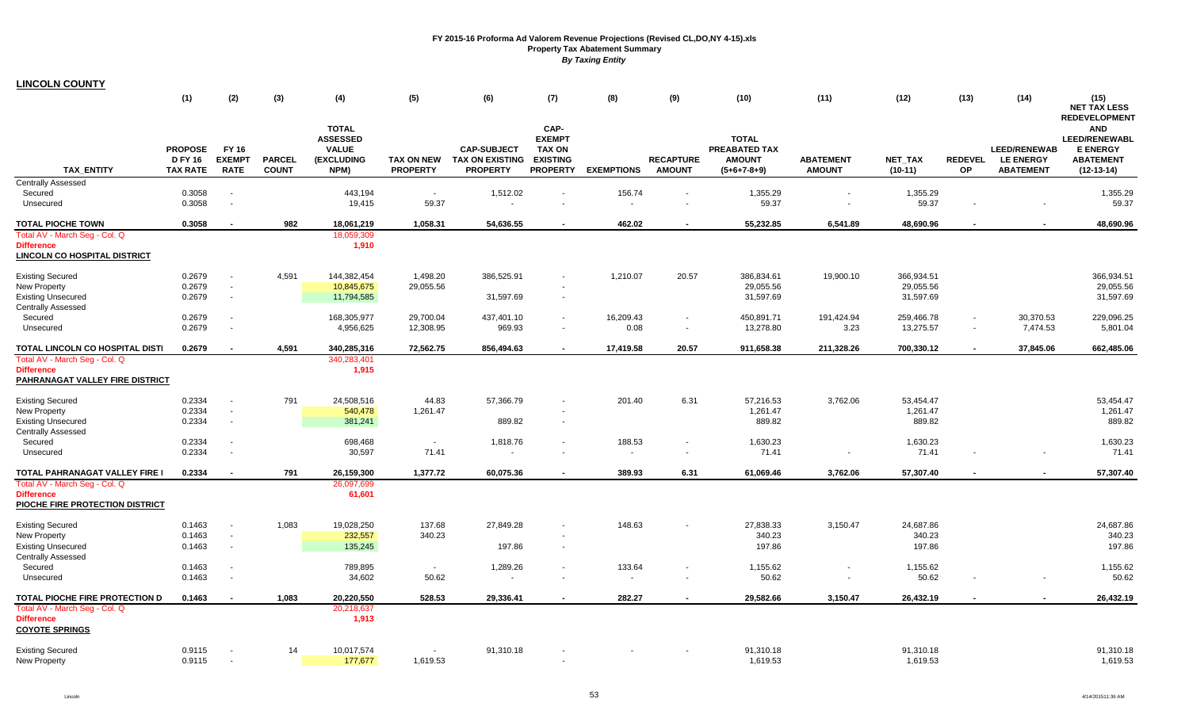**FY 2015-16 Proforma Ad Valorem Revenue Projections (Revised CL,DO,NY 4-15).xls**
**Property Tax Abatement Summary**
***By Taxing Entity***

## LINCOLN COUNTY

| TAX_ENTITY | (1) PROPOSE D FY 16 TAX RATE | (2) FY 16 EXEMPT RATE | (3) PARCEL COUNT | (4) TOTAL ASSESSED VALUE (EXCLUDING NPM) | (5) TAX ON NEW PROPERTY | (6) CAP-SUBJECT TAX ON EXISTING PROPERTY | (7) CAP-EXEMPT TAX ON EXISTING PROPERTY | (8) EXEMPTIONS | (9) RECAPTURE AMOUNT | (10) TOTAL PREABATED TAX AMOUNT (5+6+7-8+9) | (11) ABATEMENT AMOUNT | (12) NET_TAX (10-11) | (13) REDEVEL OP | (14) LEED/RENEWAB LE ENERGY ABATEMENT | (15) NET TAX LESS REDEVELOPMENT AND LEED/RENEWABL E ENERGY ABATEMENT (12-13-14) |
|---|---|---|---|---|---|---|---|---|---|---|---|---|---|---|---|
| Centrally Assessed | | | | | | | | | | | | | | | |
| Secured | 0.3058 | - | | 443,194 | - | 1,512.02 | - | 156.74 | - | 1,355.29 | - | 1,355.29 | | | 1,355.29 |
| Unsecured | 0.3058 | - | | 19,415 | 59.37 | - | - | - | - | 59.37 | - | 59.37 | - | - | 59.37 |
| **TOTAL PIOCHE TOWN** | **0.3058** | **-** | **982** | **18,061,219** | **1,058.31** | **54,636.55** | **-** | **462.02** | **-** | **55,232.85** | **6,541.89** | **48,690.96** | **-** | **-** | **48,690.96** |
| Total AV - March Seg - Col. Q | | | | 18,059,309 | | | | | | | | | | | |
| Difference | | | | 1,910 | | | | | | | | | | | |
| **LINCOLN CO HOSPITAL DISTRICT** | | | | | | | | | | | | | | | |
| Existing Secured | 0.2679 | - | 4,591 | 144,382,454 | 1,498.20 | 386,525.91 | - | 1,210.07 | 20.57 | 386,834.61 | 19,900.10 | 366,934.51 | | | 366,934.51 |
| New Property | 0.2679 | - | | 10,845,675 | 29,055.56 | | - | | | 29,055.56 | | 29,055.56 | | | 29,055.56 |
| Existing Unsecured | 0.2679 | - | | 11,794,585 | | 31,597.69 | - | | | 31,597.69 | | 31,597.69 | | | 31,597.69 |
| Centrally Assessed | | | | | | | | | | | | | | | |
| Secured | 0.2679 | - | | 168,305,977 | 29,700.04 | 437,401.10 | - | 16,209.43 | - | 450,891.71 | 191,424.94 | 259,466.78 | - | 30,370.53 | 229,096.25 |
| Unsecured | 0.2679 | - | | 4,956,625 | 12,308.95 | 969.93 | - | 0.08 | - | 13,278.80 | 3.23 | 13,275.57 | - | 7,474.53 | 5,801.04 |
| **TOTAL LINCOLN CO HOSPITAL DISTI** | **0.2679** | **-** | **4,591** | **340,285,316** | **72,562.75** | **856,494.63** | **-** | **17,419.58** | **20.57** | **911,658.38** | **211,328.26** | **700,330.12** | **-** | **37,845.06** | **662,485.06** |
| Total AV - March Seg - Col. Q | | | | 340,283,401 | | | | | | | | | | | |
| Difference | | | | 1,915 | | | | | | | | | | | |
| **PAHRANAGAT VALLEY FIRE DISTRICT** | | | | | | | | | | | | | | | |
| Existing Secured | 0.2334 | - | 791 | 24,508,516 | 44.83 | 57,366.79 | - | 201.40 | 6.31 | 57,216.53 | 3,762.06 | 53,454.47 | | | 53,454.47 |
| New Property | 0.2334 | - | | 540,478 | 1,261.47 | | - | | | 1,261.47 | | 1,261.47 | | | 1,261.47 |
| Existing Unsecured | 0.2334 | - | | 381,241 | | 889.82 | - | | | 889.82 | | 889.82 | | | 889.82 |
| Centrally Assessed | | | | | | | | | | | | | | | |
| Secured | 0.2334 | - | | 698,468 | - | 1,818.76 | - | 188.53 | - | 1,630.23 | | 1,630.23 | | | 1,630.23 |
| Unsecured | 0.2334 | - | | 30,597 | 71.41 | - | - | - | - | 71.41 | - | 71.41 | - | - | 71.41 |
| **TOTAL PAHRANAGAT VALLEY FIRE I** | **0.2334** | **-** | **791** | **26,159,300** | **1,377.72** | **60,075.36** | **-** | **389.93** | **6.31** | **61,069.46** | **3,762.06** | **57,307.40** | **-** | **-** | **57,307.40** |
| Total AV - March Seg - Col. Q | | | | 26,097,699 | | | | | | | | | | | |
| Difference | | | | 61,601 | | | | | | | | | | | |
| **PIOCHE FIRE PROTECTION DISTRICT** | | | | | | | | | | | | | | | |
| Existing Secured | 0.1463 | - | 1,083 | 19,028,250 | 137.68 | 27,849.28 | - | 148.63 | - | 27,838.33 | 3,150.47 | 24,687.86 | | | 24,687.86 |
| New Property | 0.1463 | - | | 232,557 | 340.23 | | - | | | 340.23 | | 340.23 | | | 340.23 |
| Existing Unsecured | 0.1463 | - | | 135,245 | | 197.86 | - | | | 197.86 | | 197.86 | | | 197.86 |
| Centrally Assessed | | | | | | | | | | | | | | | |
| Secured | 0.1463 | - | | 789,895 | - | 1,289.26 | - | 133.64 | - | 1,155.62 | - | 1,155.62 | | | 1,155.62 |
| Unsecured | 0.1463 | - | | 34,602 | 50.62 | - | - | - | - | 50.62 | - | 50.62 | - | - | 50.62 |
| **TOTAL PIOCHE FIRE PROTECTION D** | **0.1463** | **-** | **1,083** | **20,220,550** | **528.53** | **29,336.41** | **-** | **282.27** | **-** | **29,582.66** | **3,150.47** | **26,432.19** | **-** | **-** | **26,432.19** |
| Total AV - March Seg - Col. Q | | | | 20,218,637 | | | | | | | | | | | |
| Difference | | | | 1,913 | | | | | | | | | | | |
| **COYOTE SPRINGS** | | | | | | | | | | | | | | | |
| Existing Secured | 0.9115 | - | 14 | 10,017,574 | - | 91,310.18 | - | - | - | 91,310.18 | | 91,310.18 | | | 91,310.18 |
| New Property | 0.9115 | - | | 177,677 | 1,619.53 | | - | | | 1,619.53 | | 1,619.53 | | | 1,619.53 |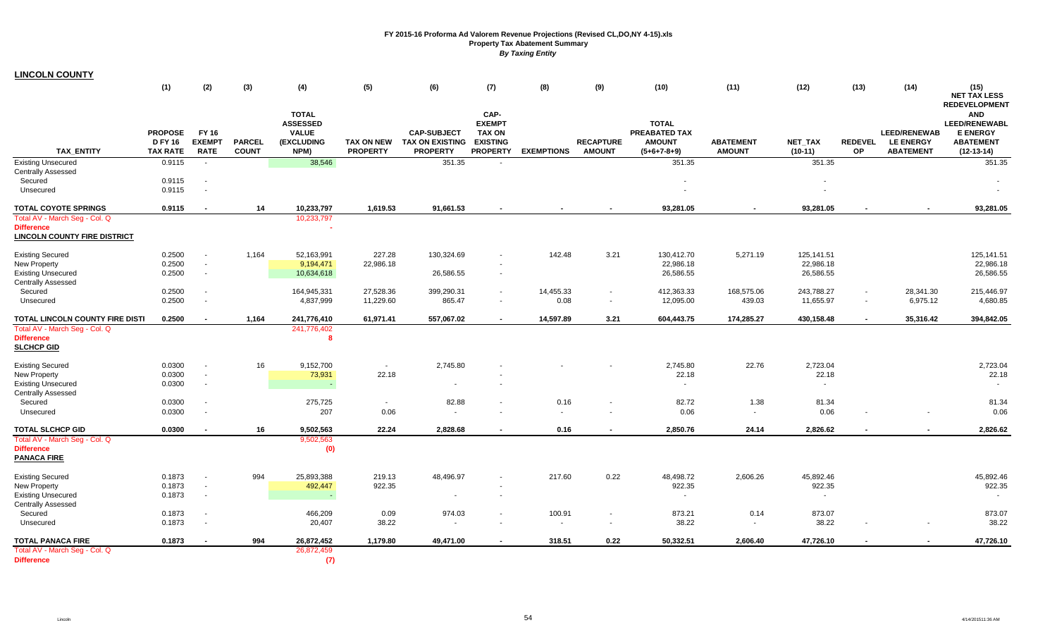**FY 2015-16 Proforma Ad Valorem Revenue Projections (Revised CL,DO,NY 4-15).xls**
**Property Tax Abatement Summary**
***By Taxing Entity***

## LINCOLN COUNTY

| | (1) | (2) | (3) | (4) | (5) | (6) | (7) | (8) | (9) | (10) | (11) | (12) | (13) | (14) | (15) |
|---|---|---|---|---|---|---|---|---|---|---|---|---|---|---|---|
| TAX_ENTITY | PROPOSED FY 16 TAX RATE | FY 16 EXEMPT RATE | PARCEL COUNT | TOTAL ASSESSED VALUE (EXCLUDING NPM) | TAX ON NEW PROPERTY | CAP-SUBJECT TAX ON EXISTING PROPERTY | CAP-EXEMPT TAX ON EXISTING PROPERTY | EXEMPTIONS | RECAPTURE AMOUNT | TOTAL PREABATED TAX AMOUNT (5+6+7-8+9) | ABATEMENT AMOUNT | NET_TAX (10-11) | REDEVELOP | LEED/RENEWABLE ENERGY ABATEMENT | NET TAX LESS REDEVELOPMENT AND LEED/RENEWABLE ENERGY ABATEMENT (12-13-14) |
| Existing Unsecured | 0.9115 | - | | 38,546 | | 351.35 | - | | | 351.35 | | 351.35 | | | 351.35 |
| Centrally Assessed | | | | | | | | | | | | | | | |
| Secured | 0.9115 | - | | | | | | | | - | | - | | | - |
| Unsecured | 0.9115 | - | | | | | | | | - | | - | | | - |
| **TOTAL COYOTE SPRINGS** | **0.9115** | **-** | **14** | **10,233,797** | **1,619.53** | **91,661.53** | **-** | **-** | **-** | **93,281.05** | **-** | **93,281.05** | **-** | **-** | **93,281.05** |
| Total AV - March Seg - Col. Q | | | | 10,233,797 | | | | | | | | | | | |
| Difference | | | | - | | | | | | | | | | | |
| **LINCOLN COUNTY FIRE DISTRICT** | | | | | | | | | | | | | | | |
| Existing Secured | 0.2500 | - | 1,164 | 52,163,991 | 227.28 | 130,324.69 | - | 142.48 | 3.21 | 130,412.70 | 5,271.19 | 125,141.51 | | | 125,141.51 |
| New Property | 0.2500 | - | | 9,194,471 | 22,986.18 | | - | | | 22,986.18 | | 22,986.18 | | | 22,986.18 |
| Existing Unsecured | 0.2500 | - | | 10,634,618 | | 26,586.55 | - | | | 26,586.55 | | 26,586.55 | | | 26,586.55 |
| Centrally Assessed | | | | | | | | | | | | | | | |
| Secured | 0.2500 | - | | 164,945,331 | 27,528.36 | 399,290.31 | - | 14,455.33 | - | 412,363.33 | 168,575.06 | 243,788.27 | - | 28,341.30 | 215,446.97 |
| Unsecured | 0.2500 | - | | 4,837,999 | 11,229.60 | 865.47 | - | 0.08 | - | 12,095.00 | 439.03 | 11,655.97 | - | 6,975.12 | 4,680.85 |
| **TOTAL LINCOLN COUNTY FIRE DISTI** | **0.2500** | **-** | **1,164** | **241,776,410** | **61,971.41** | **557,067.02** | **-** | **14,597.89** | **3.21** | **604,443.75** | **174,285.27** | **430,158.48** | **-** | **35,316.42** | **394,842.05** |
| Total AV - March Seg - Col. Q | | | | 241,776,402 | | | | | | | | | | | |
| Difference | | | | 8 | | | | | | | | | | | |
| **SLCHCP GID** | | | | | | | | | | | | | | | |
| Existing Secured | 0.0300 | - | 16 | 9,152,700 | - | 2,745.80 | - | - | - | 2,745.80 | 22.76 | 2,723.04 | | | 2,723.04 |
| New Property | 0.0300 | - | | 73,931 | 22.18 | | - | | | 22.18 | | 22.18 | | | 22.18 |
| Existing Unsecured | 0.0300 | - | | - | | - | - | | | - | | - | | | - |
| Centrally Assessed | | | | | | | | | | | | | | | |
| Secured | 0.0300 | - | | 275,725 | - | 82.88 | - | 0.16 | - | 82.72 | 1.38 | 81.34 | | | 81.34 |
| Unsecured | 0.0300 | - | | 207 | 0.06 | - | - | - | - | 0.06 | - | 0.06 | - | - | 0.06 |
| **TOTAL SLCHCP GID** | **0.0300** | **-** | **16** | **9,502,563** | **22.24** | **2,828.68** | **-** | **0.16** | **-** | **2,850.76** | **24.14** | **2,826.62** | **-** | **-** | **2,826.62** |
| Total AV - March Seg - Col. Q | | | | 9,502,563 | | | | | | | | | | | |
| Difference | | | | (0) | | | | | | | | | | | |
| **PANACA FIRE** | | | | | | | | | | | | | | | |
| Existing Secured | 0.1873 | - | 994 | 25,893,388 | 219.13 | 48,496.97 | - | 217.60 | 0.22 | 48,498.72 | 2,606.26 | 45,892.46 | | | 45,892.46 |
| New Property | 0.1873 | - | | 492,447 | 922.35 | | - | | | 922.35 | | 922.35 | | | 922.35 |
| Existing Unsecured | 0.1873 | - | | - | | - | - | | | - | | - | | | - |
| Centrally Assessed | | | | | | | | | | | | | | | |
| Secured | 0.1873 | - | | 466,209 | 0.09 | 974.03 | - | 100.91 | - | 873.21 | 0.14 | 873.07 | | | 873.07 |
| Unsecured | 0.1873 | - | | 20,407 | 38.22 | - | - | - | - | 38.22 | - | 38.22 | - | - | 38.22 |
| **TOTAL PANACA FIRE** | **0.1873** | **-** | **994** | **26,872,452** | **1,179.80** | **49,471.00** | **-** | **318.51** | **0.22** | **50,332.51** | **2,606.40** | **47,726.10** | **-** | **-** | **47,726.10** |
| Total AV - March Seg - Col. Q | | | | 26,872,459 | | | | | | | | | | | |
| Difference | | | | (7) | | | | | | | | | | | |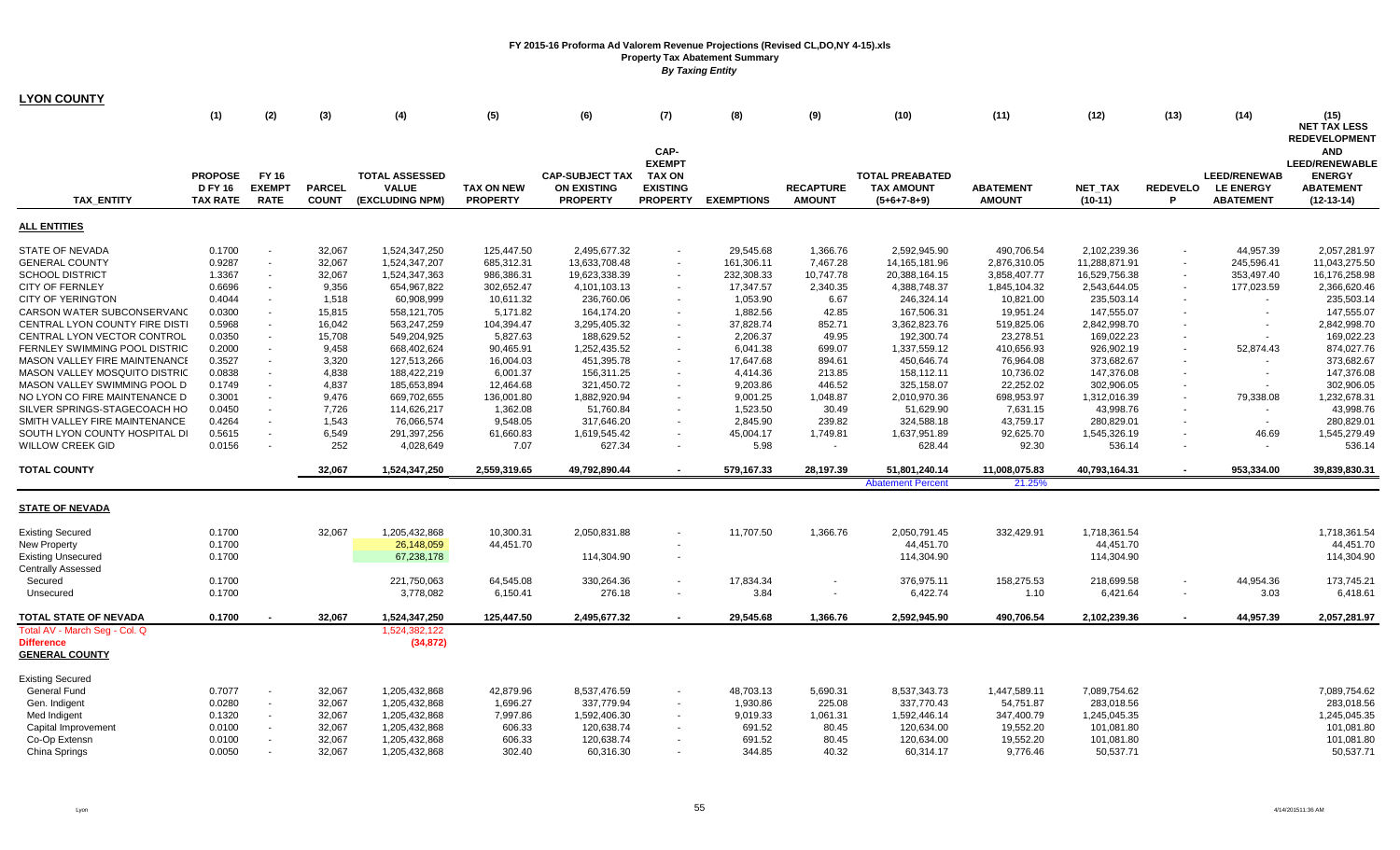# FY 2015-16 Proforma Ad Valorem Revenue Projections (Revised CL,DO,NY 4-15).xls

## Property Tax Abatement Summary

### *By Taxing Entity*

**LYON COUNTY**

| | (1) | (2) | (3) | (4) | (5) | (6) | (7) | (8) | (9) | (10) | (11) | (12) | (13) | (14) | (15) |
|---|---|---|---|---|---|---|---|---|---|---|---|---|---|---|---|
| TAX_ENTITY | PROPOSED FY 16 TAX RATE | FY 16 EXEMPT RATE | PARCEL COUNT | TOTAL ASSESSED VALUE (EXCLUDING NPM) | TAX ON NEW PROPERTY | CAP-SUBJECT TAX ON EXISTING PROPERTY | CAP-EXEMPT TAX ON EXISTING PROPERTY | EXEMPTIONS | RECAPTURE AMOUNT | TOTAL PREABATED TAX AMOUNT (5+6+7-8+9) | ABATEMENT AMOUNT | NET_TAX (10-11) | REDEVELOP | LEED/RENEWABLE LE ENERGY ABATEMENT | NET TAX LESS REDEVELOPMENT AND LEED/RENEWABLE ENERGY ABATEMENT (12-13-14) |
| **ALL ENTITIES** | | | | | | | | | | | | | | | |
| STATE OF NEVADA | 0.1700 | - | 32,067 | 1,524,347,250 | 125,447.50 | 2,495,677.32 | - | 29,545.68 | 1,366.76 | 2,592,945.90 | 490,706.54 | 2,102,239.36 | - | 44,957.39 | 2,057,281.97 |
| GENERAL COUNTY | 0.9287 | - | 32,067 | 1,524,347,207 | 685,312.31 | 13,633,708.48 | - | 161,306.11 | 7,467.28 | 14,165,181.96 | 2,876,310.05 | 11,288,871.91 | - | 245,596.41 | 11,043,275.50 |
| SCHOOL DISTRICT | 1.3367 | - | 32,067 | 1,524,347,363 | 986,386.31 | 19,623,338.39 | - | 232,308.33 | 10,747.78 | 20,388,164.15 | 3,858,407.77 | 16,529,756.38 | - | 353,497.40 | 16,176,258.98 |
| CITY OF FERNLEY | 0.6696 | - | 9,356 | 654,967,822 | 302,652.47 | 4,101,103.13 | - | 17,347.57 | 2,340.35 | 4,388,748.37 | 1,845,104.32 | 2,543,644.05 | - | 177,023.59 | 2,366,620.46 |
| CITY OF YERINGTON | 0.4044 | - | 1,518 | 60,908,999 | 10,611.32 | 236,760.06 | - | 1,053.90 | 6.67 | 246,324.14 | 10,821.00 | 235,503.14 | - | - | 235,503.14 |
| CARSON WATER SUBCONSERVANC | 0.0300 | - | 15,815 | 558,121,705 | 5,171.82 | 164,174.20 | - | 1,882.56 | 42.85 | 167,506.31 | 19,951.24 | 147,555.07 | - | - | 147,555.07 |
| CENTRAL LYON COUNTY FIRE DISTI | 0.5968 | - | 16,042 | 563,247,259 | 104,394.47 | 3,295,405.32 | - | 37,828.74 | 852.71 | 3,362,823.76 | 519,825.06 | 2,842,998.70 | - | - | 2,842,998.70 |
| CENTRAL LYON VECTOR CONTROL | 0.0350 | - | 15,708 | 549,204,925 | 5,827.63 | 188,629.52 | - | 2,206.37 | 49.95 | 192,300.74 | 23,278.51 | 169,022.23 | - | - | 169,022.23 |
| FERNLEY SWIMMING POOL DISTRIC | 0.2000 | - | 9,458 | 668,402,624 | 90,465.91 | 1,252,435.52 | - | 6,041.38 | 699.07 | 1,337,559.12 | 410,656.93 | 926,902.19 | - | 52,874.43 | 874,027.76 |
| MASON VALLEY FIRE MAINTENANCE | 0.3527 | - | 3,320 | 127,513,266 | 16,004.03 | 451,395.78 | - | 17,647.68 | 894.61 | 450,646.74 | 76,964.08 | 373,682.67 | - | - | 373,682.67 |
| MASON VALLEY MOSQUITO DISTRIC | 0.0838 | - | 4,838 | 188,422,219 | 6,001.37 | 156,311.25 | - | 4,414.36 | 213.85 | 158,112.11 | 10,736.02 | 147,376.08 | - | - | 147,376.08 |
| MASON VALLEY SWIMMING POOL D | 0.1749 | - | 4,837 | 185,653,894 | 12,464.68 | 321,450.72 | - | 9,203.86 | 446.52 | 325,158.07 | 22,252.02 | 302,906.05 | - | - | 302,906.05 |
| NO LYON CO FIRE MAINTENANCE D | 0.3001 | - | 9,476 | 669,702,655 | 136,001.80 | 1,882,920.94 | - | 9,001.25 | 1,048.87 | 2,010,970.36 | 698,953.97 | 1,312,016.39 | - | 79,338.08 | 1,232,678.31 |
| SILVER SPRINGS-STAGECOACH HO | 0.0450 | - | 7,726 | 114,626,217 | 1,362.08 | 51,760.84 | - | 1,523.50 | 30.49 | 51,629.90 | 7,631.15 | 43,998.76 | - | - | 43,998.76 |
| SMITH VALLEY FIRE MAINTENANCE | 0.4264 | - | 1,543 | 76,066,574 | 9,548.05 | 317,646.20 | - | 2,845.90 | 239.82 | 324,588.18 | 43,759.17 | 280,829.01 | - | - | 280,829.01 |
| SOUTH LYON COUNTY HOSPITAL DI | 0.5615 | - | 6,549 | 291,397,256 | 61,660.83 | 1,619,545.42 | - | 45,004.17 | 1,749.81 | 1,637,951.89 | 92,625.70 | 1,545,326.19 | - | 46.69 | 1,545,279.49 |
| WILLOW CREEK GID | 0.0156 | - | 252 | 4,028,649 | 7.07 | 627.34 | - | 5.98 | - | 628.44 | 92.30 | 536.14 | - | - | 536.14 |
| **TOTAL COUNTY** | | | 32,067 | 1,524,347,250 | 2,559,319.65 | 49,792,890.44 | - | 579,167.33 | 28,197.39 | 51,801,240.14 | 11,008,075.83 | 40,793,164.31 | - | 953,334.00 | 39,839,830.31 |
| | | | | | | | | | | Abatement Percent | 21.25% | | | | |
| **STATE OF NEVADA** | | | | | | | | | | | | | | | |
| Existing Secured | 0.1700 | | 32,067 | 1,205,432,868 | 10,300.31 | 2,050,831.88 | - | 11,707.50 | 1,366.76 | 2,050,791.45 | 332,429.91 | 1,718,361.54 | | | 1,718,361.54 |
| New Property | 0.1700 | | | 26,148,059 | 44,451.70 | | - | | | 44,451.70 | | 44,451.70 | | | 44,451.70 |
| Existing Unsecured | 0.1700 | | | 67,238,178 | | 114,304.90 | - | | | 114,304.90 | | 114,304.90 | | | 114,304.90 |
| Centrally Assessed | | | | | | | | | | | | | | | |
| Secured | 0.1700 | | | 221,750,063 | 64,545.08 | 330,264.36 | - | 17,834.34 | - | 376,975.11 | 158,275.53 | 218,699.58 | - | 44,954.36 | 173,745.21 |
| Unsecured | 0.1700 | | | 3,778,082 | 6,150.41 | 276.18 | - | 3.84 | - | 6,422.74 | 1.10 | 6,421.64 | - | 3.03 | 6,418.61 |
| **TOTAL STATE OF NEVADA** | 0.1700 | - | 32,067 | 1,524,347,250 | 125,447.50 | 2,495,677.32 | - | 29,545.68 | 1,366.76 | 2,592,945.90 | 490,706.54 | 2,102,239.36 | - | 44,957.39 | 2,057,281.97 |
| Total AV - March Seg - Col. Q | | | | 1,524,382,122 | | | | | | | | | | | |
| Difference | | | | (34,872) | | | | | | | | | | | |
| **GENERAL COUNTY** | | | | | | | | | | | | | | | |
| Existing Secured | | | | | | | | | | | | | | | |
| General Fund | 0.7077 | - | 32,067 | 1,205,432,868 | 42,879.96 | 8,537,476.59 | - | 48,703.13 | 5,690.31 | 8,537,343.73 | 1,447,589.11 | 7,089,754.62 | | | 7,089,754.62 |
| Gen. Indigent | 0.0280 | - | 32,067 | 1,205,432,868 | 1,696.27 | 337,779.94 | - | 1,930.86 | 225.08 | 337,770.43 | 54,751.87 | 283,018.56 | | | 283,018.56 |
| Med Indigent | 0.1320 | - | 32,067 | 1,205,432,868 | 7,997.86 | 1,592,406.30 | - | 9,019.33 | 1,061.31 | 1,592,446.14 | 347,400.79 | 1,245,045.35 | | | 1,245,045.35 |
| Capital Improvement | 0.0100 | - | 32,067 | 1,205,432,868 | 606.33 | 120,638.74 | - | 691.52 | 80.45 | 120,634.00 | 19,552.20 | 101,081.80 | | | 101,081.80 |
| Co-Op Extensn | 0.0100 | - | 32,067 | 1,205,432,868 | 606.33 | 120,638.74 | - | 691.52 | 80.45 | 120,634.00 | 19,552.20 | 101,081.80 | | | 101,081.80 |
| China Springs | 0.0050 | - | 32,067 | 1,205,432,868 | 302.40 | 60,316.30 | - | 344.85 | 40.32 | 60,314.17 | 9,776.46 | 50,537.71 | | | 50,537.71 |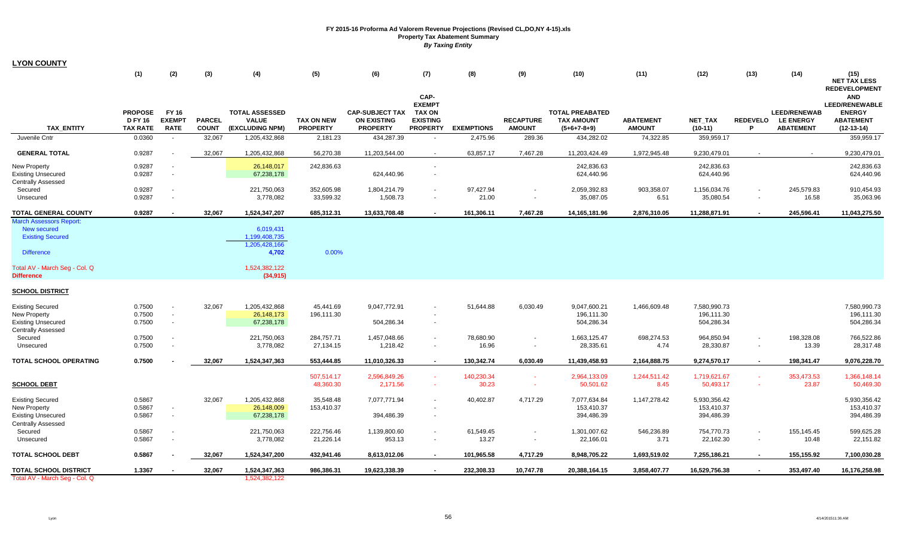**FY 2015-16 Proforma Ad Valorem Revenue Projections (Revised CL,DO,NY 4-15).xls**
**Property Tax Abatement Summary**
***By Taxing Entity***

## LYON COUNTY

| TAX_ENTITY | (1) PROPOSED FY 16 TAX RATE | (2) FY 16 EXEMPT RATE | (3) PARCEL COUNT | (4) TOTAL ASSESSED VALUE (EXCLUDING NPM) | (5) TAX ON NEW PROPERTY | (6) CAP-SUBJECT TAX ON EXISTING PROPERTY | (7) CAP-EXEMPT TAX ON EXISTING PROPERTY | (8) EXEMPTIONS | (9) RECAPTURE AMOUNT | (10) TOTAL PREABATED TAX AMOUNT (5+6+7-8+9) | (11) ABATEMENT AMOUNT | (12) NET_TAX (10-11) | (13) REDEVELOP | (14) LEED/RENEWABLE ENERGY ABATEMENT | (15) NET TAX LESS REDEVELOPMENT AND LEED/RENEWABLE ENERGY ABATEMENT (12-13-14) |
|---|---|---|---|---|---|---|---|---|---|---|---|---|---|---|---|
| Juvenile Cntr | 0.0360 | - | 32,067 | 1,205,432,868 | 2,181.23 | 434,287.39 | - | 2,475.96 | 289.36 | 434,282.02 | 74,322.85 | 359,959.17 | | | 359,959.17 |
| **GENERAL TOTAL** | 0.9287 | - | 32,067 | 1,205,432,868 | 56,270.38 | 11,203,544.00 | - | 63,857.17 | 7,467.28 | 11,203,424.49 | 1,972,945.48 | 9,230,479.01 | - | - | 9,230,479.01 |
| New Property | 0.9287 | - | | 26,148,017 | 242,836.63 | | - | | | 242,836.63 | | 242,836.63 | | | 242,836.63 |
| Existing Unsecured | 0.9287 | - | | 67,238,178 | | 624,440.96 | - | | | 624,440.96 | | 624,440.96 | | | 624,440.96 |
| Centrally Assessed | | | | | | | | | | | | | | | |
| Secured | 0.9287 | - | | 221,750,063 | 352,605.98 | 1,804,214.79 | - | 97,427.94 | - | 2,059,392.83 | 903,358.07 | 1,156,034.76 | - | 245,579.83 | 910,454.93 |
| Unsecured | 0.9287 | - | | 3,778,082 | 33,599.32 | 1,508.73 | - | 21.00 | - | 35,087.05 | 6.51 | 35,080.54 | - | 16.58 | 35,063.96 |
| **TOTAL GENERAL COUNTY** | **0.9287** | **-** | **32,067** | **1,524,347,207** | **685,312.31** | **13,633,708.48** | **-** | **161,306.11** | **7,467.28** | **14,165,181.96** | **2,876,310.05** | **11,288,871.91** | **-** | **245,596.41** | **11,043,275.50** |
| March Assessors Report: | | | | | | | | | | | | | | | |
| New secured | | | | 6,019,431 | | | | | | | | | | | |
| Existing Secured | | | | 1,199,408,735 | | | | | | | | | | | |
| | | | | 1,205,428,166 | | | | | | | | | | | |
| Difference | | | | 4,702 | 0.00% | | | | | | | | | | |
| Total AV - March Seg - Col. Q | | | | 1,524,382,122 | | | | | | | | | | | |
| **Difference** | | | | **(34,915)** | | | | | | | | | | | |
| **SCHOOL DISTRICT** | | | | | | | | | | | | | | | |
| Existing Secured | 0.7500 | - | 32,067 | 1,205,432,868 | 45,441.69 | 9,047,772.91 | - | 51,644.88 | 6,030.49 | 9,047,600.21 | 1,466,609.48 | 7,580,990.73 | | | 7,580,990.73 |
| New Property | 0.7500 | - | | 26,148,173 | 196,111.30 | | - | | | 196,111.30 | | 196,111.30 | | | 196,111.30 |
| Existing Unsecured | 0.7500 | - | | 67,238,178 | | 504,286.34 | - | | | 504,286.34 | | 504,286.34 | | | 504,286.34 |
| Centrally Assessed | | | | | | | | | | | | | | | |
| Secured | 0.7500 | - | | 221,750,063 | 284,757.71 | 1,457,048.66 | - | 78,680.90 | - | 1,663,125.47 | 698,274.53 | 964,850.94 | - | 198,328.08 | 766,522.86 |
| Unsecured | 0.7500 | - | | 3,778,082 | 27,134.15 | 1,218.42 | - | 16.96 | - | 28,335.61 | 4.74 | 28,330.87 | - | 13.39 | 28,317.48 |
| **TOTAL SCHOOL OPERATING** | **0.7500** | **-** | **32,067** | **1,524,347,363** | **553,444.85** | **11,010,326.33** | **-** | **130,342.74** | **6,030.49** | **11,439,458.93** | **2,164,888.75** | **9,274,570.17** | **-** | **198,341.47** | **9,076,228.70** |
| | | | | | 507,514.17 | 2,596,849.26 | - | 140,230.34 | - | 2,964,133.09 | 1,244,511.42 | 1,719,621.67 | - | 353,473.53 | 1,366,148.14 |
| **SCHOOL DEBT** | | | | | 48,360.30 | 2,171.56 | - | 30.23 | - | 50,501.62 | 8.45 | 50,493.17 | - | 23.87 | 50,469.30 |
| Existing Secured | 0.5867 | | 32,067 | 1,205,432,868 | 35,548.48 | 7,077,771.94 | - | 40,402.87 | 4,717.29 | 7,077,634.84 | 1,147,278.42 | 5,930,356.42 | | | 5,930,356.42 |
| New Property | 0.5867 | - | | 26,148,009 | 153,410.37 | | - | | | 153,410.37 | | 153,410.37 | | | 153,410.37 |
| Existing Unsecured | 0.5867 | - | | 67,238,178 | | 394,486.39 | - | | | 394,486.39 | | 394,486.39 | | | 394,486.39 |
| Centrally Assessed | | | | | | | | | | | | | | | |
| Secured | 0.5867 | - | | 221,750,063 | 222,756.46 | 1,139,800.60 | - | 61,549.45 | - | 1,301,007.62 | 546,236.89 | 754,770.73 | - | 155,145.45 | 599,625.28 |
| Unsecured | 0.5867 | - | | 3,778,082 | 21,226.14 | 953.13 | - | 13.27 | - | 22,166.01 | 3.71 | 22,162.30 | - | 10.48 | 22,151.82 |
| **TOTAL SCHOOL DEBT** | **0.5867** | **-** | **32,067** | **1,524,347,200** | **432,941.46** | **8,613,012.06** | **-** | **101,965.58** | **4,717.29** | **8,948,705.22** | **1,693,519.02** | **7,255,186.21** | **-** | **155,155.92** | **7,100,030.28** |
| **TOTAL SCHOOL DISTRICT** | **1.3367** | **-** | **32,067** | **1,524,347,363** | **986,386.31** | **19,623,338.39** | **-** | **232,308.33** | **10,747.78** | **20,388,164.15** | **3,858,407.77** | **16,529,756.38** | **-** | **353,497.40** | **16,176,258.98** |
| Total AV - March Seg - Col. Q | | | | 1,524,382,122 | | | | | | | | | | | |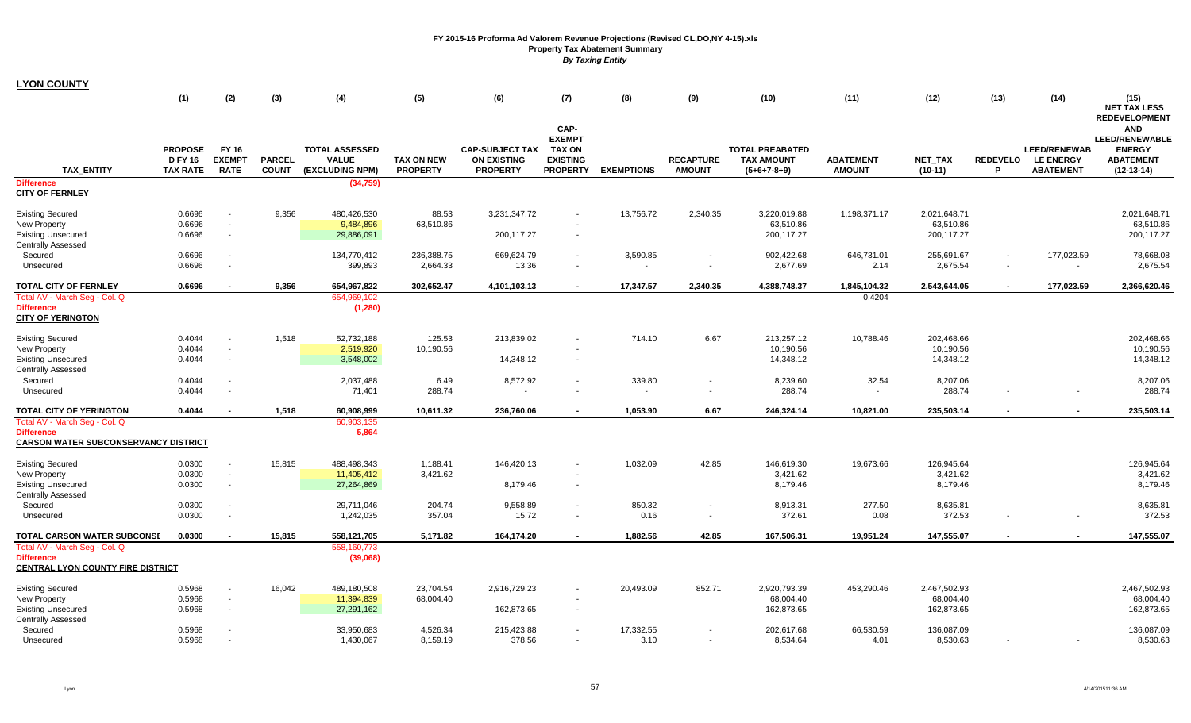# FY 2015-16 Proforma Ad Valorem Revenue Projections (Revised CL,DO,NY 4-15).xls
## Property Tax Abatement Summary
### *By Taxing Entity*

**LYON COUNTY**

| TAX_ENTITY | (1) PROPOSED FY 16 TAX RATE | (2) FY 16 EXEMPT RATE | (3) PARCEL COUNT | (4) TOTAL ASSESSED VALUE (EXCLUDING NPM) | (5) TAX ON NEW PROPERTY | (6) CAP-SUBJECT TAX ON EXISTING PROPERTY | (7) CAP-EXEMPT TAX ON EXISTING PROPERTY | (8) EXEMPTIONS | (9) RECAPTURE AMOUNT | (10) TOTAL PREABATED TAX AMOUNT (5+6+7-8+9) | (11) ABATEMENT AMOUNT | (12) NET_TAX (10-11) | (13) REDEVELOP | (14) LEED/RENEWABLE ENERGY ABATEMENT | (15) NET TAX LESS REDEVELOPMENT AND LEED/RENEWABLE ENERGY ABATEMENT (12-13-14) |
|---|---|---|---|---|---|---|---|---|---|---|---|---|---|---|---|
| **Difference** | | | | (34,759) | | | | | | | | | | | |
| **CITY OF FERNLEY** | | | | | | | | | | | | | | | |
| Existing Secured | 0.6696 | - | 9,356 | 480,426,530 | 88.53 | 3,231,347.72 | - | 13,756.72 | 2,340.35 | 3,220,019.88 | 1,198,371.17 | 2,021,648.71 | | | 2,021,648.71 |
| New Property | 0.6696 | - | | 9,484,896 | 63,510.86 | | - | | | 63,510.86 | | 63,510.86 | | | 63,510.86 |
| Existing Unsecured | 0.6696 | - | | 29,886,091 | | 200,117.27 | - | | | 200,117.27 | | 200,117.27 | | | 200,117.27 |
| Centrally Assessed | | | | | | | | | | | | | | | |
| Secured | 0.6696 | - | | 134,770,412 | 236,388.75 | 669,624.79 | - | 3,590.85 | - | 902,422.68 | 646,731.01 | 255,691.67 | - | 177,023.59 | 78,668.08 |
| Unsecured | 0.6696 | - | | 399,893 | 2,664.33 | 13.36 | - | - | - | 2,677.69 | 2.14 | 2,675.54 | - | - | 2,675.54 |
| **TOTAL CITY OF FERNLEY** | **0.6696** | **-** | **9,356** | **654,967,822** | **302,652.47** | **4,101,103.13** | **-** | **17,347.57** | **2,340.35** | **4,388,748.37** | **1,845,104.32** | **2,543,644.05** | **-** | **177,023.59** | **2,366,620.46** |
| Total AV - March Seg - Col. Q | | | | 654,969,102 | | | | | | | 0.4204 | | | | |
| **Difference** | | | | (1,280) | | | | | | | | | | | |
| **CITY OF YERINGTON** | | | | | | | | | | | | | | | |
| Existing Secured | 0.4044 | - | 1,518 | 52,732,188 | 125.53 | 213,839.02 | - | 714.10 | 6.67 | 213,257.12 | 10,788.46 | 202,468.66 | | | 202,468.66 |
| New Property | 0.4044 | - | | 2,519,920 | 10,190.56 | | - | | | 10,190.56 | | 10,190.56 | | | 10,190.56 |
| Existing Unsecured | 0.4044 | - | | 3,548,002 | | 14,348.12 | - | | | 14,348.12 | | 14,348.12 | | | 14,348.12 |
| Centrally Assessed | | | | | | | | | | | | | | | |
| Secured | 0.4044 | - | | 2,037,488 | 6.49 | 8,572.92 | - | 339.80 | - | 8,239.60 | 32.54 | 8,207.06 | | | 8,207.06 |
| Unsecured | 0.4044 | - | | 71,401 | 288.74 | - | - | - | - | 288.74 | - | 288.74 | - | - | 288.74 |
| **TOTAL CITY OF YERINGTON** | **0.4044** | **-** | **1,518** | **60,908,999** | **10,611.32** | **236,760.06** | **-** | **1,053.90** | **6.67** | **246,324.14** | **10,821.00** | **235,503.14** | **-** | **-** | **235,503.14** |
| Total AV - March Seg - Col. Q | | | | 60,903,135 | | | | | | | | | | | |
| **Difference** | | | | 5,864 | | | | | | | | | | | |
| **CARSON WATER SUBCONSERVANCY DISTRICT** | | | | | | | | | | | | | | | |
| Existing Secured | 0.0300 | - | 15,815 | 488,498,343 | 1,188.41 | 146,420.13 | - | 1,032.09 | 42.85 | 146,619.30 | 19,673.66 | 126,945.64 | | | 126,945.64 |
| New Property | 0.0300 | - | | 11,405,412 | 3,421.62 | | - | | | 3,421.62 | | 3,421.62 | | | 3,421.62 |
| Existing Unsecured | 0.0300 | - | | 27,264,869 | | 8,179.46 | - | | | 8,179.46 | | 8,179.46 | | | 8,179.46 |
| Centrally Assessed | | | | | | | | | | | | | | | |
| Secured | 0.0300 | - | | 29,711,046 | 204.74 | 9,558.89 | - | 850.32 | - | 8,913.31 | 277.50 | 8,635.81 | | | 8,635.81 |
| Unsecured | 0.0300 | - | | 1,242,035 | 357.04 | 15.72 | - | 0.16 | - | 372.61 | 0.08 | 372.53 | - | - | 372.53 |
| **TOTAL CARSON WATER SUBCONSE** | **0.0300** | **-** | **15,815** | **558,121,705** | **5,171.82** | **164,174.20** | **-** | **1,882.56** | **42.85** | **167,506.31** | **19,951.24** | **147,555.07** | **-** | **-** | **147,555.07** |
| Total AV - March Seg - Col. Q | | | | 558,160,773 | | | | | | | | | | | |
| **Difference** | | | | (39,068) | | | | | | | | | | | |
| **CENTRAL LYON COUNTY FIRE DISTRICT** | | | | | | | | | | | | | | | |
| Existing Secured | 0.5968 | - | 16,042 | 489,180,508 | 23,704.54 | 2,916,729.23 | - | 20,493.09 | 852.71 | 2,920,793.39 | 453,290.46 | 2,467,502.93 | | | 2,467,502.93 |
| New Property | 0.5968 | - | | 11,394,839 | 68,004.40 | | - | | | 68,004.40 | | 68,004.40 | | | 68,004.40 |
| Existing Unsecured | 0.5968 | - | | 27,291,162 | | 162,873.65 | - | | | 162,873.65 | | 162,873.65 | | | 162,873.65 |
| Centrally Assessed | | | | | | | | | | | | | | | |
| Secured | 0.5968 | - | | 33,950,683 | 4,526.34 | 215,423.88 | - | 17,332.55 | - | 202,617.68 | 66,530.59 | 136,087.09 | | | 136,087.09 |
| Unsecured | 0.5968 | - | | 1,430,067 | 8,159.19 | 378.56 | - | 3.10 | - | 8,534.64 | 4.01 | 8,530.63 | - | - | 8,530.63 |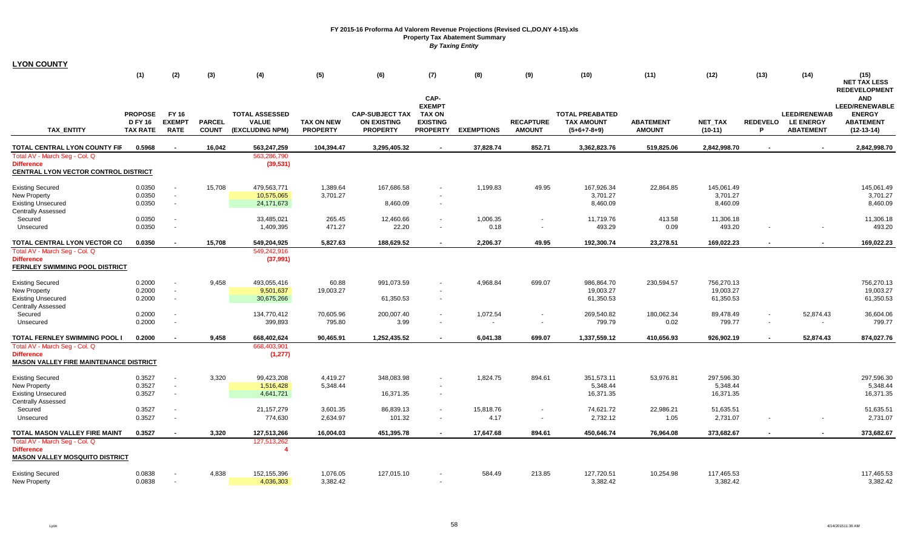**FY 2015-16 Proforma Ad Valorem Revenue Projections (Revised CL,DO,NY 4-15).xls**
**Property Tax Abatement Summary**
***By Taxing Entity***

## LYON COUNTY

| | (1) | (2) | (3) | (4) | (5) | (6) | (7) | (8) | (9) | (10) | (11) | (12) | (13) | (14) | (15) |
|---|---|---|---|---|---|---|---|---|---|---|---|---|---|---|---|
| TAX_ENTITY | PROPOSE D FY 16 TAX RATE | FY 16 EXEMPT RATE | PARCEL COUNT | TOTAL ASSESSED VALUE (EXCLUDING NPM) | TAX ON NEW PROPERTY | CAP-SUBJECT TAX ON EXISTING PROPERTY | CAP-EXEMPT TAX ON EXISTING PROPERTY | EXEMPTIONS | RECAPTURE AMOUNT | TOTAL PREABATED TAX AMOUNT (5+6+7-8+9) | ABATEMENT AMOUNT | NET_TAX (10-11) | REDEVELOP | LEED/RENEWAB LE ENERGY ABATEMENT | NET TAX LESS REDEVELOPMENT AND LEED/RENEWABLE ENERGY ABATEMENT (12-13-14) |
| **TOTAL CENTRAL LYON COUNTY FIF** | **0.5968** | **-** | **16,042** | **563,247,259** | **104,394.47** | **3,295,405.32** | **-** | **37,828.74** | **852.71** | **3,362,823.76** | **519,825.06** | **2,842,998.70** | **-** | **-** | **2,842,998.70** |
| Total AV - March Seg - Col. Q | | | | 563,286,790 | | | | | | | | | | | |
| **Difference** | | | | (39,531) | | | | | | | | | | | |
| **CENTRAL LYON VECTOR CONTROL DISTRICT** | | | | | | | | | | | | | | | |
| Existing Secured | 0.0350 | - | 15,708 | 479,563,771 | 1,389.64 | 167,686.58 | - | 1,199.83 | 49.95 | 167,926.34 | 22,864.85 | 145,061.49 | | | 145,061.49 |
| New Property | 0.0350 | - | | 10,575,065 | 3,701.27 | | - | | | 3,701.27 | | 3,701.27 | | | 3,701.27 |
| Existing Unsecured | 0.0350 | - | | 24,171,673 | | 8,460.09 | - | | | 8,460.09 | | 8,460.09 | | | 8,460.09 |
| Centrally Assessed | | | | | | | | | | | | | | | |
| Secured | 0.0350 | - | | 33,485,021 | 265.45 | 12,460.66 | - | 1,006.35 | - | 11,719.76 | 413.58 | 11,306.18 | | | 11,306.18 |
| Unsecured | 0.0350 | - | | 1,409,395 | 471.27 | 22.20 | - | 0.18 | - | 493.29 | 0.09 | 493.20 | - | - | 493.20 |
| **TOTAL CENTRAL LYON VECTOR CO** | **0.0350** | **-** | **15,708** | **549,204,925** | **5,827.63** | **188,629.52** | **-** | **2,206.37** | **49.95** | **192,300.74** | **23,278.51** | **169,022.23** | **-** | **-** | **169,022.23** |
| Total AV - March Seg - Col. Q | | | | 549,242,916 | | | | | | | | | | | |
| **Difference** | | | | (37,991) | | | | | | | | | | | |
| **FERNLEY SWIMMING POOL DISTRICT** | | | | | | | | | | | | | | | |
| Existing Secured | 0.2000 | - | 9,458 | 493,055,416 | 60.88 | 991,073.59 | - | 4,968.84 | 699.07 | 986,864.70 | 230,594.57 | 756,270.13 | | | 756,270.13 |
| New Property | 0.2000 | - | | 9,501,637 | 19,003.27 | | - | | | 19,003.27 | | 19,003.27 | | | 19,003.27 |
| Existing Unsecured | 0.2000 | - | | 30,675,266 | | 61,350.53 | - | | | 61,350.53 | | 61,350.53 | | | 61,350.53 |
| Centrally Assessed | | | | | | | | | | | | | | | |
| Secured | 0.2000 | - | | 134,770,412 | 70,605.96 | 200,007.40 | - | 1,072.54 | - | 269,540.82 | 180,062.34 | 89,478.49 | - | 52,874.43 | 36,604.06 |
| Unsecured | 0.2000 | - | | 399,893 | 795.80 | 3.99 | - | - | - | 799.79 | 0.02 | 799.77 | - | - | 799.77 |
| **TOTAL FERNLEY SWIMMING POOL I** | **0.2000** | **-** | **9,458** | **668,402,624** | **90,465.91** | **1,252,435.52** | **-** | **6,041.38** | **699.07** | **1,337,559.12** | **410,656.93** | **926,902.19** | **-** | **52,874.43** | **874,027.76** |
| Total AV - March Seg - Col. Q | | | | 668,403,901 | | | | | | | | | | | |
| **Difference** | | | | (1,277) | | | | | | | | | | | |
| **MASON VALLEY FIRE MAINTENANCE DISTRICT** | | | | | | | | | | | | | | | |
| Existing Secured | 0.3527 | - | 3,320 | 99,423,208 | 4,419.27 | 348,083.98 | - | 1,824.75 | 894.61 | 351,573.11 | 53,976.81 | 297,596.30 | | | 297,596.30 |
| New Property | 0.3527 | - | | 1,516,428 | 5,348.44 | | - | | | 5,348.44 | | 5,348.44 | | | 5,348.44 |
| Existing Unsecured | 0.3527 | - | | 4,641,721 | | 16,371.35 | - | | | 16,371.35 | | 16,371.35 | | | 16,371.35 |
| Centrally Assessed | | | | | | | | | | | | | | | |
| Secured | 0.3527 | - | | 21,157,279 | 3,601.35 | 86,839.13 | - | 15,818.76 | - | 74,621.72 | 22,986.21 | 51,635.51 | | | 51,635.51 |
| Unsecured | 0.3527 | - | | 774,630 | 2,634.97 | 101.32 | - | 4.17 | - | 2,732.12 | 1.05 | 2,731.07 | - | - | 2,731.07 |
| **TOTAL MASON VALLEY FIRE MAINT** | **0.3527** | **-** | **3,320** | **127,513,266** | **16,004.03** | **451,395.78** | **-** | **17,647.68** | **894.61** | **450,646.74** | **76,964.08** | **373,682.67** | **-** | **-** | **373,682.67** |
| Total AV - March Seg - Col. Q | | | | 127,513,262 | | | | | | | | | | | |
| **Difference** | | | | 4 | | | | | | | | | | | |
| **MASON VALLEY MOSQUITO DISTRICT** | | | | | | | | | | | | | | | |
| Existing Secured | 0.0838 | - | 4,838 | 152,155,396 | 1,076.05 | 127,015.10 | - | 584.49 | 213.85 | 127,720.51 | 10,254.98 | 117,465.53 | | | 117,465.53 |
| New Property | 0.0838 | - | | 4,036,303 | 3,382.42 | | - | | | 3,382.42 | | 3,382.42 | | | 3,382.42 |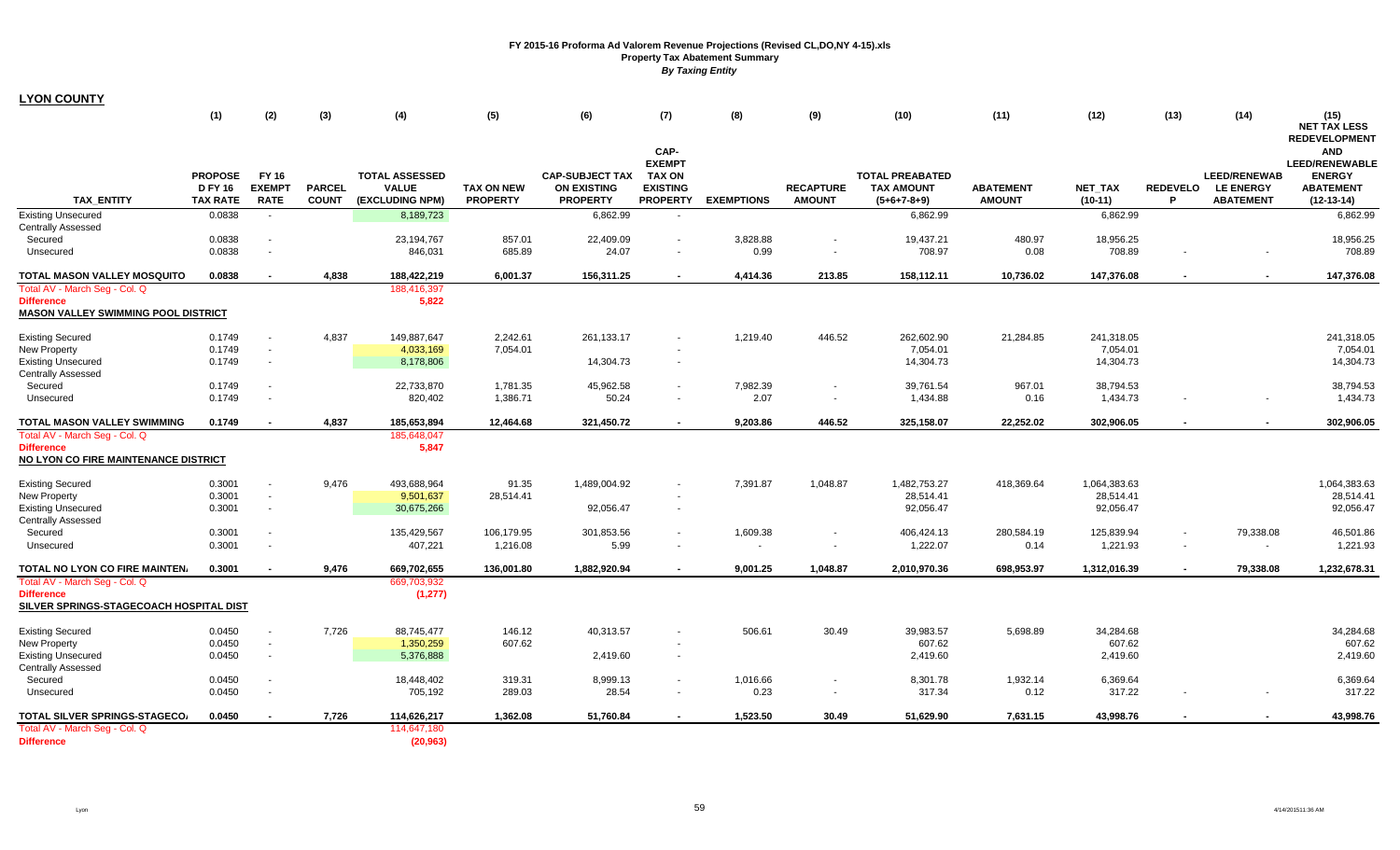**FY 2015-16 Proforma Ad Valorem Revenue Projections (Revised CL,DO,NY 4-15).xls**
**Property Tax Abatement Summary**
***By Taxing Entity***

**LYON COUNTY**

| | (1) | (2) | (3) | (4) | (5) | (6) | (7) | (8) | (9) | (10) | (11) | (12) | (13) | (14) | (15) |
|---|---|---|---|---|---|---|---|---|---|---|---|---|---|---|---|
| TAX_ENTITY | PROPOSE D FY 16 TAX RATE | FY 16 EXEMPT RATE | PARCEL COUNT | TOTAL ASSESSED VALUE (EXCLUDING NPM) | TAX ON NEW PROPERTY | CAP-SUBJECT TAX ON EXISTING PROPERTY | CAP-EXEMPT TAX ON EXISTING PROPERTY | EXEMPTIONS | RECAPTURE AMOUNT | TOTAL PREABATED TAX AMOUNT (5+6+7-8+9) | ABATEMENT AMOUNT | NET_TAX (10-11) | REDEVELOP | LEED/RENEWABLE ENERGY ABATEMENT | NET TAX LESS REDEVELOPMENT AND LEED/RENEWABLE ENERGY ABATEMENT (12-13-14) |
| Existing Unsecured | 0.0838 | - | | 8,189,723 | | 6,862.99 | - | | | 6,862.99 | | 6,862.99 | | | 6,862.99 |
| Centrally Assessed | | | | | | | | | | | | | | | |
| Secured | 0.0838 | - | | 23,194,767 | 857.01 | 22,409.09 | - | 3,828.88 | - | 19,437.21 | 480.97 | 18,956.25 | | | 18,956.25 |
| Unsecured | 0.0838 | - | | 846,031 | 685.89 | 24.07 | - | 0.99 | - | 708.97 | 0.08 | 708.89 | - | - | 708.89 |
| **TOTAL MASON VALLEY MOSQUITO** | **0.0838** | **-** | **4,838** | **188,422,219** | **6,001.37** | **156,311.25** | **-** | **4,414.36** | **213.85** | **158,112.11** | **10,736.02** | **147,376.08** | **-** | **-** | **147,376.08** |
| Total AV - March Seg - Col. Q | | | | 188,416,397 | | | | | | | | | | | |
| **Difference** | | | | **5,822** | | | | | | | | | | | |
| **MASON VALLEY SWIMMING POOL DISTRICT** | | | | | | | | | | | | | | | |
| Existing Secured | 0.1749 | - | 4,837 | 149,887,647 | 2,242.61 | 261,133.17 | - | 1,219.40 | 446.52 | 262,602.90 | 21,284.85 | 241,318.05 | | | 241,318.05 |
| New Property | 0.1749 | - | | 4,033,169 | 7,054.01 | | - | | | 7,054.01 | | 7,054.01 | | | 7,054.01 |
| Existing Unsecured | 0.1749 | - | | 8,178,806 | | 14,304.73 | - | | | 14,304.73 | | 14,304.73 | | | 14,304.73 |
| Centrally Assessed | | | | | | | | | | | | | | | |
| Secured | 0.1749 | - | | 22,733,870 | 1,781.35 | 45,962.58 | - | 7,982.39 | - | 39,761.54 | 967.01 | 38,794.53 | | | 38,794.53 |
| Unsecured | 0.1749 | - | | 820,402 | 1,386.71 | 50.24 | - | 2.07 | - | 1,434.88 | 0.16 | 1,434.73 | - | - | 1,434.73 |
| **TOTAL MASON VALLEY SWIMMING** | **0.1749** | **-** | **4,837** | **185,653,894** | **12,464.68** | **321,450.72** | **-** | **9,203.86** | **446.52** | **325,158.07** | **22,252.02** | **302,906.05** | **-** | **-** | **302,906.05** |
| Total AV - March Seg - Col. Q | | | | 185,648,047 | | | | | | | | | | | |
| **Difference** | | | | **5,847** | | | | | | | | | | | |
| **NO LYON CO FIRE MAINTENANCE DISTRICT** | | | | | | | | | | | | | | | |
| Existing Secured | 0.3001 | - | 9,476 | 493,688,964 | 91.35 | 1,489,004.92 | - | 7,391.87 | 1,048.87 | 1,482,753.27 | 418,369.64 | 1,064,383.63 | | | 1,064,383.63 |
| New Property | 0.3001 | - | | 9,501,637 | 28,514.41 | | - | | | 28,514.41 | | 28,514.41 | | | 28,514.41 |
| Existing Unsecured | 0.3001 | - | | 30,675,266 | | 92,056.47 | - | | | 92,056.47 | | 92,056.47 | | | 92,056.47 |
| Centrally Assessed | | | | | | | | | | | | | | | |
| Secured | 0.3001 | - | | 135,429,567 | 106,179.95 | 301,853.56 | - | 1,609.38 | - | 406,424.13 | 280,584.19 | 125,839.94 | - | 79,338.08 | 46,501.86 |
| Unsecured | 0.3001 | - | | 407,221 | 1,216.08 | 5.99 | - | - | - | 1,222.07 | 0.14 | 1,221.93 | - | - | 1,221.93 |
| **TOTAL NO LYON CO FIRE MAINTEN.** | **0.3001** | **-** | **9,476** | **669,702,655** | **136,001.80** | **1,882,920.94** | **-** | **9,001.25** | **1,048.87** | **2,010,970.36** | **698,953.97** | **1,312,016.39** | **-** | **79,338.08** | **1,232,678.31** |
| Total AV - March Seg - Col. Q | | | | 669,703,932 | | | | | | | | | | | |
| **Difference** | | | | **(1,277)** | | | | | | | | | | | |
| **SILVER SPRINGS-STAGECOACH HOSPITAL DIST** | | | | | | | | | | | | | | | |
| Existing Secured | 0.0450 | - | 7,726 | 88,745,477 | 146.12 | 40,313.57 | - | 506.61 | 30.49 | 39,983.57 | 5,698.89 | 34,284.68 | | | 34,284.68 |
| New Property | 0.0450 | - | | 1,350,259 | 607.62 | | - | | | 607.62 | | 607.62 | | | 607.62 |
| Existing Unsecured | 0.0450 | - | | 5,376,888 | | 2,419.60 | - | | | 2,419.60 | | 2,419.60 | | | 2,419.60 |
| Centrally Assessed | | | | | | | | | | | | | | | |
| Secured | 0.0450 | - | | 18,448,402 | 319.31 | 8,999.13 | - | 1,016.66 | - | 8,301.78 | 1,932.14 | 6,369.64 | | | 6,369.64 |
| Unsecured | 0.0450 | - | | 705,192 | 289.03 | 28.54 | - | 0.23 | - | 317.34 | 0.12 | 317.22 | - | - | 317.22 |
| **TOTAL SILVER SPRINGS-STAGECO.** | **0.0450** | **-** | **7,726** | **114,626,217** | **1,362.08** | **51,760.84** | **-** | **1,523.50** | **30.49** | **51,629.90** | **7,631.15** | **43,998.76** | **-** | **-** | **43,998.76** |
| Total AV - March Seg - Col. Q | | | | 114,647,180 | | | | | | | | | | | |
| **Difference** | | | | **(20,963)** | | | | | | | | | | | |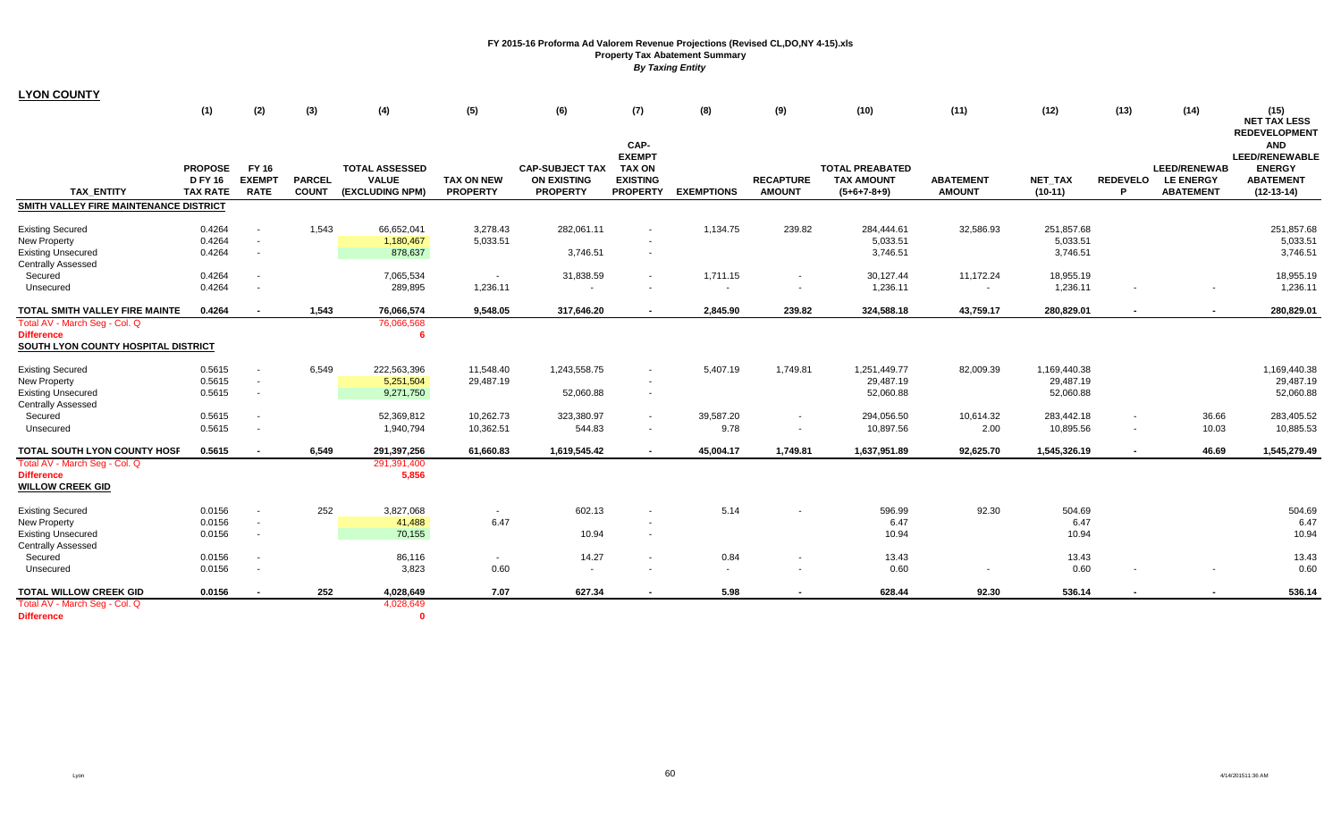**FY 2015-16 Proforma Ad Valorem Revenue Projections (Revised CL,DO,NY 4-15).xls**
**Property Tax Abatement Summary**
***By Taxing Entity***

## LYON COUNTY

| TAX_ENTITY | (1) PROPOSED FY 16 TAX RATE | (2) FY 16 EXEMPT RATE | (3) PARCEL COUNT | (4) TOTAL ASSESSED VALUE (EXCLUDING NPM) | (5) TAX ON NEW PROPERTY | (6) CAP-SUBJECT TAX ON EXISTING PROPERTY | (7) CAP-EXEMPT TAX ON EXISTING PROPERTY | (8) EXEMPTIONS | (9) RECAPTURE AMOUNT | (10) TOTAL PREABATED TAX AMOUNT (5+6+7-8+9) | (11) ABATEMENT AMOUNT | (12) NET_TAX (10-11) | (13) REDEVELOP | (14) LEED/RENEWABLE ENERGY ABATEMENT | (15) NET TAX LESS REDEVELOPMENT AND LEED/RENEWABLE ENERGY ABATEMENT (12-13-14) |
|---|---|---|---|---|---|---|---|---|---|---|---|---|---|---|---|
| **SMITH VALLEY FIRE MAINTENANCE DISTRICT** | | | | | | | | | | | | | | | |
| Existing Secured | 0.4264 | - | 1,543 | 66,652,041 | 3,278.43 | 282,061.11 | - | 1,134.75 | 239.82 | 284,444.61 | 32,586.93 | 251,857.68 | | | 251,857.68 |
| New Property | 0.4264 | - | | 1,180,467 | 5,033.51 | | - | | | 5,033.51 | | 5,033.51 | | | 5,033.51 |
| Existing Unsecured | 0.4264 | - | | 878,637 | | 3,746.51 | - | | | 3,746.51 | | 3,746.51 | | | 3,746.51 |
| Centrally Assessed | | | | | | | | | | | | | | | |
| Secured | 0.4264 | - | | 7,065,534 | - | 31,838.59 | - | 1,711.15 | - | 30,127.44 | 11,172.24 | 18,955.19 | | | 18,955.19 |
| Unsecured | 0.4264 | - | | 289,895 | 1,236.11 | - | - | - | - | 1,236.11 | - | 1,236.11 | - | - | 1,236.11 |
| **TOTAL SMITH VALLEY FIRE MAINTE** | **0.4264** | **-** | **1,543** | **76,066,574** | **9,548.05** | **317,646.20** | **-** | **2,845.90** | **239.82** | **324,588.18** | **43,759.17** | **280,829.01** | **-** | **-** | **280,829.01** |
| Total AV - March Seg - Col. Q | | | | 76,066,568 | | | | | | | | | | | |
| **Difference** | | | | **6** | | | | | | | | | | | |
| **SOUTH LYON COUNTY HOSPITAL DISTRICT** | | | | | | | | | | | | | | | |
| Existing Secured | 0.5615 | - | 6,549 | 222,563,396 | 11,548.40 | 1,243,558.75 | - | 5,407.19 | 1,749.81 | 1,251,449.77 | 82,009.39 | 1,169,440.38 | | | 1,169,440.38 |
| New Property | 0.5615 | - | | 5,251,504 | 29,487.19 | | - | | | 29,487.19 | | 29,487.19 | | | 29,487.19 |
| Existing Unsecured | 0.5615 | - | | 9,271,750 | | 52,060.88 | - | | | 52,060.88 | | 52,060.88 | | | 52,060.88 |
| Centrally Assessed | | | | | | | | | | | | | | | |
| Secured | 0.5615 | - | | 52,369,812 | 10,262.73 | 323,380.97 | - | 39,587.20 | - | 294,056.50 | 10,614.32 | 283,442.18 | - | 36.66 | 283,405.52 |
| Unsecured | 0.5615 | - | | 1,940,794 | 10,362.51 | 544.83 | - | 9.78 | - | 10,897.56 | 2.00 | 10,895.56 | - | 10.03 | 10,885.53 |
| **TOTAL SOUTH LYON COUNTY HOSP** | **0.5615** | **-** | **6,549** | **291,397,256** | **61,660.83** | **1,619,545.42** | **-** | **45,004.17** | **1,749.81** | **1,637,951.89** | **92,625.70** | **1,545,326.19** | **-** | **46.69** | **1,545,279.49** |
| Total AV - March Seg - Col. Q | | | | 291,391,400 | | | | | | | | | | | |
| **Difference** | | | | **5,856** | | | | | | | | | | | |
| **WILLOW CREEK GID** | | | | | | | | | | | | | | | |
| Existing Secured | 0.0156 | - | 252 | 3,827,068 | - | 602.13 | - | 5.14 | - | 596.99 | 92.30 | 504.69 | | | 504.69 |
| New Property | 0.0156 | - | | 41,488 | 6.47 | | - | | | 6.47 | | 6.47 | | | 6.47 |
| Existing Unsecured | 0.0156 | - | | 70,155 | | 10.94 | - | | | 10.94 | | 10.94 | | | 10.94 |
| Centrally Assessed | | | | | | | | | | | | | | | |
| Secured | 0.0156 | - | | 86,116 | - | 14.27 | - | 0.84 | - | 13.43 | | 13.43 | | | 13.43 |
| Unsecured | 0.0156 | - | | 3,823 | 0.60 | - | - | - | - | 0.60 | - | 0.60 | - | - | 0.60 |
| **TOTAL WILLOW CREEK GID** | **0.0156** | **-** | **252** | **4,028,649** | **7.07** | **627.34** | **-** | **5.98** | **-** | **628.44** | **92.30** | **536.14** | **-** | **-** | **536.14** |
| Total AV - March Seg - Col. Q | | | | 4,028,649 | | | | | | | | | | | |
| **Difference** | | | | **0** | | | | | | | | | | | |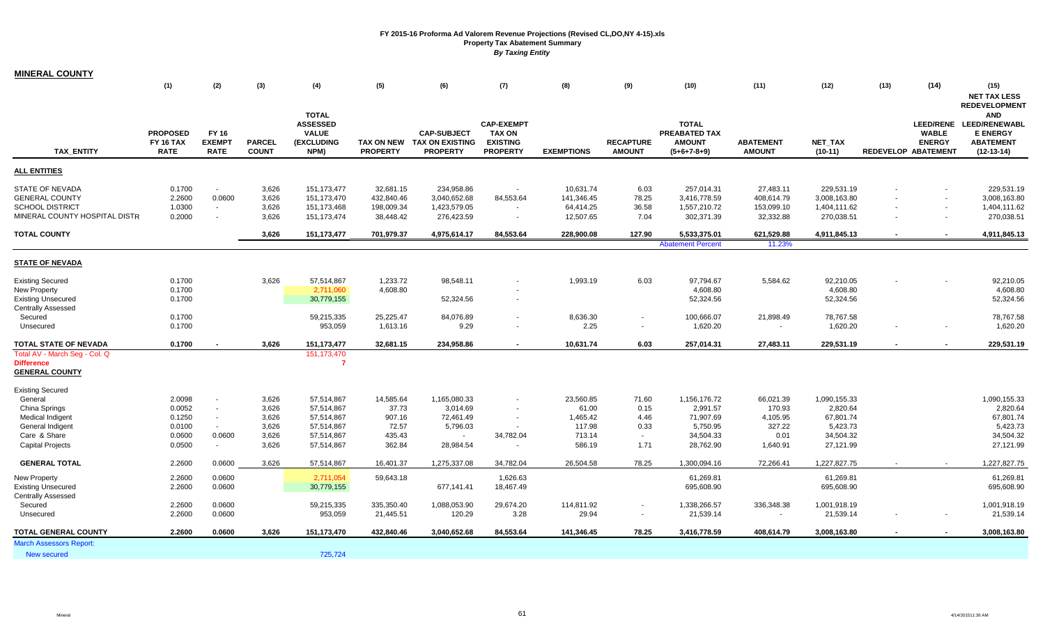**FY 2015-16 Proforma Ad Valorem Revenue Projections (Revised CL,DO,NY 4-15).xls**
**Property Tax Abatement Summary**
***By Taxing Entity***

## MINERAL COUNTY

| TAX_ENTITY | (1) PROPOSED FY 16 TAX RATE | (2) FY 16 EXEMPT RATE | (3) PARCEL COUNT | (4) TOTAL ASSESSED VALUE (EXCLUDING NPM) | (5) TAX ON NEW PROPERTY | (6) CAP-SUBJECT TAX ON EXISTING PROPERTY | (7) CAP-EXEMPT TAX ON EXISTING PROPERTY | (8) EXEMPTIONS | (9) RECAPTURE AMOUNT | (10) TOTAL PREABATED TAX AMOUNT (5+6+7-8+9) | (11) ABATEMENT AMOUNT | (12) NET_TAX (10-11) | (13) REDEVELOP | (14) LEED/RENEWABLE ENERGY ABATEMENT | (15) NET TAX LESS REDEVELOPMENT AND LEED/RENEWABLE ENERGY ABATEMENT (12-13-14) |
|---|---|---|---|---|---|---|---|---|---|---|---|---|---|---|---|
| **ALL ENTITIES** | | | | | | | | | | | | | | | |
| STATE OF NEVADA | 0.1700 | - | 3,626 | 151,173,477 | 32,681.15 | 234,958.86 | - | 10,631.74 | 6.03 | 257,014.31 | 27,483.11 | 229,531.19 | - | - | 229,531.19 |
| GENERAL COUNTY | 2.2600 | 0.0600 | 3,626 | 151,173,470 | 432,840.46 | 3,040,652.68 | 84,553.64 | 141,346.45 | 78.25 | 3,416,778.59 | 408,614.79 | 3,008,163.80 | - | - | 3,008,163.80 |
| SCHOOL DISTRICT | 1.0300 | - | 3,626 | 151,173,468 | 198,009.34 | 1,423,579.05 | - | 64,414.25 | 36.58 | 1,557,210.72 | 153,099.10 | 1,404,111.62 | - | - | 1,404,111.62 |
| MINERAL COUNTY HOSPITAL DISTR | 0.2000 | - | 3,626 | 151,173,474 | 38,448.42 | 276,423.59 | - | 12,507.65 | 7.04 | 302,371.39 | 32,332.88 | 270,038.51 | - | - | 270,038.51 |
| **TOTAL COUNTY** | | | **3,626** | **151,173,477** | **701,979.37** | **4,975,614.17** | **84,553.64** | **228,900.08** | **127.90** | **5,533,375.01** | **621,529.88** | **4,911,845.13** | **-** | **-** | **4,911,845.13** |
| | | | | | | | | | | Abatement Percent | 11.23% | | | | |
| **STATE OF NEVADA** | | | | | | | | | | | | | | | |
| Existing Secured | 0.1700 | | 3,626 | 57,514,867 | 1,233.72 | 98,548.11 | - | 1,993.19 | 6.03 | 97,794.67 | 5,584.62 | 92,210.05 | - | - | 92,210.05 |
| New Property | 0.1700 | | | 2,711,060 | 4,608.80 | | - | | | 4,608.80 | | 4,608.80 | | | 4,608.80 |
| Existing Unsecured | 0.1700 | | | 30,779,155 | | 52,324.56 | - | | | 52,324.56 | | 52,324.56 | | | 52,324.56 |
| Centrally Assessed | | | | | | | | | | | | | | | |
| Secured | 0.1700 | | | 59,215,335 | 25,225.47 | 84,076.89 | - | 8,636.30 | - | 100,666.07 | 21,898.49 | 78,767.58 | | | 78,767.58 |
| Unsecured | 0.1700 | | | 953,059 | 1,613.16 | 9.29 | - | 2.25 | - | 1,620.20 | - | 1,620.20 | - | - | 1,620.20 |
| **TOTAL STATE OF NEVADA** | **0.1700** | **-** | **3,626** | **151,173,477** | **32,681.15** | **234,958.86** | **-** | **10,631.74** | **6.03** | **257,014.31** | **27,483.11** | **229,531.19** | **-** | **-** | **229,531.19** |
| Total AV - March Seg - Col. Q | | | | 151,173,470 | | | | | | | | | | | |
| **Difference** | | | | **7** | | | | | | | | | | | |
| **GENERAL COUNTY** | | | | | | | | | | | | | | | |
| Existing Secured | | | | | | | | | | | | | | | |
| General | 2.0098 | - | 3,626 | 57,514,867 | 14,585.64 | 1,165,080.33 | - | 23,560.85 | 71.60 | 1,156,176.72 | 66,021.39 | 1,090,155.33 | | | 1,090,155.33 |
| China Springs | 0.0052 | - | 3,626 | 57,514,867 | 37.73 | 3,014.69 | - | 61.00 | 0.15 | 2,991.57 | 170.93 | 2,820.64 | | | 2,820.64 |
| Medical Indigent | 0.1250 | - | 3,626 | 57,514,867 | 907.16 | 72,461.49 | - | 1,465.42 | 4.46 | 71,907.69 | 4,105.95 | 67,801.74 | | | 67,801.74 |
| General Indigent | 0.0100 | - | 3,626 | 57,514,867 | 72.57 | 5,796.03 | - | 117.98 | 0.33 | 5,750.95 | 327.22 | 5,423.73 | | | 5,423.73 |
| Care & Share | 0.0600 | 0.0600 | 3,626 | 57,514,867 | 435.43 | - | 34,782.04 | 713.14 | - | 34,504.33 | 0.01 | 34,504.32 | | | 34,504.32 |
| Capital Projects | 0.0500 | - | 3,626 | 57,514,867 | 362.84 | 28,984.54 | - | 586.19 | 1.71 | 28,762.90 | 1,640.91 | 27,121.99 | | | 27,121.99 |
| **GENERAL TOTAL** | 2.2600 | 0.0600 | 3,626 | 57,514,867 | 16,401.37 | 1,275,337.08 | 34,782.04 | 26,504.58 | 78.25 | 1,300,094.16 | 72,266.41 | 1,227,827.75 | - | - | 1,227,827.75 |
| New Property | 2.2600 | 0.0600 | | 2,711,054 | 59,643.18 | | 1,626.63 | | | 61,269.81 | | 61,269.81 | | | 61,269.81 |
| Existing Unsecured | 2.2600 | 0.0600 | | 30,779,155 | | 677,141.41 | 18,467.49 | | | 695,608.90 | | 695,608.90 | | | 695,608.90 |
| Centrally Assessed | | | | | | | | | | | | | | | |
| Secured | 2.2600 | 0.0600 | | 59,215,335 | 335,350.40 | 1,088,053.90 | 29,674.20 | 114,811.92 | - | 1,338,266.57 | 336,348.38 | 1,001,918.19 | | | 1,001,918.19 |
| Unsecured | 2.2600 | 0.0600 | | 953,059 | 21,445.51 | 120.29 | 3.28 | 29.94 | - | 21,539.14 | - | 21,539.14 | - | - | 21,539.14 |
| **TOTAL GENERAL COUNTY** | **2.2600** | **0.0600** | **3,626** | **151,173,470** | **432,840.46** | **3,040,652.68** | **84,553.64** | **141,346.45** | **78.25** | **3,416,778.59** | **408,614.79** | **3,008,163.80** | **-** | **-** | **3,008,163.80** |
| March Assessors Report: | | | | | | | | | | | | | | | |
| New secured | | | | 725,724 | | | | | | | | | | | |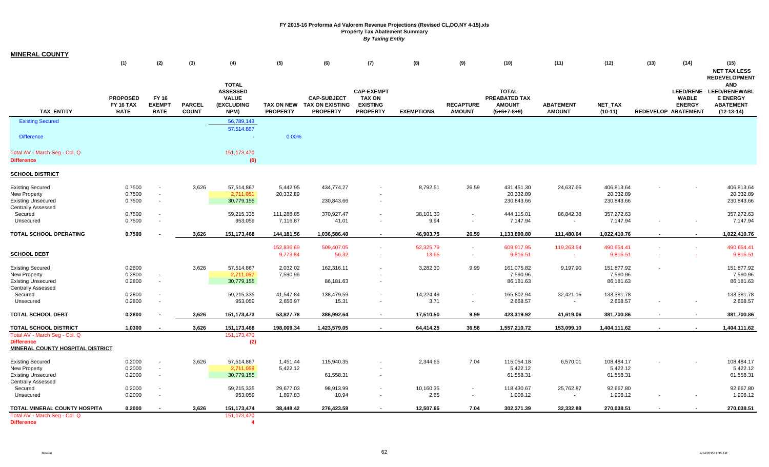# FY 2015-16 Proforma Ad Valorem Revenue Projections (Revised CL,DO,NY 4-15).xls

## Property Tax Abatement Summary

*By Taxing Entity*

**MINERAL COUNTY**

| TAX_ENTITY | (1) PROPOSED FY 16 TAX RATE | (2) FY 16 EXEMPT RATE | (3) PARCEL COUNT | (4) TOTAL ASSESSED VALUE (EXCLUDING NPM) | (5) TAX ON NEW PROPERTY | (6) CAP-SUBJECT TAX ON EXISTING PROPERTY | (7) CAP-EXEMPT TAX ON EXISTING PROPERTY | (8) EXEMPTIONS | (9) RECAPTURE AMOUNT | (10) TOTAL PREABATED TAX AMOUNT (5+6+7-8+9) | (11) ABATEMENT AMOUNT | (12) NET_TAX (10-11) | (13) REDEVELOP | (14) LEED/RENEWABLE ENERGY ABATEMENT | (15) NET TAX LESS REDEVELOPMENT AND LEED/RENEWABLE ENERGY ABATEMENT (12-13-14) |
|---|---|---|---|---|---|---|---|---|---|---|---|---|---|---|---|
| Existing Secured | | | | 56,789,143 | | | | | | | | | | | |
| | | | | 57,514,867 | | | | | | | | | | | |
| Difference | | | | - | 0.00% | | | | | | | | | | |
| Total AV - March Seg - Col. Q | | | | 151,173,470 | | | | | | | | | | | |
| **Difference** | | | | (0) | | | | | | | | | | | |
| **SCHOOL DISTRICT** | | | | | | | | | | | | | | | |
| Existing Secured | 0.7500 | - | 3,626 | 57,514,867 | 5,442.95 | 434,774.27 | - | 8,792.51 | 26.59 | 431,451.30 | 24,637.66 | 406,813.64 | - | - | 406,813.64 |
| New Property | 0.7500 | - | | 2,711,051 | 20,332.89 | | - | | | 20,332.89 | | 20,332.89 | | | 20,332.89 |
| Existing Unsecured | 0.7500 | - | | 30,779,155 | | 230,843.66 | - | | | 230,843.66 | | 230,843.66 | | | 230,843.66 |
| Centrally Assessed | | | | | | | | | | | | | | | |
| Secured | 0.7500 | - | | 59,215,335 | 111,288.85 | 370,927.47 | - | 38,101.30 | - | 444,115.01 | 86,842.38 | 357,272.63 | | | 357,272.63 |
| Unsecured | 0.7500 | - | | 953,059 | 7,116.87 | 41.01 | - | 9.94 | - | 7,147.94 | - | 7,147.94 | - | - | 7,147.94 |
| **TOTAL SCHOOL OPERATING** | **0.7500** | **-** | **3,626** | **151,173,468** | **144,181.56** | **1,036,586.40** | **-** | **46,903.75** | **26.59** | **1,133,890.80** | **111,480.04** | **1,022,410.76** | **-** | **-** | **1,022,410.76** |
| | | | | | 152,836.69 | 509,407.05 | - | 52,325.79 | - | 609,917.95 | 119,263.54 | 490,654.41 | - | - | 490,654.41 |
| **SCHOOL DEBT** | | | | | 9,773.84 | 56.32 | - | 13.65 | - | 9,816.51 | - | 9,816.51 | - | - | 9,816.51 |
| Existing Secured | 0.2800 | | 3,626 | 57,514,867 | 2,032.02 | 162,316.11 | - | 3,282.30 | 9.99 | 161,075.82 | 9,197.90 | 151,877.92 | - | | 151,877.92 |
| New Property | 0.2800 | - | | 2,711,057 | 7,590.96 | | - | | | 7,590.96 | | 7,590.96 | | | 7,590.96 |
| Existing Unsecured | 0.2800 | - | | 30,779,155 | | 86,181.63 | - | | | 86,181.63 | | 86,181.63 | | | 86,181.63 |
| Centrally Assessed | | | | | | | | | | | | | | | |
| Secured | 0.2800 | - | | 59,215,335 | 41,547.84 | 138,479.59 | - | 14,224.49 | - | 165,802.94 | 32,421.16 | 133,381.78 | | | 133,381.78 |
| Unsecured | 0.2800 | - | | 953,059 | 2,656.97 | 15.31 | - | 3.71 | - | 2,668.57 | - | 2,668.57 | - | - | 2,668.57 |
| **TOTAL SCHOOL DEBT** | **0.2800** | **-** | **3,626** | **151,173,473** | **53,827.78** | **386,992.64** | **-** | **17,510.50** | **9.99** | **423,319.92** | **41,619.06** | **381,700.86** | **-** | **-** | **381,700.86** |
| **TOTAL SCHOOL DISTRICT** | **1.0300** | **-** | **3,626** | **151,173,468** | **198,009.34** | **1,423,579.05** | **-** | **64,414.25** | **36.58** | **1,557,210.72** | **153,099.10** | **1,404,111.62** | **-** | **-** | **1,404,111.62** |
| Total AV - March Seg - Col. Q | | | | 151,173,470 | | | | | | | | | | | |
| **Difference** | | | | (2) | | | | | | | | | | | |
| **MINERAL COUNTY HOSPITAL DISTRICT** | | | | | | | | | | | | | | | |
| Existing Secured | 0.2000 | - | 3,626 | 57,514,867 | 1,451.44 | 115,940.35 | - | 2,344.65 | 7.04 | 115,054.18 | 6,570.01 | 108,484.17 | - | - | 108,484.17 |
| New Property | 0.2000 | - | | 2,711,058 | 5,422.12 | | - | | | 5,422.12 | | 5,422.12 | | | 5,422.12 |
| Existing Unsecured | 0.2000 | - | | 30,779,155 | | 61,558.31 | - | | | 61,558.31 | | 61,558.31 | | | 61,558.31 |
| Centrally Assessed | | | | | | | | | | | | | | | |
| Secured | 0.2000 | - | | 59,215,335 | 29,677.03 | 98,913.99 | - | 10,160.35 | - | 118,430.67 | 25,762.87 | 92,667.80 | | | 92,667.80 |
| Unsecured | 0.2000 | - | | 953,059 | 1,897.83 | 10.94 | - | 2.65 | - | 1,906.12 | - | 1,906.12 | - | - | 1,906.12 |
| **TOTAL MINERAL COUNTY HOSPITA** | **0.2000** | **-** | **3,626** | **151,173,474** | **38,448.42** | **276,423.59** | **-** | **12,507.65** | **7.04** | **302,371.39** | **32,332.88** | **270,038.51** | **-** | **-** | **270,038.51** |
| Total AV - March Seg - Col. Q | | | | 151,173,470 | | | | | | | | | | | |
| **Difference** | | | | 4 | | | | | | | | | | | |

Mineral

4/14/2015 11:36 AM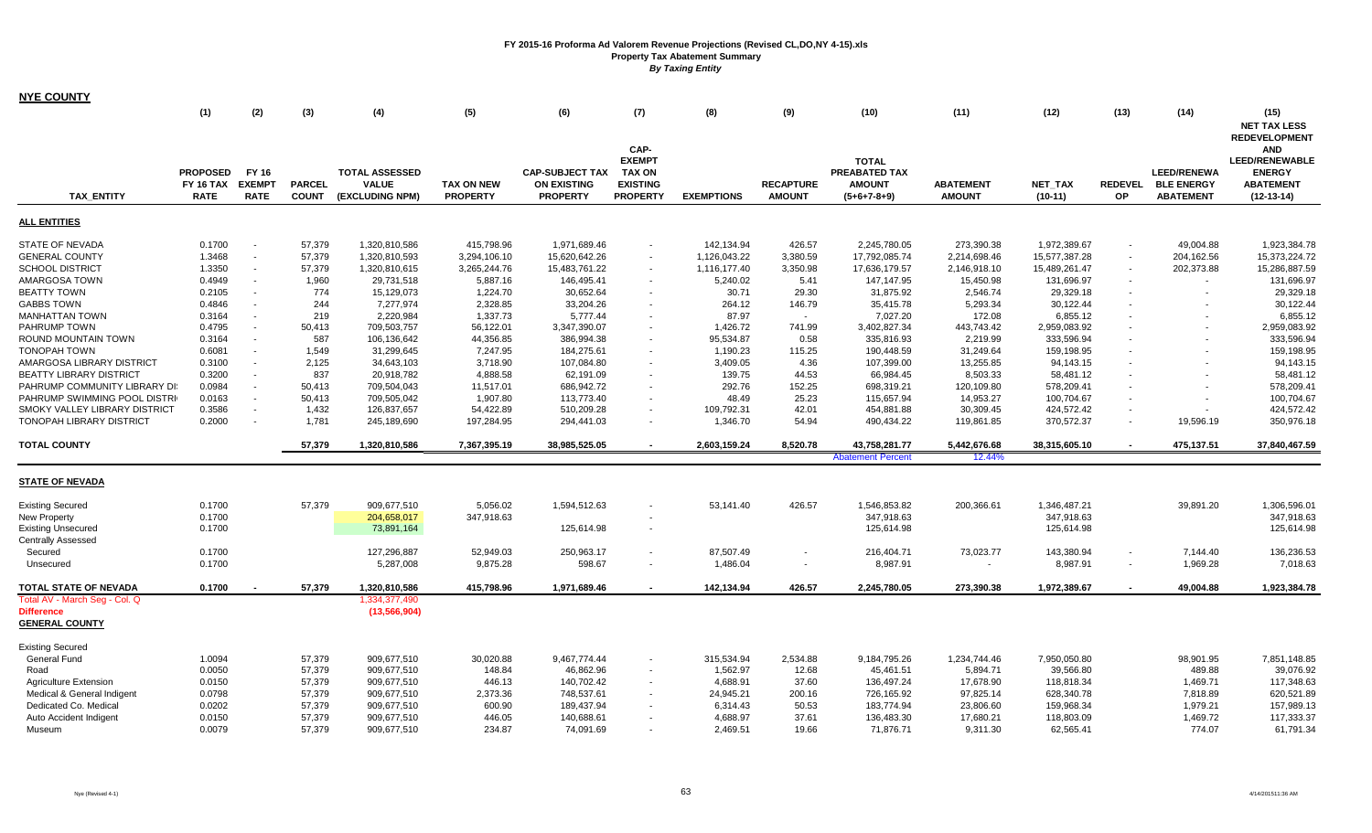**FY 2015-16 Proforma Ad Valorem Revenue Projections (Revised CL,DO,NY 4-15).xls**
**Property Tax Abatement Summary**
*By Taxing Entity*

**NYE COUNTY**

| TAX_ENTITY | (1) PROPOSED FY 16 TAX RATE | (2) FY 16 EXEMPT RATE | (3) PARCEL COUNT | (4) TOTAL ASSESSED VALUE (EXCLUDING NPM) | (5) TAX ON NEW PROPERTY | (6) CAP-SUBJECT TAX ON EXISTING PROPERTY | (7) CAP-EXEMPT TAX ON EXISTING PROPERTY | (8) EXEMPTIONS | (9) RECAPTURE AMOUNT | (10) TOTAL PREABATED TAX AMOUNT (5+6+7-8+9) | (11) ABATEMENT AMOUNT | (12) NET_TAX (10-11) | (13) REDEVEL OP | (14) LEED/RENEWA BLE ENERGY ABATEMENT | (15) NET TAX LESS REDEVELOPMENT AND LEED/RENEWABLE ENERGY ABATEMENT (12-13-14) |
|---|---|---|---|---|---|---|---|---|---|---|---|---|---|---|---|
| **ALL ENTITIES** | | | | | | | | | | | | | | | |
| STATE OF NEVADA | 0.1700 | - | 57,379 | 1,320,810,586 | 415,798.96 | 1,971,689.46 | - | 142,134.94 | 426.57 | 2,245,780.05 | 273,390.38 | 1,972,389.67 | - | 49,004.88 | 1,923,384.78 |
| GENERAL COUNTY | 1.3468 | - | 57,379 | 1,320,810,593 | 3,294,106.10 | 15,620,642.26 | - | 1,126,043.22 | 3,380.59 | 17,792,085.74 | 2,214,698.46 | 15,577,387.28 | - | 204,162.56 | 15,373,224.72 |
| SCHOOL DISTRICT | 1.3350 | - | 57,379 | 1,320,810,615 | 3,265,244.76 | 15,483,761.22 | - | 1,116,177.40 | 3,350.98 | 17,636,179.57 | 2,146,918.10 | 15,489,261.47 | - | 202,373.88 | 15,286,887.59 |
| AMARGOSA TOWN | 0.4949 | - | 1,960 | 29,731,518 | 5,887.16 | 146,495.41 | - | 5,240.02 | 5.41 | 147,147.95 | 15,450.98 | 131,696.97 | - | - | 131,696.97 |
| BEATTY TOWN | 0.2105 | - | 774 | 15,129,073 | 1,224.70 | 30,652.64 | - | 30.71 | 29.30 | 31,875.92 | 2,546.74 | 29,329.18 | - | - | 29,329.18 |
| GABBS TOWN | 0.4846 | - | 244 | 7,277,974 | 2,328.85 | 33,204.26 | - | 264.12 | 146.79 | 35,415.78 | 5,293.34 | 30,122.44 | - | - | 30,122.44 |
| MANHATTAN TOWN | 0.3164 | - | 219 | 2,220,984 | 1,337.73 | 5,777.44 | - | 87.97 | - | 7,027.20 | 172.08 | 6,855.12 | - | - | 6,855.12 |
| PAHRUMP TOWN | 0.4795 | - | 50,413 | 709,503,757 | 56,122.01 | 3,347,390.07 | - | 1,426.72 | 741.99 | 3,402,827.34 | 443,743.42 | 2,959,083.92 | - | - | 2,959,083.92 |
| ROUND MOUNTAIN TOWN | 0.3164 | - | 587 | 106,136,642 | 44,356.85 | 386,994.38 | - | 95,534.87 | 0.58 | 335,816.93 | 2,219.99 | 333,596.94 | - | - | 333,596.94 |
| TONOPAH TOWN | 0.6081 | - | 1,549 | 31,299,645 | 7,247.95 | 184,275.61 | - | 1,190.23 | 115.25 | 190,448.59 | 31,249.64 | 159,198.95 | - | - | 159,198.95 |
| AMARGOSA LIBRARY DISTRICT | 0.3100 | - | 2,125 | 34,643,103 | 3,718.90 | 107,084.80 | - | 3,409.05 | 4.36 | 107,399.00 | 13,255.85 | 94,143.15 | - | - | 94,143.15 |
| BEATTY LIBRARY DISTRICT | 0.3200 | - | 837 | 20,918,782 | 4,888.58 | 62,191.09 | - | 139.75 | 44.53 | 66,984.45 | 8,503.33 | 58,481.12 | - | - | 58,481.12 |
| PAHRUMP COMMUNITY LIBRARY DI | 0.0984 | - | 50,413 | 709,504,043 | 11,517.01 | 686,942.72 | - | 292.76 | 152.25 | 698,319.21 | 120,109.80 | 578,209.41 | - | - | 578,209.41 |
| PAHRUMP SWIMMING POOL DISTRI | 0.0163 | - | 50,413 | 709,505,042 | 1,907.80 | 113,773.40 | - | 48.49 | 25.23 | 115,657.94 | 14,953.27 | 100,704.67 | - | - | 100,704.67 |
| SMOKY VALLEY LIBRARY DISTRICT | 0.3586 | - | 1,432 | 126,837,657 | 54,422.89 | 510,209.28 | - | 109,792.31 | 42.01 | 454,881.88 | 30,309.45 | 424,572.42 | - | - | 424,572.42 |
| TONOPAH LIBRARY DISTRICT | 0.2000 | - | 1,781 | 245,189,690 | 197,284.95 | 294,441.03 | - | 1,346.70 | 54.94 | 490,434.22 | 119,861.85 | 370,572.37 | - | 19,596.19 | 350,976.18 |
| **TOTAL COUNTY** | | | **57,379** | **1,320,810,586** | **7,367,395.19** | **38,985,525.05** | **-** | **2,603,159.24** | **8,520.78** | **43,758,281.77** | **5,442,676.68** | **38,315,605.10** | **-** | **475,137.51** | **37,840,467.59** |
| | | | | | | | | | | Abatement Percent | 12.44% | | | | |
| **STATE OF NEVADA** | | | | | | | | | | | | | | | |
| Existing Secured | 0.1700 | | 57,379 | 909,677,510 | 5,056.02 | 1,594,512.63 | - | 53,141.40 | 426.57 | 1,546,853.82 | 200,366.61 | 1,346,487.21 | | 39,891.20 | 1,306,596.01 |
| New Property | 0.1700 | | | 204,658,017 | 347,918.63 | | - | | | 347,918.63 | | 347,918.63 | | | 347,918.63 |
| Existing Unsecured | 0.1700 | | | 73,891,164 | | 125,614.98 | - | | | 125,614.98 | | 125,614.98 | | | 125,614.98 |
| Centrally Assessed | | | | | | | | | | | | | | | |
| Secured | 0.1700 | | | 127,296,887 | 52,949.03 | 250,963.17 | - | 87,507.49 | - | 216,404.71 | 73,023.77 | 143,380.94 | - | 7,144.40 | 136,236.53 |
| Unsecured | 0.1700 | | | 5,287,008 | 9,875.28 | 598.67 | - | 1,486.04 | - | 8,987.91 | - | 8,987.91 | - | 1,969.28 | 7,018.63 |
| **TOTAL STATE OF NEVADA** | **0.1700** | **-** | **57,379** | **1,320,810,586** | **415,798.96** | **1,971,689.46** | **-** | **142,134.94** | **426.57** | **2,245,780.05** | **273,390.38** | **1,972,389.67** | **-** | **49,004.88** | **1,923,384.78** |
| Total AV - March Seg - Col. Q | | | | 1,334,377,490 | | | | | | | | | | | |
| **Difference** | | | | (13,566,904) | | | | | | | | | | | |
| **GENERAL COUNTY** | | | | | | | | | | | | | | | |
| Existing Secured | | | | | | | | | | | | | | | |
| General Fund | 1.0094 | | 57,379 | 909,677,510 | 30,020.88 | 9,467,774.44 | - | 315,534.94 | 2,534.88 | 9,184,795.26 | 1,234,744.46 | 7,950,050.80 | | 98,901.95 | 7,851,148.85 |
| Road | 0.0050 | | 57,379 | 909,677,510 | 148.84 | 46,862.96 | - | 1,562.97 | 12.68 | 45,461.51 | 5,894.71 | 39,566.80 | | 489.88 | 39,076.92 |
| Agriculture Extension | 0.0150 | | 57,379 | 909,677,510 | 446.13 | 140,702.42 | - | 4,688.91 | 37.60 | 136,497.24 | 17,678.90 | 118,818.34 | | 1,469.71 | 117,348.63 |
| Medical & General Indigent | 0.0798 | | 57,379 | 909,677,510 | 2,373.36 | 748,537.61 | - | 24,945.21 | 200.16 | 726,165.92 | 97,825.14 | 628,340.78 | | 7,818.89 | 620,521.89 |
| Dedicated Co. Medical | 0.0202 | | 57,379 | 909,677,510 | 600.90 | 189,437.94 | - | 6,314.43 | 50.53 | 183,774.94 | 23,806.60 | 159,968.34 | | 1,979.21 | 157,989.13 |
| Auto Accident Indigent | 0.0150 | | 57,379 | 909,677,510 | 446.05 | 140,688.61 | - | 4,688.97 | 37.61 | 136,483.30 | 17,680.21 | 118,803.09 | | 1,469.72 | 117,333.37 |
| Museum | 0.0079 | | 57,379 | 909,677,510 | 234.87 | 74,091.69 | - | 2,469.51 | 19.66 | 71,876.71 | 9,311.30 | 62,565.41 | | 774.07 | 61,791.34 |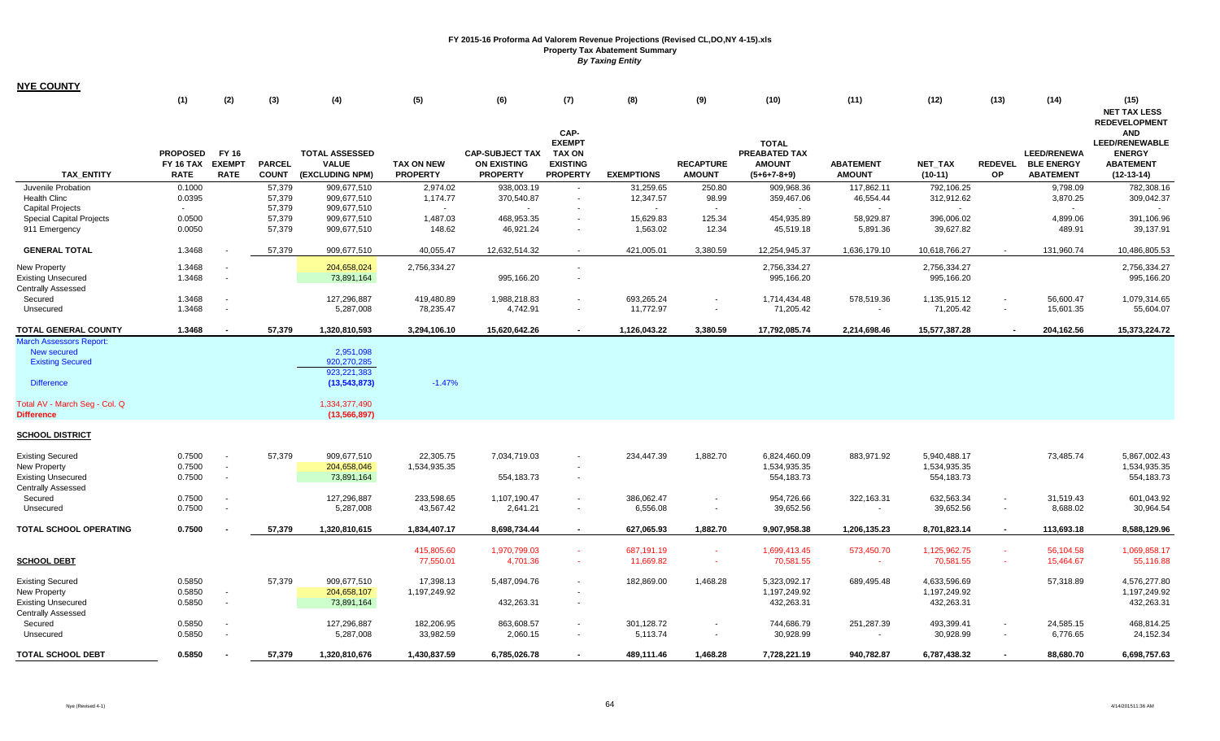# FY 2015-16 Proforma Ad Valorem Revenue Projections (Revised CL,DO,NY 4-15).xls

**Property Tax Abatement Summary**

***By Taxing Entity***

## NYE COUNTY

| | (1) | (2) | (3) | (4) | (5) | (6) | (7) | (8) | (9) | (10) | (11) | (12) | (13) | (14) | (15) |
|---|---|---|---|---|---|---|---|---|---|---|---|---|---|---|---|
| TAX_ENTITY | PROPOSED FY 16 TAX RATE | FY 16 EXEMPT RATE | PARCEL COUNT | TOTAL ASSESSED VALUE (EXCLUDING NPM) | TAX ON NEW PROPERTY | CAP-SUBJECT TAX ON EXISTING PROPERTY | CAP-EXEMPT TAX ON EXISTING PROPERTY | EXEMPTIONS | RECAPTURE AMOUNT | TOTAL PREABATED TAX AMOUNT (5+6+7-8+9) | ABATEMENT AMOUNT | NET_TAX (10-11) | REDEVELOP | LEED/RENEWABLE ENERGY ABATEMENT | NET TAX LESS REDEVELOPMENT AND LEED/RENEWABLE ENERGY ABATEMENT (12-13-14) |
| Juvenile Probation | 0.1000 | | 57,379 | 909,677,510 | 2,974.02 | 938,003.19 | - | 31,259.65 | 250.80 | 909,968.36 | 117,862.11 | 792,106.25 | | 9,798.09 | 782,308.16 |
| Health Clinc | 0.0395 | | 57,379 | 909,677,510 | 1,174.77 | 370,540.87 | - | 12,347.57 | 98.99 | 359,467.06 | 46,554.44 | 312,912.62 | | 3,870.25 | 309,042.37 |
| Capital Projects | - | | 57,379 | 909,677,510 | - | - | - | - | - | - | - | - | | - | - |
| Special Capital Projects | 0.0500 | | 57,379 | 909,677,510 | 1,487.03 | 468,953.35 | - | 15,629.83 | 125.34 | 454,935.89 | 58,929.87 | 396,006.02 | | 4,899.06 | 391,106.96 |
| 911 Emergency | 0.0050 | | 57,379 | 909,677,510 | 148.62 | 46,921.24 | - | 1,563.02 | 12.34 | 45,519.18 | 5,891.36 | 39,627.82 | | 489.91 | 39,137.91 |
| **GENERAL TOTAL** | **1.3468** | - | **57,379** | **909,677,510** | **40,055.47** | **12,632,514.32** | - | **421,005.01** | **3,380.59** | **12,254,945.37** | **1,636,179.10** | **10,618,766.27** | - | **131,960.74** | **10,486,805.53** |
| New Property | 1.3468 | - | | 204,658,024 | 2,756,334.27 | | - | | | 2,756,334.27 | | 2,756,334.27 | | | 2,756,334.27 |
| Existing Unsecured | 1.3468 | - | | 73,891,164 | | 995,166.20 | - | | | 995,166.20 | | 995,166.20 | | | 995,166.20 |
| Centrally Assessed | | | | | | | | | | | | | | | |
| Secured | 1.3468 | - | | 127,296,887 | 419,480.89 | 1,988,218.83 | - | 693,265.24 | - | 1,714,434.48 | 578,519.36 | 1,135,915.12 | - | 56,600.47 | 1,079,314.65 |
| Unsecured | 1.3468 | - | | 5,287,008 | 78,235.47 | 4,742.91 | - | 11,772.97 | - | 71,205.42 | - | 71,205.42 | - | 15,601.35 | 55,604.07 |
| **TOTAL GENERAL COUNTY** | **1.3468** | - | **57,379** | **1,320,810,593** | **3,294,106.10** | **15,620,642.26** | - | **1,126,043.22** | **3,380.59** | **17,792,085.74** | **2,214,698.46** | **15,577,387.28** | - | **204,162.56** | **15,373,224.72** |
| March Assessors Report: | | | | | | | | | | | | | | | |
| New secured | | | | 2,951,098 | | | | | | | | | | | |
| Existing Secured | | | | 920,270,285 | | | | | | | | | | | |
| | | | | 923,221,383 | | | | | | | | | | | |
| Difference | | | | (13,543,873) | -1.47% | | | | | | | | | | |
| Total AV - March Seg - Col. Q | | | | 1,334,377,490 | | | | | | | | | | | |
| Difference | | | | (13,566,897) | | | | | | | | | | | |
| **SCHOOL DISTRICT** | | | | | | | | | | | | | | | |
| Existing Secured | 0.7500 | - | 57,379 | 909,677,510 | 22,305.75 | 7,034,719.03 | - | 234,447.39 | 1,882.70 | 6,824,460.09 | 883,971.92 | 5,940,488.17 | | 73,485.74 | 5,867,002.43 |
| New Property | 0.7500 | - | | 204,658,046 | 1,534,935.35 | | - | | | 1,534,935.35 | | 1,534,935.35 | | | 1,534,935.35 |
| Existing Unsecured | 0.7500 | - | | 73,891,164 | | 554,183.73 | - | | | 554,183.73 | | 554,183.73 | | | 554,183.73 |
| Centrally Assessed | | | | | | | | | | | | | | | |
| Secured | 0.7500 | - | | 127,296,887 | 233,598.65 | 1,107,190.47 | - | 386,062.47 | - | 954,726.66 | 322,163.31 | 632,563.34 | - | 31,519.43 | 601,043.92 |
| Unsecured | 0.7500 | - | | 5,287,008 | 43,567.42 | 2,641.21 | - | 6,556.08 | - | 39,652.56 | - | 39,652.56 | - | 8,688.02 | 30,964.54 |
| **TOTAL SCHOOL OPERATING** | **0.7500** | - | **57,379** | **1,320,810,615** | **1,834,407.17** | **8,698,734.44** | - | **627,065.93** | **1,882.70** | **9,907,958.38** | **1,206,135.23** | **8,701,823.14** | - | **113,693.18** | **8,588,129.96** |
| | | | | | 415,805.60 | 1,970,799.03 | - | 687,191.19 | - | 1,699,413.45 | 573,450.70 | 1,125,962.75 | - | 56,104.58 | 1,069,858.17 |
| **SCHOOL DEBT** | | | | | 77,550.01 | 4,701.36 | - | 11,669.82 | - | 70,581.55 | - | 70,581.55 | - | 15,464.67 | 55,116.88 |
| Existing Secured | 0.5850 | | 57,379 | 909,677,510 | 17,398.13 | 5,487,094.76 | - | 182,869.00 | 1,468.28 | 5,323,092.17 | 689,495.48 | 4,633,596.69 | | 57,318.89 | 4,576,277.80 |
| New Property | 0.5850 | - | | 204,658,107 | 1,197,249.92 | | - | | | 1,197,249.92 | | 1,197,249.92 | | | 1,197,249.92 |
| Existing Unsecured | 0.5850 | - | | 73,891,164 | | 432,263.31 | - | | | 432,263.31 | | 432,263.31 | | | 432,263.31 |
| Centrally Assessed | | | | | | | | | | | | | | | |
| Secured | 0.5850 | - | | 127,296,887 | 182,206.95 | 863,608.57 | - | 301,128.72 | - | 744,686.79 | 251,287.39 | 493,399.41 | - | 24,585.15 | 468,814.25 |
| Unsecured | 0.5850 | - | | 5,287,008 | 33,982.59 | 2,060.15 | - | 5,113.74 | - | 30,928.99 | - | 30,928.99 | - | 6,776.65 | 24,152.34 |
| **TOTAL SCHOOL DEBT** | **0.5850** | - | **57,379** | **1,320,810,676** | **1,430,837.59** | **6,785,026.78** | - | **489,111.46** | **1,468.28** | **7,728,221.19** | **940,782.87** | **6,787,438.32** | - | **88,680.70** | **6,698,757.63** |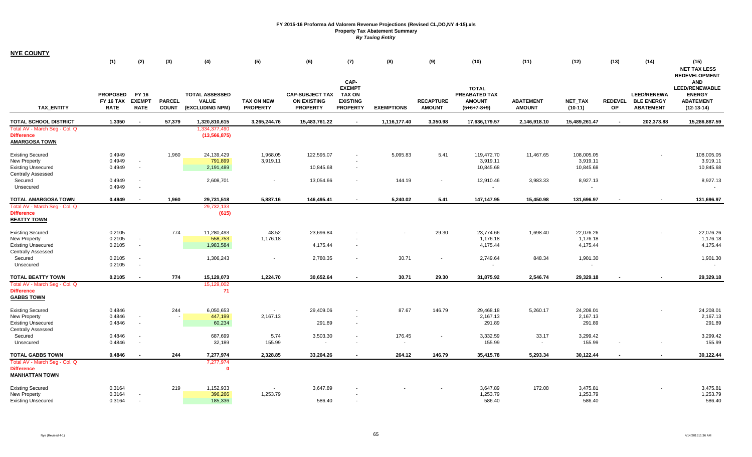**FY 2015-16 Proforma Ad Valorem Revenue Projections (Revised CL,DO,NY 4-15).xls**
**Property Tax Abatement Summary**
*By Taxing Entity*

**NYE COUNTY**

| TAX_ENTITY | (1) PROPOSED FY 16 TAX RATE | (2) FY 16 EXEMPT RATE | (3) PARCEL COUNT | (4) TOTAL ASSESSED VALUE (EXCLUDING NPM) | (5) TAX ON NEW PROPERTY | (6) CAP-SUBJECT TAX ON EXISTING PROPERTY | (7) CAP-EXEMPT TAX ON EXISTING PROPERTY | (8) EXEMPTIONS | (9) RECAPTURE AMOUNT | (10) TOTAL PREABATED TAX AMOUNT (5+6+7-8+9) | (11) ABATEMENT AMOUNT | (12) NET_TAX (10-11) | (13) REDEVEL OP | (14) LEED/RENEWA BLE ENERGY ABATEMENT | (15) NET TAX LESS REDEVELOPMENT AND LEED/RENEWABLE ENERGY ABATEMENT (12-13-14) |
|---|---|---|---|---|---|---|---|---|---|---|---|---|---|---|---|
| **TOTAL SCHOOL DISTRICT** | **1.3350** | **-** | **57,379** | **1,320,810,615** | **3,265,244.76** | **15,483,761.22** | **-** | **1,116,177.40** | **3,350.98** | **17,636,179.57** | **2,146,918.10** | **15,489,261.47** | **-** | **202,373.88** | **15,286,887.59** |
| Total AV - March Seg - Col. Q | | | | 1,334,377,490 | | | | | | | | | | | |
| Difference | | | | (13,566,875) | | | | | | | | | | | |
| **AMARGOSA TOWN** | | | | | | | | | | | | | | | |
| Existing Secured | 0.4949 | | 1,960 | 24,139,429 | 1,968.05 | 122,595.07 | - | 5,095.83 | 5.41 | 119,472.70 | 11,467.65 | 108,005.05 | | - | 108,005.05 |
| New Property | 0.4949 | - | | 791,899 | 3,919.11 | | - | | | 3,919.11 | | 3,919.11 | | | 3,919.11 |
| Existing Unsecured | 0.4949 | - | | 2,191,489 | | 10,845.68 | - | | | 10,845.68 | | 10,845.68 | | | 10,845.68 |
| Centrally Assessed | | | | | | | | | | | | | | | |
| Secured | 0.4949 | - | | 2,608,701 | - | 13,054.66 | - | 144.19 | - | 12,910.46 | 3,983.33 | 8,927.13 | | | 8,927.13 |
| Unsecured | 0.4949 | - | | | | | | | | - | | - | | | - |
| **TOTAL AMARGOSA TOWN** | **0.4949** | **-** | **1,960** | **29,731,518** | **5,887.16** | **146,495.41** | **-** | **5,240.02** | **5.41** | **147,147.95** | **15,450.98** | **131,696.97** | **-** | **-** | **131,696.97** |
| Total AV - March Seg - Col. Q | | | | 29,732,133 | | | | | | | | | | | |
| Difference | | | | (615) | | | | | | | | | | | |
| **BEATTY TOWN** | | | | | | | | | | | | | | | |
| Existing Secured | 0.2105 | | 774 | 11,280,493 | 48.52 | 23,696.84 | - | - | 29.30 | 23,774.66 | 1,698.40 | 22,076.26 | | - | 22,076.26 |
| New Property | 0.2105 | - | | 558,753 | 1,176.18 | | - | | | 1,176.18 | | 1,176.18 | | | 1,176.18 |
| Existing Unsecured | 0.2105 | - | | 1,983,584 | | 4,175.44 | - | | | 4,175.44 | | 4,175.44 | | | 4,175.44 |
| Centrally Assessed | | | | | | | | | | | | | | | |
| Secured | 0.2105 | - | | 1,306,243 | - | 2,780.35 | - | 30.71 | - | 2,749.64 | 848.34 | 1,901.30 | | | 1,901.30 |
| Unsecured | 0.2105 | - | | | | | | | | - | | - | | | - |
| **TOTAL BEATTY TOWN** | **0.2105** | **-** | **774** | **15,129,073** | **1,224.70** | **30,652.64** | **-** | **30.71** | **29.30** | **31,875.92** | **2,546.74** | **29,329.18** | **-** | **-** | **29,329.18** |
| Total AV - March Seg - Col. Q | | | | 15,129,002 | | | | | | | | | | | |
| Difference | | | | 71 | | | | | | | | | | | |
| **GABBS TOWN** | | | | | | | | | | | | | | | |
| Existing Secured | 0.4846 | | 244 | 6,050,653 | - | 29,409.06 | - | 87.67 | 146.79 | 29,468.18 | 5,260.17 | 24,208.01 | | - | 24,208.01 |
| New Property | 0.4846 | - | - | 447,199 | 2,167.13 | | - | | | 2,167.13 | | 2,167.13 | | | 2,167.13 |
| Existing Unsecured | 0.4846 | - | | 60,234 | | 291.89 | - | | | 291.89 | | 291.89 | | | 291.89 |
| Centrally Assessed | | | | | | | | | | | | | | | |
| Secured | 0.4846 | - | | 687,699 | 5.74 | 3,503.30 | - | 176.45 | - | 3,332.59 | 33.17 | 3,299.42 | | | 3,299.42 |
| Unsecured | 0.4846 | - | | 32,189 | 155.99 | - | - | - | | 155.99 | - | 155.99 | - | - | 155.99 |
| **TOTAL GABBS TOWN** | **0.4846** | **-** | **244** | **7,277,974** | **2,328.85** | **33,204.26** | **-** | **264.12** | **146.79** | **35,415.78** | **5,293.34** | **30,122.44** | **-** | **-** | **30,122.44** |
| Total AV - March Seg - Col. Q | | | | 7,277,974 | | | | | | | | | | | |
| Difference | | | | 0 | | | | | | | | | | | |
| **MANHATTAN TOWN** | | | | | | | | | | | | | | | |
| Existing Secured | 0.3164 | | 219 | 1,152,933 | - | 3,647.89 | - | - | - | 3,647.89 | 172.08 | 3,475.81 | | - | 3,475.81 |
| New Property | 0.3164 | - | | 396,266 | 1,253.79 | | - | | | 1,253.79 | | 1,253.79 | | | 1,253.79 |
| Existing Unsecured | 0.3164 | - | | 185,336 | | 586.40 | - | | | 586.40 | | 586.40 | | | 586.40 |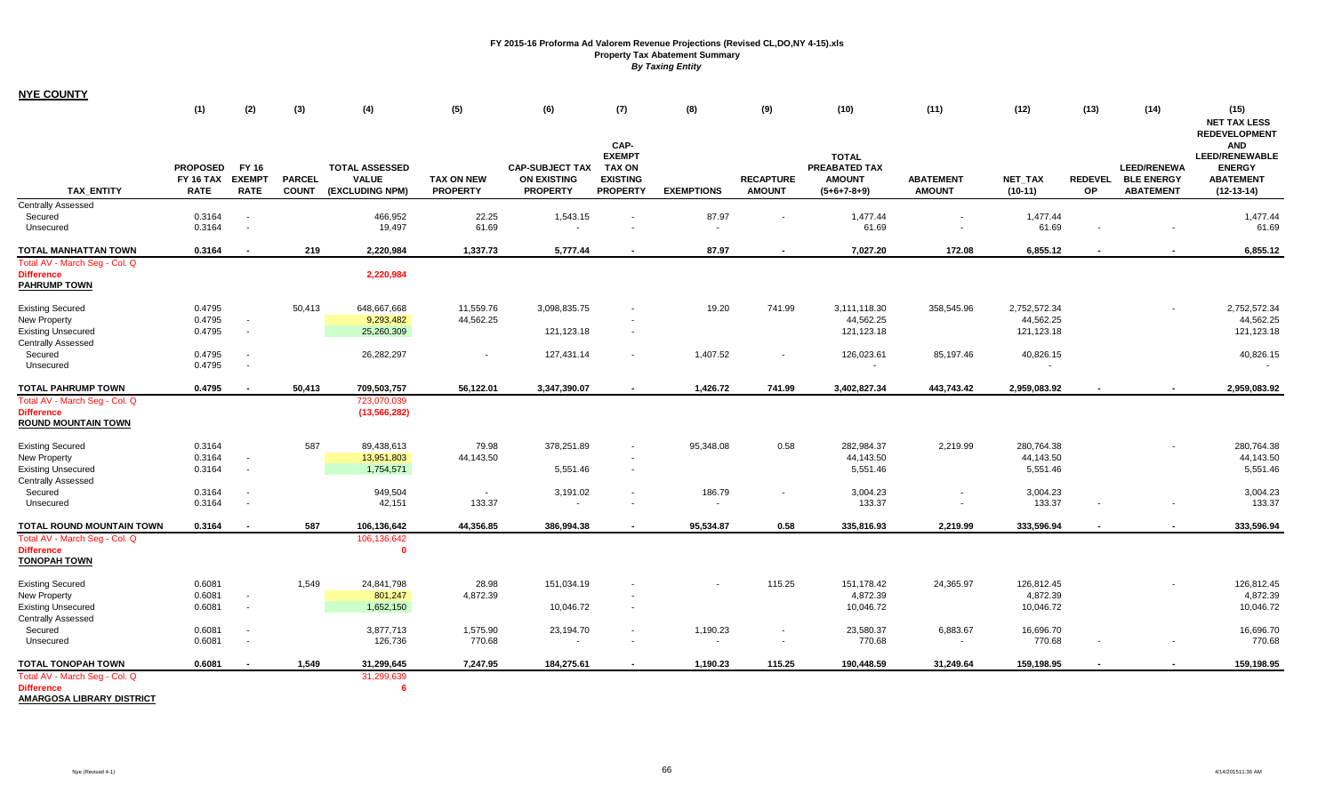**FY 2015-16 Proforma Ad Valorem Revenue Projections (Revised CL,DO,NY 4-15).xls**
**Property Tax Abatement Summary**
***By Taxing Entity***

**NYE COUNTY**

| TAX_ENTITY | (1) PROPOSED FY 16 TAX RATE | (2) FY 16 EXEMPT RATE | (3) PARCEL COUNT | (4) TOTAL ASSESSED VALUE (EXCLUDING NPM) | (5) TAX ON NEW PROPERTY | (6) CAP-SUBJECT TAX ON EXISTING PROPERTY | (7) CAP-EXEMPT TAX ON EXISTING PROPERTY | (8) EXEMPTIONS | (9) RECAPTURE AMOUNT | (10) TOTAL PREABATED TAX AMOUNT (5+6+7-8+9) | (11) ABATEMENT AMOUNT | (12) NET_TAX (10-11) | (13) REDEVEL OP | (14) LEED/RENEWABLE BLE ENERGY ABATEMENT | (15) NET TAX LESS REDEVELOPMENT AND LEED/RENEWABLE ENERGY ABATEMENT (12-13-14) |
|---|---|---|---|---|---|---|---|---|---|---|---|---|---|---|---|
| Centrally Assessed | | | | | | | | | | | | | | | |
| Secured | 0.3164 | - | | 466,952 | 22.25 | 1,543.15 | - | 87.97 | - | 1,477.44 | - | 1,477.44 | | | 1,477.44 |
| Unsecured | 0.3164 | - | | 19,497 | 61.69 | - | - | - | | 61.69 | - | 61.69 | - | - | 61.69 |
| **TOTAL MANHATTAN TOWN** | **0.3164** | **-** | **219** | **2,220,984** | **1,337.73** | **5,777.44** | **-** | **87.97** | **-** | **7,027.20** | **172.08** | **6,855.12** | **-** | **-** | **6,855.12** |
| Total AV - March Seg - Col. Q | | | | | | | | | | | | | | | |
| Difference | | | | 2,220,984 | | | | | | | | | | | |
| **PAHRUMP TOWN** | | | | | | | | | | | | | | | |
| Existing Secured | 0.4795 | | 50,413 | 648,667,668 | 11,559.76 | 3,098,835.75 | - | 19.20 | 741.99 | 3,111,118.30 | 358,545.96 | 2,752,572.34 | | - | 2,752,572.34 |
| New Property | 0.4795 | - | | 9,293,482 | 44,562.25 | | - | | | 44,562.25 | | 44,562.25 | | | 44,562.25 |
| Existing Unsecured | 0.4795 | - | | 25,260,309 | | 121,123.18 | - | | | 121,123.18 | | 121,123.18 | | | 121,123.18 |
| Centrally Assessed | | | | | | | | | | | | | | | |
| Secured | 0.4795 | - | | 26,282,297 | - | 127,431.14 | - | 1,407.52 | - | 126,023.61 | 85,197.46 | 40,826.15 | | | 40,826.15 |
| Unsecured | 0.4795 | - | | | | | | | | - | | - | | | - |
| **TOTAL PAHRUMP TOWN** | **0.4795** | **-** | **50,413** | **709,503,757** | **56,122.01** | **3,347,390.07** | **-** | **1,426.72** | **741.99** | **3,402,827.34** | **443,743.42** | **2,959,083.92** | **-** | **-** | **2,959,083.92** |
| Total AV - March Seg - Col. Q | | | | 723,070,039 | | | | | | | | | | | |
| Difference | | | | (13,566,282) | | | | | | | | | | | |
| **ROUND MOUNTAIN TOWN** | | | | | | | | | | | | | | | |
| Existing Secured | 0.3164 | | 587 | 89,438,613 | 79.98 | 378,251.89 | - | 95,348.08 | 0.58 | 282,984.37 | 2,219.99 | 280,764.38 | | - | 280,764.38 |
| New Property | 0.3164 | - | | 13,951,803 | 44,143.50 | | - | | | 44,143.50 | | 44,143.50 | | | 44,143.50 |
| Existing Unsecured | 0.3164 | - | | 1,754,571 | | 5,551.46 | - | | | 5,551.46 | | 5,551.46 | | | 5,551.46 |
| Centrally Assessed | | | | | | | | | | | | | | | |
| Secured | 0.3164 | - | | 949,504 | - | 3,191.02 | - | 186.79 | - | 3,004.23 | - | 3,004.23 | | | 3,004.23 |
| Unsecured | 0.3164 | - | | 42,151 | 133.37 | - | - | - | | 133.37 | - | 133.37 | - | - | 133.37 |
| **TOTAL ROUND MOUNTAIN TOWN** | **0.3164** | **-** | **587** | **106,136,642** | **44,356.85** | **386,994.38** | **-** | **95,534.87** | **0.58** | **335,816.93** | **2,219.99** | **333,596.94** | **-** | **-** | **333,596.94** |
| Total AV - March Seg - Col. Q | | | | 106,136,642 | | | | | | | | | | | |
| Difference | | | | 0 | | | | | | | | | | | |
| **TONOPAH TOWN** | | | | | | | | | | | | | | | |
| Existing Secured | 0.6081 | | 1,549 | 24,841,798 | 28.98 | 151,034.19 | - | - | 115.25 | 151,178.42 | 24,365.97 | 126,812.45 | | - | 126,812.45 |
| New Property | 0.6081 | - | | 801,247 | 4,872.39 | | - | | | 4,872.39 | | 4,872.39 | | | 4,872.39 |
| Existing Unsecured | 0.6081 | - | | 1,652,150 | | 10,046.72 | - | | | 10,046.72 | | 10,046.72 | | | 10,046.72 |
| Centrally Assessed | | | | | | | | | | | | | | | |
| Secured | 0.6081 | - | | 3,877,713 | 1,575.90 | 23,194.70 | - | 1,190.23 | - | 23,580.37 | 6,883.67 | 16,696.70 | | | 16,696.70 |
| Unsecured | 0.6081 | - | | 126,736 | 770.68 | - | - | - | - | 770.68 | - | 770.68 | - | - | 770.68 |
| **TOTAL TONOPAH TOWN** | **0.6081** | **-** | **1,549** | **31,299,645** | **7,247.95** | **184,275.61** | **-** | **1,190.23** | **115.25** | **190,448.59** | **31,249.64** | **159,198.95** | **-** | **-** | **159,198.95** |
| Total AV - March Seg - Col. Q | | | | 31,299,639 | | | | | | | | | | | |
| Difference | | | | 6 | | | | | | | | | | | |
| **AMARGOSA LIBRARY DISTRICT** | | | | | | | | | | | | | | | |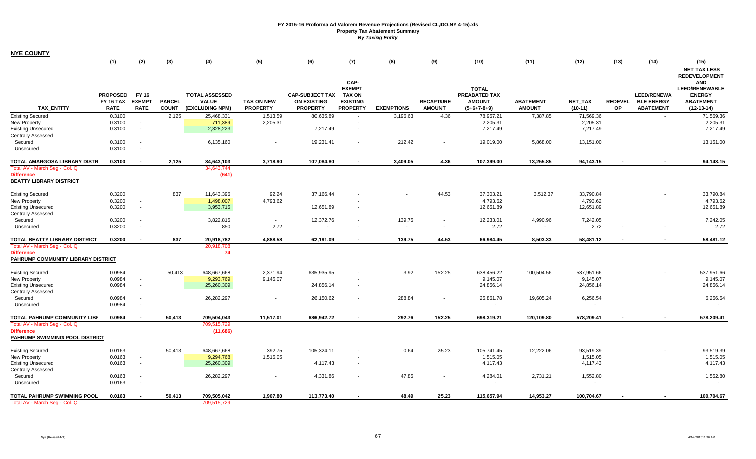**FY 2015-16 Proforma Ad Valorem Revenue Projections (Revised CL,DO,NY 4-15).xls**
**Property Tax Abatement Summary**
***By Taxing Entity***

**NYE COUNTY**

| TAX_ENTITY | (1) PROPOSED FY 16 TAX RATE | (2) FY 16 EXEMPT RATE | (3) PARCEL COUNT | (4) TOTAL ASSESSED VALUE (EXCLUDING NPM) | (5) TAX ON NEW PROPERTY | (6) CAP-SUBJECT TAX ON EXISTING PROPERTY | (7) CAP-EXEMPT TAX ON EXISTING PROPERTY | (8) EXEMPTIONS | (9) RECAPTURE AMOUNT | (10) TOTAL PREABATED TAX AMOUNT (5+6+7-8+9) | (11) ABATEMENT AMOUNT | (12) NET_TAX (10-11) | (13) REDEVEL OP | (14) LEED/RENEWABLE ENERGY ABATEMENT | (15) NET TAX LESS REDEVELOPMENT AND LEED/RENEWABLE ENERGY ABATEMENT (12-13-14) |
|---|---|---|---|---|---|---|---|---|---|---|---|---|---|---|---|
| Existing Secured | 0.3100 | | 2,125 | 25,468,331 | 1,513.59 | 80,635.89 | - | 3,196.63 | 4.36 | 78,957.21 | 7,387.85 | 71,569.36 | | - | 71,569.36 |
| New Property | 0.3100 | - | | 711,389 | 2,205.31 | | - | | | 2,205.31 | | 2,205.31 | | | 2,205.31 |
| Existing Unsecured | 0.3100 | - | | 2,328,223 | | 7,217.49 | - | | | 7,217.49 | | 7,217.49 | | | 7,217.49 |
| Centrally Assessed | | | | | | | | | | | | | | | |
| Secured | 0.3100 | - | | 6,135,160 | - | 19,231.41 | - | 212.42 | - | 19,019.00 | 5,868.00 | 13,151.00 | | | 13,151.00 |
| Unsecured | 0.3100 | - | | | | | | | | - | | - | | | - |
| **TOTAL AMARGOSA LIBRARY DISTR** | **0.3100** | **-** | **2,125** | **34,643,103** | **3,718.90** | **107,084.80** | **-** | **3,409.05** | **4.36** | **107,399.00** | **13,255.85** | **94,143.15** | **-** | **-** | **94,143.15** |
| Total AV - March Seg - Col. Q | | | | 34,643,744 | | | | | | | | | | | |
| **Difference** | | | | **(641)** | | | | | | | | | | | |
| **BEATTY LIBRARY DISTRICT** | | | | | | | | | | | | | | | |
| Existing Secured | 0.3200 | | 837 | 11,643,396 | 92.24 | 37,166.44 | - | - | 44.53 | 37,303.21 | 3,512.37 | 33,790.84 | | - | 33,790.84 |
| New Property | 0.3200 | - | | 1,498,007 | 4,793.62 | | - | | | 4,793.62 | | 4,793.62 | | | 4,793.62 |
| Existing Unsecured | 0.3200 | - | | 3,953,715 | | 12,651.89 | - | | | 12,651.89 | | 12,651.89 | | | 12,651.89 |
| Centrally Assessed | | | | | | | | | | | | | | | |
| Secured | 0.3200 | - | | 3,822,815 | - | 12,372.76 | - | 139.75 | - | 12,233.01 | 4,990.96 | 7,242.05 | | | 7,242.05 |
| Unsecured | 0.3200 | - | | 850 | 2.72 | - | - | - | - | 2.72 | - | 2.72 | - | - | 2.72 |
| **TOTAL BEATTY LIBRARY DISTRICT** | **0.3200** | **-** | **837** | **20,918,782** | **4,888.58** | **62,191.09** | **-** | **139.75** | **44.53** | **66,984.45** | **8,503.33** | **58,481.12** | **-** | **-** | **58,481.12** |
| Total AV - March Seg - Col. Q | | | | 20,918,708 | | | | | | | | | | | |
| **Difference** | | | | **74** | | | | | | | | | | | |
| **PAHRUMP COMMUNITY LIBRARY DISTRICT** | | | | | | | | | | | | | | | |
| Existing Secured | 0.0984 | | 50,413 | 648,667,668 | 2,371.94 | 635,935.95 | - | 3.92 | 152.25 | 638,456.22 | 100,504.56 | 537,951.66 | | - | 537,951.66 |
| New Property | 0.0984 | - | | 9,293,769 | 9,145.07 | | - | | | 9,145.07 | | 9,145.07 | | | 9,145.07 |
| Existing Unsecured | 0.0984 | - | | 25,260,309 | | 24,856.14 | - | | | 24,856.14 | | 24,856.14 | | | 24,856.14 |
| Centrally Assessed | | | | | | | | | | | | | | | |
| Secured | 0.0984 | - | | 26,282,297 | - | 26,150.62 | - | 288.84 | - | 25,861.78 | 19,605.24 | 6,256.54 | | | 6,256.54 |
| Unsecured | 0.0984 | - | | | | | | | | - | | - | | | - |
| **TOTAL PAHRUMP COMMUNITY LIBR** | **0.0984** | **-** | **50,413** | **709,504,043** | **11,517.01** | **686,942.72** | **-** | **292.76** | **152.25** | **698,319.21** | **120,109.80** | **578,209.41** | **-** | **-** | **578,209.41** |
| Total AV - March Seg - Col. Q | | | | 709,515,729 | | | | | | | | | | | |
| **Difference** | | | | **(11,686)** | | | | | | | | | | | |
| **PAHRUMP SWIMMING POOL DISTRICT** | | | | | | | | | | | | | | | |
| Existing Secured | 0.0163 | | 50,413 | 648,667,668 | 392.75 | 105,324.11 | - | 0.64 | 25.23 | 105,741.45 | 12,222.06 | 93,519.39 | | - | 93,519.39 |
| New Property | 0.0163 | - | | 9,294,768 | 1,515.05 | | - | | | 1,515.05 | | 1,515.05 | | | 1,515.05 |
| Existing Unsecured | 0.0163 | - | | 25,260,309 | | 4,117.43 | - | | | 4,117.43 | | 4,117.43 | | | 4,117.43 |
| Centrally Assessed | | | | | | | | | | | | | | | |
| Secured | 0.0163 | - | | 26,282,297 | - | 4,331.86 | - | 47.85 | - | 4,284.01 | 2,731.21 | 1,552.80 | | | 1,552.80 |
| Unsecured | 0.0163 | - | | | | | | | | - | | - | | | - |
| **TOTAL PAHRUMP SWIMMING POOL** | **0.0163** | **-** | **50,413** | **709,505,042** | **1,907.80** | **113,773.40** | **-** | **48.49** | **25.23** | **115,657.94** | **14,953.27** | **100,704.67** | **-** | **-** | **100,704.67** |
| Total AV - March Seg - Col. Q | | | | 709,515,729 | | | | | | | | | | | |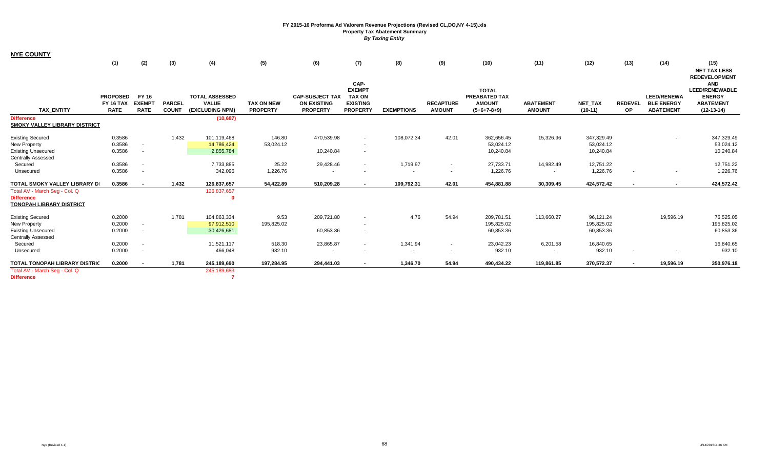**FY 2015-16 Proforma Ad Valorem Revenue Projections (Revised CL,DO,NY 4-15).xls**
**Property Tax Abatement Summary**
***By Taxing Entity***

**NYE COUNTY**

| | (1) | (2) | (3) | (4) | (5) | (6) | (7) | (8) | (9) | (10) | (11) | (12) | (13) | (14) | (15) |
|---|---|---|---|---|---|---|---|---|---|---|---|---|---|---|---|
| **TAX_ENTITY** | **PROPOSED FY 16 TAX RATE** | **FY 16 EXEMPT RATE** | **PARCEL COUNT** | **TOTAL ASSESSED VALUE (EXCLUDING NPM)** | **TAX ON NEW PROPERTY** | **CAP-SUBJECT TAX ON EXISTING PROPERTY** | **CAP-EXEMPT TAX ON EXISTING PROPERTY** | **EXEMPTIONS** | **RECAPTURE AMOUNT** | **TOTAL PREABATED TAX AMOUNT (5+6+7-8+9)** | **ABATEMENT AMOUNT** | **NET_TAX (10-11)** | **REDEVELOP** | **LEED/RENEWABLE ENERGY ABATEMENT** | **NET TAX LESS REDEVELOPMENT AND LEED/RENEWABLE ENERGY ABATEMENT (12-13-14)** |
| Difference | | | | (10,687) | | | | | | | | | | | |
| **SMOKY VALLEY LIBRARY DISTRICT** | | | | | | | | | | | | | | | |
| Existing Secured | 0.3586 | | 1,432 | 101,119,468 | 146.80 | 470,539.98 | - | 108,072.34 | 42.01 | 362,656.45 | 15,326.96 | 347,329.49 | | - | 347,329.49 |
| New Property | 0.3586 | - | | 14,786,424 | 53,024.12 | | - | | | 53,024.12 | | 53,024.12 | | | 53,024.12 |
| Existing Unsecured | 0.3586 | - | | 2,855,784 | | 10,240.84 | - | | | 10,240.84 | | 10,240.84 | | | 10,240.84 |
| Centrally Assessed | | | | | | | | | | | | | | | |
| Secured | 0.3586 | - | | 7,733,885 | 25.22 | 29,428.46 | - | 1,719.97 | - | 27,733.71 | 14,982.49 | 12,751.22 | | | 12,751.22 |
| Unsecured | 0.3586 | - | | 342,096 | 1,226.76 | - | - | - | - | 1,226.76 | - | 1,226.76 | - | - | 1,226.76 |
| **TOTAL SMOKY VALLEY LIBRARY DI** | **0.3586** | **-** | **1,432** | **126,837,657** | **54,422.89** | **510,209.28** | **-** | **109,792.31** | **42.01** | **454,881.88** | **30,309.45** | **424,572.42** | **-** | **-** | **424,572.42** |
| Total AV - March Seg - Col. Q | | | | 126,837,657 | | | | | | | | | | | |
| Difference | | | | 0 | | | | | | | | | | | |
| **TONOPAH LIBRARY DISTRICT** | | | | | | | | | | | | | | | |
| Existing Secured | 0.2000 | | 1,781 | 104,863,334 | 9.53 | 209,721.80 | - | 4.76 | 54.94 | 209,781.51 | 113,660.27 | 96,121.24 | | 19,596.19 | 76,525.05 |
| New Property | 0.2000 | - | | 97,912,510 | 195,825.02 | | - | | | 195,825.02 | | 195,825.02 | | | 195,825.02 |
| Existing Unsecured | 0.2000 | - | | 30,426,681 | | 60,853.36 | - | | | 60,853.36 | | 60,853.36 | | | 60,853.36 |
| Centrally Assessed | | | | | | | | | | | | | | | |
| Secured | 0.2000 | - | | 11,521,117 | 518.30 | 23,865.87 | - | 1,341.94 | - | 23,042.23 | 6,201.58 | 16,840.65 | | | 16,840.65 |
| Unsecured | 0.2000 | - | | 466,048 | 932.10 | - | - | - | - | 932.10 | - | 932.10 | - | - | 932.10 |
| **TOTAL TONOPAH LIBRARY DISTRIC** | **0.2000** | **-** | **1,781** | **245,189,690** | **197,284.95** | **294,441.03** | **-** | **1,346.70** | **54.94** | **490,434.22** | **119,861.85** | **370,572.37** | **-** | **19,596.19** | **350,976.18** |
| Total AV - March Seg - Col. Q | | | | 245,189,683 | | | | | | | | | | | |
| Difference | | | | 7 | | | | | | | | | | | |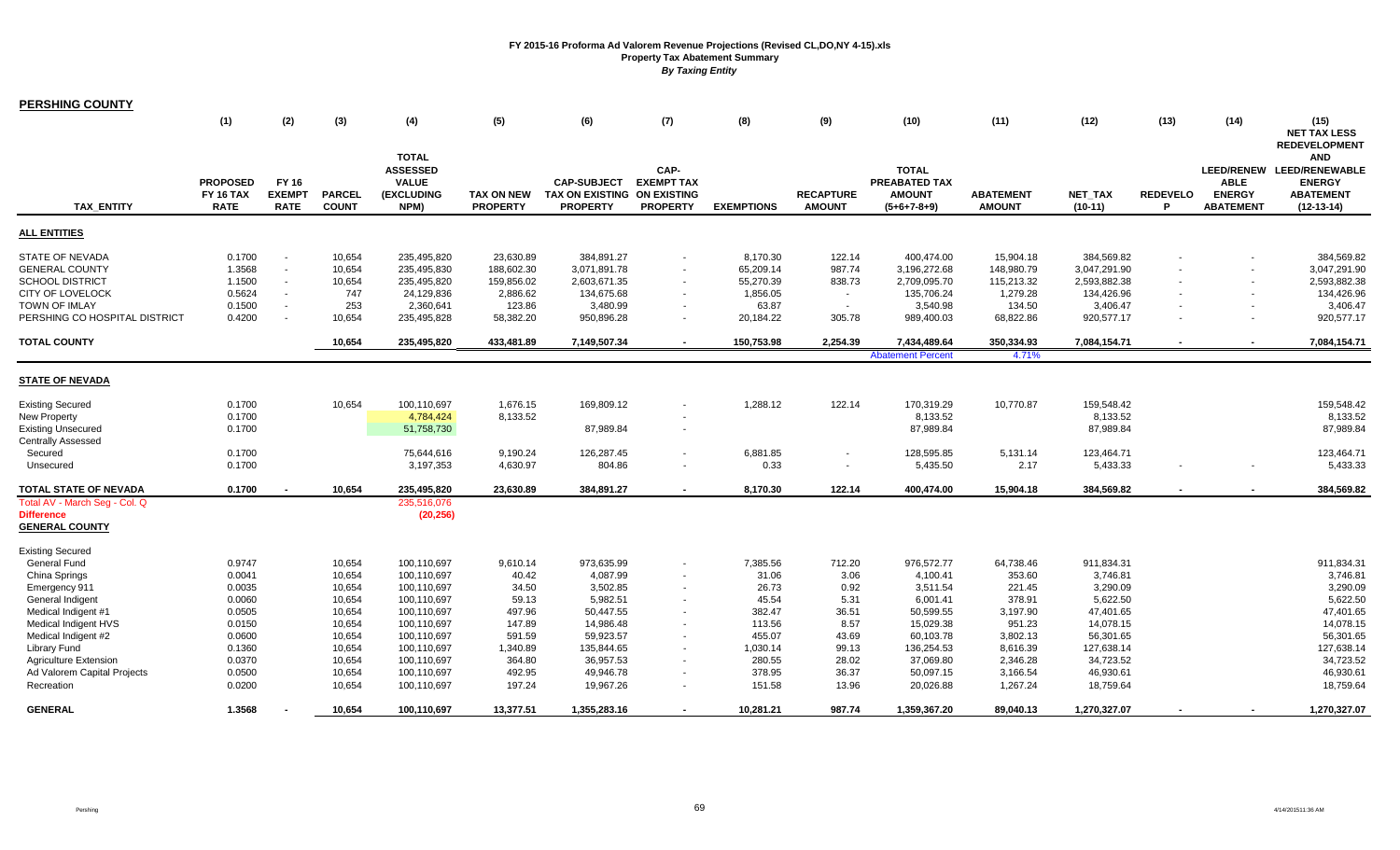# FY 2015-16 Proforma Ad Valorem Revenue Projections (Revised CL,DO,NY 4-15).xls

## Property Tax Abatement Summary

*By Taxing Entity*

**PERSHING COUNTY**

| TAX_ENTITY | (1) PROPOSED FY 16 TAX RATE | (2) FY 16 EXEMPT RATE | (3) PARCEL COUNT | (4) TOTAL ASSESSED VALUE (EXCLUDING NPM) | (5) TAX ON NEW PROPERTY | (6) CAP-SUBJECT TAX ON EXISTING PROPERTY | (7) CAP-EXEMPT TAX ON EXISTING PROPERTY | (8) EXEMPTIONS | (9) RECAPTURE AMOUNT | (10) TOTAL PREABATED TAX AMOUNT (5+6+7-8+9) | (11) ABATEMENT AMOUNT | (12) NET_TAX (10-11) | (13) REDEVELOP | (14) LEED/RENEWABLE ENERGY ABATEMENT | (15) NET TAX LESS REDEVELOPMENT AND LEED/RENEWABLE ENERGY ABATEMENT (12-13-14) |
|---|---|---|---|---|---|---|---|---|---|---|---|---|---|---|---|
| **ALL ENTITIES** | | | | | | | | | | | | | | | |
| STATE OF NEVADA | 0.1700 | - | 10,654 | 235,495,820 | 23,630.89 | 384,891.27 | - | 8,170.30 | 122.14 | 400,474.00 | 15,904.18 | 384,569.82 | - | - | 384,569.82 |
| GENERAL COUNTY | 1.3568 | - | 10,654 | 235,495,830 | 188,602.30 | 3,071,891.78 | - | 65,209.14 | 987.74 | 3,196,272.68 | 148,980.79 | 3,047,291.90 | - | - | 3,047,291.90 |
| SCHOOL DISTRICT | 1.1500 | - | 10,654 | 235,495,820 | 159,856.02 | 2,603,671.35 | - | 55,270.39 | 838.73 | 2,709,095.70 | 115,213.32 | 2,593,882.38 | - | - | 2,593,882.38 |
| CITY OF LOVELOCK | 0.5624 | - | 747 | 24,129,836 | 2,886.62 | 134,675.68 | - | 1,856.05 | - | 135,706.24 | 1,279.28 | 134,426.96 | - | - | 134,426.96 |
| TOWN OF IMLAY | 0.1500 | - | 253 | 2,360,641 | 123.86 | 3,480.99 | - | 63.87 | - | 3,540.98 | 134.50 | 3,406.47 | - | - | 3,406.47 |
| PERSHING CO HOSPITAL DISTRICT | 0.4200 | - | 10,654 | 235,495,828 | 58,382.20 | 950,896.28 | - | 20,184.22 | 305.78 | 989,400.03 | 68,822.86 | 920,577.17 | - | - | 920,577.17 |
| **TOTAL COUNTY** | | | **10,654** | **235,495,820** | **433,481.89** | **7,149,507.34** | **-** | **150,753.98** | **2,254.39** | **7,434,489.64** | **350,334.93** | **7,084,154.71** | **-** | **-** | **7,084,154.71** |
| | | | | | | | | | | Abatement Percent | 4.71% | | | | |
| **STATE OF NEVADA** | | | | | | | | | | | | | | | |
| Existing Secured | 0.1700 | | 10,654 | 100,110,697 | 1,676.15 | 169,809.12 | - | 1,288.12 | 122.14 | 170,319.29 | 10,770.87 | 159,548.42 | | | 159,548.42 |
| New Property | 0.1700 | | | 4,784,424 | 8,133.52 | | - | | | 8,133.52 | | 8,133.52 | | | 8,133.52 |
| Existing Unsecured | 0.1700 | | | 51,758,730 | | 87,989.84 | - | | | 87,989.84 | | 87,989.84 | | | 87,989.84 |
| Centrally Assessed | | | | | | | | | | | | | | | |
| Secured | 0.1700 | | | 75,644,616 | 9,190.24 | 126,287.45 | - | 6,881.85 | - | 128,595.85 | 5,131.14 | 123,464.71 | | | 123,464.71 |
| Unsecured | 0.1700 | | | 3,197,353 | 4,630.97 | 804.86 | - | 0.33 | - | 5,435.50 | 2.17 | 5,433.33 | - | - | 5,433.33 |
| **TOTAL STATE OF NEVADA** | **0.1700** | **-** | **10,654** | **235,495,820** | **23,630.89** | **384,891.27** | **-** | **8,170.30** | **122.14** | **400,474.00** | **15,904.18** | **384,569.82** | **-** | **-** | **384,569.82** |
| Total AV - March Seg - Col. Q | | | | 235,516,076 | | | | | | | | | | | |
| **Difference** | | | | **(20,256)** | | | | | | | | | | | |
| **GENERAL COUNTY** | | | | | | | | | | | | | | | |
| Existing Secured | | | | | | | | | | | | | | | |
| General Fund | 0.9747 | | 10,654 | 100,110,697 | 9,610.14 | 973,635.99 | - | 7,385.56 | 712.20 | 976,572.77 | 64,738.46 | 911,834.31 | | | 911,834.31 |
| China Springs | 0.0041 | | 10,654 | 100,110,697 | 40.42 | 4,087.99 | - | 31.06 | 3.06 | 4,100.41 | 353.60 | 3,746.81 | | | 3,746.81 |
| Emergency 911 | 0.0035 | | 10,654 | 100,110,697 | 34.50 | 3,502.85 | - | 26.73 | 0.92 | 3,511.54 | 221.45 | 3,290.09 | | | 3,290.09 |
| General Indigent | 0.0060 | | 10,654 | 100,110,697 | 59.13 | 5,982.51 | - | 45.54 | 5.31 | 6,001.41 | 378.91 | 5,622.50 | | | 5,622.50 |
| Medical Indigent #1 | 0.0505 | | 10,654 | 100,110,697 | 497.96 | 50,447.55 | - | 382.47 | 36.51 | 50,599.55 | 3,197.90 | 47,401.65 | | | 47,401.65 |
| Medical Indigent HVS | 0.0150 | | 10,654 | 100,110,697 | 147.89 | 14,986.48 | - | 113.56 | 8.57 | 15,029.38 | 951.23 | 14,078.15 | | | 14,078.15 |
| Medical Indigent #2 | 0.0600 | | 10,654 | 100,110,697 | 591.59 | 59,923.57 | - | 455.07 | 43.69 | 60,103.78 | 3,802.13 | 56,301.65 | | | 56,301.65 |
| Library Fund | 0.1360 | | 10,654 | 100,110,697 | 1,340.89 | 135,844.65 | - | 1,030.14 | 99.13 | 136,254.53 | 8,616.39 | 127,638.14 | | | 127,638.14 |
| Agriculture Extension | 0.0370 | | 10,654 | 100,110,697 | 364.80 | 36,957.53 | - | 280.55 | 28.02 | 37,069.80 | 2,346.28 | 34,723.52 | | | 34,723.52 |
| Ad Valorem Capital Projects | 0.0500 | | 10,654 | 100,110,697 | 492.95 | 49,946.78 | - | 378.95 | 36.37 | 50,097.15 | 3,166.54 | 46,930.61 | | | 46,930.61 |
| Recreation | 0.0200 | | 10,654 | 100,110,697 | 197.24 | 19,967.26 | - | 151.58 | 13.96 | 20,026.88 | 1,267.24 | 18,759.64 | | | 18,759.64 |
| **GENERAL** | **1.3568** | **-** | **10,654** | **100,110,697** | **13,377.51** | **1,355,283.16** | **-** | **10,281.21** | **987.74** | **1,359,367.20** | **89,040.13** | **1,270,327.07** | **-** | **-** | **1,270,327.07** |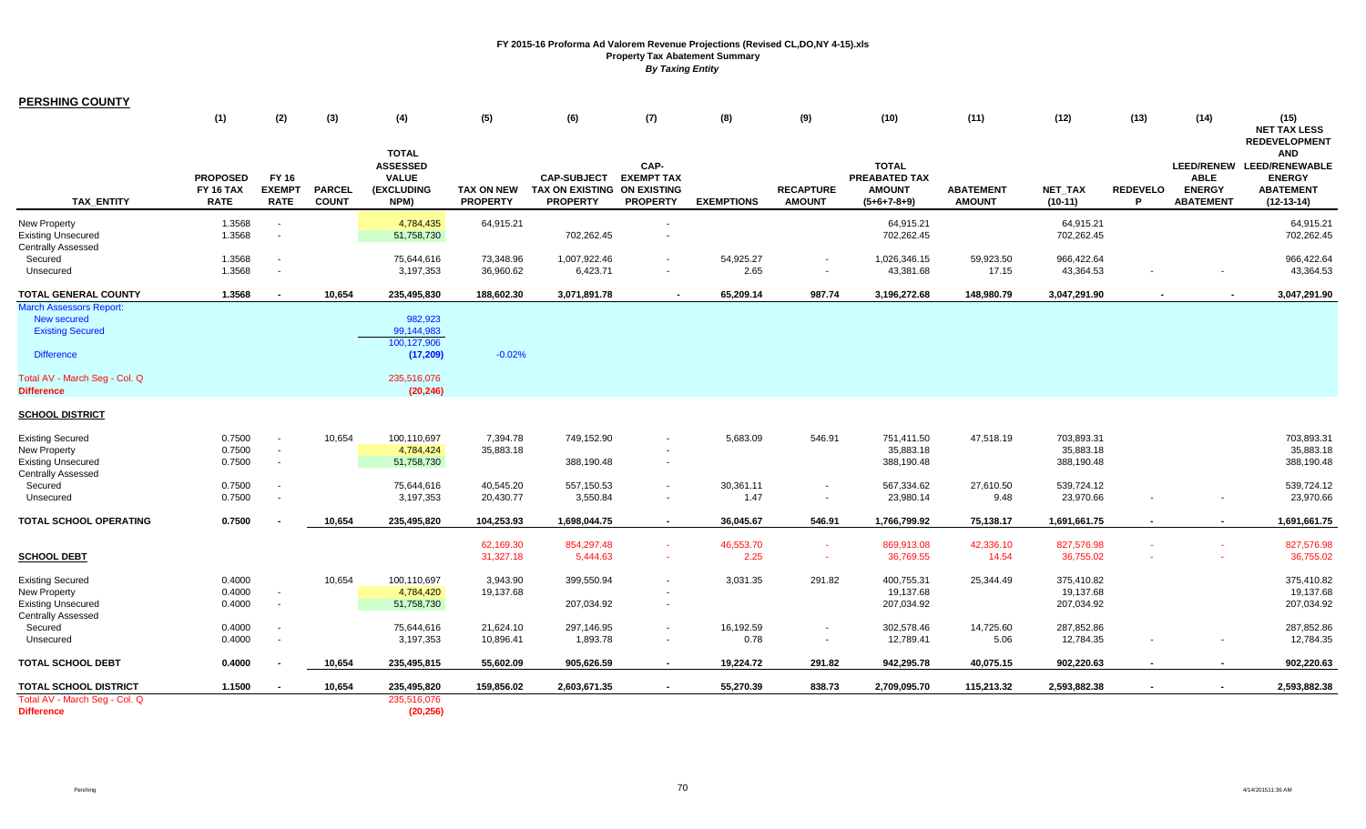# FY 2015-16 Proforma Ad Valorem Revenue Projections (Revised CL,DO,NY 4-15).xls
## Property Tax Abatement Summary
*By Taxing Entity*

**PERSHING COUNTY**

| TAX_ENTITY | (1) PROPOSED FY 16 TAX RATE | (2) FY 16 EXEMPT RATE | (3) PARCEL COUNT | (4) TOTAL ASSESSED VALUE (EXCLUDING NPM) | (5) TAX ON NEW PROPERTY | (6) CAP-SUBJECT TAX ON EXISTING PROPERTY | (7) CAP-EXEMPT TAX ON EXISTING PROPERTY | (8) EXEMPTIONS | (9) RECAPTURE AMOUNT | (10) TOTAL PREABATED TAX AMOUNT (5+6+7-8+9) | (11) ABATEMENT AMOUNT | (12) NET_TAX (10-11) | (13) REDEVELOP | (14) LEED/RENEWABLE ENERGY ABATEMENT | (15) NET TAX LESS REDEVELOPMENT AND LEED/RENEWABLE ENERGY ABATEMENT (12-13-14) |
|---|---|---|---|---|---|---|---|---|---|---|---|---|---|---|---|
| New Property | 1.3568 | - | | 4,784,435 | 64,915.21 | | - | | | 64,915.21 | | 64,915.21 | | | 64,915.21 |
| Existing Unsecured | 1.3568 | - | | 51,758,730 | | 702,262.45 | - | | | 702,262.45 | | 702,262.45 | | | 702,262.45 |
| Centrally Assessed | | | | | | | | | | | | | | | |
| Secured | 1.3568 | - | | 75,644,616 | 73,348.96 | 1,007,922.46 | - | 54,925.27 | - | 1,026,346.15 | 59,923.50 | 966,422.64 | | | 966,422.64 |
| Unsecured | 1.3568 | - | | 3,197,353 | 36,960.62 | 6,423.71 | - | 2.65 | - | 43,381.68 | 17.15 | 43,364.53 | - | - | 43,364.53 |
| **TOTAL GENERAL COUNTY** | **1.3568** | **-** | **10,654** | **235,495,830** | **188,602.30** | **3,071,891.78** | **-** | **65,209.14** | **987.74** | **3,196,272.68** | **148,980.79** | **3,047,291.90** | **-** | **-** | **3,047,291.90** |
| March Assessors Report: | | | | | | | | | | | | | | | |
| New secured | | | | 982,923 | | | | | | | | | | | |
| Existing Secured | | | | 99,144,983 | | | | | | | | | | | |
| | | | | 100,127,906 | | | | | | | | | | | |
| Difference | | | | (17,209) | -0.02% | | | | | | | | | | |
| Total AV - March Seg - Col. Q | | | | 235,516,076 | | | | | | | | | | | |
| **Difference** | | | | **(20,246)** | | | | | | | | | | | |
| **SCHOOL DISTRICT** | | | | | | | | | | | | | | | |
| Existing Secured | 0.7500 | - | 10,654 | 100,110,697 | 7,394.78 | 749,152.90 | - | 5,683.09 | 546.91 | 751,411.50 | 47,518.19 | 703,893.31 | | | 703,893.31 |
| New Property | 0.7500 | - | | 4,784,424 | 35,883.18 | | - | | | 35,883.18 | | 35,883.18 | | | 35,883.18 |
| Existing Unsecured | 0.7500 | - | | 51,758,730 | | 388,190.48 | - | | | 388,190.48 | | 388,190.48 | | | 388,190.48 |
| Centrally Assessed | | | | | | | | | | | | | | | |
| Secured | 0.7500 | - | | 75,644,616 | 40,545.20 | 557,150.53 | - | 30,361.11 | - | 567,334.62 | 27,610.50 | 539,724.12 | | | 539,724.12 |
| Unsecured | 0.7500 | - | | 3,197,353 | 20,430.77 | 3,550.84 | - | 1.47 | - | 23,980.14 | 9.48 | 23,970.66 | - | - | 23,970.66 |
| **TOTAL SCHOOL OPERATING** | **0.7500** | **-** | **10,654** | **235,495,820** | **104,253.93** | **1,698,044.75** | **-** | **36,045.67** | **546.91** | **1,766,799.92** | **75,138.17** | **1,691,661.75** | **-** | **-** | **1,691,661.75** |
| | | | | | 62,169.30 | 854,297.48 | - | 46,553.70 | - | 869,913.08 | 42,336.10 | 827,576.98 | - | - | 827,576.98 |
| **SCHOOL DEBT** | | | | | 31,327.18 | 5,444.63 | - | 2.25 | - | 36,769.55 | 14.54 | 36,755.02 | - | - | 36,755.02 |
| Existing Secured | 0.4000 | | 10,654 | 100,110,697 | 3,943.90 | 399,550.94 | - | 3,031.35 | 291.82 | 400,755.31 | 25,344.49 | 375,410.82 | | | 375,410.82 |
| New Property | 0.4000 | - | | 4,784,420 | 19,137.68 | | - | | | 19,137.68 | | 19,137.68 | | | 19,137.68 |
| Existing Unsecured | 0.4000 | - | | 51,758,730 | | 207,034.92 | - | | | 207,034.92 | | 207,034.92 | | | 207,034.92 |
| Centrally Assessed | | | | | | | | | | | | | | | |
| Secured | 0.4000 | - | | 75,644,616 | 21,624.10 | 297,146.95 | - | 16,192.59 | - | 302,578.46 | 14,725.60 | 287,852.86 | | | 287,852.86 |
| Unsecured | 0.4000 | - | | 3,197,353 | 10,896.41 | 1,893.78 | - | 0.78 | - | 12,789.41 | 5.06 | 12,784.35 | - | - | 12,784.35 |
| **TOTAL SCHOOL DEBT** | **0.4000** | **-** | **10,654** | **235,495,815** | **55,602.09** | **905,626.59** | **-** | **19,224.72** | **291.82** | **942,295.78** | **40,075.15** | **902,220.63** | **-** | **-** | **902,220.63** |
| **TOTAL SCHOOL DISTRICT** | **1.1500** | **-** | **10,654** | **235,495,820** | **159,856.02** | **2,603,671.35** | **-** | **55,270.39** | **838.73** | **2,709,095.70** | **115,213.32** | **2,593,882.38** | **-** | **-** | **2,593,882.38** |
| Total AV - March Seg - Col. Q | | | | 235,516,076 | | | | | | | | | | | |
| **Difference** | | | | **(20,256)** | | | | | | | | | | | |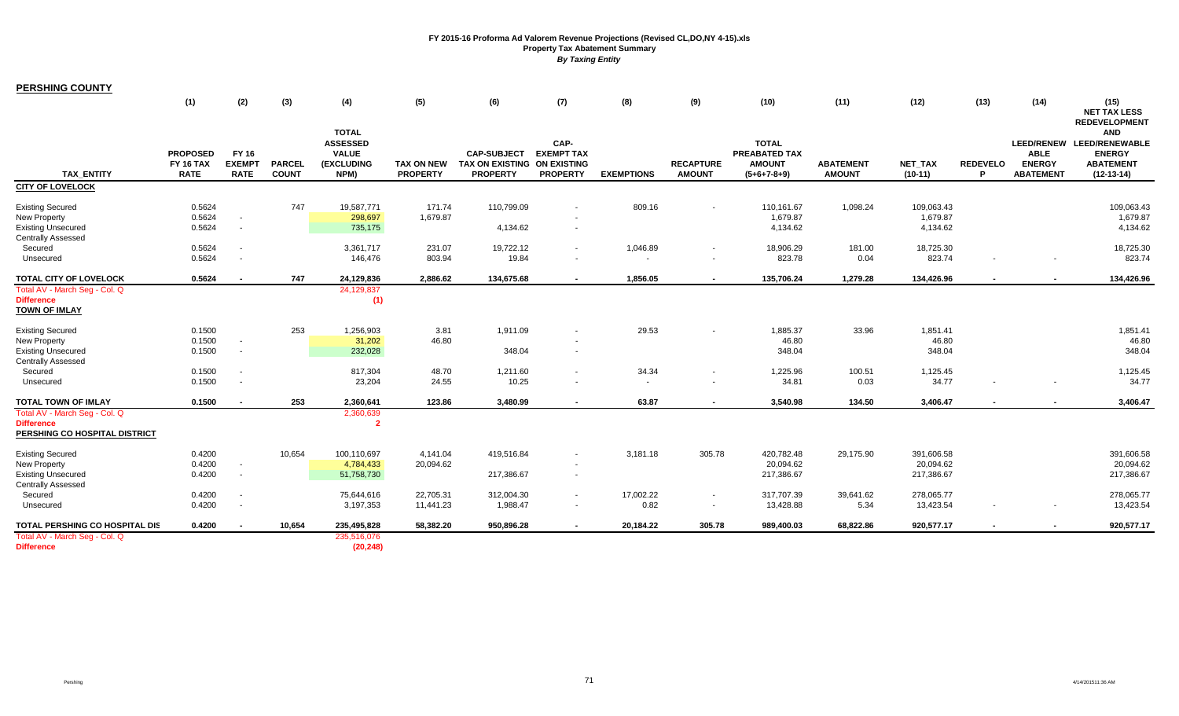**FY 2015-16 Proforma Ad Valorem Revenue Projections (Revised CL,DO,NY 4-15).xls**
**Property Tax Abatement Summary**
***By Taxing Entity***

## PERSHING COUNTY

| TAX_ENTITY | (1) PROPOSED FY 16 TAX RATE | (2) FY 16 EXEMPT RATE | (3) PARCEL COUNT | (4) TOTAL ASSESSED VALUE (EXCLUDING NPM) | (5) TAX ON NEW PROPERTY | (6) CAP-SUBJECT TAX ON EXISTING PROPERTY | (7) CAP-EXEMPT TAX ON EXISTING PROPERTY | (8) EXEMPTIONS | (9) RECAPTURE AMOUNT | (10) TOTAL PREABATED TAX AMOUNT (5+6+7-8+9) | (11) ABATEMENT AMOUNT | (12) NET_TAX (10-11) | (13) REDEVELOP | (14) LEED/RENEWABLE ENERGY ABATEMENT | (15) NET TAX LESS REDEVELOPMENT AND LEED/RENEWABLE ENERGY ABATEMENT (12-13-14) |
|---|---|---|---|---|---|---|---|---|---|---|---|---|---|---|---|
| **CITY OF LOVELOCK** | | | | | | | | | | | | | | | |
| Existing Secured | 0.5624 | | 747 | 19,587,771 | 171.74 | 110,799.09 | - | 809.16 | - | 110,161.67 | 1,098.24 | 109,063.43 | | | 109,063.43 |
| New Property | 0.5624 | - | | 298,697 | 1,679.87 | | - | | | 1,679.87 | | 1,679.87 | | | 1,679.87 |
| Existing Unsecured | 0.5624 | - | | 735,175 | | 4,134.62 | - | | | 4,134.62 | | 4,134.62 | | | 4,134.62 |
| Centrally Assessed | | | | | | | | | | | | | | | |
| Secured | 0.5624 | - | | 3,361,717 | 231.07 | 19,722.12 | - | 1,046.89 | - | 18,906.29 | 181.00 | 18,725.30 | | | 18,725.30 |
| Unsecured | 0.5624 | - | | 146,476 | 803.94 | 19.84 | - | - | - | 823.78 | 0.04 | 823.74 | - | - | 823.74 |
| **TOTAL CITY OF LOVELOCK** | **0.5624** | **-** | **747** | **24,129,836** | **2,886.62** | **134,675.68** | **-** | **1,856.05** | **-** | **135,706.24** | **1,279.28** | **134,426.96** | **-** | **-** | **134,426.96** |
| Total AV - March Seg - Col. Q | | | | 24,129,837 | | | | | | | | | | | |
| **Difference** | | | | (1) | | | | | | | | | | | |
| **TOWN OF IMLAY** | | | | | | | | | | | | | | | |
| Existing Secured | 0.1500 | | 253 | 1,256,903 | 3.81 | 1,911.09 | - | 29.53 | - | 1,885.37 | 33.96 | 1,851.41 | | | 1,851.41 |
| New Property | 0.1500 | - | | 31,202 | 46.80 | | - | | | 46.80 | | 46.80 | | | 46.80 |
| Existing Unsecured | 0.1500 | - | | 232,028 | | 348.04 | - | | | 348.04 | | 348.04 | | | 348.04 |
| Centrally Assessed | | | | | | | | | | | | | | | |
| Secured | 0.1500 | - | | 817,304 | 48.70 | 1,211.60 | - | 34.34 | - | 1,225.96 | 100.51 | 1,125.45 | | | 1,125.45 |
| Unsecured | 0.1500 | - | | 23,204 | 24.55 | 10.25 | - | - | - | 34.81 | 0.03 | 34.77 | - | - | 34.77 |
| **TOTAL TOWN OF IMLAY** | **0.1500** | **-** | **253** | **2,360,641** | **123.86** | **3,480.99** | **-** | **63.87** | **-** | **3,540.98** | **134.50** | **3,406.47** | **-** | **-** | **3,406.47** |
| Total AV - March Seg - Col. Q | | | | 2,360,639 | | | | | | | | | | | |
| **Difference** | | | | **2** | | | | | | | | | | | |
| **PERSHING CO HOSPITAL DISTRICT** | | | | | | | | | | | | | | | |
| Existing Secured | 0.4200 | | 10,654 | 100,110,697 | 4,141.04 | 419,516.84 | - | 3,181.18 | 305.78 | 420,782.48 | 29,175.90 | 391,606.58 | | | 391,606.58 |
| New Property | 0.4200 | - | | 4,784,433 | 20,094.62 | | - | | | 20,094.62 | | 20,094.62 | | | 20,094.62 |
| Existing Unsecured | 0.4200 | - | | 51,758,730 | | 217,386.67 | - | | | 217,386.67 | | 217,386.67 | | | 217,386.67 |
| Centrally Assessed | | | | | | | | | | | | | | | |
| Secured | 0.4200 | - | | 75,644,616 | 22,705.31 | 312,004.30 | - | 17,002.22 | - | 317,707.39 | 39,641.62 | 278,065.77 | | | 278,065.77 |
| Unsecured | 0.4200 | - | | 3,197,353 | 11,441.23 | 1,988.47 | - | 0.82 | - | 13,428.88 | 5.34 | 13,423.54 | - | - | 13,423.54 |
| **TOTAL PERSHING CO HOSPITAL DIS** | **0.4200** | **-** | **10,654** | **235,495,828** | **58,382.20** | **950,896.28** | **-** | **20,184.22** | **305.78** | **989,400.03** | **68,822.86** | **920,577.17** | **-** | **-** | **920,577.17** |
| Total AV - March Seg - Col. Q | | | | 235,516,076 | | | | | | | | | | | |
| **Difference** | | | | **(20,248)** | | | | | | | | | | | |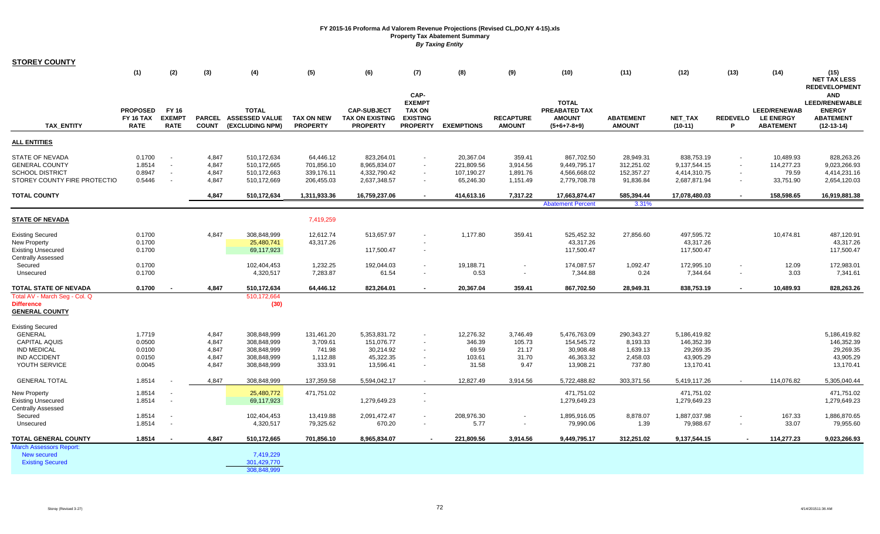# FY 2015-16 Proforma Ad Valorem Revenue Projections (Revised CL,DO,NY 4-15).xls

## Property Tax Abatement Summary

*By Taxing Entity*

**STOREY COUNTY**

| TAX_ENTITY | (1) PROPOSED FY 16 TAX RATE | (2) FY 16 EXEMPT RATE | (3) PARCEL COUNT | (4) TOTAL ASSESSED VALUE (EXCLUDING NPM) | (5) TAX ON NEW PROPERTY | (6) CAP-SUBJECT TAX ON EXISTING PROPERTY | (7) CAP-EXEMPT TAX ON EXISTING PROPERTY | (8) EXEMPTIONS | (9) RECAPTURE AMOUNT | (10) TOTAL PREABATED TAX AMOUNT (5+6+7-8+9) | (11) ABATEMENT AMOUNT | (12) NET_TAX (10-11) | (13) REDEVELOP | (14) LEED/RENEWABLE ENERGY ABATEMENT | (15) NET TAX LESS REDEVELOPMENT AND LEED/RENEWABLE ENERGY ABATEMENT (12-13-14) |
|---|---|---|---|---|---|---|---|---|---|---|---|---|---|---|---|
| **ALL ENTITIES** | | | | | | | | | | | | | | | |
| STATE OF NEVADA | 0.1700 | - | 4,847 | 510,172,634 | 64,446.12 | 823,264.01 | - | 20,367.04 | 359.41 | 867,702.50 | 28,949.31 | 838,753.19 | - | 10,489.93 | 828,263.26 |
| GENERAL COUNTY | 1.8514 | - | 4,847 | 510,172,665 | 701,856.10 | 8,965,834.07 | - | 221,809.56 | 3,914.56 | 9,449,795.17 | 312,251.02 | 9,137,544.15 | - | 114,277.23 | 9,023,266.93 |
| SCHOOL DISTRICT | 0.8947 | - | 4,847 | 510,172,663 | 339,176.11 | 4,332,790.42 | - | 107,190.27 | 1,891.76 | 4,566,668.02 | 152,357.27 | 4,414,310.75 | - | 79.59 | 4,414,231.16 |
| STOREY COUNTY FIRE PROTECTIO | 0.5446 | - | 4,847 | 510,172,669 | 206,455.03 | 2,637,348.57 | - | 65,246.30 | 1,151.49 | 2,779,708.78 | 91,836.84 | 2,687,871.94 | - | 33,751.90 | 2,654,120.03 |
| **TOTAL COUNTY** | | | **4,847** | **510,172,634** | **1,311,933.36** | **16,759,237.06** | **-** | **414,613.16** | **7,317.22** | **17,663,874.47** | **585,394.44** | **17,078,480.03** | **-** | **158,598.65** | **16,919,881.38** |
| | | | | | | | | | | Abatement Percent | 3.31% | | | | |
| **STATE OF NEVADA** | | | | | 7,419,259 | | | | | | | | | | |
| Existing Secured | 0.1700 | | 4,847 | 308,848,999 | 12,612.74 | 513,657.97 | - | 1,177.80 | 359.41 | 525,452.32 | 27,856.60 | 497,595.72 | | 10,474.81 | 487,120.91 |
| New Property | 0.1700 | | | 25,480,741 | 43,317.26 | | - | | | 43,317.26 | | 43,317.26 | | | 43,317.26 |
| Existing Unsecured | 0.1700 | | | 69,117,923 | | 117,500.47 | - | | | 117,500.47 | | 117,500.47 | | | 117,500.47 |
| Centrally Assessed | | | | | | | | | | | | | | | |
| Secured | 0.1700 | | | 102,404,453 | 1,232.25 | 192,044.03 | - | 19,188.71 | - | 174,087.57 | 1,092.47 | 172,995.10 | - | 12.09 | 172,983.01 |
| Unsecured | 0.1700 | | | 4,320,517 | 7,283.87 | 61.54 | - | 0.53 | - | 7,344.88 | 0.24 | 7,344.64 | - | 3.03 | 7,341.61 |
| **TOTAL STATE OF NEVADA** | **0.1700** | **-** | **4,847** | **510,172,634** | **64,446.12** | **823,264.01** | **-** | **20,367.04** | **359.41** | **867,702.50** | **28,949.31** | **838,753.19** | **-** | **10,489.93** | **828,263.26** |
| Total AV - March Seg - Col. Q | | | | 510,172,664 | | | | | | | | | | | |
| **Difference** | | | | **(30)** | | | | | | | | | | | |
| **GENERAL COUNTY** | | | | | | | | | | | | | | | |
| Existing Secured | | | | | | | | | | | | | | | |
| GENERAL | 1.7719 | | 4,847 | 308,848,999 | 131,461.20 | 5,353,831.72 | - | 12,276.32 | 3,746.49 | 5,476,763.09 | 290,343.27 | 5,186,419.82 | | | 5,186,419.82 |
| CAPITAL AQUIS | 0.0500 | | 4,847 | 308,848,999 | 3,709.61 | 151,076.77 | - | 346.39 | 105.73 | 154,545.72 | 8,193.33 | 146,352.39 | | | 146,352.39 |
| IND MEDICAL | 0.0100 | | 4,847 | 308,848,999 | 741.98 | 30,214.92 | - | 69.59 | 21.17 | 30,908.48 | 1,639.13 | 29,269.35 | | | 29,269.35 |
| IND ACCIDENT | 0.0150 | | 4,847 | 308,848,999 | 1,112.88 | 45,322.35 | - | 103.61 | 31.70 | 46,363.32 | 2,458.03 | 43,905.29 | | | 43,905.29 |
| YOUTH SERVICE | 0.0045 | | 4,847 | 308,848,999 | 333.91 | 13,596.41 | - | 31.58 | 9.47 | 13,908.21 | 737.80 | 13,170.41 | | | 13,170.41 |
| GENERAL TOTAL | 1.8514 | - | 4,847 | 308,848,999 | 137,359.58 | 5,594,042.17 | - | 12,827.49 | 3,914.56 | 5,722,488.82 | 303,371.56 | 5,419,117.26 | - | 114,076.82 | 5,305,040.44 |
| New Property | 1.8514 | - | | 25,480,772 | 471,751.02 | | - | | | 471,751.02 | | 471,751.02 | | | 471,751.02 |
| Existing Unsecured | 1.8514 | - | | 69,117,923 | | 1,279,649.23 | - | | | 1,279,649.23 | | 1,279,649.23 | | | 1,279,649.23 |
| Centrally Assessed | | | | | | | | | | | | | | | |
| Secured | 1.8514 | - | | 102,404,453 | 13,419.88 | 2,091,472.47 | - | 208,976.30 | - | 1,895,916.05 | 8,878.07 | 1,887,037.98 | - | 167.33 | 1,886,870.65 |
| Unsecured | 1.8514 | - | | 4,320,517 | 79,325.62 | 670.20 | - | 5.77 | - | 79,990.06 | 1.39 | 79,988.67 | - | 33.07 | 79,955.60 |
| **TOTAL GENERAL COUNTY** | **1.8514** | **-** | **4,847** | **510,172,665** | **701,856.10** | **8,965,834.07** | **-** | **221,809.56** | **3,914.56** | **9,449,795.17** | **312,251.02** | **9,137,544.15** | **-** | **114,277.23** | **9,023,266.93** |
| March Assessors Report: | | | | | | | | | | | | | | | |
| New secured | | | | 7,419,229 | | | | | | | | | | | |
| Existing Secured | | | | 301,429,770 | | | | | | | | | | | |
| | | | | 308,848,999 | | | | | | | | | | | |

Storey (Revised 3-27) 4/14/2015 11:36 AM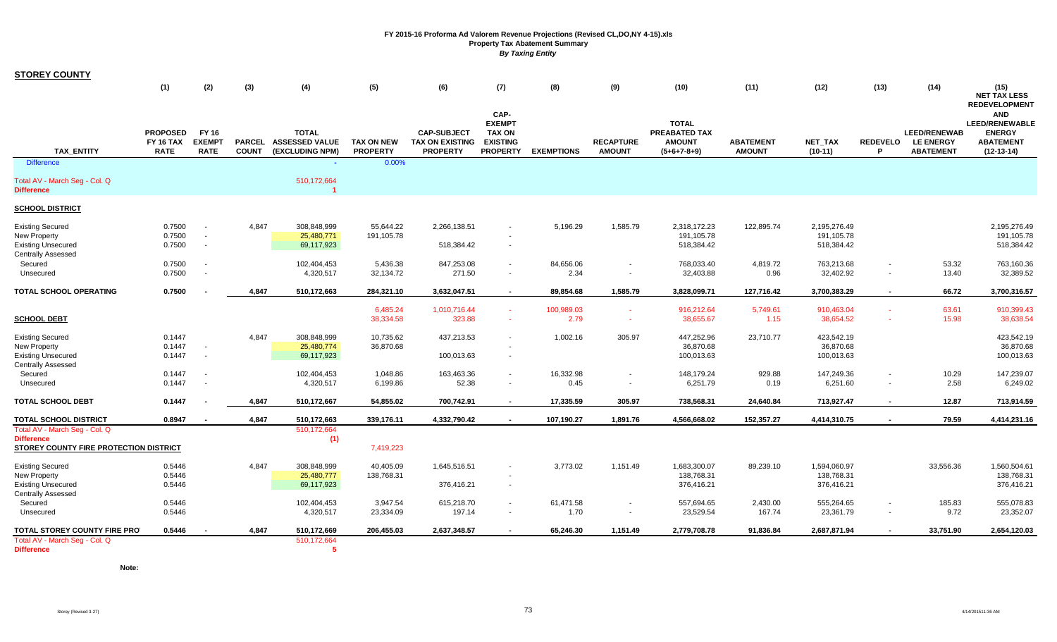FY 2015-16 Proforma Ad Valorem Revenue Projections (Revised CL,DO,NY 4-15).xls
Property Tax Abatement Summary
*By Taxing Entity*

**STOREY COUNTY**

| TAX_ENTITY | (1) PROPOSED FY 16 TAX RATE | (2) FY 16 EXEMPT RATE | (3) PARCEL COUNT | (4) TOTAL ASSESSED VALUE (EXCLUDING NPM) | (5) TAX ON NEW PROPERTY | (6) CAP-SUBJECT TAX ON EXISTING PROPERTY | (7) CAP-EXEMPT TAX ON EXISTING PROPERTY | (8) EXEMPTIONS | (9) RECAPTURE AMOUNT | (10) TOTAL PREABATED TAX AMOUNT (5+6+7-8+9) | (11) ABATEMENT AMOUNT | (12) NET_TAX (10-11) | (13) REDEVELOP | (14) LEED/RENEWABLE ENERGY ABATEMENT | (15) NET TAX LESS REDEVELOPMENT AND LEED/RENEWABLE ENERGY ABATEMENT (12-13-14) |
|---|---|---|---|---|---|---|---|---|---|---|---|---|---|---|---|
| Difference | | | | - | 0.00% | | | | | | | | | | |
| Total AV - March Seg - Col. Q | | | | 510,172,664 | | | | | | | | | | | |
| **Difference** | | | | 1 | | | | | | | | | | | |
| **SCHOOL DISTRICT** | | | | | | | | | | | | | | | |
| Existing Secured | 0.7500 | - | 4,847 | 308,848,999 | 55,644.22 | 2,266,138.51 | - | 5,196.29 | 1,585.79 | 2,318,172.23 | 122,895.74 | 2,195,276.49 | | | 2,195,276.49 |
| New Property | 0.7500 | - | | 25,480,771 | 191,105.78 | | - | | | 191,105.78 | | 191,105.78 | | | 191,105.78 |
| Existing Unsecured | 0.7500 | - | | 69,117,923 | | 518,384.42 | - | | | 518,384.42 | | 518,384.42 | | | 518,384.42 |
| Centrally Assessed | | | | | | | | | | | | | | | |
| Secured | 0.7500 | - | | 102,404,453 | 5,436.38 | 847,253.08 | - | 84,656.06 | - | 768,033.40 | 4,819.72 | 763,213.68 | - | 53.32 | 763,160.36 |
| Unsecured | 0.7500 | - | | 4,320,517 | 32,134.72 | 271.50 | - | 2.34 | - | 32,403.88 | 0.96 | 32,402.92 | - | 13.40 | 32,389.52 |
| **TOTAL SCHOOL OPERATING** | **0.7500** | **-** | **4,847** | **510,172,663** | **284,321.10** | **3,632,047.51** | **-** | **89,854.68** | **1,585.79** | **3,828,099.71** | **127,716.42** | **3,700,383.29** | **-** | **66.72** | **3,700,316.57** |
| | | | | | 6,485.24 | 1,010,716.44 | - | 100,989.03 | - | 916,212.64 | 5,749.61 | 910,463.04 | - | 63.61 | 910,399.43 |
| **SCHOOL DEBT** | | | | | 38,334.58 | 323.88 | - | 2.79 | - | 38,655.67 | 1.15 | 38,654.52 | - | 15.98 | 38,638.54 |
| Existing Secured | 0.1447 | | 4,847 | 308,848,999 | 10,735.62 | 437,213.53 | - | 1,002.16 | 305.97 | 447,252.96 | 23,710.77 | 423,542.19 | | | 423,542.19 |
| New Property | 0.1447 | - | | 25,480,774 | 36,870.68 | | - | | | 36,870.68 | | 36,870.68 | | | 36,870.68 |
| Existing Unsecured | 0.1447 | - | | 69,117,923 | | 100,013.63 | - | | | 100,013.63 | | 100,013.63 | | | 100,013.63 |
| Centrally Assessed | | | | | | | | | | | | | | | |
| Secured | 0.1447 | - | | 102,404,453 | 1,048.86 | 163,463.36 | - | 16,332.98 | - | 148,179.24 | 929.88 | 147,249.36 | - | 10.29 | 147,239.07 |
| Unsecured | 0.1447 | - | | 4,320,517 | 6,199.86 | 52.38 | - | 0.45 | - | 6,251.79 | 0.19 | 6,251.60 | - | 2.58 | 6,249.02 |
| **TOTAL SCHOOL DEBT** | **0.1447** | **-** | **4,847** | **510,172,667** | **54,855.02** | **700,742.91** | **-** | **17,335.59** | **305.97** | **738,568.31** | **24,640.84** | **713,927.47** | **-** | **12.87** | **713,914.59** |
| **TOTAL SCHOOL DISTRICT** | **0.8947** | **-** | **4,847** | **510,172,663** | **339,176.11** | **4,332,790.42** | **-** | **107,190.27** | **1,891.76** | **4,566,668.02** | **152,357.27** | **4,414,310.75** | **-** | **79.59** | **4,414,231.16** |
| Total AV - March Seg - Col. Q | | | | 510,172,664 | | | | | | | | | | | |
| **Difference** | | | | (1) | | | | | | | | | | | |
| **STOREY COUNTY FIRE PROTECTION DISTRICT** | | | | | 7,419,223 | | | | | | | | | | |
| Existing Secured | 0.5446 | | 4,847 | 308,848,999 | 40,405.09 | 1,645,516.51 | - | 3,773.02 | 1,151.49 | 1,683,300.07 | 89,239.10 | 1,594,060.97 | | 33,556.36 | 1,560,504.61 |
| New Property | 0.5446 | | | 25,480,777 | 138,768.31 | | - | | | 138,768.31 | | 138,768.31 | | | 138,768.31 |
| Existing Unsecured | 0.5446 | | | 69,117,923 | | 376,416.21 | - | | | 376,416.21 | | 376,416.21 | | | 376,416.21 |
| Centrally Assessed | | | | | | | | | | | | | | | |
| Secured | 0.5446 | | | 102,404,453 | 3,947.54 | 615,218.70 | - | 61,471.58 | - | 557,694.65 | 2,430.00 | 555,264.65 | - | 185.83 | 555,078.83 |
| Unsecured | 0.5446 | | | 4,320,517 | 23,334.09 | 197.14 | - | 1.70 | - | 23,529.54 | 167.74 | 23,361.79 | - | 9.72 | 23,352.07 |
| **TOTAL STOREY COUNTY FIRE PRO** | **0.5446** | **-** | **4,847** | **510,172,669** | **206,455.03** | **2,637,348.57** | **-** | **65,246.30** | **1,151.49** | **2,779,708.78** | **91,836.84** | **2,687,871.94** | **-** | **33,751.90** | **2,654,120.03** |
| Total AV - March Seg - Col. Q | | | | 510,172,664 | | | | | | | | | | | |
| **Difference** | | | | 5 | | | | | | | | | | | |

**Note:**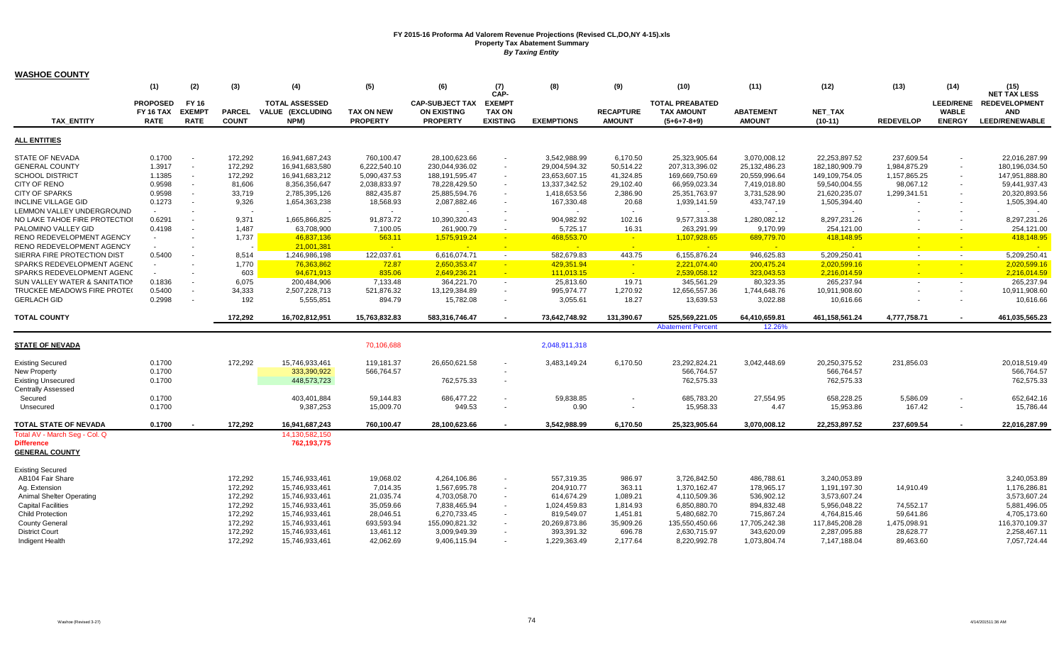# FY 2015-16 Proforma Ad Valorem Revenue Projections (Revised CL,DO,NY 4-15).xls
## Property Tax Abatement Summary
*By Taxing Entity*

**WASHOE COUNTY**

| TAX_ENTITY | (1) PROPOSED FY 16 TAX RATE | (2) FY 16 EXEMPT RATE | (3) PARCEL COUNT | (4) TOTAL ASSESSED VALUE (EXCLUDING NPM) | (5) TAX ON NEW PROPERTY | (6) CAP-SUBJECT TAX ON EXISTING PROPERTY | (7) CAP-EXEMPT TAX ON EXISTING | (8) EXEMPTIONS | (9) RECAPTURE AMOUNT | (10) TOTAL PREABATED TAX AMOUNT (5+6+7-8+9) | (11) ABATEMENT AMOUNT | (12) NET_TAX (10-11) | (13) REDEVELOP | (14) LEED/RENE WABLE ENERGY | (15) NET TAX LESS REDEVELOPMENT AND LEED/RENEWABLE |
|---|---|---|---|---|---|---|---|---|---|---|---|---|---|---|---|
| **ALL ENTITIES** | | | | | | | | | | | | | | | |
| STATE OF NEVADA | 0.1700 | - | 172,292 | 16,941,687,243 | 760,100.47 | 28,100,623.66 | - | 3,542,988.99 | 6,170.50 | 25,323,905.64 | 3,070,008.12 | 22,253,897.52 | 237,609.54 | - | 22,016,287.99 |
| GENERAL COUNTY | 1.3917 | - | 172,292 | 16,941,683,580 | 6,222,540.10 | 230,044,936.02 | - | 29,004,594.32 | 50,514.22 | 207,313,396.02 | 25,132,486.23 | 182,180,909.79 | 1,984,875.29 | - | 180,196,034.50 |
| SCHOOL DISTRICT | 1.1385 | - | 172,292 | 16,941,683,212 | 5,090,437.53 | 188,191,595.47 | - | 23,653,607.15 | 41,324.85 | 169,669,750.69 | 20,559,996.64 | 149,109,754.05 | 1,157,865.25 | - | 147,951,888.80 |
| CITY OF RENO | 0.9598 | - | 81,606 | 8,356,356,647 | 2,038,833.97 | 78,228,429.50 | - | 13,337,342.52 | 29,102.40 | 66,959,023.34 | 7,419,018.80 | 59,540,004.55 | 98,067.12 | - | 59,441,937.43 |
| CITY OF SPARKS | 0.9598 | - | 33,719 | 2,785,395,126 | 882,435.87 | 25,885,594.76 | - | 1,418,653.56 | 2,386.90 | 25,351,763.97 | 3,731,528.90 | 21,620,235.07 | 1,299,341.51 | - | 20,320,893.56 |
| INCLINE VILLAGE GID | 0.1273 | - | 9,326 | 1,654,363,238 | 18,568.93 | 2,087,882.46 | - | 167,330.48 | 20.68 | 1,939,141.59 | 433,747.19 | 1,505,394.40 | - | - | 1,505,394.40 |
| LEMMON VALLEY UNDERGROUND | - | - | - | - | - | - | - | - | - | - | - | - | - | - | - |
| NO LAKE TAHOE FIRE PROTECTIOI | 0.6291 | - | 9,371 | 1,665,866,825 | 91,873.72 | 10,390,320.43 | - | 904,982.92 | 102.16 | 9,577,313.38 | 1,280,082.12 | 8,297,231.26 | - | - | 8,297,231.26 |
| PALOMINO VALLEY GID | 0.4198 | - | 1,487 | 63,708,900 | 7,100.05 | 261,900.79 | - | 5,725.17 | 16.31 | 263,291.99 | 9,170.99 | 254,121.00 | - | - | 254,121.00 |
| RENO REDEVELOPMENT AGENCY | - | - | 1,737 | 46,837,136 | 563.11 | 1,575,919.24 | - | 468,553.70 | - | 1,107,928.65 | 689,779.70 | 418,148.95 | - | - | 418,148.95 |
| RENO REDEVELOPMENT AGENCY | - | - | - | 21,001,381 | - | - | - | - | - | - | - | - | - | - | - |
| SIERRA FIRE PROTECTION DIST | 0.5400 | - | 8,514 | 1,246,986,198 | 122,037.61 | 6,616,074.71 | - | 582,679.83 | 443.75 | 6,155,876.24 | 946,625.83 | 5,209,250.41 | - | - | 5,209,250.41 |
| SPARKS REDEVELOPMENT AGENC | - | - | 1,770 | 76,363,862 | 72.87 | 2,650,353.47 | - | 429,351.94 | - | 2,221,074.40 | 200,475.24 | 2,020,599.16 | - | - | 2,020,599.16 |
| SPARKS REDEVELOPMENT AGENC | - | - | 603 | 94,671,913 | 835.06 | 2,649,236.21 | - | 111,013.15 | - | 2,539,058.12 | 323,043.53 | 2,216,014.59 | - | - | 2,216,014.59 |
| SUN VALLEY WATER & SANITATIOI | 0.1836 | - | 6,075 | 200,484,906 | 7,133.48 | 364,221.70 | - | 25,813.60 | 19.71 | 345,561.29 | 80,323.35 | 265,237.94 | - | - | 265,237.94 |
| TRUCKEE MEADOWS FIRE PROTE( | 0.5400 | - | 34,333 | 2,507,228,713 | 521,876.32 | 13,129,384.89 | - | 995,974.77 | 1,270.92 | 12,656,557.36 | 1,744,648.76 | 10,911,908.60 | - | - | 10,911,908.60 |
| GERLACH GID | 0.2998 | - | 192 | 5,555,851 | 894.79 | 15,782.08 | - | 3,055.61 | 18.27 | 13,639.53 | 3,022.88 | 10,616.66 | - | - | 10,616.66 |
| **TOTAL COUNTY** | | | 172,292 | 16,702,812,951 | 15,763,832.83 | 583,316,746.47 | - | 73,642,748.92 | 131,390.67 | 525,569,221.05 | 64,410,659.81 | 461,158,561.24 | 4,777,758.71 | - | 461,035,565.23 |
| | | | | | | | | | | Abatement Percent | 12.26% | | | | |
| **STATE OF NEVADA** | | | | | 70,106,688 | | | 2,048,911,318 | | | | | | | |
| Existing Secured | 0.1700 | | 172,292 | 15,746,933,461 | 119,181.37 | 26,650,621.58 | - | 3,483,149.24 | 6,170.50 | 23,292,824.21 | 3,042,448.69 | 20,250,375.52 | 231,856.03 | | 20,018,519.49 |
| New Property | 0.1700 | | | 333,390,922 | 566,764.57 | | - | | | 566,764.57 | | 566,764.57 | | | 566,764.57 |
| Existing Unsecured | 0.1700 | | | 448,573,723 | | 762,575.33 | - | | | 762,575.33 | | 762,575.33 | | | 762,575.33 |
| Centrally Assessed | | | | | | | | | | | | | | | |
| Secured | 0.1700 | | | 403,401,884 | 59,144.83 | 686,477.22 | - | 59,838.85 | - | 685,783.20 | 27,554.95 | 658,228.25 | 5,586.09 | - | 652,642.16 |
| Unsecured | 0.1700 | | | 9,387,253 | 15,009.70 | 949.53 | - | 0.90 | - | 15,958.33 | 4.47 | 15,953.86 | 167.42 | - | 15,786.44 |
| **TOTAL STATE OF NEVADA** | **0.1700** | **-** | **172,292** | **16,941,687,243** | **760,100.47** | **28,100,623.66** | **-** | **3,542,988.99** | **6,170.50** | **25,323,905.64** | **3,070,008.12** | **22,253,897.52** | **237,609.54** | **-** | **22,016,287.99** |
| Total AV - March Seg - Col. Q | | | | 14,130,582,150 | | | | | | | | | | | |
| Difference | | | | 762,193,775 | | | | | | | | | | | |
| **GENERAL COUNTY** | | | | | | | | | | | | | | | |
| Existing Secured | | | | | | | | | | | | | | | |
| AB104 Fair Share | | | 172,292 | 15,746,933,461 | 19,068.02 | 4,264,106.86 | - | 557,319.35 | 986.97 | 3,726,842.50 | 486,788.61 | 3,240,053.89 | | | 3,240,053.89 |
| Ag. Extension | | | 172,292 | 15,746,933,461 | 7,014.35 | 1,567,695.78 | - | 204,910.77 | 363.11 | 1,370,162.47 | 178,965.17 | 1,191,197.30 | 14,910.49 | | 1,176,286.81 |
| Animal Shelter Operating | | | 172,292 | 15,746,933,461 | 21,035.74 | 4,703,058.70 | - | 614,674.29 | 1,089.21 | 4,110,509.36 | 536,902.12 | 3,573,607.24 | | | 3,573,607.24 |
| Capital Facilities | | | 172,292 | 15,746,933,461 | 35,059.66 | 7,838,465.94 | - | 1,024,459.83 | 1,814.93 | 6,850,880.70 | 894,832.48 | 5,956,048.22 | 74,552.17 | | 5,881,496.05 |
| Child Protection | | | 172,292 | 15,746,933,461 | 28,046.51 | 6,270,733.45 | - | 819,549.07 | 1,451.81 | 5,480,682.70 | 715,867.24 | 4,764,815.46 | 59,641.86 | | 4,705,173.60 |
| County General | | | 172,292 | 15,746,933,461 | 693,593.94 | 155,090,821.32 | - | 20,269,873.86 | 35,909.26 | 135,550,450.66 | 17,705,242.38 | 117,845,208.28 | 1,475,098.91 | | 116,370,109.37 |
| District Court | | | 172,292 | 15,746,933,461 | 13,461.12 | 3,009,949.39 | - | 393,391.32 | 696.78 | 2,630,715.97 | 343,620.09 | 2,287,095.88 | 28,628.77 | | 2,258,467.11 |
| Indigent Health | | | 172,292 | 15,746,933,461 | 42,062.69 | 9,406,115.94 | - | 1,229,363.49 | 2,177.64 | 8,220,992.78 | 1,073,804.74 | 7,147,188.04 | 89,463.60 | | 7,057,724.44 |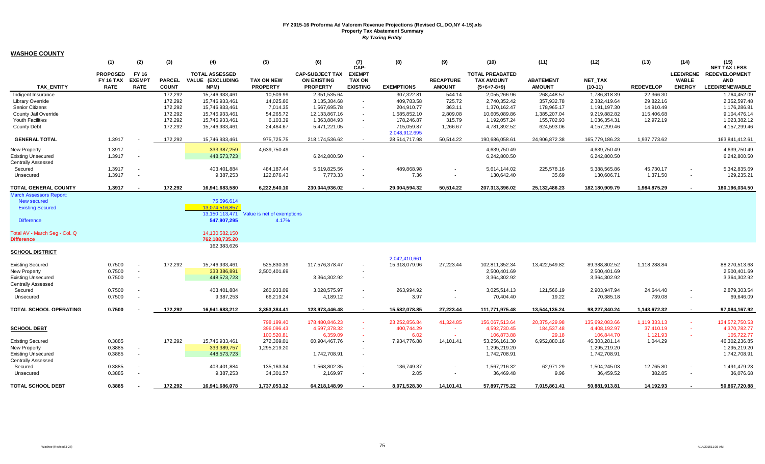# FY 2015-16 Proforma Ad Valorem Revenue Projections (Revised CL,DO,NY 4-15).xls

## Property Tax Abatement Summary

*By Taxing Entity*

## WASHOE COUNTY

| | (1) | (2) | (3) | (4) | (5) | (6) | (7) | (8) | (9) | (10) | (11) | (12) | (13) | (14) | (15) |
|---|---|---|---|---|---|---|---|---|---|---|---|---|---|---|---|
| TAX_ENTITY | PROPOSED FY 16 TAX RATE | FY 16 EXEMPT RATE | PARCEL COUNT | TOTAL ASSESSED VALUE (EXCLUDING NPM) | TAX ON NEW PROPERTY | CAP-SUBJECT TAX ON EXISTING PROPERTY | CAP-EXEMPT TAX ON EXISTING | EXEMPTIONS | RECAPTURE AMOUNT | TOTAL PREABATED TAX AMOUNT (5+6+7-8+9) | ABATEMENT AMOUNT | NET_TAX (10-11) | REDEVELOP | LEED/RENEWABLE ENERGY | NET TAX LESS REDEVELOPMENT AND LEED/RENEWABLE |
| Indigent Insurance | | | 172,292 | 15,746,933,461 | 10,509.99 | 2,351,535.64 | - | 307,322.81 | 544.14 | 2,055,266.96 | 268,448.57 | 1,786,818.39 | 22,366.30 | | 1,764,452.09 |
| Library Override | | | 172,292 | 15,746,933,461 | 14,025.60 | 3,135,384.68 | - | 409,783.58 | 725.72 | 2,740,352.42 | 357,932.78 | 2,382,419.64 | 29,822.16 | | 2,352,597.48 |
| Senior Citizens | | | 172,292 | 15,746,933,461 | 7,014.35 | 1,567,695.78 | - | 204,910.77 | 363.11 | 1,370,162.47 | 178,965.17 | 1,191,197.30 | 14,910.49 | | 1,176,286.81 |
| County Jail Override | | | 172,292 | 15,746,933,461 | 54,265.72 | 12,133,867.16 | - | 1,585,852.10 | 2,809.08 | 10,605,089.86 | 1,385,207.04 | 9,219,882.82 | 115,406.68 | | 9,104,476.14 |
| Youth Facilities | | | 172,292 | 15,746,933,461 | 6,103.39 | 1,363,884.93 | - | 178,246.87 | 315.79 | 1,192,057.24 | 155,702.93 | 1,036,354.31 | 12,972.19 | | 1,023,382.12 |
| County Debt | | | 172,292 | 15,746,933,461 | 24,464.67 | 5,471,221.05 | - | 715,059.87 | 1,266.67 | 4,781,892.52 | 624,593.06 | 4,157,299.46 | | | 4,157,299.46 |
| | | | | | | | | 2,048,912,695 | | | | | | | |
| **GENERAL TOTAL** | 1.3917 | - | 172,292 | 15,746,933,461 | 975,725.75 | 218,174,536.62 | - | 28,514,717.98 | 50,514.22 | 190,686,058.61 | 24,906,872.38 | 165,779,186.23 | 1,937,773.62 | | 163,841,412.61 |
| New Property | 1.3917 | - | | 333,387,259 | 4,639,750.49 | | - | | | 4,639,750.49 | | 4,639,750.49 | | | 4,639,750.49 |
| Existing Unsecured | 1.3917 | - | | 448,573,723 | | 6,242,800.50 | - | | | 6,242,800.50 | | 6,242,800.50 | | | 6,242,800.50 |
| Centrally Assessed | | | | | | | | | | | | | | | |
| Secured | 1.3917 | - | | 403,401,884 | 484,187.44 | 5,619,825.56 | - | 489,868.98 | - | 5,614,144.02 | 225,578.16 | 5,388,565.86 | 45,730.17 | - | 5,342,835.69 |
| Unsecured | 1.3917 | - | | 9,387,253 | 122,876.43 | 7,773.33 | - | 7.36 | - | 130,642.40 | 35.69 | 130,606.71 | 1,371.50 | - | 129,235.21 |
| **TOTAL GENERAL COUNTY** | **1.3917** | **-** | **172,292** | **16,941,683,580** | **6,222,540.10** | **230,044,936.02** | **-** | **29,004,594.32** | **50,514.22** | **207,313,396.02** | **25,132,486.23** | **182,180,909.79** | **1,984,875.29** | **-** | **180,196,034.50** |
| March Assessors Report: | | | | | | | | | | | | | | | |
| New secured | | | | 75,596,614 | | | | | | | | | | | |
| Existing Secured | | | | 13,074,516,857 | | | | | | | | | | | |
| | | | | 13,150,113,471 | Value is net of exemptions | | | | | | | | | | |
| Difference | | | | 547,907,295 | 4.17% | | | | | | | | | | |
| Total AV - March Seg - Col. Q | | | | 14,130,582,150 | | | | | | | | | | | |
| Difference | | | | 762,188,735.20 | | | | | | | | | | | |
| | | | | 162,383,626 | | | | | | | | | | | |
| **SCHOOL DISTRICT** | | | | | | | | | | | | | | | |
| | | | | | | | | 2,042,410,661 | | | | | | | |
| Existing Secured | 0.7500 | - | 172,292 | 15,746,933,461 | 525,830.39 | 117,576,378.47 | - | 15,318,079.96 | 27,223.44 | 102,811,352.34 | 13,422,549.82 | 89,388,802.52 | 1,118,288.84 | | 88,270,513.68 |
| New Property | 0.7500 | - | | 333,386,891 | 2,500,401.69 | | - | | | 2,500,401.69 | | 2,500,401.69 | | | 2,500,401.69 |
| Existing Unsecured | 0.7500 | - | | 448,573,723 | | 3,364,302.92 | - | | | 3,364,302.92 | | 3,364,302.92 | | | 3,364,302.92 |
| Centrally Assessed | | | | | | | | | | | | | | | |
| Secured | 0.7500 | - | | 403,401,884 | 260,933.09 | 3,028,575.97 | - | 263,994.92 | - | 3,025,514.13 | 121,566.19 | 2,903,947.94 | 24,644.40 | - | 2,879,303.54 |
| Unsecured | 0.7500 | - | | 9,387,253 | 66,219.24 | 4,189.12 | - | 3.97 | - | 70,404.40 | 19.22 | 70,385.18 | 739.08 | - | 69,646.09 |
| **TOTAL SCHOOL OPERATING** | **0.7500** | **-** | **172,292** | **16,941,683,212** | **3,353,384.41** | **123,973,446.48** | **-** | **15,582,078.85** | **27,223.44** | **111,771,975.48** | **13,544,135.24** | **98,227,840.24** | **1,143,672.32** | **-** | **97,084,167.92** |
| | | | | | 798,199.40 | 178,480,846.23 | - | 23,252,856.84 | 41,324.85 | 156,067,513.64 | 20,375,429.98 | 135,692,083.66 | 1,119,333.13 | - | 134,572,750.53 |
| **SCHOOL DEBT** | | | | | 396,096.43 | 4,597,378.32 | - | 400,744.29 | - | 4,592,730.45 | 184,537.48 | 4,408,192.97 | 37,410.19 | - | 4,370,782.77 |
| | | | | | 100,520.81 | 6,359.09 | - | 6.02 | - | 106,873.88 | 29.18 | 106,844.70 | 1,121.93 | - | 105,722.77 |
| Existing Secured | 0.3885 | | 172,292 | 15,746,933,461 | 272,369.01 | 60,904,467.76 | - | 7,934,776.88 | 14,101.41 | 53,256,161.30 | 6,952,880.16 | 46,303,281.14 | 1,044.29 | | 46,302,236.85 |
| New Property | 0.3885 | - | | 333,389,757 | 1,295,219.20 | | - | | | 1,295,219.20 | | 1,295,219.20 | | | 1,295,219.20 |
| Existing Unsecured | 0.3885 | - | | 448,573,723 | | 1,742,708.91 | - | | | 1,742,708.91 | | 1,742,708.91 | | | 1,742,708.91 |
| Centrally Assessed | | | | | | | | | | | | | | | |
| Secured | 0.3885 | - | | 403,401,884 | 135,163.34 | 1,568,802.35 | - | 136,749.37 | - | 1,567,216.32 | 62,971.29 | 1,504,245.03 | 12,765.80 | - | 1,491,479.23 |
| Unsecured | 0.3885 | - | | 9,387,253 | 34,301.57 | 2,169.97 | - | 2.05 | - | 36,469.48 | 9.96 | 36,459.52 | 382.85 | - | 36,076.68 |
| **TOTAL SCHOOL DEBT** | **0.3885** | **-** | **172,292** | **16,941,686,078** | **1,737,053.12** | **64,218,148.99** | **-** | **8,071,528.30** | **14,101.41** | **57,897,775.22** | **7,015,861.41** | **50,881,913.81** | **14,192.93** | **-** | **50,867,720.88** |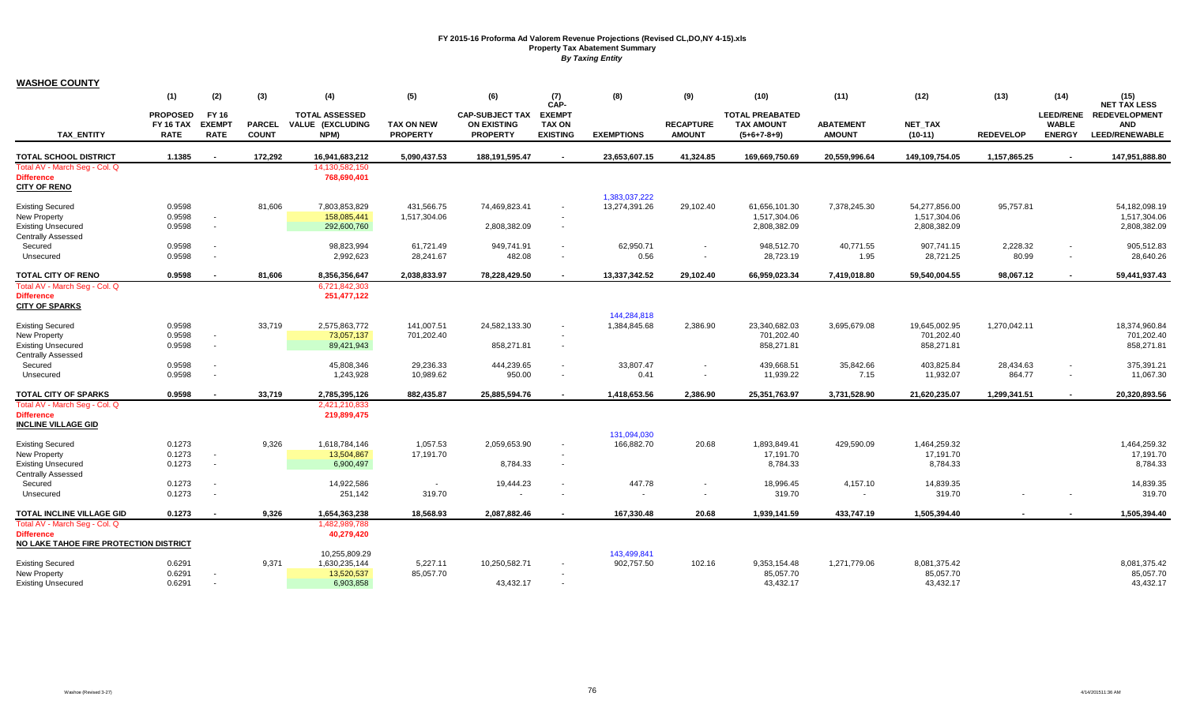**FY 2015-16 Proforma Ad Valorem Revenue Projections (Revised CL,DO,NY 4-15).xls**
**Property Tax Abatement Summary**
***By Taxing Entity***

## WASHOE COUNTY

| TAX_ENTITY | (1) PROPOSED FY 16 TAX RATE | (2) FY 16 EXEMPT RATE | (3) PARCEL COUNT | (4) TOTAL ASSESSED VALUE (EXCLUDING NPM) | (5) TAX ON NEW PROPERTY | (6) CAP-SUBJECT TAX ON EXISTING PROPERTY | (7) CAP-EXEMPT TAX ON EXISTING | (8) EXEMPTIONS | (9) RECAPTURE AMOUNT | (10) TOTAL PREABATED TAX AMOUNT (5+6+7-8+9) | (11) ABATEMENT AMOUNT | (12) NET_TAX (10-11) | (13) REDEVELOPMENT | (14) LEED/RENEWABLE ENERGY | (15) NET TAX LESS REDEVELOPMENT AND LEED/RENEWABLE |
|---|---|---|---|---|---|---|---|---|---|---|---|---|---|---|---|
| **TOTAL SCHOOL DISTRICT** | **1.1385** | **-** | **172,292** | **16,941,683,212** | **5,090,437.53** | **188,191,595.47** | **-** | **23,653,607.15** | **41,324.85** | **169,669,750.69** | **20,559,996.64** | **149,109,754.05** | **1,157,865.25** | **-** | **147,951,888.80** |
| Total AV - March Seg - Col. Q | | | | 14,130,582,150 | | | | | | | | | | | |
| Difference | | | | 768,690,401 | | | | | | | | | | | |
| **CITY OF RENO** | | | | | | | | | | | | | | | |
| | | | | | | | | 1,383,037,222 | | | | | | | |
| Existing Secured | 0.9598 | | 81,606 | 7,803,853,829 | 431,566.75 | 74,469,823.41 | - | 13,274,391.26 | 29,102.40 | 61,656,101.30 | 7,378,245.30 | 54,277,856.00 | 95,757.81 | | 54,182,098.19 |
| New Property | 0.9598 | - | | 158,085,441 | 1,517,304.06 | | - | | | 1,517,304.06 | | 1,517,304.06 | | | 1,517,304.06 |
| Existing Unsecured | 0.9598 | - | | 292,600,760 | | 2,808,382.09 | - | | | 2,808,382.09 | | 2,808,382.09 | | | 2,808,382.09 |
| Centrally Assessed | | | | | | | | | | | | | | | |
| Secured | 0.9598 | - | | 98,823,994 | 61,721.49 | 949,741.91 | - | 62,950.71 | - | 948,512.70 | 40,771.55 | 907,741.15 | 2,228.32 | - | 905,512.83 |
| Unsecured | 0.9598 | - | | 2,992,623 | 28,241.67 | 482.08 | - | 0.56 | - | 28,723.19 | 1.95 | 28,721.25 | 80.99 | - | 28,640.26 |
| **TOTAL CITY OF RENO** | **0.9598** | **-** | **81,606** | **8,356,356,647** | **2,038,833.97** | **78,228,429.50** | **-** | **13,337,342.52** | **29,102.40** | **66,959,023.34** | **7,419,018.80** | **59,540,004.55** | **98,067.12** | **-** | **59,441,937.43** |
| Total AV - March Seg - Col. Q | | | | 6,721,842,303 | | | | | | | | | | | |
| Difference | | | | 251,477,122 | | | | | | | | | | | |
| **CITY OF SPARKS** | | | | | | | | | | | | | | | |
| | | | | | | | | 144,284,818 | | | | | | | |
| Existing Secured | 0.9598 | | 33,719 | 2,575,863,772 | 141,007.51 | 24,582,133.30 | - | 1,384,845.68 | 2,386.90 | 23,340,682.03 | 3,695,679.08 | 19,645,002.95 | 1,270,042.11 | | 18,374,960.84 |
| New Property | 0.9598 | - | | 73,057,137 | 701,202.40 | | - | | | 701,202.40 | | 701,202.40 | | | 701,202.40 |
| Existing Unsecured | 0.9598 | - | | 89,421,943 | | 858,271.81 | - | | | 858,271.81 | | 858,271.81 | | | 858,271.81 |
| Centrally Assessed | | | | | | | | | | | | | | | |
| Secured | 0.9598 | - | | 45,808,346 | 29,236.33 | 444,239.65 | - | 33,807.47 | - | 439,668.51 | 35,842.66 | 403,825.84 | 28,434.63 | - | 375,391.21 |
| Unsecured | 0.9598 | - | | 1,243,928 | 10,989.62 | 950.00 | - | 0.41 | - | 11,939.22 | 7.15 | 11,932.07 | 864.77 | - | 11,067.30 |
| **TOTAL CITY OF SPARKS** | **0.9598** | **-** | **33,719** | **2,785,395,126** | **882,435.87** | **25,885,594.76** | **-** | **1,418,653.56** | **2,386.90** | **25,351,763.97** | **3,731,528.90** | **21,620,235.07** | **1,299,341.51** | **-** | **20,320,893.56** |
| Total AV - March Seg - Col. Q | | | | 2,421,210,833 | | | | | | | | | | | |
| Difference | | | | 219,899,475 | | | | | | | | | | | |
| **INCLINE VILLAGE GID** | | | | | | | | | | | | | | | |
| | | | | | | | | 131,094,030 | | | | | | | |
| Existing Secured | 0.1273 | | 9,326 | 1,618,784,146 | 1,057.53 | 2,059,653.90 | - | 166,882.70 | 20.68 | 1,893,849.41 | 429,590.09 | 1,464,259.32 | | | 1,464,259.32 |
| New Property | 0.1273 | - | | 13,504,867 | 17,191.70 | | - | | | 17,191.70 | | 17,191.70 | | | 17,191.70 |
| Existing Unsecured | 0.1273 | - | | 6,900,497 | | 8,784.33 | - | | | 8,784.33 | | 8,784.33 | | | 8,784.33 |
| Centrally Assessed | | | | | | | | | | | | | | | |
| Secured | 0.1273 | - | | 14,922,586 | - | 19,444.23 | - | 447.78 | - | 18,996.45 | 4,157.10 | 14,839.35 | | | 14,839.35 |
| Unsecured | 0.1273 | - | | 251,142 | 319.70 | - | - | - | - | 319.70 | - | 319.70 | - | - | 319.70 |
| **TOTAL INCLINE VILLAGE GID** | **0.1273** | **-** | **9,326** | **1,654,363,238** | **18,568.93** | **2,087,882.46** | **-** | **167,330.48** | **20.68** | **1,939,141.59** | **433,747.19** | **1,505,394.40** | **-** | **-** | **1,505,394.40** |
| Total AV - March Seg - Col. Q | | | | 1,482,989,788 | | | | | | | | | | | |
| Difference | | | | 40,279,420 | | | | | | | | | | | |
| **NO LAKE TAHOE FIRE PROTECTION DISTRICT** | | | | | | | | | | | | | | | |
| | | | | 10,255,809.29 | | | | 143,499,841 | | | | | | | |
| Existing Secured | 0.6291 | | 9,371 | 1,630,235,144 | 5,227.11 | 10,250,582.71 | - | 902,757.50 | 102.16 | 9,353,154.48 | 1,271,779.06 | 8,081,375.42 | | | 8,081,375.42 |
| New Property | 0.6291 | - | | 13,520,537 | 85,057.70 | | - | | | 85,057.70 | | 85,057.70 | | | 85,057.70 |
| Existing Unsecured | 0.6291 | - | | 6,903,858 | | 43,432.17 | - | | | 43,432.17 | | 43,432.17 | | | 43,432.17 |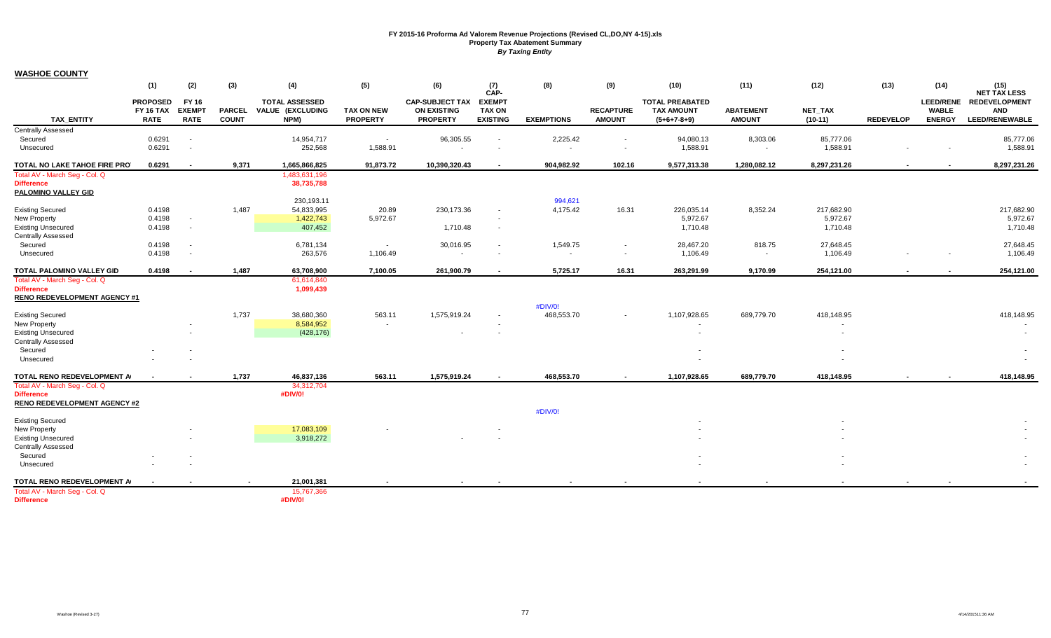**FY 2015-16 Proforma Ad Valorem Revenue Projections (Revised CL,DO,NY 4-15).xls**
**Property Tax Abatement Summary**
***By Taxing Entity***

## WASHOE COUNTY

| TAX_ENTITY | (1) PROPOSED FY 16 TAX RATE | (2) FY 16 EXEMPT RATE | (3) PARCEL COUNT | (4) TOTAL ASSESSED VALUE (EXCLUDING NPM) | (5) TAX ON NEW PROPERTY | (6) CAP-SUBJECT TAX ON EXISTING PROPERTY | (7) CAP-EXEMPT TAX ON EXISTING | (8) EXEMPTIONS | (9) RECAPTURE AMOUNT | (10) TOTAL PREABATED TAX AMOUNT (5+6+7-8+9) | (11) ABATEMENT AMOUNT | (12) NET_TAX (10-11) | (13) REDEVELOP | (14) LEED/RENE WABLE ENERGY | (15) NET TAX LESS REDEVELOPMENT AND LEED/RENEWABLE |
|---|---|---|---|---|---|---|---|---|---|---|---|---|---|---|---|
| Centrally Assessed | | | | | | | | | | | | | | | |
| Secured | 0.6291 | - | | 14,954,717 | - | 96,305.55 | - | 2,225.42 | - | 94,080.13 | 8,303.06 | 85,777.06 | | | 85,777.06 |
| Unsecured | 0.6291 | - | | 252,568 | 1,588.91 | - | - | - | - | 1,588.91 | - | 1,588.91 | - | - | 1,588.91 |
| **TOTAL NO LAKE TAHOE FIRE PRO** | **0.6291** | **-** | **9,371** | **1,665,866,825** | **91,873.72** | **10,390,320.43** | **-** | **904,982.92** | **102.16** | **9,577,313.38** | **1,280,082.12** | **8,297,231.26** | **-** | **-** | **8,297,231.26** |
| Total AV - March Seg - Col. Q | | | | 1,483,631,196 | | | | | | | | | | | |
| Difference | | | | 38,735,788 | | | | | | | | | | | |
| **PALOMINO VALLEY GID** | | | | | | | | | | | | | | | |
| | | | | 230,193.11 | | | | 994,621 | | | | | | | |
| Existing Secured | 0.4198 | | 1,487 | 54,833,995 | 20.89 | 230,173.36 | - | 4,175.42 | 16.31 | 226,035.14 | 8,352.24 | 217,682.90 | | | 217,682.90 |
| New Property | 0.4198 | - | | 1,422,743 | 5,972.67 | | - | | | 5,972.67 | | 5,972.67 | | | 5,972.67 |
| Existing Unsecured | 0.4198 | - | | 407,452 | | 1,710.48 | - | | | 1,710.48 | | 1,710.48 | | | 1,710.48 |
| Centrally Assessed | | | | | | | | | | | | | | | |
| Secured | 0.4198 | - | | 6,781,134 | - | 30,016.95 | - | 1,549.75 | - | 28,467.20 | 818.75 | 27,648.45 | | | 27,648.45 |
| Unsecured | 0.4198 | - | | 263,576 | 1,106.49 | - | - | - | - | 1,106.49 | - | 1,106.49 | - | - | 1,106.49 |
| **TOTAL PALOMINO VALLEY GID** | **0.4198** | **-** | **1,487** | **63,708,900** | **7,100.05** | **261,900.79** | **-** | **5,725.17** | **16.31** | **263,291.99** | **9,170.99** | **254,121.00** | **-** | **-** | **254,121.00** |
| Total AV - March Seg - Col. Q | | | | 61,614,840 | | | | | | | | | | | |
| Difference | | | | 1,099,439 | | | | | | | | | | | |
| **RENO REDEVELOPMENT AGENCY #1** | | | | | | | | | | | | | | | |
| | | | | | | | | #DIV/0! | | | | | | | |
| Existing Secured | | | 1,737 | 38,680,360 | 563.11 | 1,575,919.24 | - | 468,553.70 | - | 1,107,928.65 | 689,779.70 | 418,148.95 | | | 418,148.95 |
| New Property | | - | | 8,584,952 | - | | - | | | - | | - | | | - |
| Existing Unsecured | | - | | (428,176) | | - | - | | | - | | - | | | - |
| Centrally Assessed | | | | | | | | | | | | | | | |
| Secured | - | - | | | | | | | | - | | - | | | - |
| Unsecured | - | - | | | | | | | | - | | - | | | - |
| **TOTAL RENO REDEVELOPMENT A** | **-** | **-** | **1,737** | **46,837,136** | **563.11** | **1,575,919.24** | **-** | **468,553.70** | **-** | **1,107,928.65** | **689,779.70** | **418,148.95** | **-** | **-** | **418,148.95** |
| Total AV - March Seg - Col. Q | | | | 34,312,704 | | | | | | | | | | | |
| Difference | | | | #DIV/0! | | | | | | | | | | | |
| **RENO REDEVELOPMENT AGENCY #2** | | | | | | | | | | | | | | | |
| | | | | | | | | #DIV/0! | | | | | | | |
| Existing Secured | | | | | | | | | | - | | - | | | - |
| New Property | | - | | 17,083,109 | - | | - | | | - | | - | | | - |
| Existing Unsecured | | - | | 3,918,272 | | - | - | | | - | | - | | | - |
| Centrally Assessed | | | | | | | | | | | | | | | |
| Secured | - | - | | | | | | | | - | | - | | | - |
| Unsecured | - | - | | | | | | | | - | | - | | | - |
| **TOTAL RENO REDEVELOPMENT A** | **-** | **-** | **-** | **21,001,381** | **-** | **-** | **-** | **-** | **-** | **-** | **-** | **-** | **-** | **-** | **-** |
| Total AV - March Seg - Col. Q | | | | 15,767,366 | | | | | | | | | | | |
| Difference | | | | #DIV/0! | | | | | | | | | | | |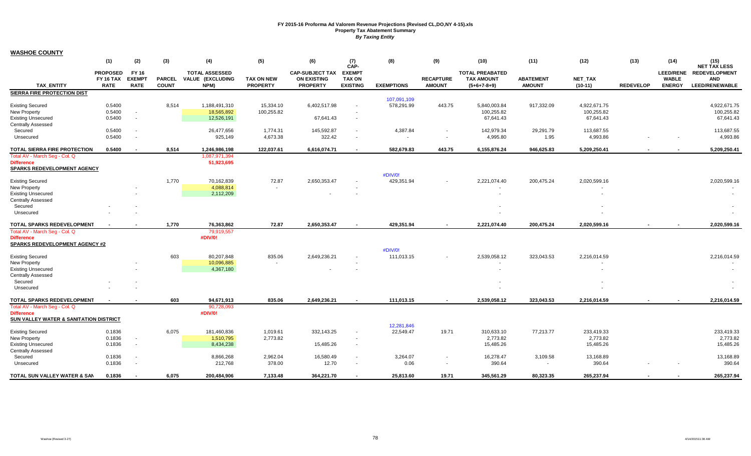# FY 2015-16 Proforma Ad Valorem Revenue Projections (Revised CL,DO,NY 4-15).xls
## Property Tax Abatement Summary
### *By Taxing Entity*

**WASHOE COUNTY**

| TAX_ENTITY | (1) PROPOSED FY 16 TAX RATE | (2) FY 16 EXEMPT RATE | (3) PARCEL COUNT | (4) TOTAL ASSESSED VALUE (EXCLUDING NPM) | (5) TAX ON NEW PROPERTY | (6) CAP-SUBJECT TAX ON EXISTING PROPERTY | (7) CAP-EXEMPT TAX ON EXISTING | (8) EXEMPTIONS | (9) RECAPTURE AMOUNT | (10) TOTAL PREABATED TAX AMOUNT (5+6+7-8+9) | (11) ABATEMENT AMOUNT | (12) NET_TAX (10-11) | (13) REDEVELOP | (14) LEED/RENEWABLE ENERGY | (15) NET TAX LESS REDEVELOPMENT AND LEED/RENEWABLE |
|---|---|---|---|---|---|---|---|---|---|---|---|---|---|---|---|
| **SIERRA FIRE PROTECTION DIST** | | | | | | | | 107,091,109 | | | | | | | |
| Existing Secured | 0.5400 | | 8,514 | 1,188,491,310 | 15,334.10 | 6,402,517.98 | - | 578,291.99 | 443.75 | 5,840,003.84 | 917,332.09 | 4,922,671.75 | | | 4,922,671.75 |
| New Property | 0.5400 | - | | 18,565,892 | 100,255.82 | | - | | | 100,255.82 | | 100,255.82 | | | 100,255.82 |
| Existing Unsecured | 0.5400 | - | | 12,526,191 | | 67,641.43 | - | | | 67,641.43 | | 67,641.43 | | | 67,641.43 |
| Centrally Assessed | | | | | | | | | | | | | | | |
| Secured | 0.5400 | - | | 26,477,656 | 1,774.31 | 145,592.87 | - | 4,387.84 | - | 142,979.34 | 29,291.79 | 113,687.55 | | | 113,687.55 |
| Unsecured | 0.5400 | - | | 925,149 | 4,673.38 | 322.42 | - | - | - | 4,995.80 | 1.95 | 4,993.86 | - | - | 4,993.86 |
| **TOTAL SIERRA FIRE PROTECTION** | **0.5400** | **-** | **8,514** | **1,246,986,198** | **122,037.61** | **6,616,074.71** | **-** | **582,679.83** | **443.75** | **6,155,876.24** | **946,625.83** | **5,209,250.41** | **-** | **-** | **5,209,250.41** |
| Total AV - March Seg - Col. Q | | | | 1,087,971,394 | | | | | | | | | | | |
| **Difference** | | | | **51,923,695** | | | | | | | | | | | |
| **SPARKS REDEVELOPMENT AGENCY** | | | | | | | | #DIV/0! | | | | | | | |
| Existing Secured | | | 1,770 | 70,162,839 | 72.87 | 2,650,353.47 | - | 429,351.94 | - | 2,221,074.40 | 200,475.24 | 2,020,599.16 | | | 2,020,599.16 |
| New Property | | - | | 4,088,814 | - | | - | | | - | | - | | | - |
| Existing Unsecured | | - | | 2,112,209 | | - | - | | | - | | - | | | - |
| Centrally Assessed | | | | | | | | | | | | | | | |
| Secured | - | - | | | | | | | | - | | - | | | - |
| Unsecured | - | - | | | | | | | | - | | - | | | - |
| **TOTAL SPARKS REDEVELOPMENT** | **-** | **-** | **1,770** | **76,363,862** | **72.87** | **2,650,353.47** | **-** | **429,351.94** | **-** | **2,221,074.40** | **200,475.24** | **2,020,599.16** | **-** | **-** | **2,020,599.16** |
| Total AV - March Seg - Col. Q | | | | 79,919,557 | | | | | | | | | | | |
| **Difference** | | | | **#DIV/0!** | | | | | | | | | | | |
| **SPARKS REDEVELOPMENT AGENCY #2** | | | | | | | | #DIV/0! | | | | | | | |
| Existing Secured | | | 603 | 80,207,848 | 835.06 | 2,649,236.21 | - | 111,013.15 | - | 2,539,058.12 | 323,043.53 | 2,216,014.59 | | | 2,216,014.59 |
| New Property | | - | | 10,096,885 | - | | - | | | - | | - | | | - |
| Existing Unsecured | | - | | 4,367,180 | | - | - | | | - | | - | | | - |
| Centrally Assessed | | | | | | | | | | | | | | | |
| Secured | - | - | | | | | | | | - | | - | | | - |
| Unsecured | - | - | | | | | | | | - | | - | | | - |
| **TOTAL SPARKS REDEVELOPMENT** | **-** | **-** | **603** | **94,671,913** | **835.06** | **2,649,236.21** | **-** | **111,013.15** | **-** | **2,539,058.12** | **323,043.53** | **2,216,014.59** | **-** | **-** | **2,216,014.59** |
| Total AV - March Seg - Col. Q | | | | 90,728,093 | | | | | | | | | | | |
| **Difference** | | | | **#DIV/0!** | | | | | | | | | | | |
| **SUN VALLEY WATER & SANITATION DISTRICT** | | | | | | | | 12,281,846 | | | | | | | |
| Existing Secured | 0.1836 | | 6,075 | 181,460,836 | 1,019.61 | 332,143.25 | - | 22,549.47 | 19.71 | 310,633.10 | 77,213.77 | 233,419.33 | | | 233,419.33 |
| New Property | 0.1836 | - | | 1,510,795 | 2,773.82 | | - | | | 2,773.82 | | 2,773.82 | | | 2,773.82 |
| Existing Unsecured | 0.1836 | - | | 8,434,238 | | 15,485.26 | - | | | 15,485.26 | | 15,485.26 | | | 15,485.26 |
| Centrally Assessed | | | | | | | | | | | | | | | |
| Secured | 0.1836 | - | | 8,866,268 | 2,962.04 | 16,580.49 | - | 3,264.07 | - | 16,278.47 | 3,109.58 | 13,168.89 | | | 13,168.89 |
| Unsecured | 0.1836 | - | | 212,768 | 378.00 | 12.70 | - | 0.06 | - | 390.64 | - | 390.64 | - | - | 390.64 |
| **TOTAL SUN VALLEY WATER & SAN** | **0.1836** | **-** | **6,075** | **200,484,906** | **7,133.48** | **364,221.70** | **-** | **25,813.60** | **19.71** | **345,561.29** | **80,323.35** | **265,237.94** | **-** | **-** | **265,237.94** |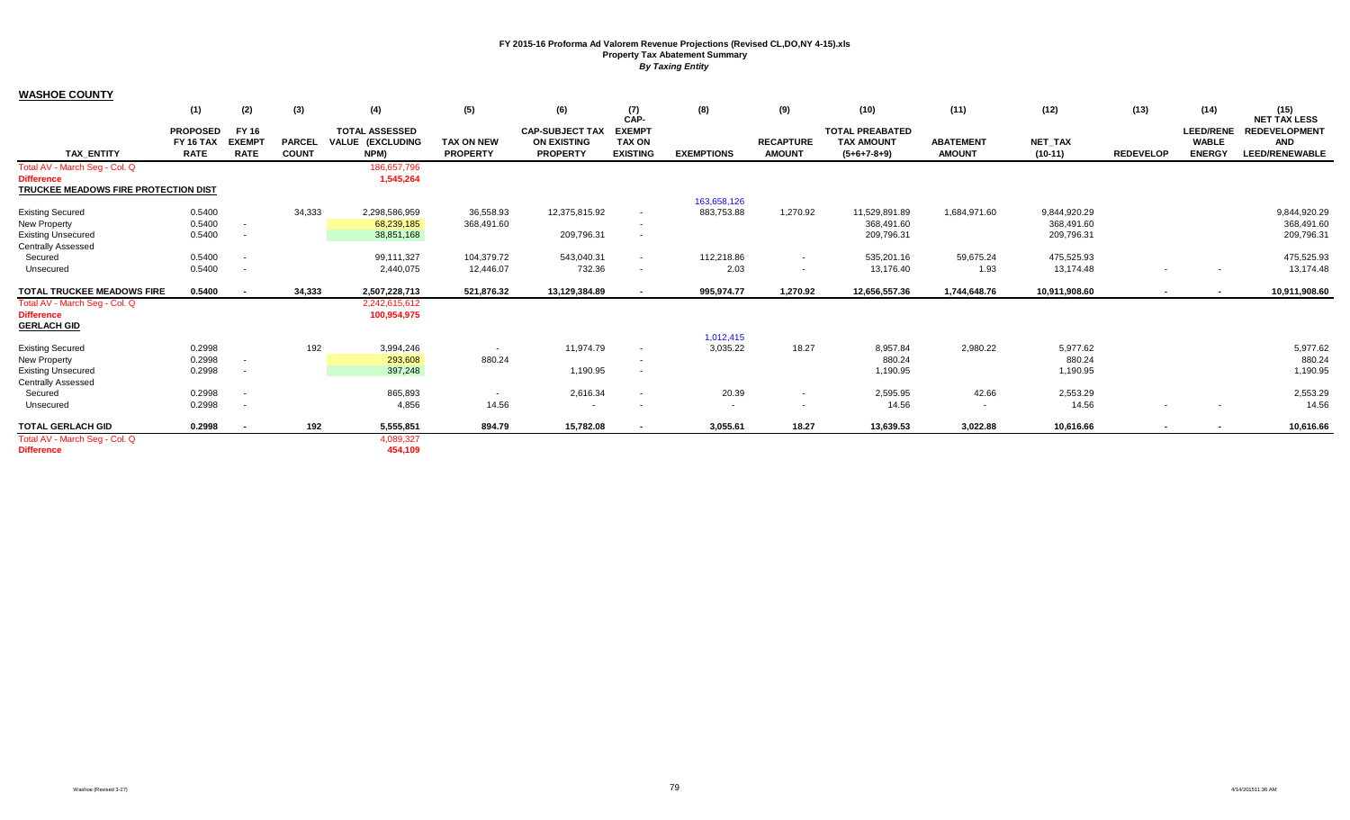**FY 2015-16 Proforma Ad Valorem Revenue Projections (Revised CL,DO,NY 4-15).xls**
**Property Tax Abatement Summary**
***By Taxing Entity***

## WASHOE COUNTY

| TAX_ENTITY | (1) PROPOSED FY 16 TAX RATE | (2) FY 16 EXEMPT RATE | (3) PARCEL COUNT | (4) TOTAL ASSESSED VALUE (EXCLUDING NPM) | (5) TAX ON NEW PROPERTY | (6) CAP-SUBJECT TAX ON EXISTING PROPERTY | (7) CAP-EXEMPT TAX ON EXISTING | (8) EXEMPTIONS | (9) RECAPTURE AMOUNT | (10) TOTAL PREABATED TAX AMOUNT (5+6+7-8+9) | (11) ABATEMENT AMOUNT | (12) NET_TAX (10-11) | (13) REDEVELOP | (14) LEED/RENEWABLE ENERGY | (15) NET TAX LESS REDEVELOPMENT AND LEED/RENEWABLE |
|---|---|---|---|---|---|---|---|---|---|---|---|---|---|---|---|
| Total AV - March Seg - Col. Q | | | | 186,657,796 | | | | | | | | | | | |
| **Difference** | | | | **1,545,264** | | | | | | | | | | | |
| **TRUCKEE MEADOWS FIRE PROTECTION DIST** | | | | | | | | | | | | | | | |
| | | | | | | | | 163,658,126 | | | | | | | |
| Existing Secured | 0.5400 | | 34,333 | 2,298,586,959 | 36,558.93 | 12,375,815.92 | - | 883,753.88 | 1,270.92 | 11,529,891.89 | 1,684,971.60 | 9,844,920.29 | | | 9,844,920.29 |
| New Property | 0.5400 | - | | 68,239,185 | 368,491.60 | | - | | | 368,491.60 | | 368,491.60 | | | 368,491.60 |
| Existing Unsecured | 0.5400 | - | | 38,851,168 | | 209,796.31 | - | | | 209,796.31 | | 209,796.31 | | | 209,796.31 |
| Centrally Assessed | | | | | | | | | | | | | | | |
| Secured | 0.5400 | - | | 99,111,327 | 104,379.72 | 543,040.31 | - | 112,218.86 | - | 535,201.16 | 59,675.24 | 475,525.93 | | | 475,525.93 |
| Unsecured | 0.5400 | - | | 2,440,075 | 12,446.07 | 732.36 | - | 2.03 | - | 13,176.40 | 1.93 | 13,174.48 | - | - | 13,174.48 |
| **TOTAL TRUCKEE MEADOWS FIRE** | **0.5400** | **-** | **34,333** | **2,507,228,713** | **521,876.32** | **13,129,384.89** | **-** | **995,974.77** | **1,270.92** | **12,656,557.36** | **1,744,648.76** | **10,911,908.60** | **-** | **-** | **10,911,908.60** |
| Total AV - March Seg - Col. Q | | | | 2,242,615,612 | | | | | | | | | | | |
| **Difference** | | | | **100,954,975** | | | | | | | | | | | |
| **GERLACH GID** | | | | | | | | | | | | | | | |
| | | | | | | | | 1,012,415 | | | | | | | |
| Existing Secured | 0.2998 | | 192 | 3,994,246 | - | 11,974.79 | - | 3,035.22 | 18.27 | 8,957.84 | 2,980.22 | 5,977.62 | | | 5,977.62 |
| New Property | 0.2998 | - | | 293,608 | 880.24 | | - | | | 880.24 | | 880.24 | | | 880.24 |
| Existing Unsecured | 0.2998 | - | | 397,248 | | 1,190.95 | - | | | 1,190.95 | | 1,190.95 | | | 1,190.95 |
| Centrally Assessed | | | | | | | | | | | | | | | |
| Secured | 0.2998 | - | | 865,893 | - | 2,616.34 | - | 20.39 | - | 2,595.95 | 42.66 | 2,553.29 | | | 2,553.29 |
| Unsecured | 0.2998 | - | | 4,856 | 14.56 | - | - | - | - | 14.56 | - | 14.56 | - | - | 14.56 |
| **TOTAL GERLACH GID** | **0.2998** | **-** | **192** | **5,555,851** | **894.79** | **15,782.08** | **-** | **3,055.61** | **18.27** | **13,639.53** | **3,022.88** | **10,616.66** | **-** | **-** | **10,616.66** |
| Total AV - March Seg - Col. Q | | | | 4,089,327 | | | | | | | | | | | |
| **Difference** | | | | **454,109** | | | | | | | | | | | |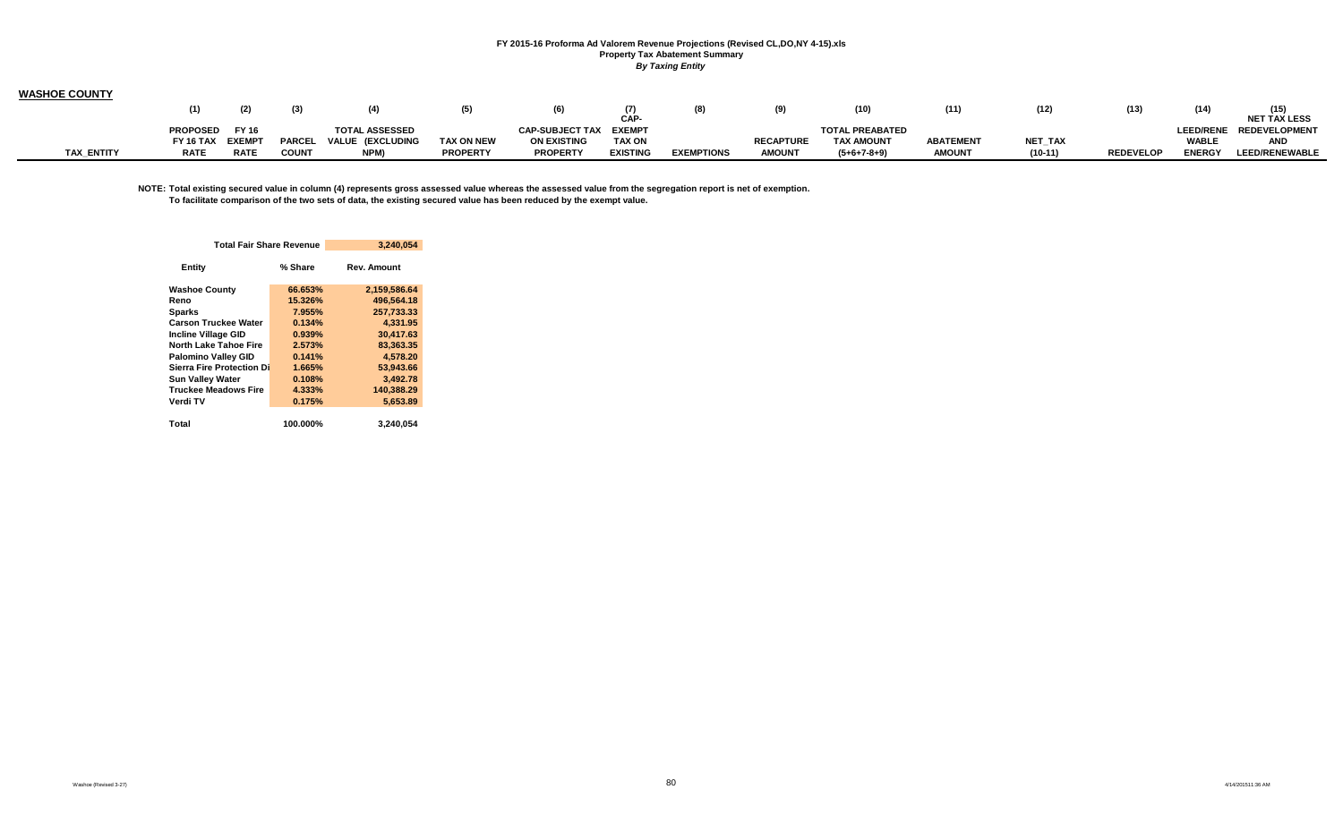**FY 2015-16 Proforma Ad Valorem Revenue Projections (Revised CL,DO,NY 4-15).xls**
**Property Tax Abatement Summary**
***By Taxing Entity***

## WASHOE COUNTY

| TAX_ENTITY | (1) PROPOSED FY 16 TAX RATE | (2) FY 16 EXEMPT RATE | (3) PARCEL COUNT | (4) TOTAL ASSESSED VALUE (EXCLUDING NPM) | (5) TAX ON NEW PROPERTY | (6) CAP-SUBJECT TAX ON EXISTING PROPERTY | (7) CAP-EXEMPT TAX ON EXISTING | (8) EXEMPTIONS | (9) RECAPTURE AMOUNT | (10) TOTAL PREABATED TAX AMOUNT (5+6+7-8+9) | (11) ABATEMENT AMOUNT | (12) NET_TAX (10-11) | (13) REDEVELOP | (14) LEED/RENEWABLE ENERGY | (15) NET TAX LESS REDEVELOPMENT AND LEED/RENEWABLE |
|---|---|---|---|---|---|---|---|---|---|---|---|---|---|---|---|

**NOTE: Total existing secured value in column (4) represents gross assessed value whereas the assessed value from the segregation report is net of exemption.**
**To facilitate comparison of the two sets of data, the existing secured value has been reduced by the exempt value.**

| Total Fair Share Revenue | | 3,240,054 |
|---|---|---|
| **Entity** | **% Share** | **Rev. Amount** |
| Washoe County | 66.653% | 2,159,586.64 |
| Reno | 15.326% | 496,564.18 |
| Sparks | 7.955% | 257,733.33 |
| Carson Truckee Water | 0.134% | 4,331.95 |
| Incline Village GID | 0.939% | 30,417.63 |
| North Lake Tahoe Fire | 2.573% | 83,363.35 |
| Palomino Valley GID | 0.141% | 4,578.20 |
| Sierra Fire Protection Di | 1.665% | 53,943.66 |
| Sun Valley Water | 0.108% | 3,492.78 |
| Truckee Meadows Fire | 4.333% | 140,388.29 |
| Verdi TV | 0.175% | 5,653.89 |
| **Total** | **100.000%** | **3,240,054** |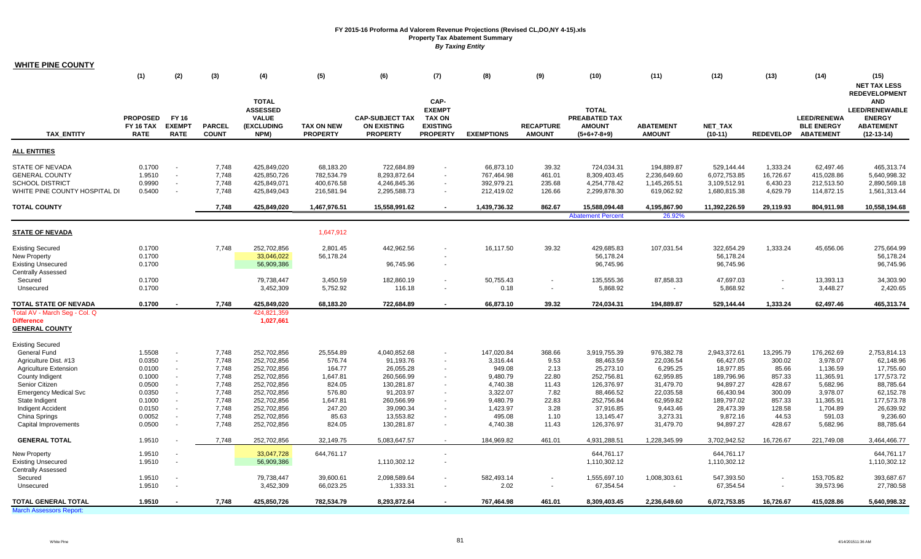# FY 2015-16 Proforma Ad Valorem Revenue Projections (Revised CL,DO,NY 4-15).xls

## Property Tax Abatement Summary

*By Taxing Entity*

**WHITE PINE COUNTY**

| TAX_ENTITY | (1) PROPOSED FY 16 TAX RATE | (2) FY 16 EXEMPT RATE | (3) PARCEL COUNT | (4) TOTAL ASSESSED VALUE (EXCLUDING NPM) | (5) TAX ON NEW PROPERTY | (6) CAP-SUBJECT TAX ON EXISTING PROPERTY | (7) CAP-EXEMPT TAX ON EXISTING PROPERTY | (8) EXEMPTIONS | (9) RECAPTURE AMOUNT | (10) TOTAL PREABATED TAX AMOUNT (5+6+7-8+9) | (11) ABATEMENT AMOUNT | (12) NET_TAX (10-11) | (13) REDEVELOP | (14) LEED/RENEWABLE ENERGY ABATEMENT | (15) NET TAX LESS REDEVELOPMENT AND LEED/RENEWABLE ENERGY ABATEMENT (12-13-14) |
|---|---|---|---|---|---|---|---|---|---|---|---|---|---|---|---|
| **ALL ENTITIES** | | | | | | | | | | | | | | | |
| STATE OF NEVADA | 0.1700 | - | 7,748 | 425,849,020 | 68,183.20 | 722,684.89 | - | 66,873.10 | 39.32 | 724,034.31 | 194,889.87 | 529,144.44 | 1,333.24 | 62,497.46 | 465,313.74 |
| GENERAL COUNTY | 1.9510 | - | 7,748 | 425,850,726 | 782,534.79 | 8,293,872.64 | - | 767,464.98 | 461.01 | 8,309,403.45 | 2,236,649.60 | 6,072,753.85 | 16,726.67 | 415,028.86 | 5,640,998.32 |
| SCHOOL DISTRICT | 0.9990 | - | 7,748 | 425,849,071 | 400,676.58 | 4,246,845.36 | - | 392,979.21 | 235.68 | 4,254,778.42 | 1,145,265.51 | 3,109,512.91 | 6,430.23 | 212,513.50 | 2,890,569.18 |
| WHITE PINE COUNTY HOSPITAL DI | 0.5400 | - | 7,748 | 425,849,043 | 216,581.94 | 2,295,588.73 | - | 212,419.02 | 126.66 | 2,299,878.30 | 619,062.92 | 1,680,815.38 | 4,629.79 | 114,872.15 | 1,561,313.44 |
| **TOTAL COUNTY** | | | 7,748 | 425,849,020 | 1,467,976.51 | 15,558,991.62 | - | 1,439,736.32 | 862.67 | 15,588,094.48 | 4,195,867.90 | 11,392,226.59 | 29,119.93 | 804,911.98 | 10,558,194.68 |
| | | | | | | | | | | Abatement Percent | 26.92% | | | | |
| **STATE OF NEVADA** | | | | | 1,647,912 | | | | | | | | | | |
| Existing Secured | 0.1700 | | 7,748 | 252,702,856 | 2,801.45 | 442,962.56 | - | 16,117.50 | 39.32 | 429,685.83 | 107,031.54 | 322,654.29 | 1,333.24 | 45,656.06 | 275,664.99 |
| New Property | 0.1700 | | | 33,046,022 | 56,178.24 | | - | | | 56,178.24 | | 56,178.24 | | | 56,178.24 |
| Existing Unsecured | 0.1700 | | | 56,909,386 | | 96,745.96 | - | | | 96,745.96 | | 96,745.96 | | | 96,745.96 |
| Centrally Assessed | | | | | | | | | | | | | | | |
| Secured | 0.1700 | | | 79,738,447 | 3,450.59 | 182,860.19 | - | 50,755.43 | - | 135,555.36 | 87,858.33 | 47,697.03 | - | 13,393.13 | 34,303.90 |
| Unsecured | 0.1700 | | | 3,452,309 | 5,752.92 | 116.18 | - | 0.18 | - | 5,868.92 | - | 5,868.92 | - | 3,448.27 | 2,420.65 |
| **TOTAL STATE OF NEVADA** | 0.1700 | - | 7,748 | 425,849,020 | 68,183.20 | 722,684.89 | - | 66,873.10 | 39.32 | 724,034.31 | 194,889.87 | 529,144.44 | 1,333.24 | 62,497.46 | 465,313.74 |
| Total AV - March Seg - Col. Q | | | | 424,821,359 | | | | | | | | | | | |
| **Difference** | | | | 1,027,661 | | | | | | | | | | | |
| **GENERAL COUNTY** | | | | | | | | | | | | | | | |
| Existing Secured | | | | | | | | | | | | | | | |
| General Fund | 1.5508 | - | 7,748 | 252,702,856 | 25,554.89 | 4,040,852.68 | - | 147,020.84 | 368.66 | 3,919,755.39 | 976,382.78 | 2,943,372.61 | 13,295.79 | 176,262.69 | 2,753,814.13 |
| Agriculture Dist. #13 | 0.0350 | - | 7,748 | 252,702,856 | 576.74 | 91,193.76 | - | 3,316.44 | 9.53 | 88,463.59 | 22,036.54 | 66,427.05 | 300.02 | 3,978.07 | 62,148.96 |
| Agriculture Extension | 0.0100 | - | 7,748 | 252,702,856 | 164.77 | 26,055.28 | - | 949.08 | 2.13 | 25,273.10 | 6,295.25 | 18,977.85 | 85.66 | 1,136.59 | 17,755.60 |
| County Indigent | 0.1000 | - | 7,748 | 252,702,856 | 1,647.81 | 260,566.99 | - | 9,480.79 | 22.80 | 252,756.81 | 62,959.85 | 189,796.96 | 857.33 | 11,365.91 | 177,573.72 |
| Senior Citizen | 0.0500 | - | 7,748 | 252,702,856 | 824.05 | 130,281.87 | - | 4,740.38 | 11.43 | 126,376.97 | 31,479.70 | 94,897.27 | 428.67 | 5,682.96 | 88,785.64 |
| Emergency Medical Svc | 0.0350 | - | 7,748 | 252,702,856 | 576.80 | 91,203.97 | - | 3,322.07 | 7.82 | 88,466.52 | 22,035.58 | 66,430.94 | 300.09 | 3,978.07 | 62,152.78 |
| State Indigent | 0.1000 | - | 7,748 | 252,702,856 | 1,647.81 | 260,566.99 | - | 9,480.79 | 22.83 | 252,756.84 | 62,959.82 | 189,797.02 | 857.33 | 11,365.91 | 177,573.78 |
| Indigent Accident | 0.0150 | - | 7,748 | 252,702,856 | 247.20 | 39,090.34 | - | 1,423.97 | 3.28 | 37,916.85 | 9,443.46 | 28,473.39 | 128.58 | 1,704.89 | 26,639.92 |
| China Springs | 0.0052 | - | 7,748 | 252,702,856 | 85.63 | 13,553.82 | - | 495.08 | 1.10 | 13,145.47 | 3,273.31 | 9,872.16 | 44.53 | 591.03 | 9,236.60 |
| Capital Improvements | 0.0500 | - | 7,748 | 252,702,856 | 824.05 | 130,281.87 | - | 4,740.38 | 11.43 | 126,376.97 | 31,479.70 | 94,897.27 | 428.67 | 5,682.96 | 88,785.64 |
| **GENERAL TOTAL** | 1.9510 | - | 7,748 | 252,702,856 | 32,149.75 | 5,083,647.57 | - | 184,969.82 | 461.01 | 4,931,288.51 | 1,228,345.99 | 3,702,942.52 | 16,726.67 | 221,749.08 | 3,464,466.77 |
| New Property | 1.9510 | - | | 33,047,728 | 644,761.17 | | - | | | 644,761.17 | | 644,761.17 | | | 644,761.17 |
| Existing Unsecured | 1.9510 | - | | 56,909,386 | | 1,110,302.12 | - | | | 1,110,302.12 | | 1,110,302.12 | | | 1,110,302.12 |
| Centrally Assessed | | | | | | | | | | | | | | | |
| Secured | 1.9510 | - | | 79,738,447 | 39,600.61 | 2,098,589.64 | - | 582,493.14 | - | 1,555,697.10 | 1,008,303.61 | 547,393.50 | - | 153,705.82 | 393,687.67 |
| Unsecured | 1.9510 | - | | 3,452,309 | 66,023.25 | 1,333.31 | - | 2.02 | - | 67,354.54 | - | 67,354.54 | - | 39,573.96 | 27,780.58 |
| **TOTAL GENERAL TOTAL** | 1.9510 | - | 7,748 | 425,850,726 | 782,534.79 | 8,293,872.64 | - | 767,464.98 | 461.01 | 8,309,403.45 | 2,236,649.60 | 6,072,753.85 | 16,726.67 | 415,028.86 | 5,640,998.32 |

March Assessors Report: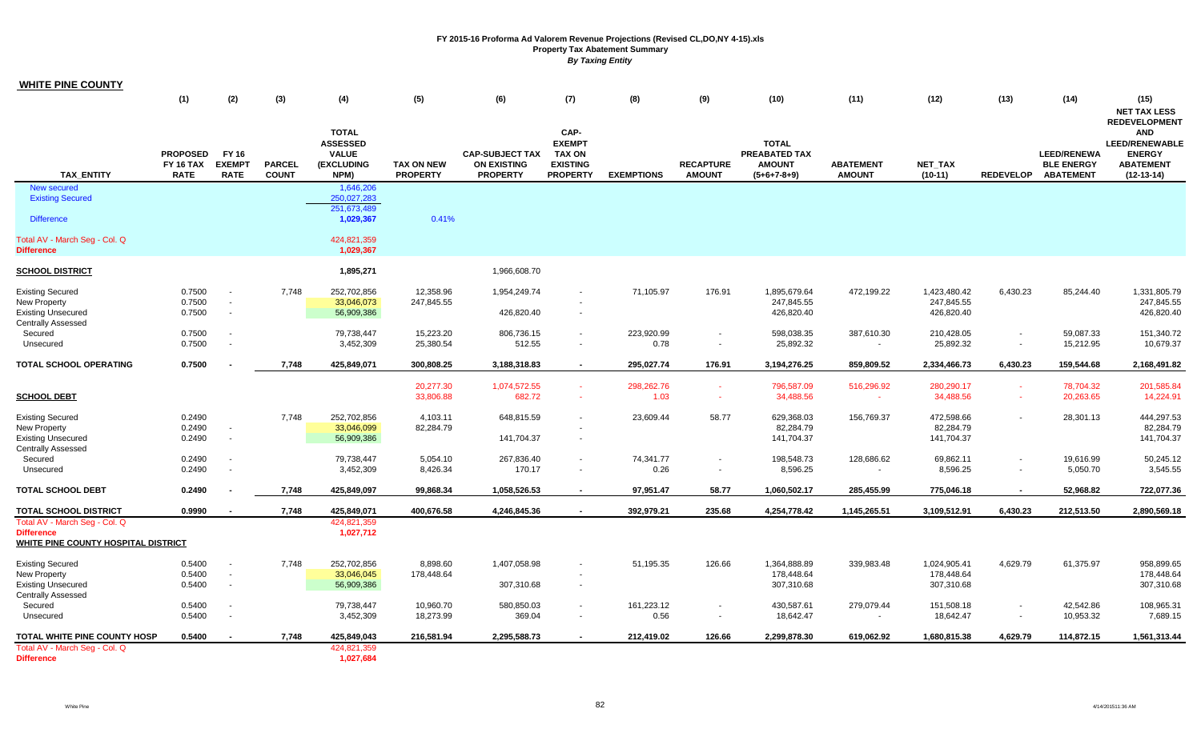**FY 2015-16 Proforma Ad Valorem Revenue Projections (Revised CL,DO,NY 4-15).xls**
**Property Tax Abatement Summary**
***By Taxing Entity***

## WHITE PINE COUNTY

| TAX_ENTITY | (1) PROPOSED FY 16 TAX RATE | (2) FY 16 EXEMPT RATE | (3) PARCEL COUNT | (4) TOTAL ASSESSED VALUE (EXCLUDING NPM) | (5) TAX ON NEW PROPERTY | (6) CAP-SUBJECT TAX ON EXISTING PROPERTY | (7) CAP-EXEMPT TAX ON EXISTING PROPERTY | (8) EXEMPTIONS | (9) RECAPTURE AMOUNT | (10) TOTAL PREABATED TAX AMOUNT (5+6+7-8+9) | (11) ABATEMENT AMOUNT | (12) NET_TAX (10-11) | (13) REDEVELOP | (14) LEED/RENEWABLE ENERGY ABATEMENT | (15) NET TAX LESS REDEVELOPMENT AND LEED/RENEWABLE ENERGY ABATEMENT (12-13-14) |
|---|---|---|---|---|---|---|---|---|---|---|---|---|---|---|---|
| New secured | | | | 1,646,206 | | | | | | | | | | | |
| Existing Secured | | | | 250,027,283 | | | | | | | | | | | |
| | | | | 251,673,489 | | | | | | | | | | | |
| Difference | | | | 1,029,367 | 0.41% | | | | | | | | | | |
| Total AV - March Seg - Col. Q | | | | 424,821,359 | | | | | | | | | | | |
| **Difference** | | | | 1,029,367 | | | | | | | | | | | |
| **SCHOOL DISTRICT** | | | | **1,895,271** | | 1,966,608.70 | | | | | | | | | |
| Existing Secured | 0.7500 | - | 7,748 | 252,702,856 | 12,358.96 | 1,954,249.74 | - | 71,105.97 | 176.91 | 1,895,679.64 | 472,199.22 | 1,423,480.42 | 6,430.23 | 85,244.40 | 1,331,805.79 |
| New Property | 0.7500 | - | | 33,046,073 | 247,845.55 | | - | | | 247,845.55 | | 247,845.55 | | | 247,845.55 |
| Existing Unsecured | 0.7500 | - | | 56,909,386 | | 426,820.40 | - | | | 426,820.40 | | 426,820.40 | | | 426,820.40 |
| Centrally Assessed | | | | | | | | | | | | | | | |
| Secured | 0.7500 | - | | 79,738,447 | 15,223.20 | 806,736.15 | - | 223,920.99 | - | 598,038.35 | 387,610.30 | 210,428.05 | - | 59,087.33 | 151,340.72 |
| Unsecured | 0.7500 | - | | 3,452,309 | 25,380.54 | 512.55 | - | 0.78 | - | 25,892.32 | - | 25,892.32 | - | 15,212.95 | 10,679.37 |
| **TOTAL SCHOOL OPERATING** | **0.7500** | **-** | **7,748** | **425,849,071** | **300,808.25** | **3,188,318.83** | **-** | **295,027.74** | **176.91** | **3,194,276.25** | **859,809.52** | **2,334,466.73** | **6,430.23** | **159,544.68** | **2,168,491.82** |
| | | | | | 20,277.30 | 1,074,572.55 | - | 298,262.76 | - | 796,587.09 | 516,296.92 | 280,290.17 | - | 78,704.32 | 201,585.84 |
| **SCHOOL DEBT** | | | | | 33,806.88 | 682.72 | - | 1.03 | - | 34,488.56 | - | 34,488.56 | - | 20,263.65 | 14,224.91 |
| Existing Secured | 0.2490 | | 7,748 | 252,702,856 | 4,103.11 | 648,815.59 | - | 23,609.44 | 58.77 | 629,368.03 | 156,769.37 | 472,598.66 | - | 28,301.13 | 444,297.53 |
| New Property | 0.2490 | - | | 33,046,099 | 82,284.79 | | - | | | 82,284.79 | | 82,284.79 | | | 82,284.79 |
| Existing Unsecured | 0.2490 | - | | 56,909,386 | | 141,704.37 | - | | | 141,704.37 | | 141,704.37 | | | 141,704.37 |
| Centrally Assessed | | | | | | | | | | | | | | | |
| Secured | 0.2490 | - | | 79,738,447 | 5,054.10 | 267,836.40 | - | 74,341.77 | - | 198,548.73 | 128,686.62 | 69,862.11 | - | 19,616.99 | 50,245.12 |
| Unsecured | 0.2490 | - | | 3,452,309 | 8,426.34 | 170.17 | - | 0.26 | - | 8,596.25 | - | 8,596.25 | - | 5,050.70 | 3,545.55 |
| **TOTAL SCHOOL DEBT** | **0.2490** | **-** | **7,748** | **425,849,097** | **99,868.34** | **1,058,526.53** | **-** | **97,951.47** | **58.77** | **1,060,502.17** | **285,455.99** | **775,046.18** | **-** | **52,968.82** | **722,077.36** |
| **TOTAL SCHOOL DISTRICT** | **0.9990** | **-** | **7,748** | **425,849,071** | **400,676.58** | **4,246,845.36** | **-** | **392,979.21** | **235.68** | **4,254,778.42** | **1,145,265.51** | **3,109,512.91** | **6,430.23** | **212,513.50** | **2,890,569.18** |
| Total AV - March Seg - Col. Q | | | | 424,821,359 | | | | | | | | | | | |
| **Difference** | | | | 1,027,712 | | | | | | | | | | | |
| **WHITE PINE COUNTY HOSPITAL DISTRICT** | | | | | | | | | | | | | | | |
| Existing Secured | 0.5400 | - | 7,748 | 252,702,856 | 8,898.60 | 1,407,058.98 | - | 51,195.35 | 126.66 | 1,364,888.89 | 339,983.48 | 1,024,905.41 | 4,629.79 | 61,375.97 | 958,899.65 |
| New Property | 0.5400 | - | | 33,046,045 | 178,448.64 | | - | | | 178,448.64 | | 178,448.64 | | | 178,448.64 |
| Existing Unsecured | 0.5400 | - | | 56,909,386 | | 307,310.68 | - | | | 307,310.68 | | 307,310.68 | | | 307,310.68 |
| Centrally Assessed | | | | | | | | | | | | | | | |
| Secured | 0.5400 | - | | 79,738,447 | 10,960.70 | 580,850.03 | - | 161,223.12 | - | 430,587.61 | 279,079.44 | 151,508.18 | - | 42,542.86 | 108,965.31 |
| Unsecured | 0.5400 | - | | 3,452,309 | 18,273.99 | 369.04 | - | 0.56 | - | 18,642.47 | - | 18,642.47 | - | 10,953.32 | 7,689.15 |
| **TOTAL WHITE PINE COUNTY HOSP** | **0.5400** | **-** | **7,748** | **425,849,043** | **216,581.94** | **2,295,588.73** | **-** | **212,419.02** | **126.66** | **2,299,878.30** | **619,062.92** | **1,680,815.38** | **4,629.79** | **114,872.15** | **1,561,313.44** |
| Total AV - March Seg - Col. Q | | | | 424,821,359 | | | | | | | | | | | |
| **Difference** | | | | 1,027,684 | | | | | | | | | | | |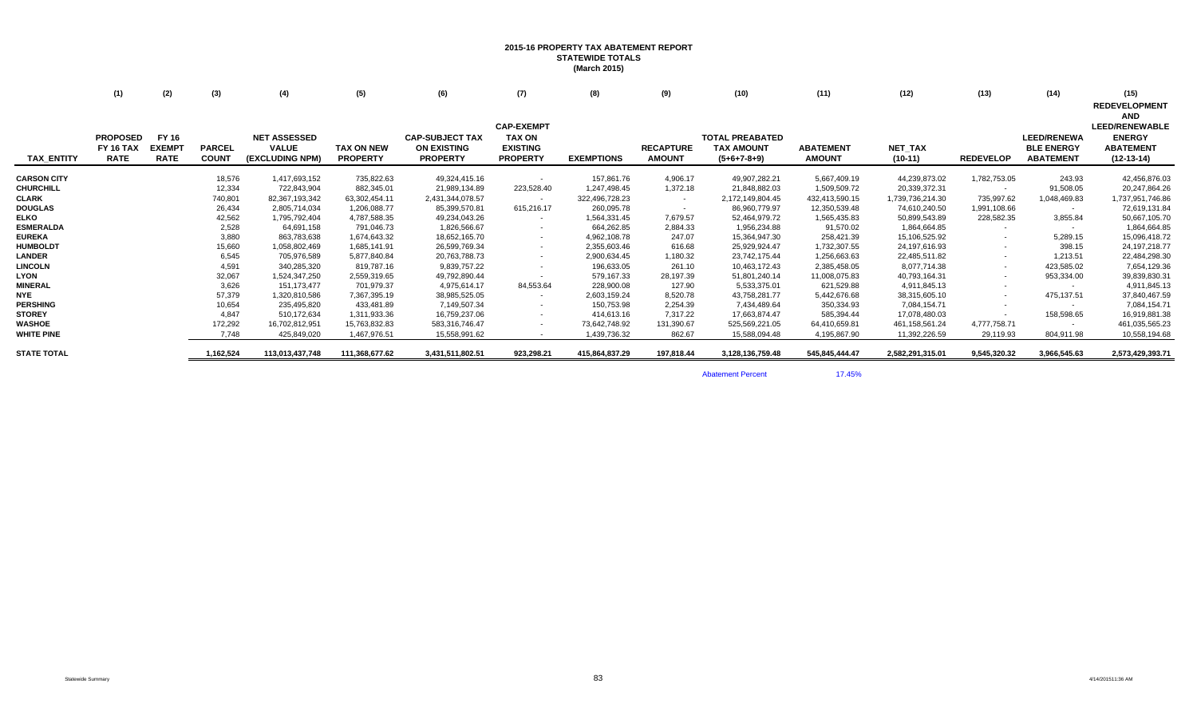# 2015-16 PROPERTY TAX ABATEMENT REPORT
## STATEWIDE TOTALS
### (March 2015)

| | (1) | (2) | (3) | (4) | (5) | (6) | (7) | (8) | (9) | (10) | (11) | (12) | (13) | (14) | (15) |
|---|---|---|---|---|---|---|---|---|---|---|---|---|---|---|---|
| TAX_ENTITY | PROPOSED FY 16 TAX RATE | FY 16 EXEMPT RATE | PARCEL COUNT | NET ASSESSED VALUE (EXCLUDING NPM) | TAX ON NEW PROPERTY | CAP-SUBJECT TAX ON EXISTING PROPERTY | CAP-EXEMPT TAX ON EXISTING PROPERTY | EXEMPTIONS | RECAPTURE AMOUNT | TOTAL PREABATED TAX AMOUNT (5+6+7-8+9) | ABATEMENT AMOUNT | NET_TAX (10-11) | REDEVELOP | LEED/RENEWA BLE ENERGY ABATEMENT | REDEVELOPMENT AND LEED/RENEWABLE ENERGY ABATEMENT (12-13-14) |
| CARSON CITY | | | 18,576 | 1,417,693,152 | 735,822.63 | 49,324,415.16 | - | 157,861.76 | 4,906.17 | 49,907,282.21 | 5,667,409.19 | 44,239,873.02 | 1,782,753.05 | 243.93 | 42,456,876.03 |
| CHURCHILL | | | 12,334 | 722,843,904 | 882,345.01 | 21,989,134.89 | 223,528.40 | 1,247,498.45 | 1,372.18 | 21,848,882.03 | 1,509,509.72 | 20,339,372.31 | - | 91,508.05 | 20,247,864.26 |
| CLARK | | | 740,801 | 82,367,193,342 | 63,302,454.11 | 2,431,344,078.57 | - | 322,496,728.23 | - | 2,172,149,804.45 | 432,413,590.15 | 1,739,736,214.30 | 735,997.62 | 1,048,469.83 | 1,737,951,746.86 |
| DOUGLAS | | | 26,434 | 2,805,714,034 | 1,206,088.77 | 85,399,570.81 | 615,216.17 | 260,095.78 | - | 86,960,779.97 | 12,350,539.48 | 74,610,240.50 | 1,991,108.66 | - | 72,619,131.84 |
| ELKO | | | 42,562 | 1,795,792,404 | 4,787,588.35 | 49,234,043.26 | - | 1,564,331.45 | 7,679.57 | 52,464,979.72 | 1,565,435.83 | 50,899,543.89 | 228,582.35 | 3,855.84 | 50,667,105.70 |
| ESMERALDA | | | 2,528 | 64,691,158 | 791,046.73 | 1,826,566.67 | - | 664,262.85 | 2,884.33 | 1,956,234.88 | 91,570.02 | 1,864,664.85 | - | - | 1,864,664.85 |
| EUREKA | | | 3,880 | 863,783,638 | 1,674,643.32 | 18,652,165.70 | - | 4,962,108.78 | 247.07 | 15,364,947.30 | 258,421.39 | 15,106,525.92 | - | 5,289.15 | 15,096,418.72 |
| HUMBOLDT | | | 15,660 | 1,058,802,469 | 1,685,141.91 | 26,599,769.34 | - | 2,355,603.46 | 616.68 | 25,929,924.47 | 1,732,307.55 | 24,197,616.93 | - | 398.15 | 24,197,218.77 |
| LANDER | | | 6,545 | 705,976,589 | 5,877,840.84 | 20,763,788.73 | - | 2,900,634.45 | 1,180.32 | 23,742,175.44 | 1,256,663.63 | 22,485,511.82 | - | 1,213.51 | 22,484,298.30 |
| LINCOLN | | | 4,591 | 340,285,320 | 819,787.16 | 9,839,757.22 | - | 196,633.05 | 261.10 | 10,463,172.43 | 2,385,458.05 | 8,077,714.38 | - | 423,585.02 | 7,654,129.36 |
| LYON | | | 32,067 | 1,524,347,250 | 2,559,319.65 | 49,792,890.44 | - | 579,167.33 | 28,197.39 | 51,801,240.14 | 11,008,075.83 | 40,793,164.31 | - | 953,334.00 | 39,839,830.31 |
| MINERAL | | | 3,626 | 151,173,477 | 701,979.37 | 4,975,614.17 | 84,553.64 | 228,900.08 | 127.90 | 5,533,375.01 | 621,529.88 | 4,911,845.13 | - | - | 4,911,845.13 |
| NYE | | | 57,379 | 1,320,810,586 | 7,367,395.19 | 38,985,525.05 | - | 2,603,159.24 | 8,520.78 | 43,758,281.77 | 5,442,676.68 | 38,315,605.10 | - | 475,137.51 | 37,840,467.59 |
| PERSHING | | | 10,654 | 235,495,820 | 433,481.89 | 7,149,507.34 | - | 150,753.98 | 2,254.39 | 7,434,489.64 | 350,334.93 | 7,084,154.71 | - | - | 7,084,154.71 |
| STOREY | | | 4,847 | 510,172,634 | 1,311,933.36 | 16,759,237.06 | - | 414,613.16 | 7,317.22 | 17,663,874.47 | 585,394.44 | 17,078,480.03 | - | 158,598.65 | 16,919,881.38 |
| WASHOE | | | 172,292 | 16,702,812,951 | 15,763,832.83 | 583,316,746.47 | - | 73,642,748.92 | 131,390.67 | 525,569,221.05 | 64,410,659.81 | 461,158,561.24 | 4,777,758.71 | - | 461,035,565.23 |
| WHITE PINE | | | 7,748 | 425,849,020 | 1,467,976.51 | 15,558,991.62 | - | 1,439,736.32 | 862.67 | 15,588,094.48 | 4,195,867.90 | 11,392,226.59 | 29,119.93 | 804,911.98 | 10,558,194.68 |
| STATE TOTAL | | | 1,162,524 | 113,013,437,748 | 111,368,677.62 | 3,431,511,802.51 | 923,298.21 | 415,864,837.29 | 197,818.44 | 3,128,136,759.48 | 545,845,444.47 | 2,582,291,315.01 | 9,545,320.32 | 3,966,545.63 | 2,573,429,393.71 |

Abatement Percent 17.45%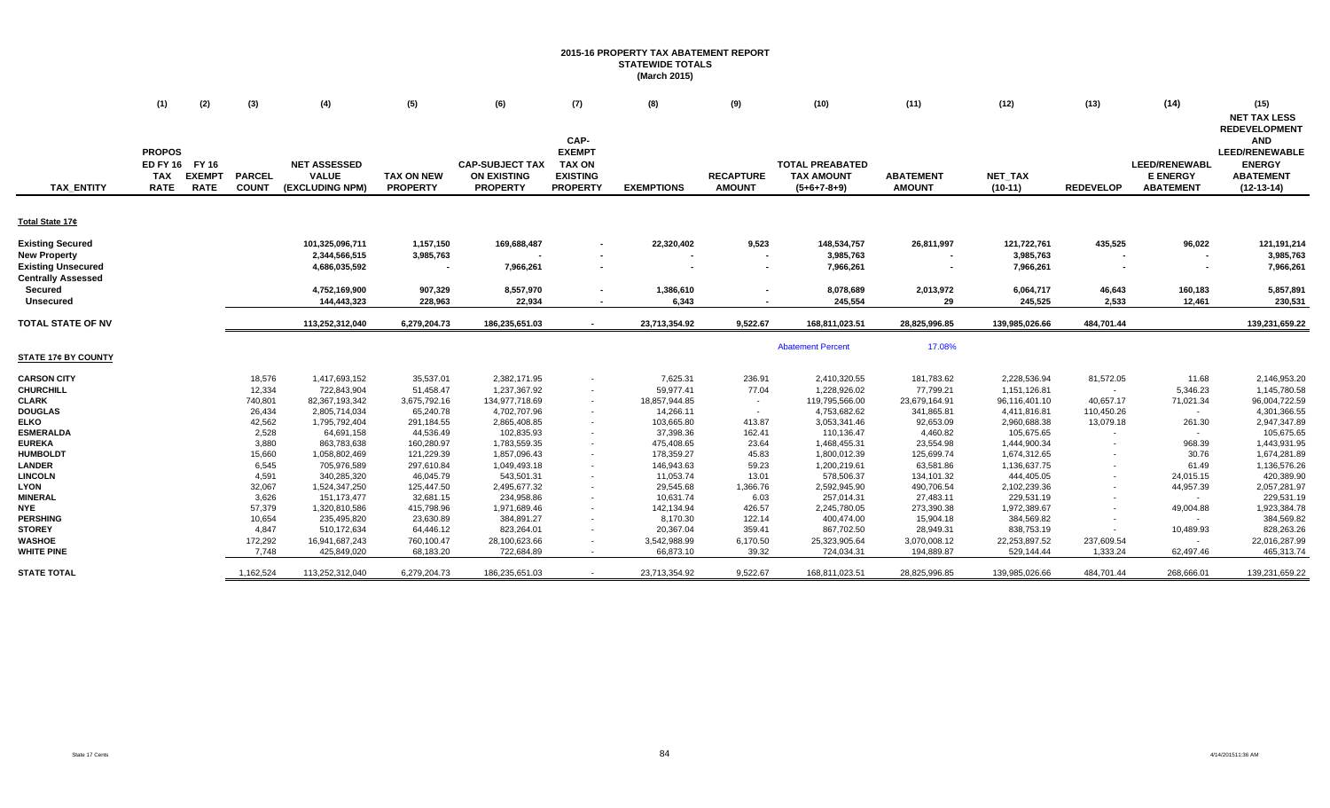# 2015-16 PROPERTY TAX ABATEMENT REPORT
## STATEWIDE TOTALS
### (March 2015)

| TAX_ENTITY | (1) PROPOSED FY 16 TAX RATE | (2) FY 16 EXEMPT RATE | (3) PARCEL COUNT | (4) NET ASSESSED VALUE (EXCLUDING NPM) | (5) TAX ON NEW PROPERTY | (6) CAP-SUBJECT TAX ON EXISTING PROPERTY | (7) CAP-EXEMPT TAX ON EXISTING PROPERTY | (8) EXEMPTIONS | (9) RECAPTURE AMOUNT | (10) TOTAL PREABATED TAX AMOUNT (5+6+7-8+9) | (11) ABATEMENT AMOUNT | (12) NET_TAX (10-11) | (13) REDEVELOP | (14) LEED/RENEWABLE ENERGY ABATEMENT | (15) NET TAX LESS REDEVELOPMENT AND LEED/RENEWABLE ENERGY ABATEMENT (12-13-14) |
|---|---|---|---|---|---|---|---|---|---|---|---|---|---|---|---|
| **Total State 17¢** | | | | | | | | | | | | | | | |
| **Existing Secured** | | | | 101,325,096,711 | 1,157,150 | 169,688,487 | - | 22,320,402 | 9,523 | 148,534,757 | 26,811,997 | 121,722,761 | 435,525 | 96,022 | 121,191,214 |
| **New Property** | | | | 2,344,566,515 | 3,985,763 | - | - | - | - | 3,985,763 | - | 3,985,763 | - | - | 3,985,763 |
| **Existing Unsecured** | | | | 4,686,035,592 | - | 7,966,261 | - | - | - | 7,966,261 | - | 7,966,261 | - | - | 7,966,261 |
| **Centrally Assessed** | | | | | | | | | | | | | | | |
| **Secured** | | | | 4,752,169,900 | 907,329 | 8,557,970 | - | 1,386,610 | - | 8,078,689 | 2,013,972 | 6,064,717 | 46,643 | 160,183 | 5,857,891 |
| **Unsecured** | | | | 144,443,323 | 228,963 | 22,934 | - | 6,343 | - | 245,554 | 29 | 245,525 | 2,533 | 12,461 | 230,531 |
| **TOTAL STATE OF NV** | | | | 113,252,312,040 | 6,279,204.73 | 186,235,651.03 | - | 23,713,354.92 | 9,522.67 | 168,811,023.51 | 28,825,996.85 | 139,985,026.66 | 484,701.44 | | 139,231,659.22 |
| | | | | | | | | | | Abatement Percent | 17.08% | | | | |
| **STATE 17¢ BY COUNTY** | | | | | | | | | | | | | | | |
| **CARSON CITY** | | | 18,576 | 1,417,693,152 | 35,537.01 | 2,382,171.95 | - | 7,625.31 | 236.91 | 2,410,320.55 | 181,783.62 | 2,228,536.94 | 81,572.05 | 11.68 | 2,146,953.20 |
| **CHURCHILL** | | | 12,334 | 722,843,904 | 51,458.47 | 1,237,367.92 | - | 59,977.41 | 77.04 | 1,228,926.02 | 77,799.21 | 1,151,126.81 | - | 5,346.23 | 1,145,780.58 |
| **CLARK** | | | 740,801 | 82,367,193,342 | 3,675,792.16 | 134,977,718.69 | - | 18,857,944.85 | - | 119,795,566.00 | 23,679,164.91 | 96,116,401.10 | 40,657.17 | 71,021.34 | 96,004,722.59 |
| **DOUGLAS** | | | 26,434 | 2,805,714,034 | 65,240.78 | 4,702,707.96 | - | 14,266.11 | - | 4,753,682.62 | 341,865.81 | 4,411,816.81 | 110,450.26 | - | 4,301,366.55 |
| **ELKO** | | | 42,562 | 1,795,792,404 | 291,184.55 | 2,865,408.85 | - | 103,665.80 | 413.87 | 3,053,341.46 | 92,653.09 | 2,960,688.38 | 13,079.18 | 261.30 | 2,947,347.89 |
| **ESMERALDA** | | | 2,528 | 64,691,158 | 44,536.49 | 102,835.93 | - | 37,398.36 | 162.41 | 110,136.47 | 4,460.82 | 105,675.65 | - | - | 105,675.65 |
| **EUREKA** | | | 3,880 | 863,783,638 | 160,280.97 | 1,783,559.35 | - | 475,408.65 | 23.64 | 1,468,455.31 | 23,554.98 | 1,444,900.34 | - | 968.39 | 1,443,931.95 |
| **HUMBOLDT** | | | 15,660 | 1,058,802,469 | 121,229.39 | 1,857,096.43 | - | 178,359.27 | 45.83 | 1,800,012.39 | 125,699.74 | 1,674,312.65 | - | 30.76 | 1,674,281.89 |
| **LANDER** | | | 6,545 | 705,976,589 | 297,610.84 | 1,049,493.18 | - | 146,943.63 | 59.23 | 1,200,219.61 | 63,581.86 | 1,136,637.75 | - | 61.49 | 1,136,576.26 |
| **LINCOLN** | | | 4,591 | 340,285,320 | 46,045.79 | 543,501.31 | - | 11,053.74 | 13.01 | 578,506.37 | 134,101.32 | 444,405.05 | - | 24,015.15 | 420,389.90 |
| **LYON** | | | 32,067 | 1,524,347,250 | 125,447.50 | 2,495,677.32 | - | 29,545.68 | 1,366.76 | 2,592,945.90 | 490,706.54 | 2,102,239.36 | - | 44,957.39 | 2,057,281.97 |
| **MINERAL** | | | 3,626 | 151,173,477 | 32,681.15 | 234,958.86 | - | 10,631.74 | 6.03 | 257,014.31 | 27,483.11 | 229,531.19 | - | - | 229,531.19 |
| **NYE** | | | 57,379 | 1,320,810,586 | 415,798.96 | 1,971,689.46 | - | 142,134.94 | 426.57 | 2,245,780.05 | 273,390.38 | 1,972,389.67 | - | 49,004.88 | 1,923,384.78 |
| **PERSHING** | | | 10,654 | 235,495,820 | 23,630.89 | 384,891.27 | - | 8,170.30 | 122.14 | 400,474.00 | 15,904.18 | 384,569.82 | - | - | 384,569.82 |
| **STOREY** | | | 4,847 | 510,172,634 | 64,446.12 | 823,264.01 | - | 20,367.04 | 359.41 | 867,702.50 | 28,949.31 | 838,753.19 | - | 10,489.93 | 828,263.26 |
| **WASHOE** | | | 172,292 | 16,941,687,243 | 760,100.47 | 28,100,623.66 | - | 3,542,988.99 | 6,170.50 | 25,323,905.64 | 3,070,008.12 | 22,253,897.52 | 237,609.54 | - | 22,016,287.99 |
| **WHITE PINE** | | | 7,748 | 425,849,020 | 68,183.20 | 722,684.89 | - | 66,873.10 | 39.32 | 724,034.31 | 194,889.87 | 529,144.44 | 1,333.24 | 62,497.46 | 465,313.74 |
| **STATE TOTAL** | | | 1,162,524 | 113,252,312,040 | 6,279,204.73 | 186,235,651.03 | - | 23,713,354.92 | 9,522.67 | 168,811,023.51 | 28,825,996.85 | 139,985,026.66 | 484,701.44 | 268,666.01 | 139,231,659.22 |

State 17 Cents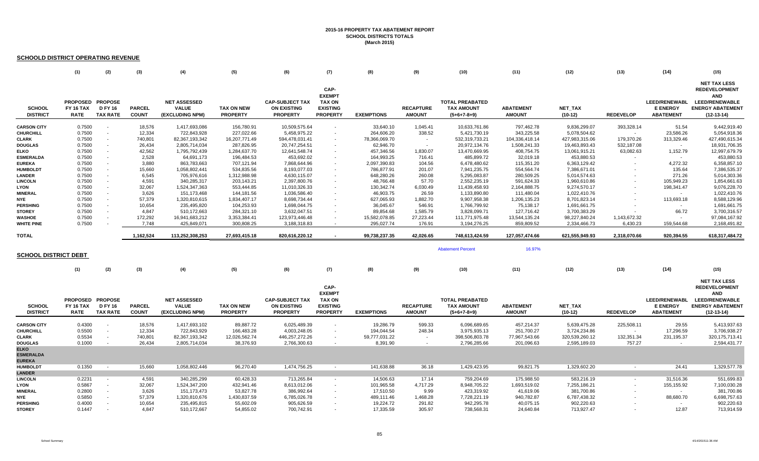# 2015-16 PROPERTY TAX ABATEMENT REPORT
## SCHOOL DISTRICTS TOTALS
### (March 2015)

## SCHOOLD DISTRICT OPERATING REVENUE

| | (1) | (2) | (3) | (4) | (5) | (6) | (7) | (8) | (9) | (10) | (11) | (12) | (13) | (14) | (15) |
|---|---|---|---|---|---|---|---|---|---|---|---|---|---|---|---|
| SCHOOL DISTRICT | PROPOSED FY 16 TAX RATE | PROPOSE D FY 16 TAX RATE | PARCEL COUNT | NET ASSESSED VALUE (EXCLUDING NPM) | TAX ON NEW PROPERTY | CAP-SUBJECT TAX ON EXISTING PROPERTY | CAP-EXEMPT TAX ON EXISTING PROPERTY | EXEMPTIONS | RECAPTURE AMOUNT | TOTAL PREABATED TAX AMOUNT (5+6+7-8+9) | ABATEMENT AMOUNT | NET_TAX (10-12) | REDEVELOP | LEED/RENEWABLE ENERGY ABATEMENT | NET TAX LESS REDEVELOPMENT AND LEED/RENEWABLE ENERGY ABATEMENT (12-13-14) |
| CARSON CITY | 0.7500 | - | 18,576 | 1,417,693,086 | 156,780.91 | 10,509,575.64 | - | 33,640.10 | 1,045.41 | 10,633,761.86 | 797,462.78 | 9,836,299.07 | 393,328.14 | 51.54 | 9,442,919.40 |
| CHURCHILL | 0.7500 | - | 12,334 | 722,843,928 | 227,022.66 | 5,458,975.22 | - | 264,606.20 | 338.52 | 5,421,730.19 | 343,225.58 | 5,078,504.62 | - | 23,586.26 | 5,054,918.36 |
| CLARK | 0.7500 | - | 740,801 | 82,367,193,342 | 16,207,771.49 | 594,478,031.41 | - | 78,366,069.70 | - | 532,319,733.21 | 104,336,418.14 | 427,983,315.06 | 179,370.26 | 313,329.46 | 427,490,615.34 |
| DOUGLAS | 0.7500 | - | 26,434 | 2,805,714,034 | 287,826.95 | 20,747,254.51 | - | 62,946.70 | - | 20,972,134.76 | 1,508,241.33 | 19,463,893.43 | 532,187.08 | - | 18,931,706.35 |
| ELKO | 0.7500 | - | 42,562 | 1,795,792,439 | 1,284,637.70 | 12,641,548.74 | - | 457,346.56 | 1,830.07 | 13,470,669.95 | 408,754.75 | 13,061,915.21 | 63,082.63 | 1,152.79 | 12,997,679.79 |
| ESMERALDA | 0.7500 | - | 2,528 | 64,691,173 | 196,484.53 | 453,692.02 | - | 164,993.25 | 716.41 | 485,899.72 | 32,019.18 | 453,880.53 | - | - | 453,880.53 |
| EUREKA | 0.7500 | - | 3,880 | 863,783,663 | 707,121.94 | 7,868,644.96 | - | 2,097,390.83 | 104.56 | 6,478,480.62 | 115,351.20 | 6,363,129.42 | - | 4,272.32 | 6,358,857.10 |
| HUMBOLDT | 0.7500 | - | 15,660 | 1,058,802,441 | 534,835.56 | 8,193,077.03 | - | 786,877.91 | 201.07 | 7,941,235.75 | 554,564.74 | 7,386,671.01 | - | 135.64 | 7,386,535.37 |
| LANDER | 0.7500 | - | 6,545 | 705,976,616 | 1,312,988.98 | 4,630,115.07 | - | 648,280.26 | 260.08 | 5,295,083.87 | 280,509.25 | 5,014,574.63 | - | 271.26 | 5,014,303.36 |
| LINCOLN | 0.7500 | - | 4,591 | 340,285,317 | 203,143.21 | 2,397,800.76 | - | 48,766.48 | 57.70 | 2,552,235.19 | 591,624.33 | 1,960,610.86 | - | 105,949.23 | 1,854,661.63 |
| LYON | 0.7500 | - | 32,067 | 1,524,347,363 | 553,444.85 | 11,010,326.33 | - | 130,342.74 | 6,030.49 | 11,439,458.93 | 2,164,888.75 | 9,274,570.17 | - | 198,341.47 | 9,076,228.70 |
| MINERAL | 0.7500 | - | 3,626 | 151,173,468 | 144,181.56 | 1,036,586.40 | - | 46,903.75 | 26.59 | 1,133,890.80 | 111,480.04 | 1,022,410.76 | - | - | 1,022,410.76 |
| NYE | 0.7500 | - | 57,379 | 1,320,810,615 | 1,834,407.17 | 8,698,734.44 | - | 627,065.93 | 1,882.70 | 9,907,958.38 | 1,206,135.23 | 8,701,823.14 | - | 113,693.18 | 8,588,129.96 |
| PERSHING | 0.7500 | - | 10,654 | 235,495,820 | 104,253.93 | 1,698,044.75 | - | 36,045.67 | 546.91 | 1,766,799.92 | 75,138.17 | 1,691,661.75 | - | - | 1,691,661.75 |
| STOREY | 0.7500 | - | 4,847 | 510,172,663 | 284,321.10 | 3,632,047.51 | - | 89,854.68 | 1,585.79 | 3,828,099.71 | 127,716.42 | 3,700,383.29 | - | 66.72 | 3,700,316.57 |
| WASHOE | 0.7500 | - | 172,292 | 16,941,683,212 | 3,353,384.41 | 123,973,446.48 | - | 15,582,078.85 | 27,223.44 | 111,771,975.48 | 13,544,135.24 | 98,227,840.24 | 1,143,672.32 | - | 97,084,167.92 |
| WHITE PINE | 0.7500 | - | 7,748 | 425,849,071 | 300,808.25 | 3,188,318.83 | - | 295,027.74 | 176.91 | 3,194,276.25 | 859,809.52 | 2,334,466.73 | 6,430.23 | 159,544.68 | 2,168,491.82 |
| TOTAL | | | 1,162,524 | 113,252,308,253 | 27,693,415.18 | 820,616,220.12 | - | 99,738,237.35 | 42,026.65 | 748,613,424.59 | 127,057,474.66 | 621,555,949.93 | 2,318,070.66 | 920,394.55 | 618,317,484.72 |

Abatement Percent 16.97%

## SCHOOL DISTRICT DEBT

| | (1) | (2) | (3) | (4) | (5) | (6) | (7) | (8) | (9) | (10) | (11) | (12) | (13) | (14) | (15) |
|---|---|---|---|---|---|---|---|---|---|---|---|---|---|---|---|
| SCHOOL DISTRICT | PROPOSED FY 16 TAX RATE | PROPOSE D FY 16 TAX RATE | PARCEL COUNT | NET ASSESSED VALUE (EXCLUDING NPM) | TAX ON NEW PROPERTY | CAP-SUBJECT TAX ON EXISTING PROPERTY | CAP-EXEMPT TAX ON EXISTING PROPERTY | EXEMPTIONS | RECAPTURE AMOUNT | TOTAL PREABATED TAX AMOUNT (5+6+7-8+9) | ABATEMENT AMOUNT | NET_TAX (10-12) | REDEVELOP | LEED/RENEWABLE ENERGY ABATEMENT | NET TAX LESS REDEVELOPMENT AND LEED/RENEWABLE ENERGY ABATEMENT (12-13-14) |
| CARSON CITY | 0.4300 | - | 18,576 | 1,417,693,102 | 89,887.72 | 6,025,489.39 | - | 19,286.79 | 599.33 | 6,096,689.65 | 457,214.37 | 5,639,475.28 | 225,508.11 | 29.55 | 5,413,937.63 |
| CHURCHILL | 0.5500 | - | 12,334 | 722,843,929 | 166,483.28 | 4,003,248.05 | - | 194,044.54 | 248.34 | 3,975,935.13 | 251,700.27 | 3,724,234.86 | - | 17,296.59 | 3,706,938.27 |
| CLARK | 0.5534 | - | 740,801 | 82,367,193,342 | 12,026,562.74 | 446,257,272.26 | - | 59,777,031.22 | - | 398,506,803.78 | 77,967,543.66 | 320,539,260.12 | 132,351.34 | 231,195.37 | 320,175,713.41 |
| DOUGLAS | 0.1000 | - | 26,434 | 2,805,714,034 | 38,376.93 | 2,766,300.63 | - | 8,391.90 | - | 2,796,285.66 | 201,096.63 | 2,595,189.03 | 757.27 | - | 2,594,431.77 |
| ELKO | | | | | | | | | | | | | | | |
| ESMERALDA | | | | | | | | | | | | | | | |
| EUREKA | | | | | | | | | | | | | | | |
| HUMBOLDT | 0.1350 | - | 15,660 | 1,058,802,446 | 96,270.40 | 1,474,756.25 | - | 141,638.88 | 36.18 | 1,429,423.95 | 99,821.75 | 1,329,602.20 | - | 24.41 | 1,329,577.78 |
| LANDER | | | | | | | | | | | | | | | |
| LINCOLN | 0.2231 | - | 4,591 | 340,285,299 | 60,428.33 | 713,265.84 | - | 14,506.63 | 17.14 | 759,204.69 | 175,988.50 | 583,216.19 | - | 31,516.36 | 551,699.83 |
| LYON | 0.5867 | - | 32,067 | 1,524,347,200 | 432,941.46 | 8,613,012.06 | - | 101,965.58 | 4,717.29 | 8,948,705.22 | 1,693,519.02 | 7,255,186.21 | - | 155,155.92 | 7,100,030.28 |
| MINERAL | 0.2800 | - | 3,626 | 151,173,473 | 53,827.78 | 386,992.64 | - | 17,510.50 | 9.99 | 423,319.92 | 41,619.06 | 381,700.86 | - | - | 381,700.86 |
| NYE | 0.5850 | - | 57,379 | 1,320,810,676 | 1,430,837.59 | 6,785,026.78 | - | 489,111.46 | 1,468.28 | 7,728,221.19 | 940,782.87 | 6,787,438.32 | - | 88,680.70 | 6,698,757.63 |
| PERSHING | 0.4000 | - | 10,654 | 235,495,815 | 55,602.09 | 905,626.59 | - | 19,224.72 | 291.82 | 942,295.78 | 40,075.15 | 902,220.63 | - | - | 902,220.63 |
| STOREY | 0.1447 | - | 4,847 | 510,172,667 | 54,855.02 | 700,742.91 | - | 17,335.59 | 305.97 | 738,568.31 | 24,640.84 | 713,927.47 | - | 12.87 | 713,914.59 |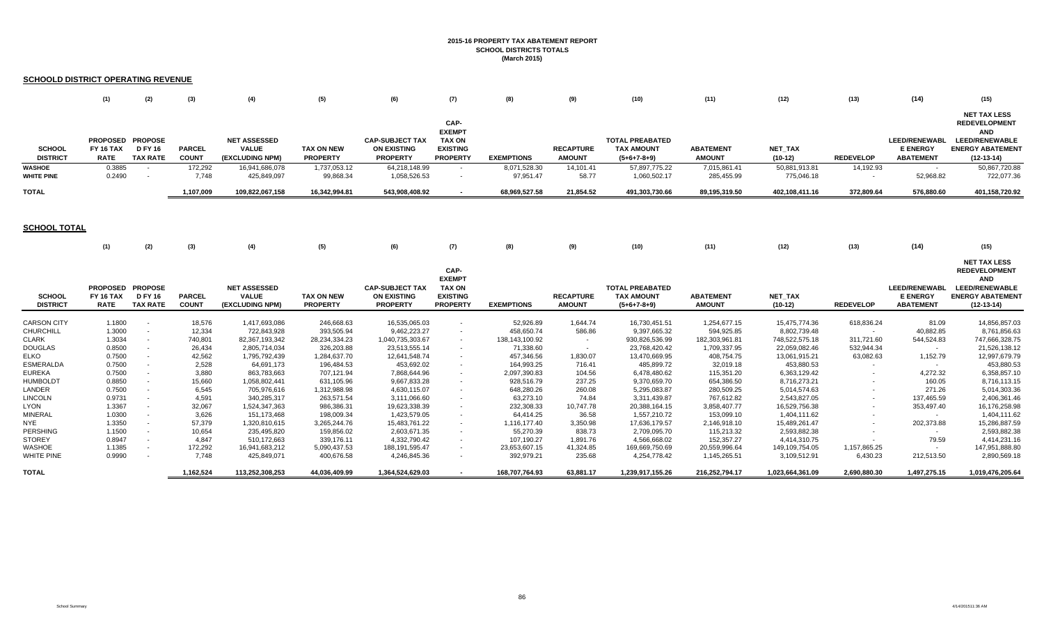**2015-16 PROPERTY TAX ABATEMENT REPORT**
**SCHOOL DISTRICTS TOTALS**
**(March 2015)**

## SCHOOLD DISTRICT OPERATING REVENUE

| | (1) | (2) | (3) | (4) | (5) | (6) | (7) | (8) | (9) | (10) | (11) | (12) | (13) | (14) | (15) |
|---|---|---|---|---|---|---|---|---|---|---|---|---|---|---|---|
| SCHOOL DISTRICT | PROPOSED FY 16 TAX RATE | PROPOSE D FY 16 TAX RATE | PARCEL COUNT | NET ASSESSED VALUE (EXCLUDING NPM) | TAX ON NEW PROPERTY | CAP-SUBJECT TAX ON EXISTING PROPERTY | CAP-EXEMPT TAX ON EXISTING PROPERTY | EXEMPTIONS | RECAPTURE AMOUNT | TOTAL PREABATED TAX AMOUNT (5+6+7-8+9) | ABATEMENT AMOUNT | NET_TAX (10-12) | REDEVELOP | LEED/RENEWABLE ENERGY ABATEMENT | NET TAX LESS REDEVELOPMENT AND LEED/RENEWABLE ENERGY ABATEMENT (12-13-14) |
| WASHOE | 0.3885 | - | 172,292 | 16,941,686,078 | 1,737,053.12 | 64,218,148.99 | - | 8,071,528.30 | 14,101.41 | 57,897,775.22 | 7,015,861.41 | 50,881,913.81 | 14,192.93 | - | 50,867,720.88 |
| WHITE PINE | 0.2490 | - | 7,748 | 425,849,097 | 99,868.34 | 1,058,526.53 | - | 97,951.47 | 58.77 | 1,060,502.17 | 285,455.99 | 775,046.18 | - | 52,968.82 | 722,077.36 |
| TOTAL | | | 1,107,009 | 109,822,067,158 | 16,342,994.81 | 543,908,408.92 | - | 68,969,527.58 | 21,854.52 | 491,303,730.66 | 89,195,319.50 | 402,108,411.16 | 372,809.64 | 576,880.60 | 401,158,720.92 |

## SCHOOL TOTAL

| | (1) | (2) | (3) | (4) | (5) | (6) | (7) | (8) | (9) | (10) | (11) | (12) | (13) | (14) | (15) |
|---|---|---|---|---|---|---|---|---|---|---|---|---|---|---|---|
| SCHOOL DISTRICT | PROPOSED FY 16 TAX RATE | PROPOSE D FY 16 TAX RATE | PARCEL COUNT | NET ASSESSED VALUE (EXCLUDING NPM) | TAX ON NEW PROPERTY | CAP-SUBJECT TAX ON EXISTING PROPERTY | CAP-EXEMPT TAX ON EXISTING PROPERTY | EXEMPTIONS | RECAPTURE AMOUNT | TOTAL PREABATED TAX AMOUNT (5+6+7-8+9) | ABATEMENT AMOUNT | NET_TAX (10-12) | REDEVELOP | LEED/RENEWABLE ENERGY ABATEMENT | NET TAX LESS REDEVELOPMENT AND LEED/RENEWABLE ENERGY ABATEMENT (12-13-14) |
| CARSON CITY | 1.1800 | - | 18,576 | 1,417,693,086 | 246,668.63 | 16,535,065.03 | - | 52,926.89 | 1,644.74 | 16,730,451.51 | 1,254,677.15 | 15,475,774.36 | 618,836.24 | 81.09 | 14,856,857.03 |
| CHURCHILL | 1.3000 | - | 12,334 | 722,843,928 | 393,505.94 | 9,462,223.27 | - | 458,650.74 | 586.86 | 9,397,665.32 | 594,925.85 | 8,802,739.48 | - | 40,882.85 | 8,761,856.63 |
| CLARK | 1.3034 | - | 740,801 | 82,367,193,342 | 28,234,334.23 | 1,040,735,303.67 | - | 138,143,100.92 | - | 930,826,536.99 | 182,303,961.81 | 748,522,575.18 | 311,721.60 | 544,524.83 | 747,666,328.75 |
| DOUGLAS | 0.8500 | - | 26,434 | 2,805,714,034 | 326,203.88 | 23,513,555.14 | - | 71,338.60 | - | 23,768,420.42 | 1,709,337.95 | 22,059,082.46 | 532,944.34 | - | 21,526,138.12 |
| ELKO | 0.7500 | - | 42,562 | 1,795,792,439 | 1,284,637.70 | 12,641,548.74 | - | 457,346.56 | 1,830.07 | 13,470,669.95 | 408,754.75 | 13,061,915.21 | 63,082.63 | 1,152.79 | 12,997,679.79 |
| ESMERALDA | 0.7500 | - | 2,528 | 64,691,173 | 196,484.53 | 453,692.02 | - | 164,993.25 | 716.41 | 485,899.72 | 32,019.18 | 453,880.53 | - | - | 453,880.53 |
| EUREKA | 0.7500 | - | 3,880 | 863,783,663 | 707,121.94 | 7,868,644.96 | - | 2,097,390.83 | 104.56 | 6,478,480.62 | 115,351.20 | 6,363,129.42 | - | 4,272.32 | 6,358,857.10 |
| HUMBOLDT | 0.8850 | - | 15,660 | 1,058,802,441 | 631,105.96 | 9,667,833.28 | - | 928,516.79 | 237.25 | 9,370,659.70 | 654,386.50 | 8,716,273.21 | - | 160.05 | 8,716,113.15 |
| LANDER | 0.7500 | - | 6,545 | 705,976,616 | 1,312,988.98 | 4,630,115.07 | - | 648,280.26 | 260.08 | 5,295,083.87 | 280,509.25 | 5,014,574.63 | - | 271.26 | 5,014,303.36 |
| LINCOLN | 0.9731 | - | 4,591 | 340,285,317 | 263,571.54 | 3,111,066.60 | - | 63,273.10 | 74.84 | 3,311,439.87 | 767,612.82 | 2,543,827.05 | - | 137,465.59 | 2,406,361.46 |
| LYON | 1.3367 | - | 32,067 | 1,524,347,363 | 986,386.31 | 19,623,338.39 | - | 232,308.33 | 10,747.78 | 20,388,164.15 | 3,858,407.77 | 16,529,756.38 | - | 353,497.40 | 16,176,258.98 |
| MINERAL | 1.0300 | - | 3,626 | 151,173,468 | 198,009.34 | 1,423,579.05 | - | 64,414.25 | 36.58 | 1,557,210.72 | 153,099.10 | 1,404,111.62 | - | - | 1,404,111.62 |
| NYE | 1.3350 | - | 57,379 | 1,320,810,615 | 3,265,244.76 | 15,483,761.22 | - | 1,116,177.40 | 3,350.98 | 17,636,179.57 | 2,146,918.10 | 15,489,261.47 | - | 202,373.88 | 15,286,887.59 |
| PERSHING | 1.1500 | - | 10,654 | 235,495,820 | 159,856.02 | 2,603,671.35 | - | 55,270.39 | 838.73 | 2,709,095.70 | 115,213.32 | 2,593,882.38 | - | - | 2,593,882.38 |
| STOREY | 0.8947 | - | 4,847 | 510,172,663 | 339,176.11 | 4,332,790.42 | - | 107,190.27 | 1,891.76 | 4,566,668.02 | 152,357.27 | 4,414,310.75 | - | 79.59 | 4,414,231.16 |
| WASHOE | 1.1385 | - | 172,292 | 16,941,683,212 | 5,090,437.53 | 188,191,595.47 | - | 23,653,607.15 | 41,324.85 | 169,669,750.69 | 20,559,996.64 | 149,109,754.05 | 1,157,865.25 | - | 147,951,888.80 |
| WHITE PINE | 0.9990 | - | 7,748 | 425,849,071 | 400,676.58 | 4,246,845.36 | - | 392,979.21 | 235.68 | 4,254,778.42 | 1,145,265.51 | 3,109,512.91 | 6,430.23 | 212,513.50 | 2,890,569.18 |
| TOTAL | | | 1,162,524 | 113,252,308,253 | 44,036,409.99 | 1,364,524,629.03 | - | 168,707,764.93 | 63,881.17 | 1,239,917,155.26 | 216,252,794.17 | 1,023,664,361.09 | 2,690,880.30 | 1,497,275.15 | 1,019,476,205.64 |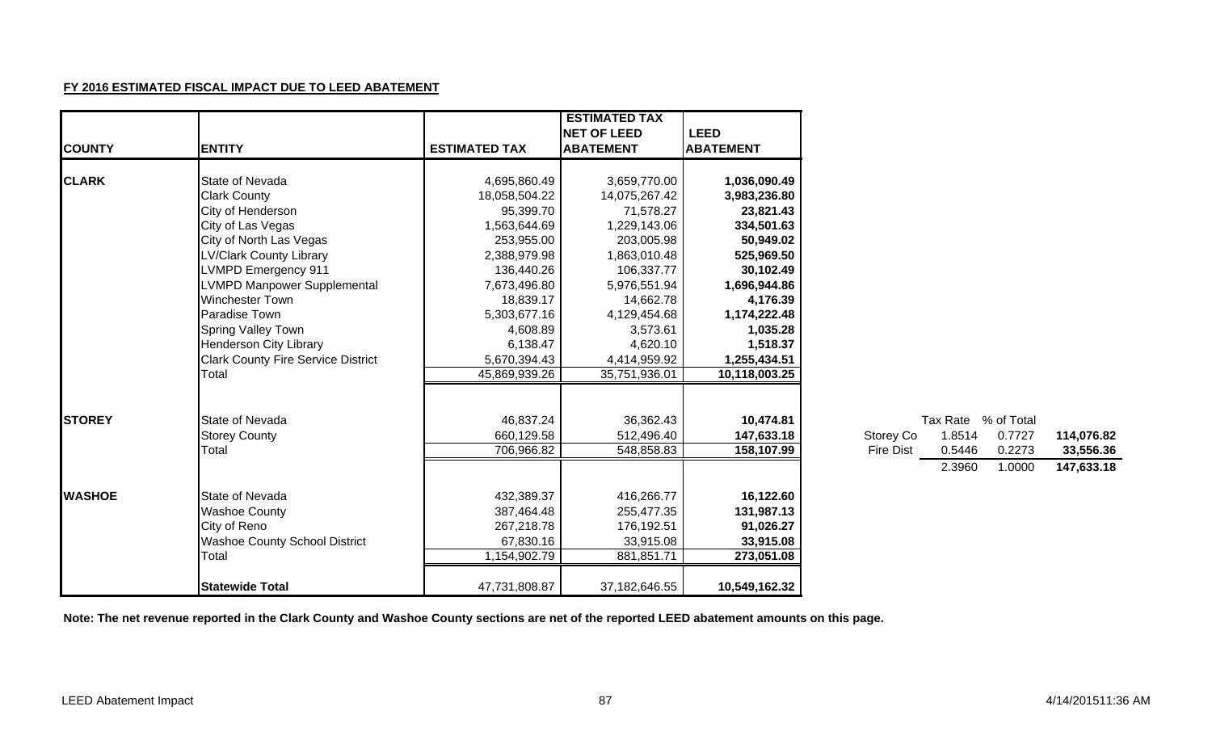**FY 2016 ESTIMATED FISCAL IMPACT DUE TO LEED ABATEMENT**

| COUNTY | ENTITY | ESTIMATED TAX | ESTIMATED TAX NET OF LEED ABATEMENT | LEED ABATEMENT |
|---|---|---|---|---|
| **CLARK** | State of Nevada | 4,695,860.49 | 3,659,770.00 | **1,036,090.49** |
| | Clark County | 18,058,504.22 | 14,075,267.42 | **3,983,236.80** |
| | City of Henderson | 95,399.70 | 71,578.27 | **23,821.43** |
| | City of Las Vegas | 1,563,644.69 | 1,229,143.06 | **334,501.63** |
| | City of North Las Vegas | 253,955.00 | 203,005.98 | **50,949.02** |
| | LV/Clark County Library | 2,388,979.98 | 1,863,010.48 | **525,969.50** |
| | LVMPD Emergency 911 | 136,440.26 | 106,337.77 | **30,102.49** |
| | LVMPD Manpower Supplemental | 7,673,496.80 | 5,976,551.94 | **1,696,944.86** |
| | Winchester Town | 18,839.17 | 14,662.78 | **4,176.39** |
| | Paradise Town | 5,303,677.16 | 4,129,454.68 | **1,174,222.48** |
| | Spring Valley Town | 4,608.89 | 3,573.61 | **1,035.28** |
| | Henderson City Library | 6,138.47 | 4,620.10 | **1,518.37** |
| | Clark County Fire Service District | 5,670,394.43 | 4,414,959.92 | **1,255,434.51** |
| | Total | 45,869,939.26 | 35,751,936.01 | **10,118,003.25** |
| **STOREY** | State of Nevada | 46,837.24 | 36,362.43 | **10,474.81** |
| | Storey County | 660,129.58 | 512,496.40 | **147,633.18** |
| | Total | 706,966.82 | 548,858.83 | **158,107.99** |
| **WASHOE** | State of Nevada | 432,389.37 | 416,266.77 | **16,122.60** |
| | Washoe County | 387,464.48 | 255,477.35 | **131,987.13** |
| | City of Reno | 267,218.78 | 176,192.51 | **91,026.27** |
| | Washoe County School District | 67,830.16 | 33,915.08 | **33,915.08** |
| | Total | 1,154,902.79 | 881,851.71 | **273,051.08** |
| | **Statewide Total** | 47,731,808.87 | 37,182,646.55 | **10,549,162.32** |

| | Tax Rate | % of Total | |
|---|---|---|---|
| Storey Co | 1.8514 | 0.7727 | **114,076.82** |
| Fire Dist | 0.5446 | 0.2273 | **33,556.36** |
| | 2.3960 | 1.0000 | **147,633.18** |

**Note: The net revenue reported in the Clark County and Washoe County sections are net of the reported LEED abatement amounts on this page.**

LEED Abatement Impact

4/14/201511:36 AM